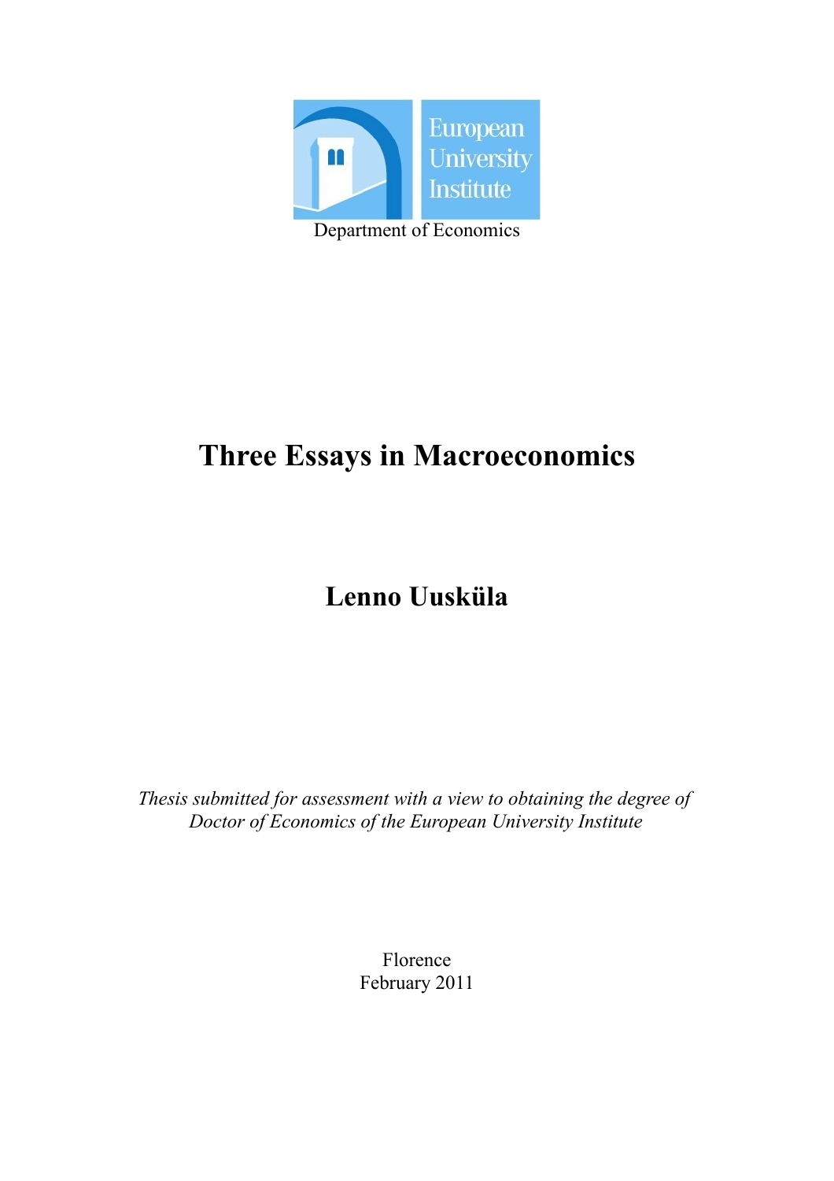European University Institute

Department of Economics

# Three Essays in Macroeconomics

## Lenno Uusküla

*Thesis submitted for assessment with a view to obtaining the degree of Doctor of Economics of the European University Institute*

Florence
February 2011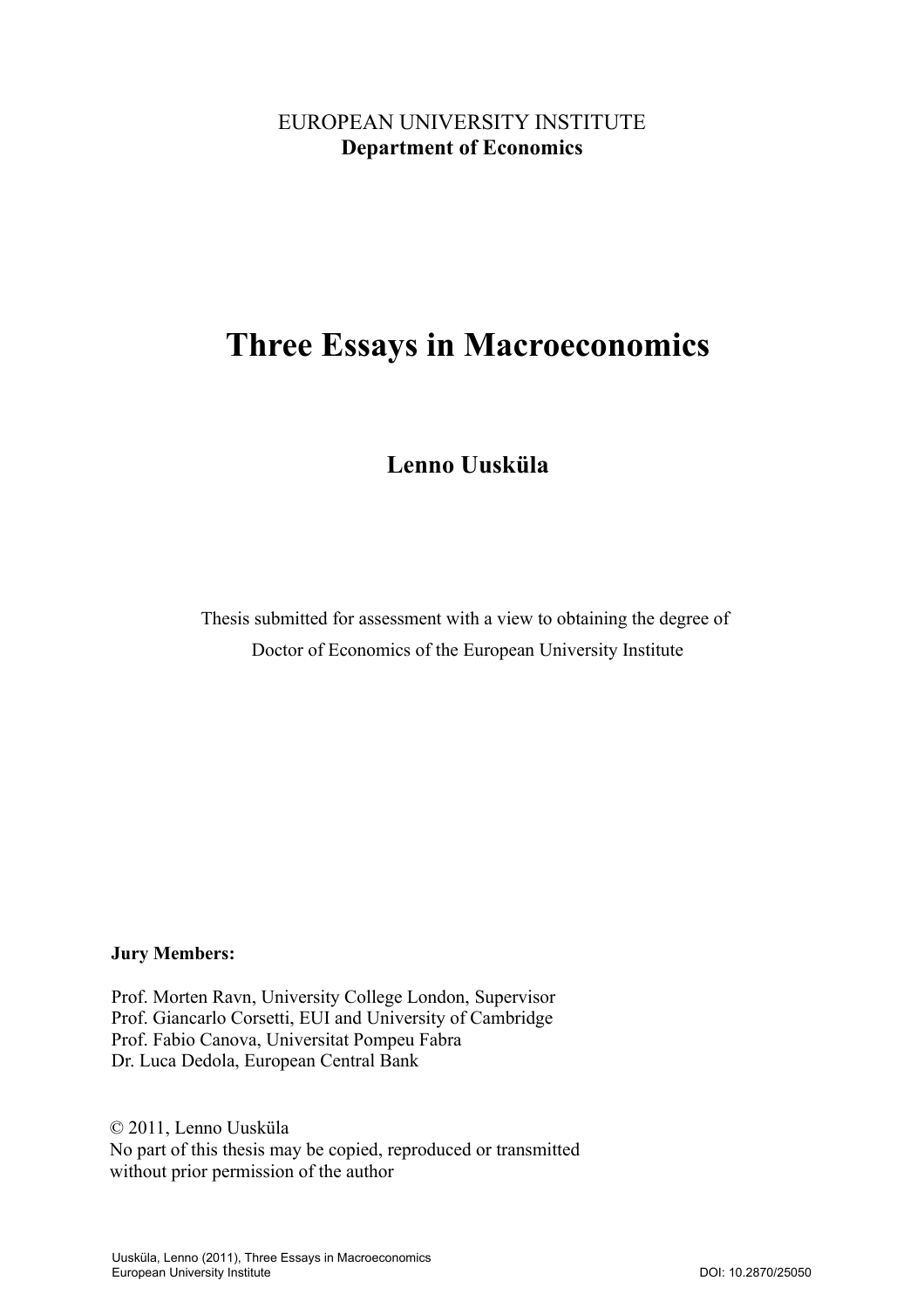EUROPEAN UNIVERSITY INSTITUTE
**Department of Economics**

# Three Essays in Macroeconomics

**Lenno Uusküla**

Thesis submitted for assessment with a view to obtaining the degree of
Doctor of Economics of the European University Institute

**Jury Members:**

Prof. Morten Ravn, University College London, Supervisor
Prof. Giancarlo Corsetti, EUI and University of Cambridge
Prof. Fabio Canova, Universitat Pompeu Fabra
Dr. Luca Dedola, European Central Bank

© 2011, Lenno Uusküla
No part of this thesis may be copied, reproduced or transmitted
without prior permission of the author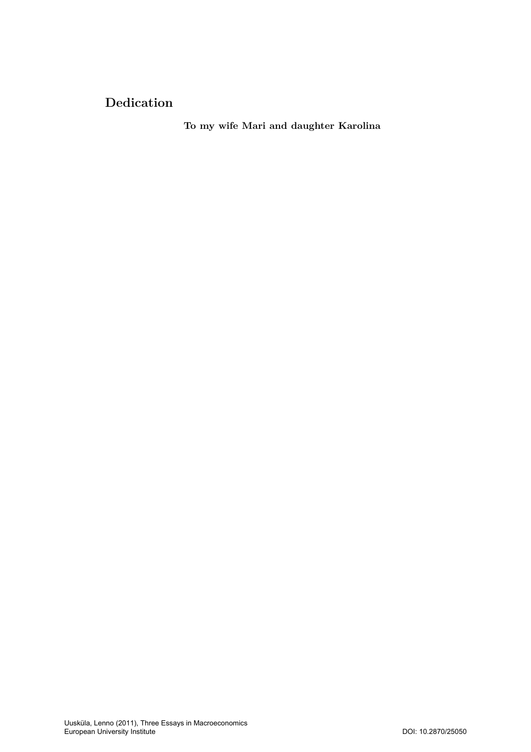## Dedication

**To my wife Mari and daughter Karolina**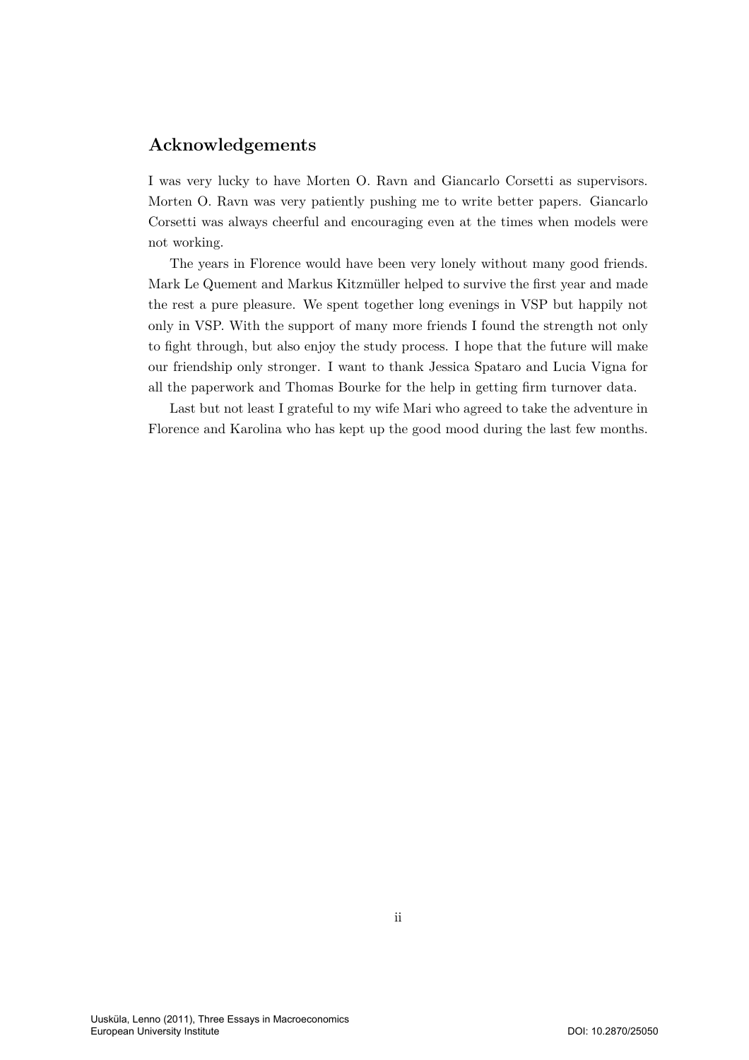## Acknowledgements

I was very lucky to have Morten O. Ravn and Giancarlo Corsetti as supervisors. Morten O. Ravn was very patiently pushing me to write better papers. Giancarlo Corsetti was always cheerful and encouraging even at the times when models were not working.

The years in Florence would have been very lonely without many good friends. Mark Le Quement and Markus Kitzmüller helped to survive the first year and made the rest a pure pleasure. We spent together long evenings in VSP but happily not only in VSP. With the support of many more friends I found the strength not only to fight through, but also enjoy the study process. I hope that the future will make our friendship only stronger. I want to thank Jessica Spataro and Lucia Vigna for all the paperwork and Thomas Bourke for the help in getting firm turnover data.

Last but not least I grateful to my wife Mari who agreed to take the adventure in Florence and Karolina who has kept up the good mood during the last few months.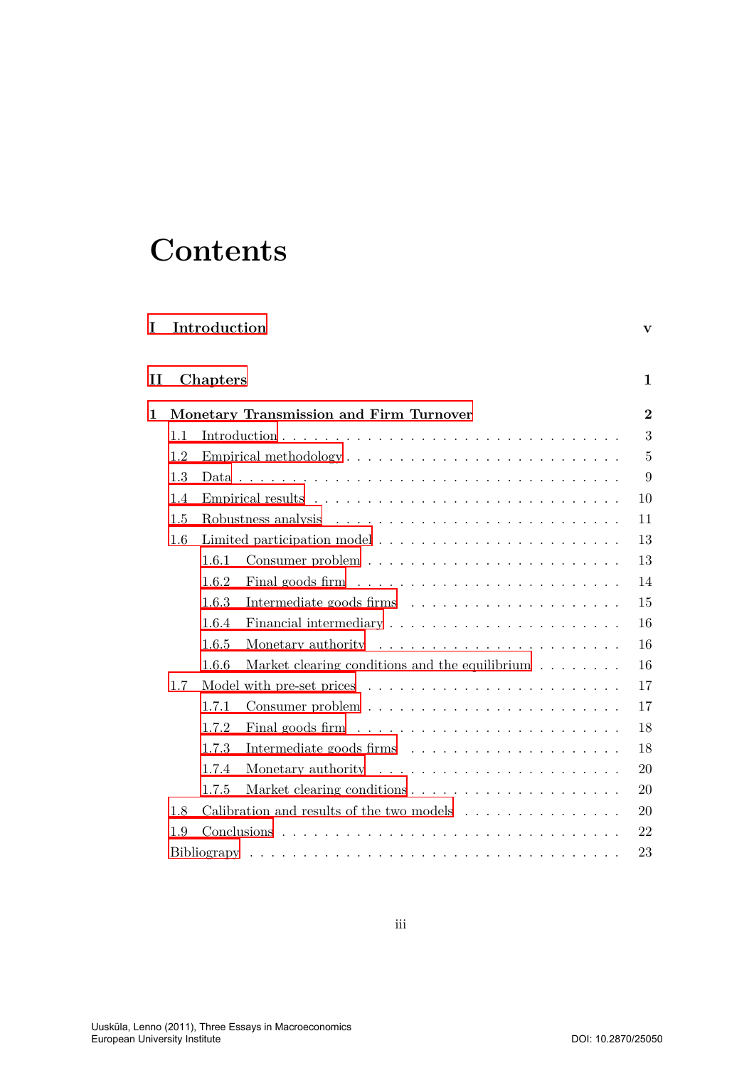# Contents

**I Introduction** **v**

**II Chapters** **1**

**1 Monetary Transmission and Firm Turnover** **2**

- 1.1 Introduction . . . 3
- 1.2 Empirical methodology . . . 5
- 1.3 Data . . . 9
- 1.4 Empirical results . . . 10
- 1.5 Robustness analysis . . . 11
- 1.6 Limited participation model . . . 13
  - 1.6.1 Consumer problem . . . 13
  - 1.6.2 Final goods firm . . . 14
  - 1.6.3 Intermediate goods firms . . . 15
  - 1.6.4 Financial intermediary . . . 16
  - 1.6.5 Monetary authority . . . 16
  - 1.6.6 Market clearing conditions and the equilibrium . . . 16
- 1.7 Model with pre-set prices . . . 17
  - 1.7.1 Consumer problem . . . 17
  - 1.7.2 Final goods firm . . . 18
  - 1.7.3 Intermediate goods firms . . . 18
  - 1.7.4 Monetary authority . . . 20
  - 1.7.5 Market clearing conditions . . . 20
- 1.8 Calibration and results of the two models . . . 20
- 1.9 Conclusions . . . 22
- Bibliograpy . . . 23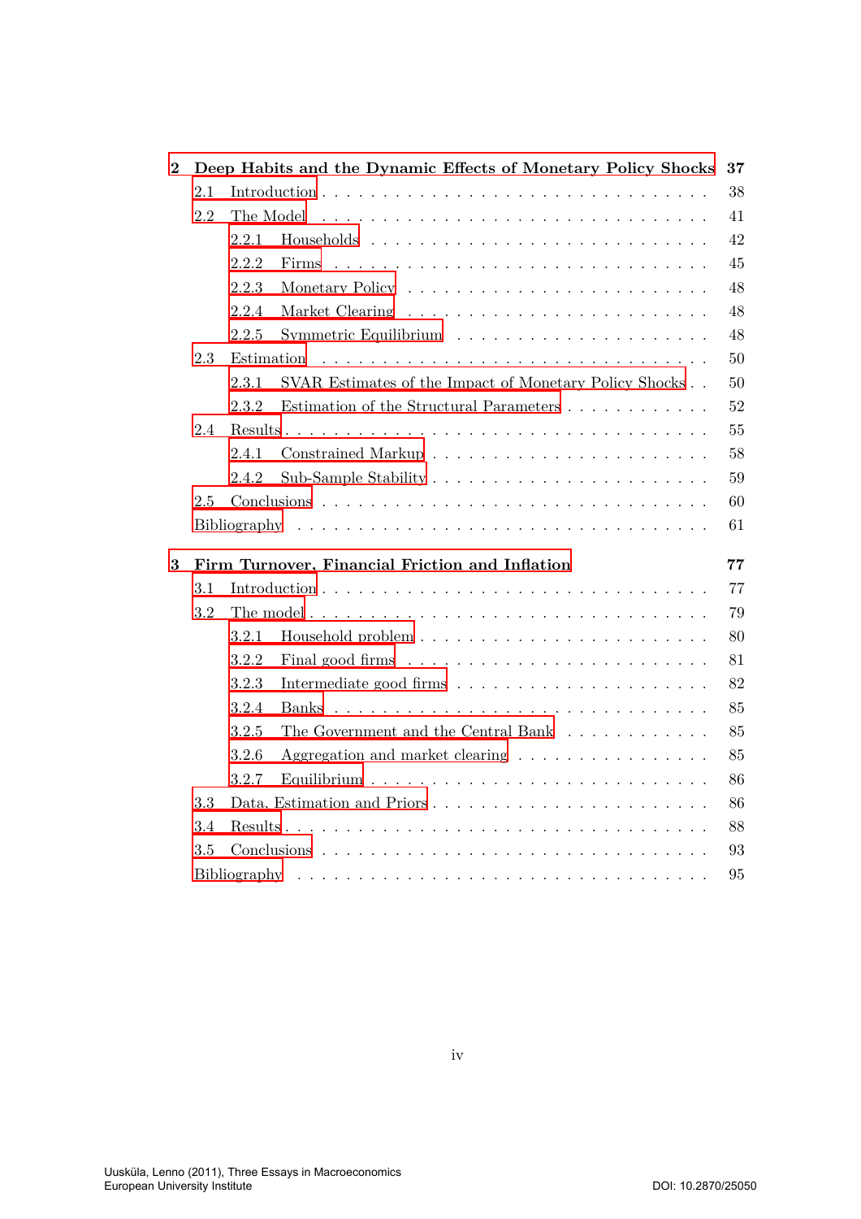**2 Deep Habits and the Dynamic Effects of Monetary Policy Shocks** 37

- 2.1 Introduction . . . . . . . . . . . . . . . . . . . . . . . . . . . . . 38
- 2.2 The Model . . . . . . . . . . . . . . . . . . . . . . . . . . . . . 41
  - 2.2.1 Households . . . . . . . . . . . . . . . . . . . . . . . . . 42
  - 2.2.2 Firms . . . . . . . . . . . . . . . . . . . . . . . . . . . 45
  - 2.2.3 Monetary Policy . . . . . . . . . . . . . . . . . . . . . . 48
  - 2.2.4 Market Clearing . . . . . . . . . . . . . . . . . . . . . . 48
  - 2.2.5 Symmetric Equilibrium . . . . . . . . . . . . . . . . . . . 48
- 2.3 Estimation . . . . . . . . . . . . . . . . . . . . . . . . . . . . . 50
  - 2.3.1 SVAR Estimates of the Impact of Monetary Policy Shocks . . 50
  - 2.3.2 Estimation of the Structural Parameters . . . . . . . . . . . 52
- 2.4 Results . . . . . . . . . . . . . . . . . . . . . . . . . . . . . . . 55
  - 2.4.1 Constrained Markup . . . . . . . . . . . . . . . . . . . . . 58
  - 2.4.2 Sub-Sample Stability . . . . . . . . . . . . . . . . . . . . . 59
- 2.5 Conclusions . . . . . . . . . . . . . . . . . . . . . . . . . . . . . 60
- Bibliography . . . . . . . . . . . . . . . . . . . . . . . . . . . . . . 61

**3 Firm Turnover, Financial Friction and Inflation** 77

- 3.1 Introduction . . . . . . . . . . . . . . . . . . . . . . . . . . . . . 77
- 3.2 The model . . . . . . . . . . . . . . . . . . . . . . . . . . . . . . 79
  - 3.2.1 Household problem . . . . . . . . . . . . . . . . . . . . . . 80
  - 3.2.2 Final good firms . . . . . . . . . . . . . . . . . . . . . . . 81
  - 3.2.3 Intermediate good firms . . . . . . . . . . . . . . . . . . . 82
  - 3.2.4 Banks . . . . . . . . . . . . . . . . . . . . . . . . . . . . 85
  - 3.2.5 The Government and the Central Bank . . . . . . . . . . . . 85
  - 3.2.6 Aggregation and market clearing . . . . . . . . . . . . . . . 85
  - 3.2.7 Equilibrium . . . . . . . . . . . . . . . . . . . . . . . . . 86
- 3.3 Data, Estimation and Priors . . . . . . . . . . . . . . . . . . . . . 86
- 3.4 Results . . . . . . . . . . . . . . . . . . . . . . . . . . . . . . . 88
- 3.5 Conclusions . . . . . . . . . . . . . . . . . . . . . . . . . . . . . 93
- Bibliography . . . . . . . . . . . . . . . . . . . . . . . . . . . . . . 95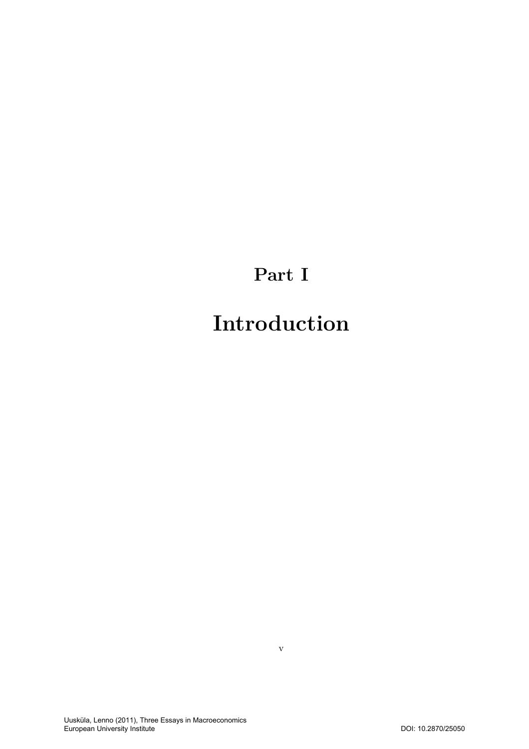# Part I

# Introduction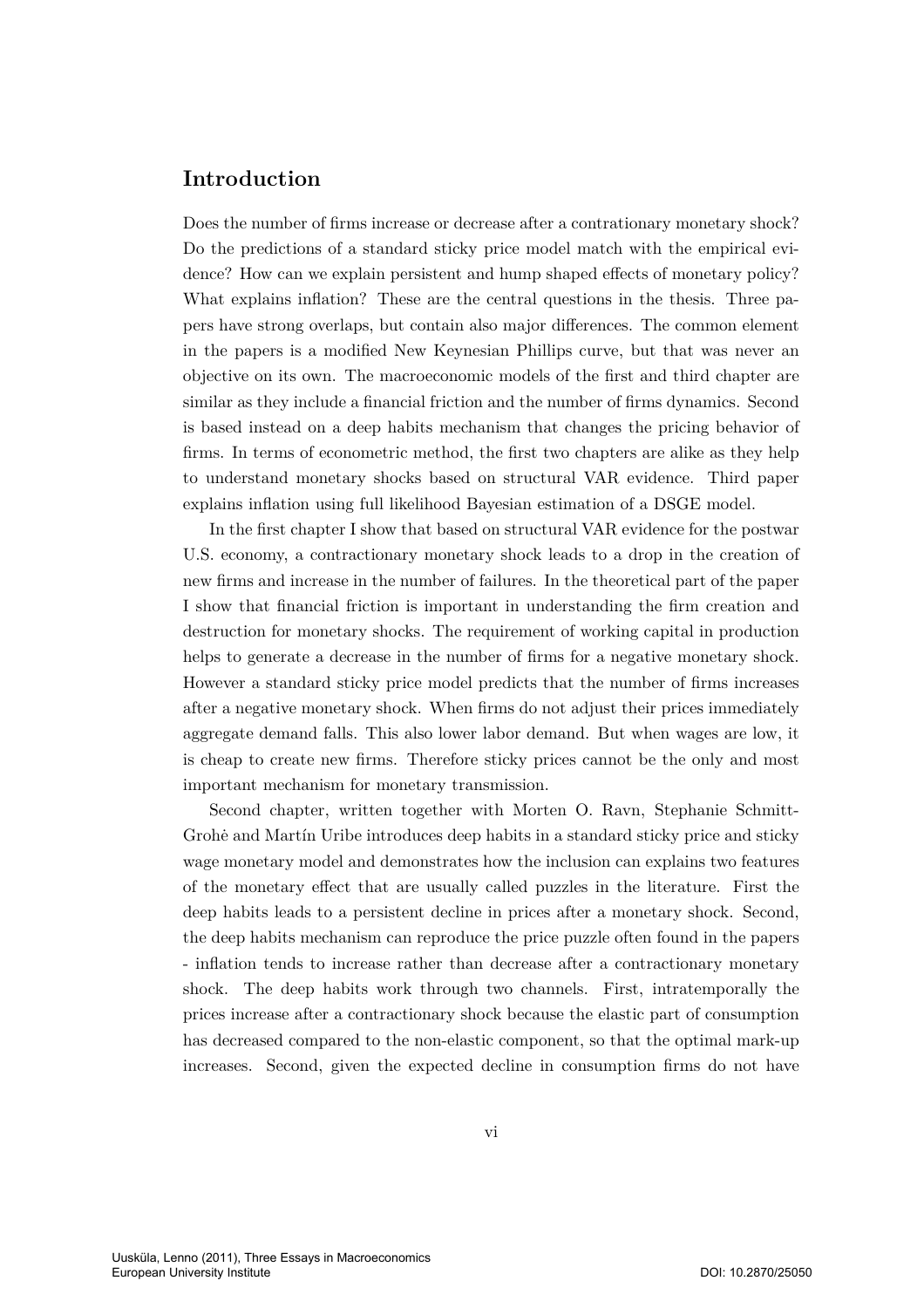## Introduction

Does the number of firms increase or decrease after a contrationary monetary shock? Do the predictions of a standard sticky price model match with the empirical evidence? How can we explain persistent and hump shaped effects of monetary policy? What explains inflation? These are the central questions in the thesis. Three papers have strong overlaps, but contain also major differences. The common element in the papers is a modified New Keynesian Phillips curve, but that was never an objective on its own. The macroeconomic models of the first and third chapter are similar as they include a financial friction and the number of firms dynamics. Second is based instead on a deep habits mechanism that changes the pricing behavior of firms. In terms of econometric method, the first two chapters are alike as they help to understand monetary shocks based on structural VAR evidence. Third paper explains inflation using full likelihood Bayesian estimation of a DSGE model.

In the first chapter I show that based on structural VAR evidence for the postwar U.S. economy, a contractionary monetary shock leads to a drop in the creation of new firms and increase in the number of failures. In the theoretical part of the paper I show that financial friction is important in understanding the firm creation and destruction for monetary shocks. The requirement of working capital in production helps to generate a decrease in the number of firms for a negative monetary shock. However a standard sticky price model predicts that the number of firms increases after a negative monetary shock. When firms do not adjust their prices immediately aggregate demand falls. This also lower labor demand. But when wages are low, it is cheap to create new firms. Therefore sticky prices cannot be the only and most important mechanism for monetary transmission.

Second chapter, written together with Morten O. Ravn, Stephanie Schmitt-Grohė and Martín Uribe introduces deep habits in a standard sticky price and sticky wage monetary model and demonstrates how the inclusion can explains two features of the monetary effect that are usually called puzzles in the literature. First the deep habits leads to a persistent decline in prices after a monetary shock. Second, the deep habits mechanism can reproduce the price puzzle often found in the papers - inflation tends to increase rather than decrease after a contractionary monetary shock. The deep habits work through two channels. First, intratemporally the prices increase after a contractionary shock because the elastic part of consumption has decreased compared to the non-elastic component, so that the optimal mark-up increases. Second, given the expected decline in consumption firms do not have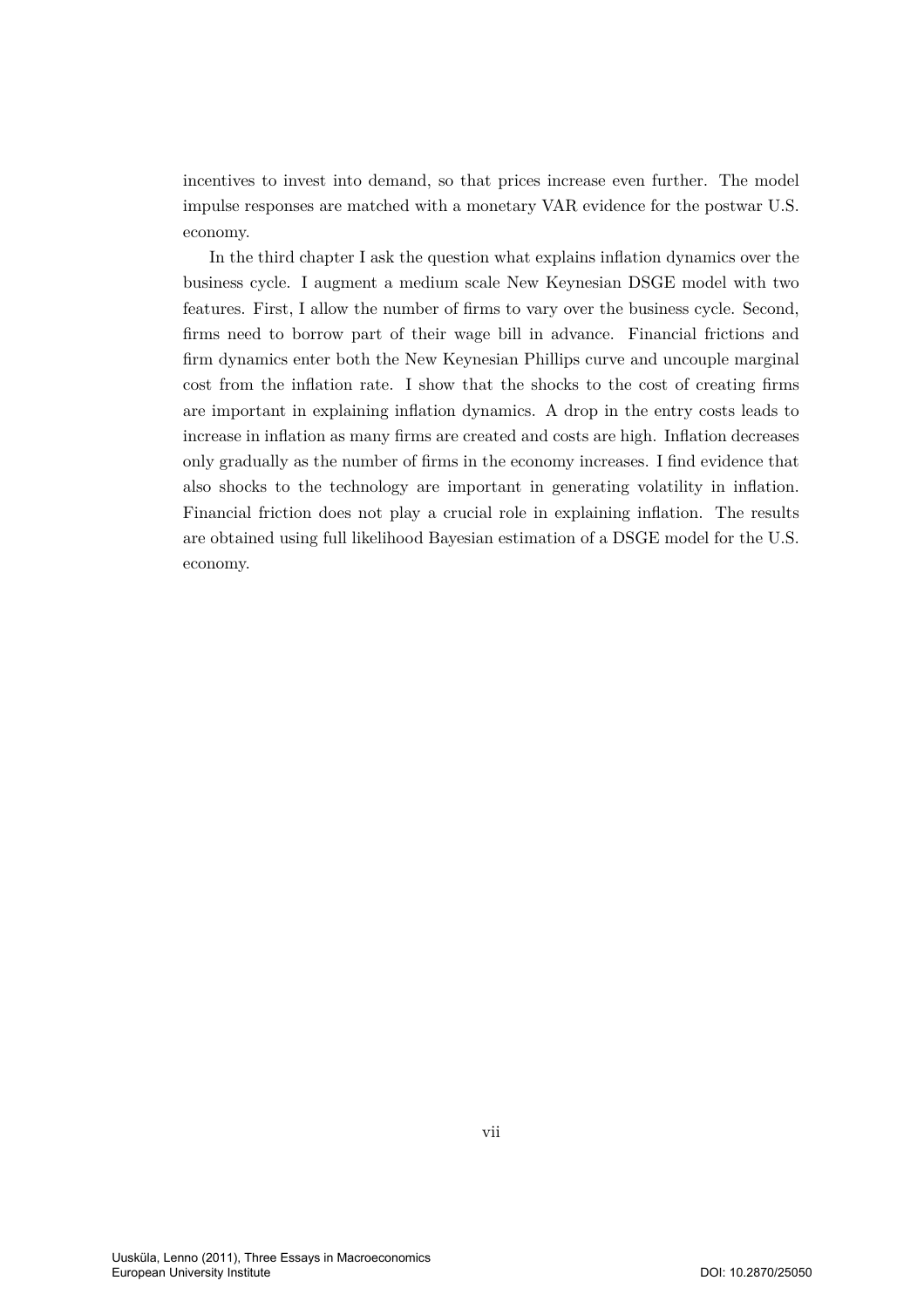incentives to invest into demand, so that prices increase even further. The model impulse responses are matched with a monetary VAR evidence for the postwar U.S. economy.

In the third chapter I ask the question what explains inflation dynamics over the business cycle. I augment a medium scale New Keynesian DSGE model with two features. First, I allow the number of firms to vary over the business cycle. Second, firms need to borrow part of their wage bill in advance. Financial frictions and firm dynamics enter both the New Keynesian Phillips curve and uncouple marginal cost from the inflation rate. I show that the shocks to the cost of creating firms are important in explaining inflation dynamics. A drop in the entry costs leads to increase in inflation as many firms are created and costs are high. Inflation decreases only gradually as the number of firms in the economy increases. I find evidence that also shocks to the technology are important in generating volatility in inflation. Financial friction does not play a crucial role in explaining inflation. The results are obtained using full likelihood Bayesian estimation of a DSGE model for the U.S. economy.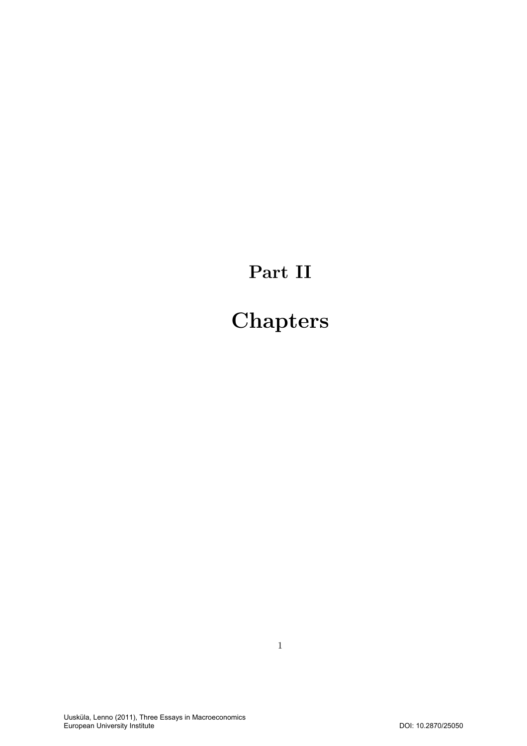# Part II

# Chapters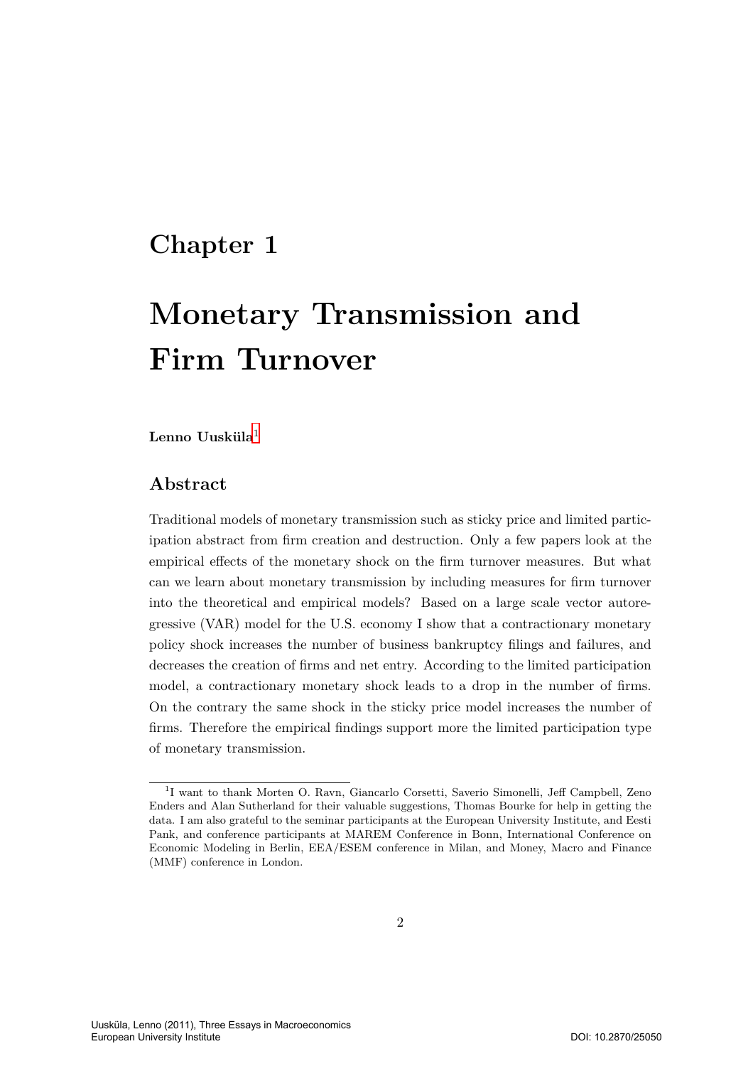# Chapter 1

# Monetary Transmission and Firm Turnover

**Lenno Uusküla**[1]

## Abstract

Traditional models of monetary transmission such as sticky price and limited participation abstract from firm creation and destruction. Only a few papers look at the empirical effects of the monetary shock on the firm turnover measures. But what can we learn about monetary transmission by including measures for firm turnover into the theoretical and empirical models? Based on a large scale vector autoregressive (VAR) model for the U.S. economy I show that a contractionary monetary policy shock increases the number of business bankruptcy filings and failures, and decreases the creation of firms and net entry. According to the limited participation model, a contractionary monetary shock leads to a drop in the number of firms. On the contrary the same shock in the sticky price model increases the number of firms. Therefore the empirical findings support more the limited participation type of monetary transmission.

---

[1] I want to thank Morten O. Ravn, Giancarlo Corsetti, Saverio Simonelli, Jeff Campbell, Zeno Enders and Alan Sutherland for their valuable suggestions, Thomas Bourke for help in getting the data. I am also grateful to the seminar participants at the European University Institute, and Eesti Pank, and conference participants at MAREM Conference in Bonn, International Conference on Economic Modeling in Berlin, EEA/ESEM conference in Milan, and Money, Macro and Finance (MMF) conference in London.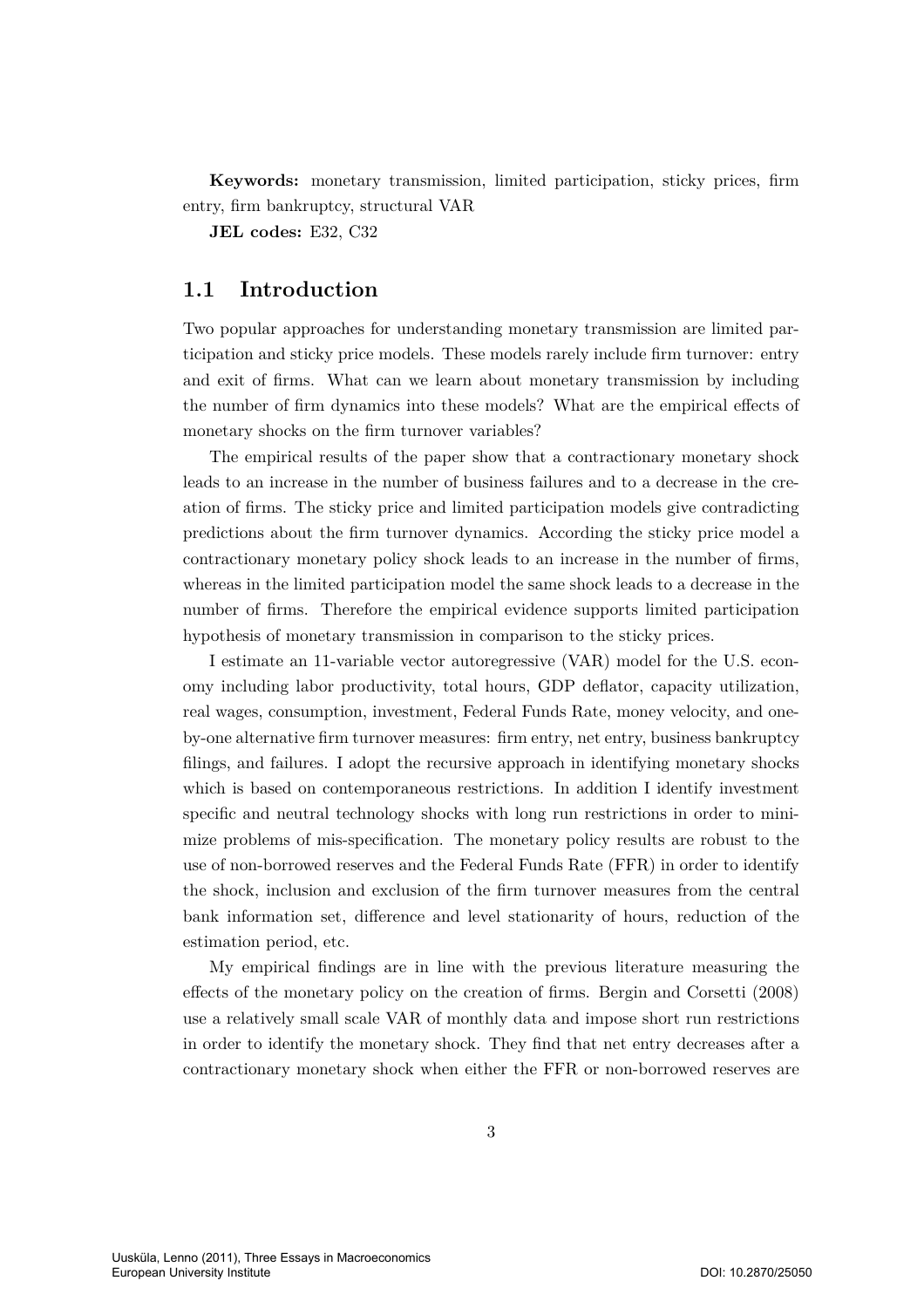**Keywords:** monetary transmission, limited participation, sticky prices, firm entry, firm bankruptcy, structural VAR

**JEL codes:** E32, C32

## 1.1 Introduction

Two popular approaches for understanding monetary transmission are limited participation and sticky price models. These models rarely include firm turnover: entry and exit of firms. What can we learn about monetary transmission by including the number of firm dynamics into these models? What are the empirical effects of monetary shocks on the firm turnover variables?

The empirical results of the paper show that a contractionary monetary shock leads to an increase in the number of business failures and to a decrease in the creation of firms. The sticky price and limited participation models give contradicting predictions about the firm turnover dynamics. According the sticky price model a contractionary monetary policy shock leads to an increase in the number of firms, whereas in the limited participation model the same shock leads to a decrease in the number of firms. Therefore the empirical evidence supports limited participation hypothesis of monetary transmission in comparison to the sticky prices.

I estimate an 11-variable vector autoregressive (VAR) model for the U.S. economy including labor productivity, total hours, GDP deflator, capacity utilization, real wages, consumption, investment, Federal Funds Rate, money velocity, and one-by-one alternative firm turnover measures: firm entry, net entry, business bankruptcy filings, and failures. I adopt the recursive approach in identifying monetary shocks which is based on contemporaneous restrictions. In addition I identify investment specific and neutral technology shocks with long run restrictions in order to minimize problems of mis-specification. The monetary policy results are robust to the use of non-borrowed reserves and the Federal Funds Rate (FFR) in order to identify the shock, inclusion and exclusion of the firm turnover measures from the central bank information set, difference and level stationarity of hours, reduction of the estimation period, etc.

My empirical findings are in line with the previous literature measuring the effects of the monetary policy on the creation of firms. Bergin and Corsetti (2008) use a relatively small scale VAR of monthly data and impose short run restrictions in order to identify the monetary shock. They find that net entry decreases after a contractionary monetary shock when either the FFR or non-borrowed reserves are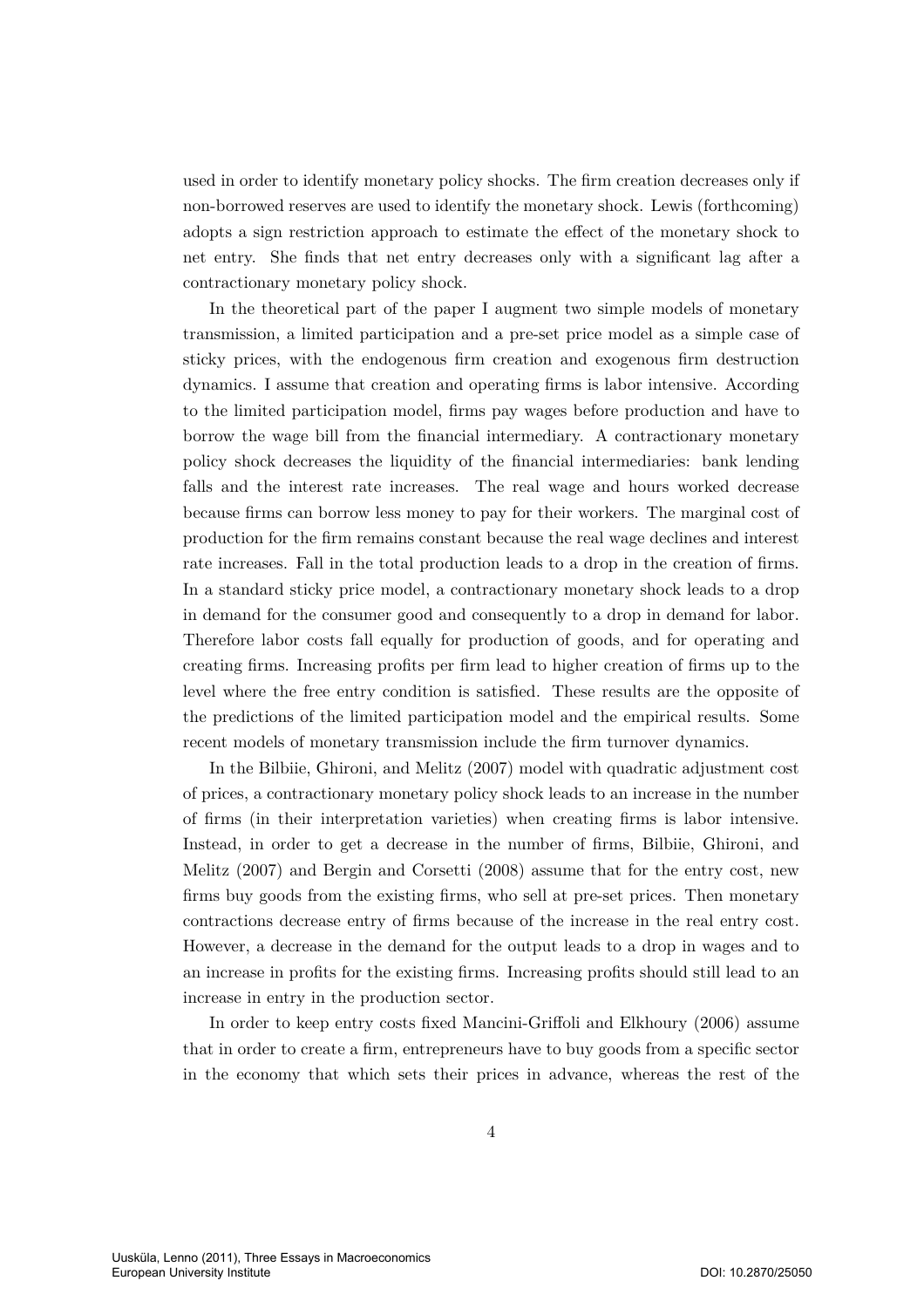used in order to identify monetary policy shocks. The firm creation decreases only if non-borrowed reserves are used to identify the monetary shock. Lewis (forthcoming) adopts a sign restriction approach to estimate the effect of the monetary shock to net entry. She finds that net entry decreases only with a significant lag after a contractionary monetary policy shock.

In the theoretical part of the paper I augment two simple models of monetary transmission, a limited participation and a pre-set price model as a simple case of sticky prices, with the endogenous firm creation and exogenous firm destruction dynamics. I assume that creation and operating firms is labor intensive. According to the limited participation model, firms pay wages before production and have to borrow the wage bill from the financial intermediary. A contractionary monetary policy shock decreases the liquidity of the financial intermediaries: bank lending falls and the interest rate increases. The real wage and hours worked decrease because firms can borrow less money to pay for their workers. The marginal cost of production for the firm remains constant because the real wage declines and interest rate increases. Fall in the total production leads to a drop in the creation of firms. In a standard sticky price model, a contractionary monetary shock leads to a drop in demand for the consumer good and consequently to a drop in demand for labor. Therefore labor costs fall equally for production of goods, and for operating and creating firms. Increasing profits per firm lead to higher creation of firms up to the level where the free entry condition is satisfied. These results are the opposite of the predictions of the limited participation model and the empirical results. Some recent models of monetary transmission include the firm turnover dynamics.

In the Bilbiie, Ghironi, and Melitz (2007) model with quadratic adjustment cost of prices, a contractionary monetary policy shock leads to an increase in the number of firms (in their interpretation varieties) when creating firms is labor intensive. Instead, in order to get a decrease in the number of firms, Bilbiie, Ghironi, and Melitz (2007) and Bergin and Corsetti (2008) assume that for the entry cost, new firms buy goods from the existing firms, who sell at pre-set prices. Then monetary contractions decrease entry of firms because of the increase in the real entry cost. However, a decrease in the demand for the output leads to a drop in wages and to an increase in profits for the existing firms. Increasing profits should still lead to an increase in entry in the production sector.

In order to keep entry costs fixed Mancini-Griffoli and Elkhoury (2006) assume that in order to create a firm, entrepreneurs have to buy goods from a specific sector in the economy that which sets their prices in advance, whereas the rest of the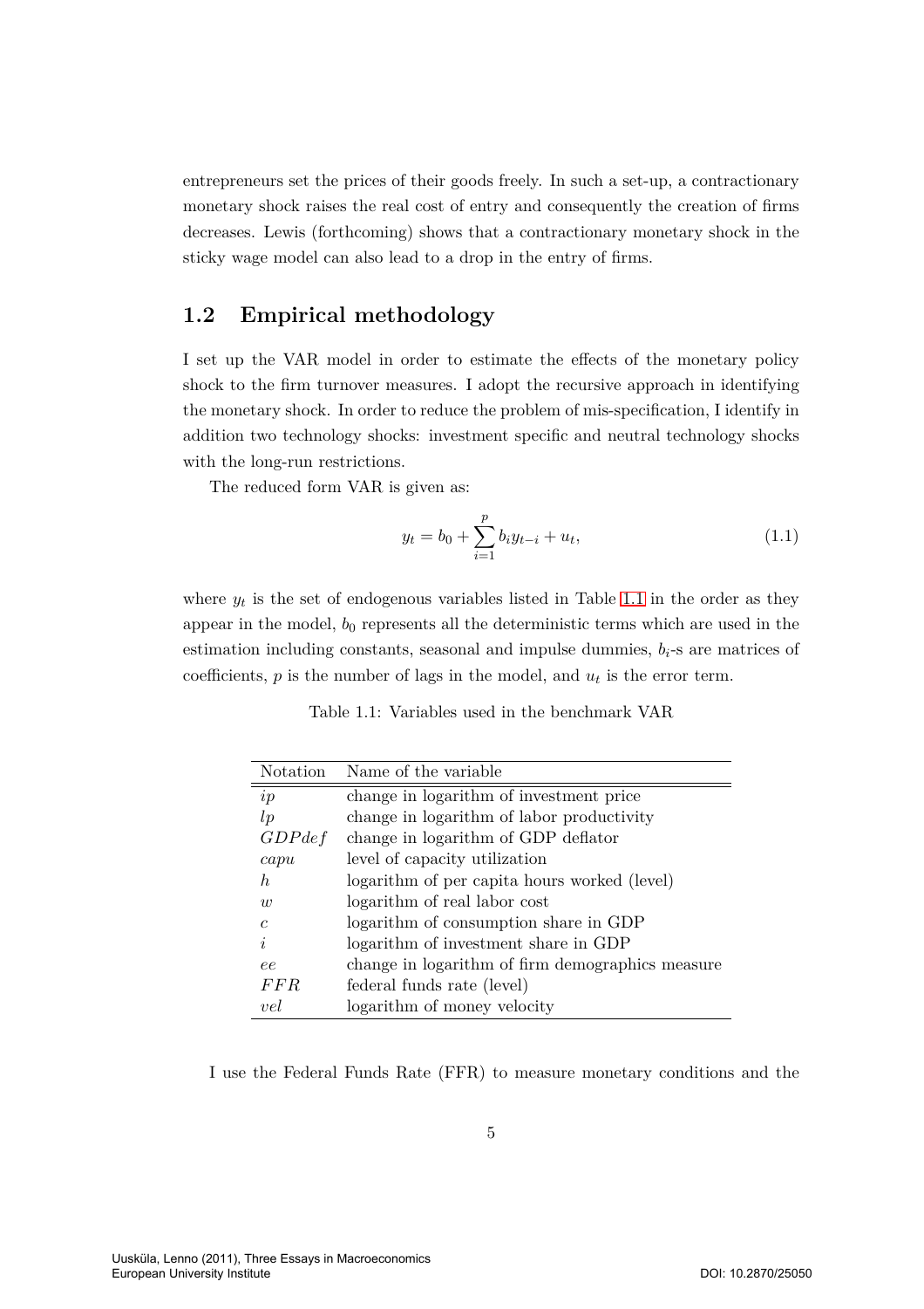entrepreneurs set the prices of their goods freely. In such a set-up, a contractionary monetary shock raises the real cost of entry and consequently the creation of firms decreases. Lewis (forthcoming) shows that a contractionary monetary shock in the sticky wage model can also lead to a drop in the entry of firms.

## 1.2 Empirical methodology

I set up the VAR model in order to estimate the effects of the monetary policy shock to the firm turnover measures. I adopt the recursive approach in identifying the monetary shock. In order to reduce the problem of mis-specification, I identify in addition two technology shocks: investment specific and neutral technology shocks with the long-run restrictions.

The reduced form VAR is given as:

$$y_t = b_0 + \sum_{i=1}^{p} b_i y_{t-i} + u_t, \tag{1.1}$$

where $y_t$ is the set of endogenous variables listed in Table 1.1 in the order as they appear in the model, $b_0$ represents all the deterministic terms which are used in the estimation including constants, seasonal and impulse dummies, $b_i$-s are matrices of coefficients, $p$ is the number of lags in the model, and $u_t$ is the error term.

Table 1.1: Variables used in the benchmark VAR

| Notation | Name of the variable |
|---|---|
| $ip$ | change in logarithm of investment price |
| $lp$ | change in logarithm of labor productivity |
| $GDPdef$ | change in logarithm of GDP deflator |
| $capu$ | level of capacity utilization |
| $h$ | logarithm of per capita hours worked (level) |
| $w$ | logarithm of real labor cost |
| $c$ | logarithm of consumption share in GDP |
| $i$ | logarithm of investment share in GDP |
| $ee$ | change in logarithm of firm demographics measure |
| $FFR$ | federal funds rate (level) |
| $vel$ | logarithm of money velocity |

I use the Federal Funds Rate (FFR) to measure monetary conditions and the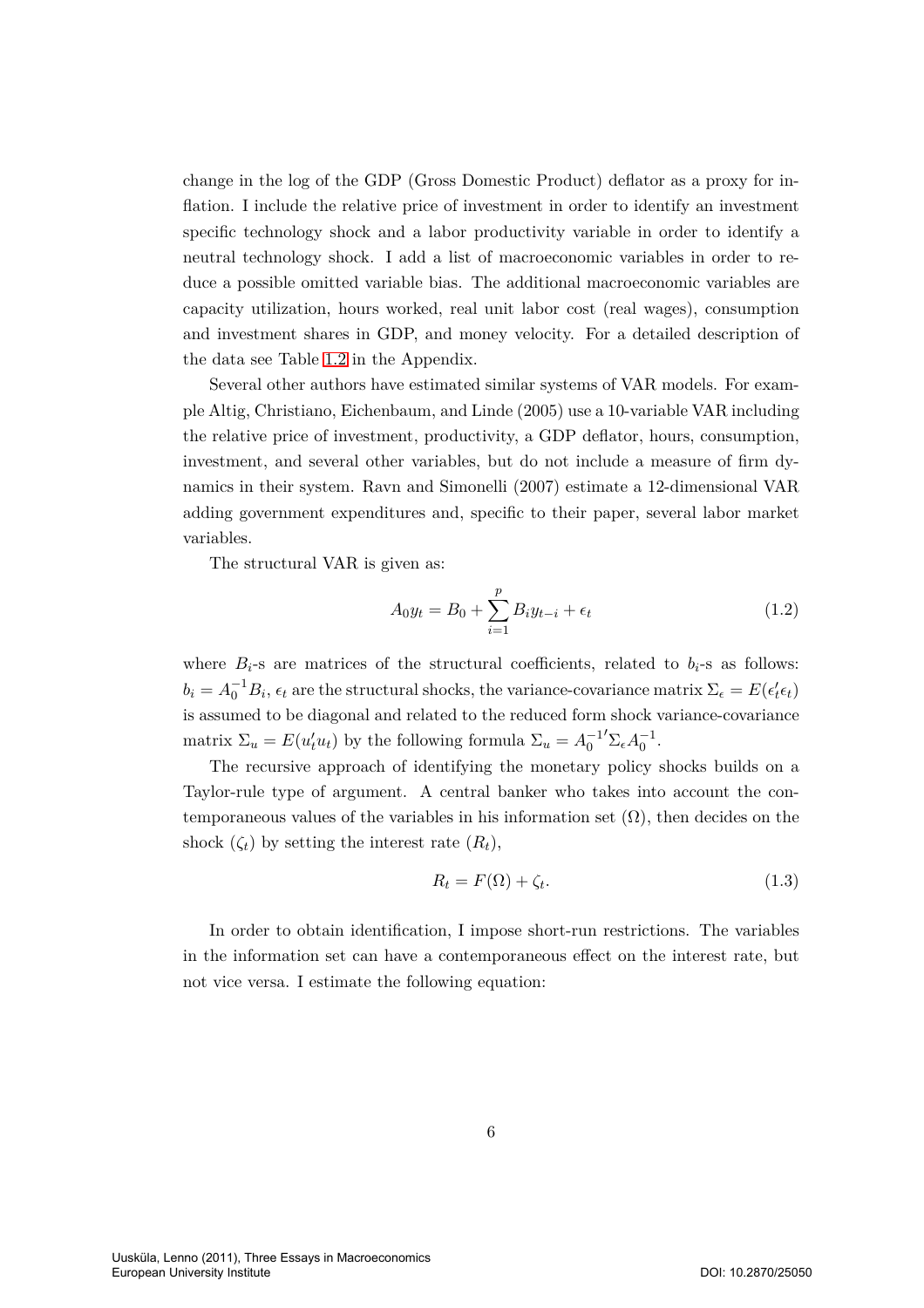change in the log of the GDP (Gross Domestic Product) deflator as a proxy for inflation. I include the relative price of investment in order to identify an investment specific technology shock and a labor productivity variable in order to identify a neutral technology shock. I add a list of macroeconomic variables in order to reduce a possible omitted variable bias. The additional macroeconomic variables are capacity utilization, hours worked, real unit labor cost (real wages), consumption and investment shares in GDP, and money velocity. For a detailed description of the data see Table 1.2 in the Appendix.

Several other authors have estimated similar systems of VAR models. For example Altig, Christiano, Eichenbaum, and Linde (2005) use a 10-variable VAR including the relative price of investment, productivity, a GDP deflator, hours, consumption, investment, and several other variables, but do not include a measure of firm dynamics in their system. Ravn and Simonelli (2007) estimate a 12-dimensional VAR adding government expenditures and, specific to their paper, several labor market variables.

The structural VAR is given as:

$$A_0 y_t = B_0 + \sum_{i=1}^{p} B_i y_{t-i} + \epsilon_t \tag{1.2}$$

where $B_i$-s are matrices of the structural coefficients, related to $b_i$-s as follows: $b_i = A_0^{-1} B_i$, $\epsilon_t$ are the structural shocks, the variance-covariance matrix $\Sigma_\epsilon = E(\epsilon_t' \epsilon_t)$ is assumed to be diagonal and related to the reduced form shock variance-covariance matrix $\Sigma_u = E(u_t' u_t)$ by the following formula $\Sigma_u = A_0^{-1\prime} \Sigma_\epsilon A_0^{-1}$.

The recursive approach of identifying the monetary policy shocks builds on a Taylor-rule type of argument. A central banker who takes into account the contemporaneous values of the variables in his information set $(\Omega)$, then decides on the shock $(\zeta_t)$ by setting the interest rate $(R_t)$,

$$R_t = F(\Omega) + \zeta_t. \tag{1.3}$$

In order to obtain identification, I impose short-run restrictions. The variables in the information set can have a contemporaneous effect on the interest rate, but not vice versa. I estimate the following equation: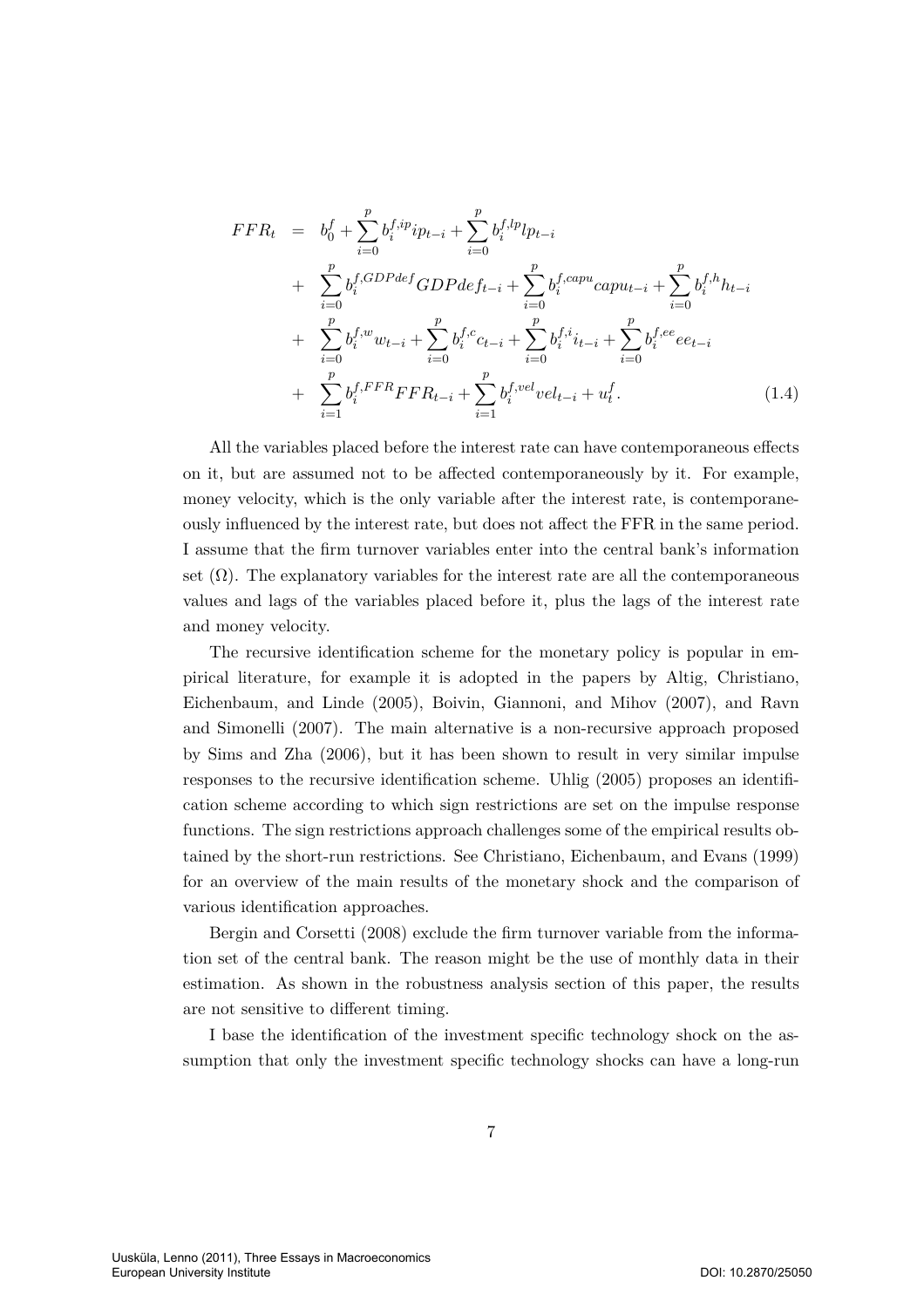$$
\begin{aligned}
FFR_t &= b_0^f + \sum_{i=0}^{p} b_i^{f,ip} ip_{t-i} + \sum_{i=0}^{p} b_i^{f,lp} lp_{t-i} \\
&+ \sum_{i=0}^{p} b_i^{f,GDPdef} GDPdef_{t-i} + \sum_{i=0}^{p} b_i^{f,capu} capu_{t-i} + \sum_{i=0}^{p} b_i^{f,h} h_{t-i} \\
&+ \sum_{i=0}^{p} b_i^{f,w} w_{t-i} + \sum_{i=0}^{p} b_i^{f,c} c_{t-i} + \sum_{i=0}^{p} b_i^{f,i} i_{t-i} + \sum_{i=0}^{p} b_i^{f,ee} ee_{t-i} \\
&+ \sum_{i=1}^{p} b_i^{f,FFR} FFR_{t-i} + \sum_{i=1}^{p} b_i^{f,vel} vel_{t-i} + u_t^f. \qquad (1.4)
\end{aligned}
$$

All the variables placed before the interest rate can have contemporaneous effects on it, but are assumed not to be affected contemporaneously by it. For example, money velocity, which is the only variable after the interest rate, is contemporaneously influenced by the interest rate, but does not affect the FFR in the same period. I assume that the firm turnover variables enter into the central bank's information set ($\Omega$). The explanatory variables for the interest rate are all the contemporaneous values and lags of the variables placed before it, plus the lags of the interest rate and money velocity.

The recursive identification scheme for the monetary policy is popular in empirical literature, for example it is adopted in the papers by Altig, Christiano, Eichenbaum, and Linde (2005), Boivin, Giannoni, and Mihov (2007), and Ravn and Simonelli (2007). The main alternative is a non-recursive approach proposed by Sims and Zha (2006), but it has been shown to result in very similar impulse responses to the recursive identification scheme. Uhlig (2005) proposes an identification scheme according to which sign restrictions are set on the impulse response functions. The sign restrictions approach challenges some of the empirical results obtained by the short-run restrictions. See Christiano, Eichenbaum, and Evans (1999) for an overview of the main results of the monetary shock and the comparison of various identification approaches.

Bergin and Corsetti (2008) exclude the firm turnover variable from the information set of the central bank. The reason might be the use of monthly data in their estimation. As shown in the robustness analysis section of this paper, the results are not sensitive to different timing.

I base the identification of the investment specific technology shock on the assumption that only the investment specific technology shocks can have a long-run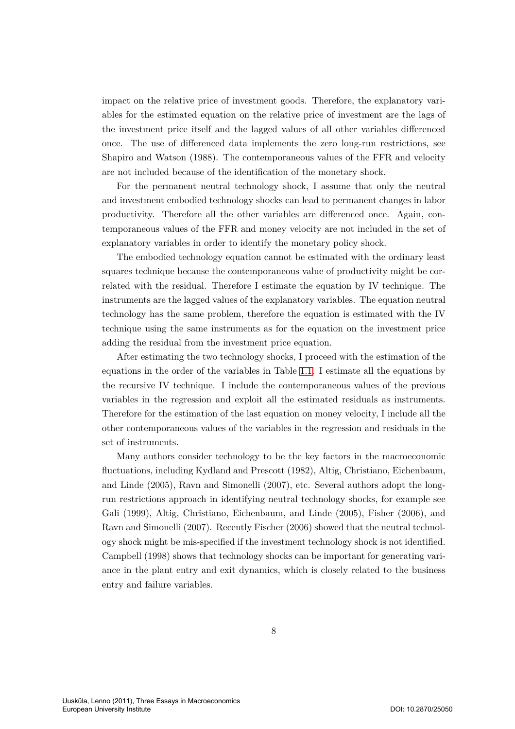impact on the relative price of investment goods. Therefore, the explanatory variables for the estimated equation on the relative price of investment are the lags of the investment price itself and the lagged values of all other variables differenced once. The use of differenced data implements the zero long-run restrictions, see Shapiro and Watson (1988). The contemporaneous values of the FFR and velocity are not included because of the identification of the monetary shock.

For the permanent neutral technology shock, I assume that only the neutral and investment embodied technology shocks can lead to permanent changes in labor productivity. Therefore all the other variables are differenced once. Again, contemporaneous values of the FFR and money velocity are not included in the set of explanatory variables in order to identify the monetary policy shock.

The embodied technology equation cannot be estimated with the ordinary least squares technique because the contemporaneous value of productivity might be correlated with the residual. Therefore I estimate the equation by IV technique. The instruments are the lagged values of the explanatory variables. The equation neutral technology has the same problem, therefore the equation is estimated with the IV technique using the same instruments as for the equation on the investment price adding the residual from the investment price equation.

After estimating the two technology shocks, I proceed with the estimation of the equations in the order of the variables in Table 1.1. I estimate all the equations by the recursive IV technique. I include the contemporaneous values of the previous variables in the regression and exploit all the estimated residuals as instruments. Therefore for the estimation of the last equation on money velocity, I include all the other contemporaneous values of the variables in the regression and residuals in the set of instruments.

Many authors consider technology to be the key factors in the macroeconomic fluctuations, including Kydland and Prescott (1982), Altig, Christiano, Eichenbaum, and Linde (2005), Ravn and Simonelli (2007), etc. Several authors adopt the long-run restrictions approach in identifying neutral technology shocks, for example see Gali (1999), Altig, Christiano, Eichenbaum, and Linde (2005), Fisher (2006), and Ravn and Simonelli (2007). Recently Fischer (2006) showed that the neutral technology shock might be mis-specified if the investment technology shock is not identified. Campbell (1998) shows that technology shocks can be important for generating variance in the plant entry and exit dynamics, which is closely related to the business entry and failure variables.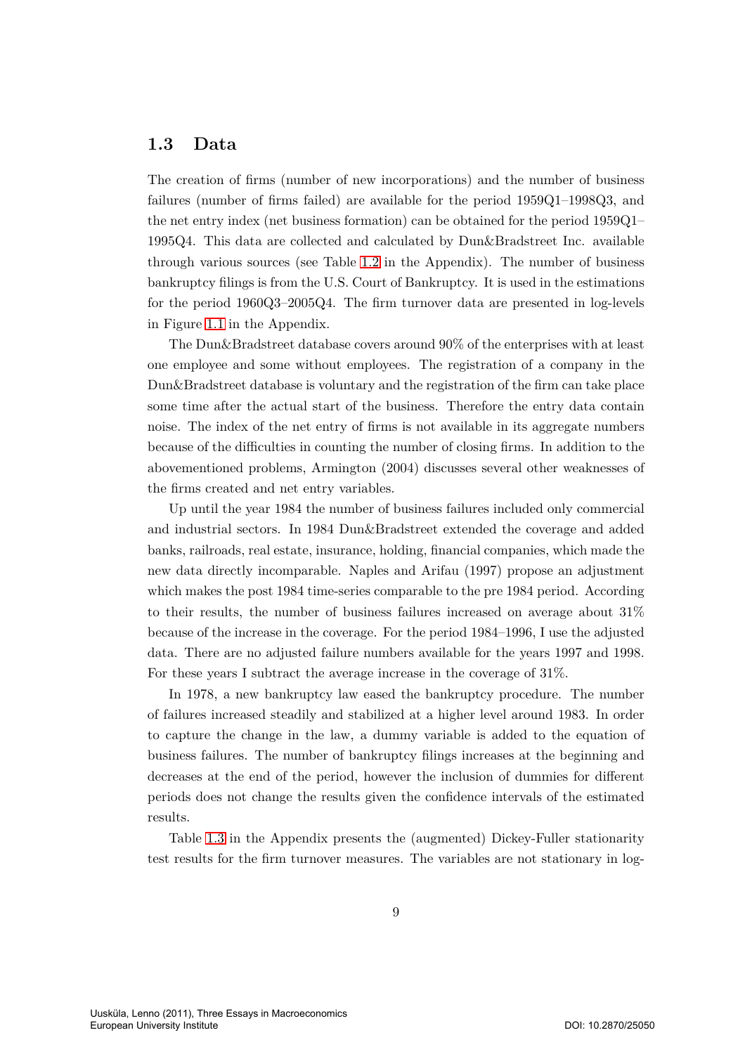## 1.3 Data

The creation of firms (number of new incorporations) and the number of business failures (number of firms failed) are available for the period 1959Q1–1998Q3, and the net entry index (net business formation) can be obtained for the period 1959Q1–1995Q4. This data are collected and calculated by Dun&Bradstreet Inc. available through various sources (see Table 1.2 in the Appendix). The number of business bankruptcy filings is from the U.S. Court of Bankruptcy. It is used in the estimations for the period 1960Q3–2005Q4. The firm turnover data are presented in log-levels in Figure 1.1 in the Appendix.

The Dun&Bradstreet database covers around 90% of the enterprises with at least one employee and some without employees. The registration of a company in the Dun&Bradstreet database is voluntary and the registration of the firm can take place some time after the actual start of the business. Therefore the entry data contain noise. The index of the net entry of firms is not available in its aggregate numbers because of the difficulties in counting the number of closing firms. In addition to the abovementioned problems, Armington (2004) discusses several other weaknesses of the firms created and net entry variables.

Up until the year 1984 the number of business failures included only commercial and industrial sectors. In 1984 Dun&Bradstreet extended the coverage and added banks, railroads, real estate, insurance, holding, financial companies, which made the new data directly incomparable. Naples and Arifau (1997) propose an adjustment which makes the post 1984 time-series comparable to the pre 1984 period. According to their results, the number of business failures increased on average about 31% because of the increase in the coverage. For the period 1984–1996, I use the adjusted data. There are no adjusted failure numbers available for the years 1997 and 1998. For these years I subtract the average increase in the coverage of 31%.

In 1978, a new bankruptcy law eased the bankruptcy procedure. The number of failures increased steadily and stabilized at a higher level around 1983. In order to capture the change in the law, a dummy variable is added to the equation of business failures. The number of bankruptcy filings increases at the beginning and decreases at the end of the period, however the inclusion of dummies for different periods does not change the results given the confidence intervals of the estimated results.

Table 1.3 in the Appendix presents the (augmented) Dickey-Fuller stationarity test results for the firm turnover measures. The variables are not stationary in log-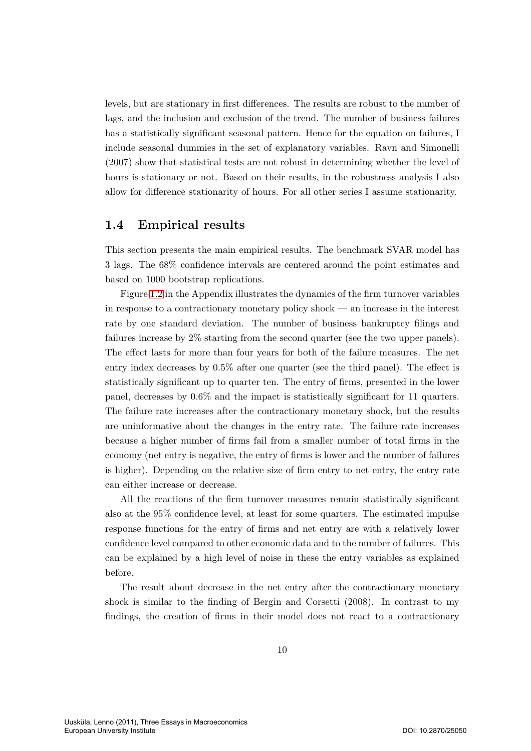levels, but are stationary in first differences. The results are robust to the number of lags, and the inclusion and exclusion of the trend. The number of business failures has a statistically significant seasonal pattern. Hence for the equation on failures, I include seasonal dummies in the set of explanatory variables. Ravn and Simonelli (2007) show that statistical tests are not robust in determining whether the level of hours is stationary or not. Based on their results, in the robustness analysis I also allow for difference stationarity of hours. For all other series I assume stationarity.

## 1.4 Empirical results

This section presents the main empirical results. The benchmark SVAR model has 3 lags. The 68% confidence intervals are centered around the point estimates and based on 1000 bootstrap replications.

Figure 1.2 in the Appendix illustrates the dynamics of the firm turnover variables in response to a contractionary monetary policy shock — an increase in the interest rate by one standard deviation. The number of business bankruptcy filings and failures increase by 2% starting from the second quarter (see the two upper panels). The effect lasts for more than four years for both of the failure measures. The net entry index decreases by 0.5% after one quarter (see the third panel). The effect is statistically significant up to quarter ten. The entry of firms, presented in the lower panel, decreases by 0.6% and the impact is statistically significant for 11 quarters. The failure rate increases after the contractionary monetary shock, but the results are uninformative about the changes in the entry rate. The failure rate increases because a higher number of firms fail from a smaller number of total firms in the economy (net entry is negative, the entry of firms is lower and the number of failures is higher). Depending on the relative size of firm entry to net entry, the entry rate can either increase or decrease.

All the reactions of the firm turnover measures remain statistically significant also at the 95% confidence level, at least for some quarters. The estimated impulse response functions for the entry of firms and net entry are with a relatively lower confidence level compared to other economic data and to the number of failures. This can be explained by a high level of noise in these the entry variables as explained before.

The result about decrease in the net entry after the contractionary monetary shock is similar to the finding of Bergin and Corsetti (2008). In contrast to my findings, the creation of firms in their model does not react to a contractionary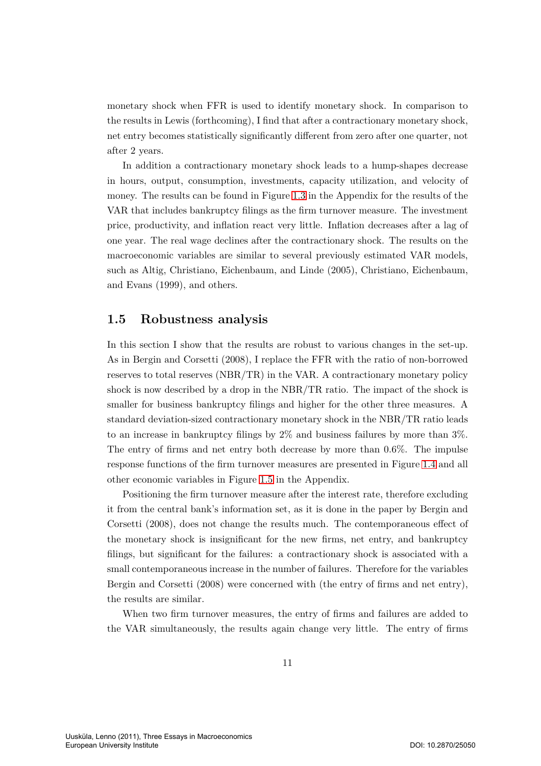monetary shock when FFR is used to identify monetary shock. In comparison to the results in Lewis (forthcoming), I find that after a contractionary monetary shock, net entry becomes statistically significantly different from zero after one quarter, not after 2 years.

In addition a contractionary monetary shock leads to a hump-shapes decrease in hours, output, consumption, investments, capacity utilization, and velocity of money. The results can be found in Figure 1.3 in the Appendix for the results of the VAR that includes bankruptcy filings as the firm turnover measure. The investment price, productivity, and inflation react very little. Inflation decreases after a lag of one year. The real wage declines after the contractionary shock. The results on the macroeconomic variables are similar to several previously estimated VAR models, such as Altig, Christiano, Eichenbaum, and Linde (2005), Christiano, Eichenbaum, and Evans (1999), and others.

## 1.5 Robustness analysis

In this section I show that the results are robust to various changes in the set-up. As in Bergin and Corsetti (2008), I replace the FFR with the ratio of non-borrowed reserves to total reserves (NBR/TR) in the VAR. A contractionary monetary policy shock is now described by a drop in the NBR/TR ratio. The impact of the shock is smaller for business bankruptcy filings and higher for the other three measures. A standard deviation-sized contractionary monetary shock in the NBR/TR ratio leads to an increase in bankruptcy filings by 2% and business failures by more than 3%. The entry of firms and net entry both decrease by more than 0.6%. The impulse response functions of the firm turnover measures are presented in Figure 1.4 and all other economic variables in Figure 1.5 in the Appendix.

Positioning the firm turnover measure after the interest rate, therefore excluding it from the central bank's information set, as it is done in the paper by Bergin and Corsetti (2008), does not change the results much. The contemporaneous effect of the monetary shock is insignificant for the new firms, net entry, and bankruptcy filings, but significant for the failures: a contractionary shock is associated with a small contemporaneous increase in the number of failures. Therefore for the variables Bergin and Corsetti (2008) were concerned with (the entry of firms and net entry), the results are similar.

When two firm turnover measures, the entry of firms and failures are added to the VAR simultaneously, the results again change very little. The entry of firms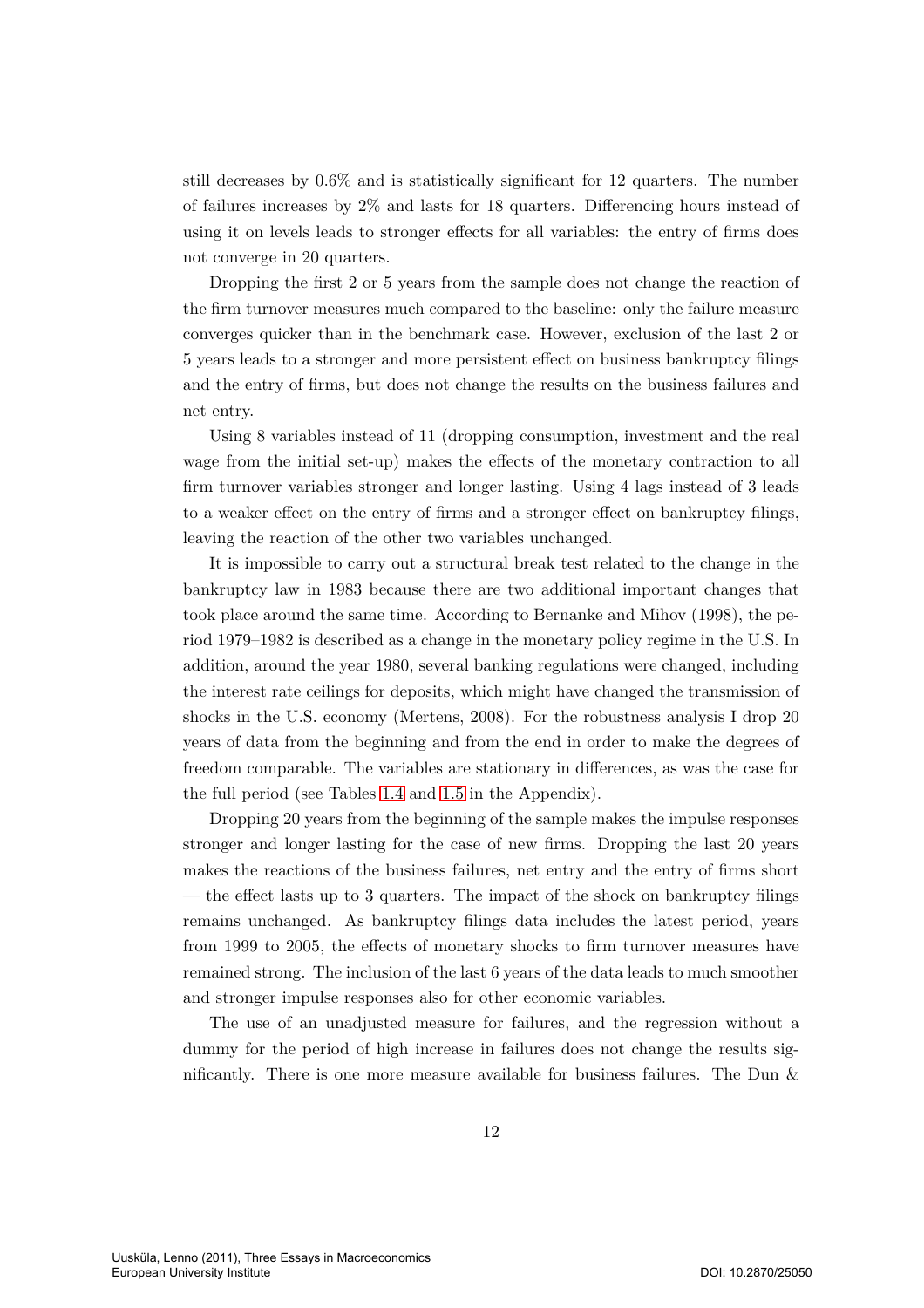still decreases by 0.6% and is statistically significant for 12 quarters. The number of failures increases by 2% and lasts for 18 quarters. Differencing hours instead of using it on levels leads to stronger effects for all variables: the entry of firms does not converge in 20 quarters.

Dropping the first 2 or 5 years from the sample does not change the reaction of the firm turnover measures much compared to the baseline: only the failure measure converges quicker than in the benchmark case. However, exclusion of the last 2 or 5 years leads to a stronger and more persistent effect on business bankruptcy filings and the entry of firms, but does not change the results on the business failures and net entry.

Using 8 variables instead of 11 (dropping consumption, investment and the real wage from the initial set-up) makes the effects of the monetary contraction to all firm turnover variables stronger and longer lasting. Using 4 lags instead of 3 leads to a weaker effect on the entry of firms and a stronger effect on bankruptcy filings, leaving the reaction of the other two variables unchanged.

It is impossible to carry out a structural break test related to the change in the bankruptcy law in 1983 because there are two additional important changes that took place around the same time. According to Bernanke and Mihov (1998), the period 1979–1982 is described as a change in the monetary policy regime in the U.S. In addition, around the year 1980, several banking regulations were changed, including the interest rate ceilings for deposits, which might have changed the transmission of shocks in the U.S. economy (Mertens, 2008). For the robustness analysis I drop 20 years of data from the beginning and from the end in order to make the degrees of freedom comparable. The variables are stationary in differences, as was the case for the full period (see Tables 1.4 and 1.5 in the Appendix).

Dropping 20 years from the beginning of the sample makes the impulse responses stronger and longer lasting for the case of new firms. Dropping the last 20 years makes the reactions of the business failures, net entry and the entry of firms short — the effect lasts up to 3 quarters. The impact of the shock on bankruptcy filings remains unchanged. As bankruptcy filings data includes the latest period, years from 1999 to 2005, the effects of monetary shocks to firm turnover measures have remained strong. The inclusion of the last 6 years of the data leads to much smoother and stronger impulse responses also for other economic variables.

The use of an unadjusted measure for failures, and the regression without a dummy for the period of high increase in failures does not change the results significantly. There is one more measure available for business failures. The Dun &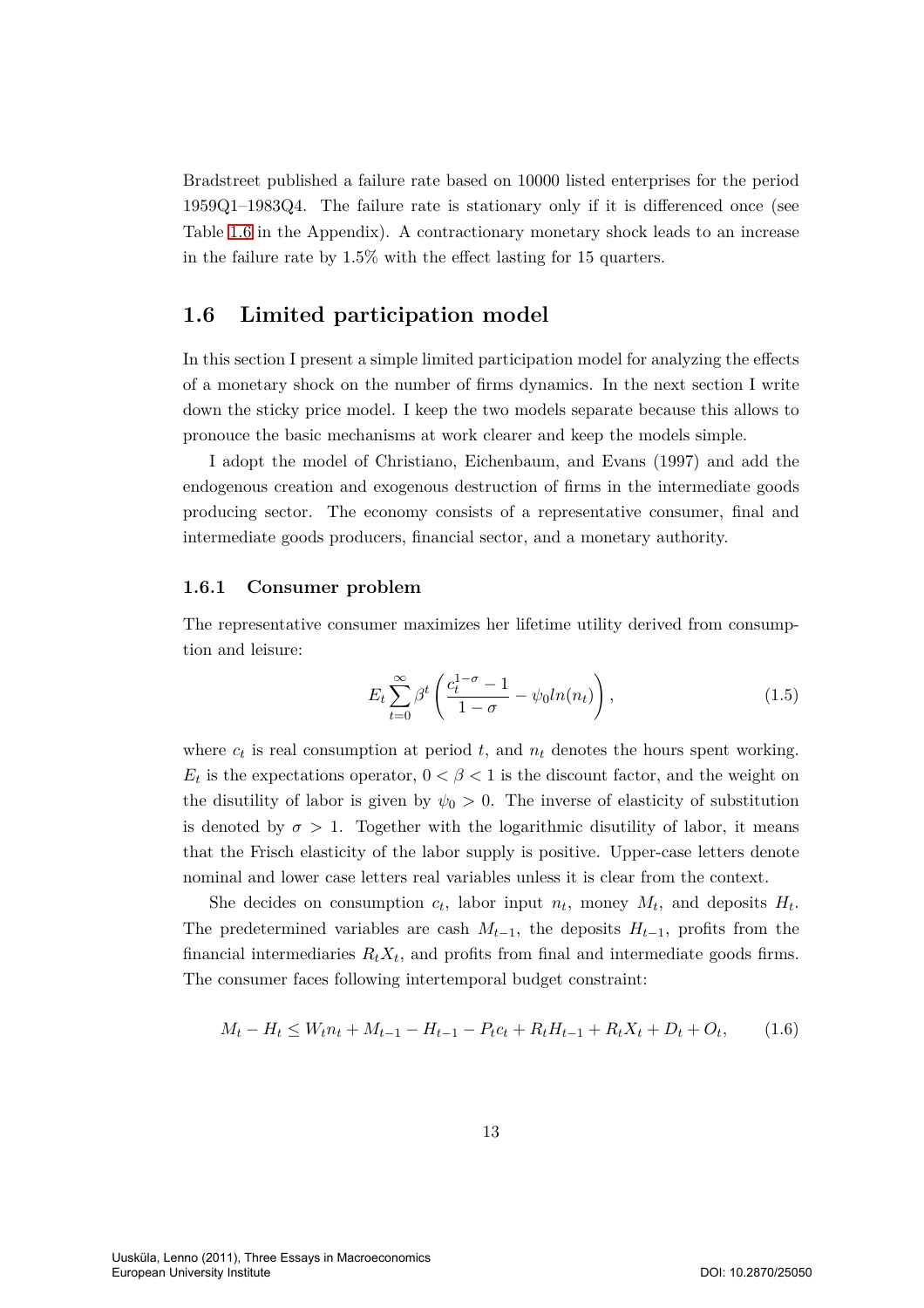Bradstreet published a failure rate based on 10000 listed enterprises for the period 1959Q1–1983Q4. The failure rate is stationary only if it is differenced once (see Table 1.6 in the Appendix). A contractionary monetary shock leads to an increase in the failure rate by 1.5% with the effect lasting for 15 quarters.

## 1.6 Limited participation model

In this section I present a simple limited participation model for analyzing the effects of a monetary shock on the number of firms dynamics. In the next section I write down the sticky price model. I keep the two models separate because this allows to pronouce the basic mechanisms at work clearer and keep the models simple.

I adopt the model of Christiano, Eichenbaum, and Evans (1997) and add the endogenous creation and exogenous destruction of firms in the intermediate goods producing sector. The economy consists of a representative consumer, final and intermediate goods producers, financial sector, and a monetary authority.

### 1.6.1 Consumer problem

The representative consumer maximizes her lifetime utility derived from consumption and leisure:

$$E_t \sum_{t=0}^{\infty} \beta^t \left( \frac{c_t^{1-\sigma} - 1}{1 - \sigma} - \psi_0 ln(n_t) \right), \tag{1.5}$$

where $c_t$ is real consumption at period $t$, and $n_t$ denotes the hours spent working. $E_t$ is the expectations operator, $0 < \beta < 1$ is the discount factor, and the weight on the disutility of labor is given by $\psi_0 > 0$. The inverse of elasticity of substitution is denoted by $\sigma > 1$. Together with the logarithmic disutility of labor, it means that the Frisch elasticity of the labor supply is positive. Upper-case letters denote nominal and lower case letters real variables unless it is clear from the context.

She decides on consumption $c_t$, labor input $n_t$, money $M_t$, and deposits $H_t$. The predetermined variables are cash $M_{t-1}$, the deposits $H_{t-1}$, profits from the financial intermediaries $R_t X_t$, and profits from final and intermediate goods firms. The consumer faces following intertemporal budget constraint:

$$M_t - H_t \leq W_t n_t + M_{t-1} - H_{t-1} - P_t c_t + R_t H_{t-1} + R_t X_t + D_t + O_t, \tag{1.6}$$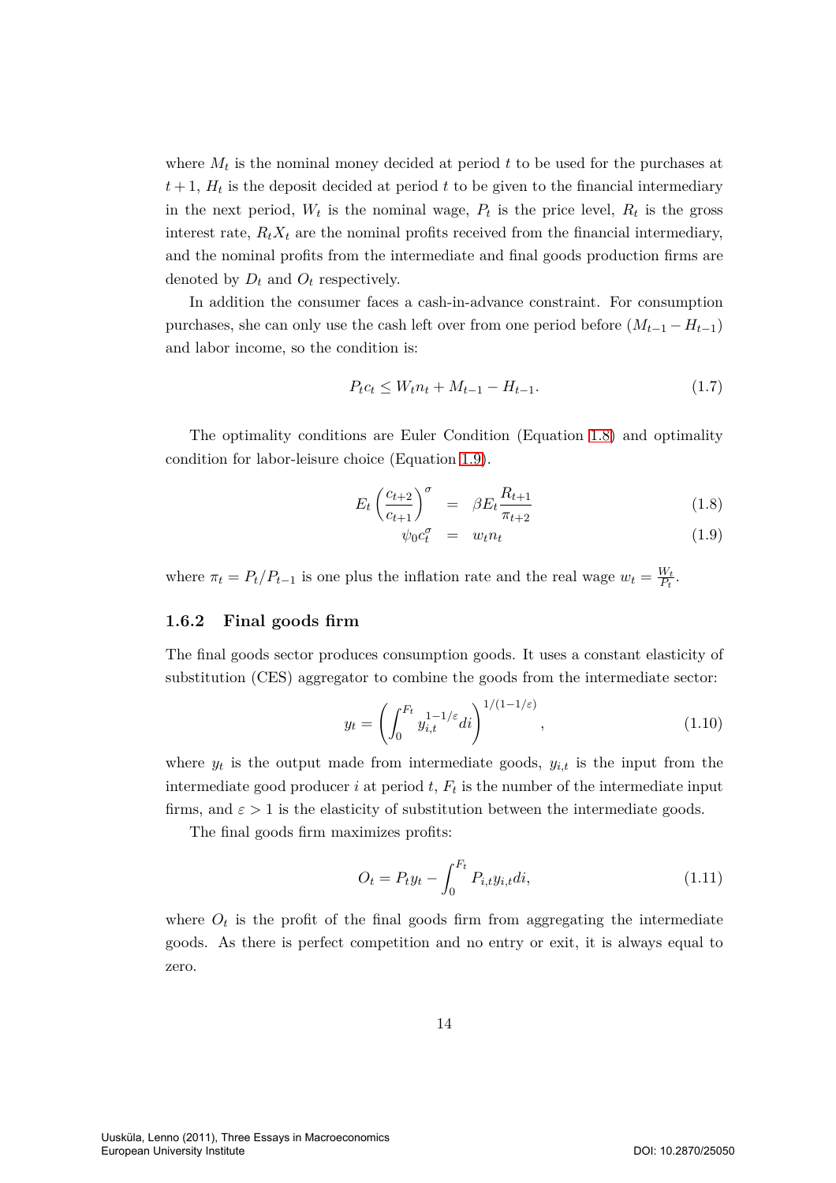where $M_t$ is the nominal money decided at period $t$ to be used for the purchases at $t+1$, $H_t$ is the deposit decided at period $t$ to be given to the financial intermediary in the next period, $W_t$ is the nominal wage, $P_t$ is the price level, $R_t$ is the gross interest rate, $R_t X_t$ are the nominal profits received from the financial intermediary, and the nominal profits from the intermediate and final goods production firms are denoted by $D_t$ and $O_t$ respectively.

In addition the consumer faces a cash-in-advance constraint. For consumption purchases, she can only use the cash left over from one period before $(M_{t-1} - H_{t-1})$ and labor income, so the condition is:

$$P_t c_t \leq W_t n_t + M_{t-1} - H_{t-1}. \tag{1.7}$$

The optimality conditions are Euler Condition (Equation 1.8) and optimality condition for labor-leisure choice (Equation 1.9).

$$E_t \left( \frac{c_{t+2}}{c_{t+1}} \right)^{\sigma} = \beta E_t \frac{R_{t+1}}{\pi_{t+2}} \tag{1.8}$$

$$\psi_0 c_t^{\sigma} = w_t n_t \tag{1.9}$$

where $\pi_t = P_t / P_{t-1}$ is one plus the inflation rate and the real wage $w_t = \frac{W_t}{P_t}$.

### 1.6.2 Final goods firm

The final goods sector produces consumption goods. It uses a constant elasticity of substitution (CES) aggregator to combine the goods from the intermediate sector:

$$y_t = \left( \int_0^{F_t} y_{i,t}^{1-1/\varepsilon} di \right)^{1/(1-1/\varepsilon)}, \tag{1.10}$$

where $y_t$ is the output made from intermediate goods, $y_{i,t}$ is the input from the intermediate good producer $i$ at period $t$, $F_t$ is the number of the intermediate input firms, and $\varepsilon > 1$ is the elasticity of substitution between the intermediate goods.

The final goods firm maximizes profits:

$$O_t = P_t y_t - \int_0^{F_t} P_{i,t} y_{i,t} di, \tag{1.11}$$

where $O_t$ is the profit of the final goods firm from aggregating the intermediate goods. As there is perfect competition and no entry or exit, it is always equal to zero.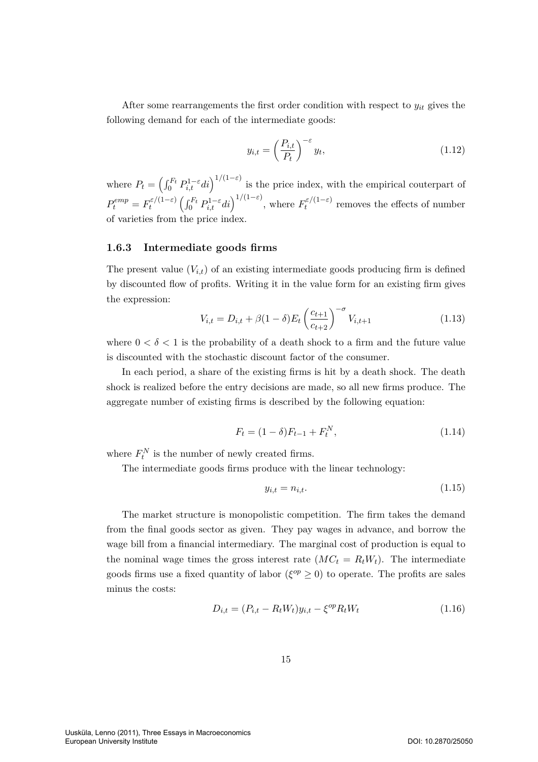After some rearrangements the first order condition with respect to $y_{it}$ gives the following demand for each of the intermediate goods:

$$y_{i,t} = \left(\frac{P_{i,t}}{P_t}\right)^{-\varepsilon} y_t, \tag{1.12}$$

where $P_t = \left(\int_0^{F_t} P_{i,t}^{1-\varepsilon} di\right)^{1/(1-\varepsilon)}$ is the price index, with the empirical couterpart of $P_t^{emp} = F_t^{\varepsilon/(1-\varepsilon)} \left(\int_0^{F_t} P_{i,t}^{1-\varepsilon} di\right)^{1/(1-\varepsilon)}$, where $F_t^{\varepsilon/(1-\varepsilon)}$ removes the effects of number of varieties from the price index.

### 1.6.3 Intermediate goods firms

The present value ($V_{i,t}$) of an existing intermediate goods producing firm is defined by discounted flow of profits. Writing it in the value form for an existing firm gives the expression:

$$V_{i,t} = D_{i,t} + \beta(1-\delta)E_t \left(\frac{c_{t+1}}{c_{t+2}}\right)^{-\sigma} V_{i,t+1} \tag{1.13}$$

where $0 < \delta < 1$ is the probability of a death shock to a firm and the future value is discounted with the stochastic discount factor of the consumer.

In each period, a share of the existing firms is hit by a death shock. The death shock is realized before the entry decisions are made, so all new firms produce. The aggregate number of existing firms is described by the following equation:

$$F_t = (1-\delta)F_{t-1} + F_t^N, \tag{1.14}$$

where $F_t^N$ is the number of newly created firms.

The intermediate goods firms produce with the linear technology:

$$y_{i,t} = n_{i,t}. \tag{1.15}$$

The market structure is monopolistic competition. The firm takes the demand from the final goods sector as given. They pay wages in advance, and borrow the wage bill from a financial intermediary. The marginal cost of production is equal to the nominal wage times the gross interest rate ($MC_t = R_t W_t$). The intermediate goods firms use a fixed quantity of labor ($\xi^{op} \geq 0$) to operate. The profits are sales minus the costs:

$$D_{i,t} = (P_{i,t} - R_t W_t) y_{i,t} - \xi^{op} R_t W_t \tag{1.16}$$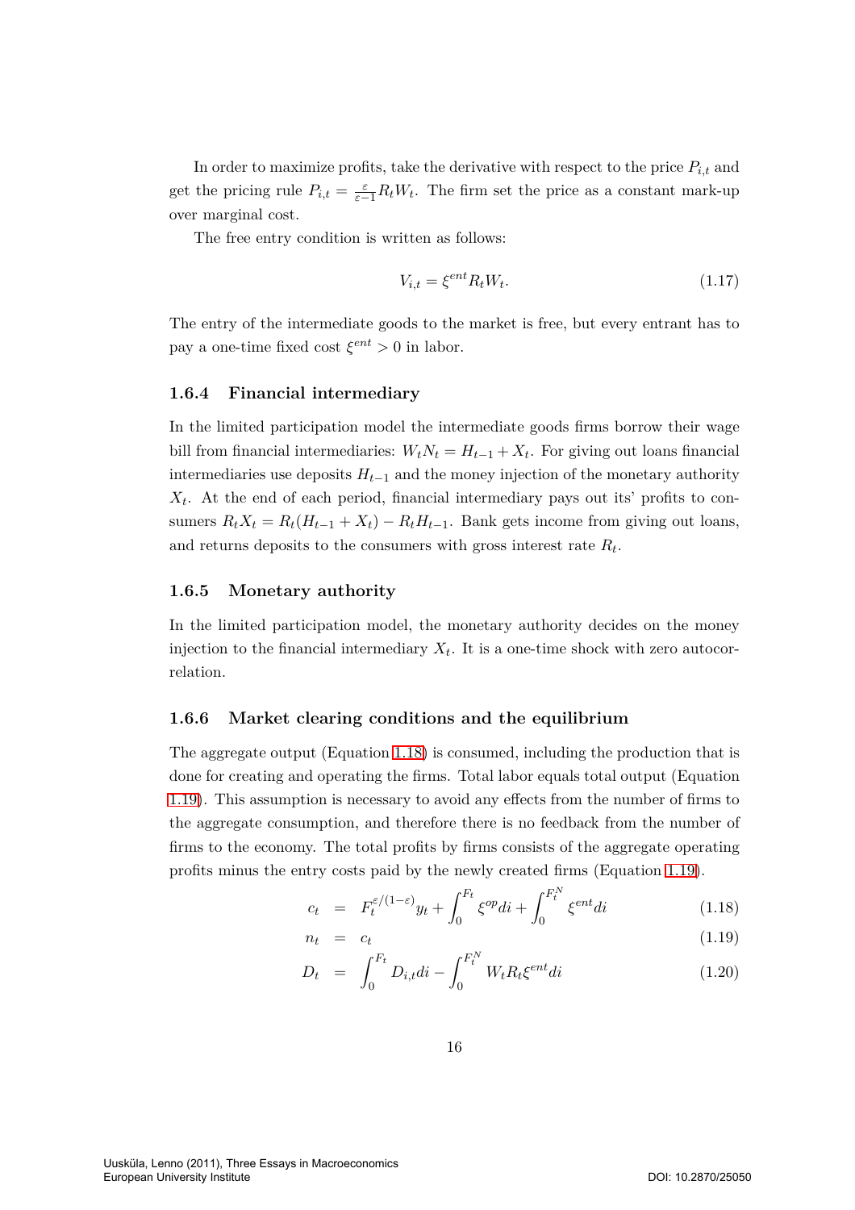In order to maximize profits, take the derivative with respect to the price $P_{i,t}$ and get the pricing rule $P_{i,t} = \frac{\varepsilon}{\varepsilon-1} R_t W_t$. The firm set the price as a constant mark-up over marginal cost.

The free entry condition is written as follows:

$$V_{i,t} = \xi^{ent} R_t W_t. \tag{1.17}$$

The entry of the intermediate goods to the market is free, but every entrant has to pay a one-time fixed cost $\xi^{ent} > 0$ in labor.

### 1.6.4 Financial intermediary

In the limited participation model the intermediate goods firms borrow their wage bill from financial intermediaries: $W_t N_t = H_{t-1} + X_t$. For giving out loans financial intermediaries use deposits $H_{t-1}$ and the money injection of the monetary authority $X_t$. At the end of each period, financial intermediary pays out its' profits to consumers $R_t X_t = R_t(H_{t-1} + X_t) - R_t H_{t-1}$. Bank gets income from giving out loans, and returns deposits to the consumers with gross interest rate $R_t$.

### 1.6.5 Monetary authority

In the limited participation model, the monetary authority decides on the money injection to the financial intermediary $X_t$. It is a one-time shock with zero autocorrelation.

### 1.6.6 Market clearing conditions and the equilibrium

The aggregate output (Equation 1.18) is consumed, including the production that is done for creating and operating the firms. Total labor equals total output (Equation 1.19). This assumption is necessary to avoid any effects from the number of firms to the aggregate consumption, and therefore there is no feedback from the number of firms to the economy. The total profits by firms consists of the aggregate operating profits minus the entry costs paid by the newly created firms (Equation 1.19).

$$c_t = F_t^{\varepsilon/(1-\varepsilon)} y_t + \int_0^{F_t} \xi^{op} di + \int_0^{F_t^N} \xi^{ent} di \tag{1.18}$$

$$n_t = c_t \tag{1.19}$$

$$D_t = \int_0^{F_t} D_{i,t} di - \int_0^{F_t^N} W_t R_t \xi^{ent} di \tag{1.20}$$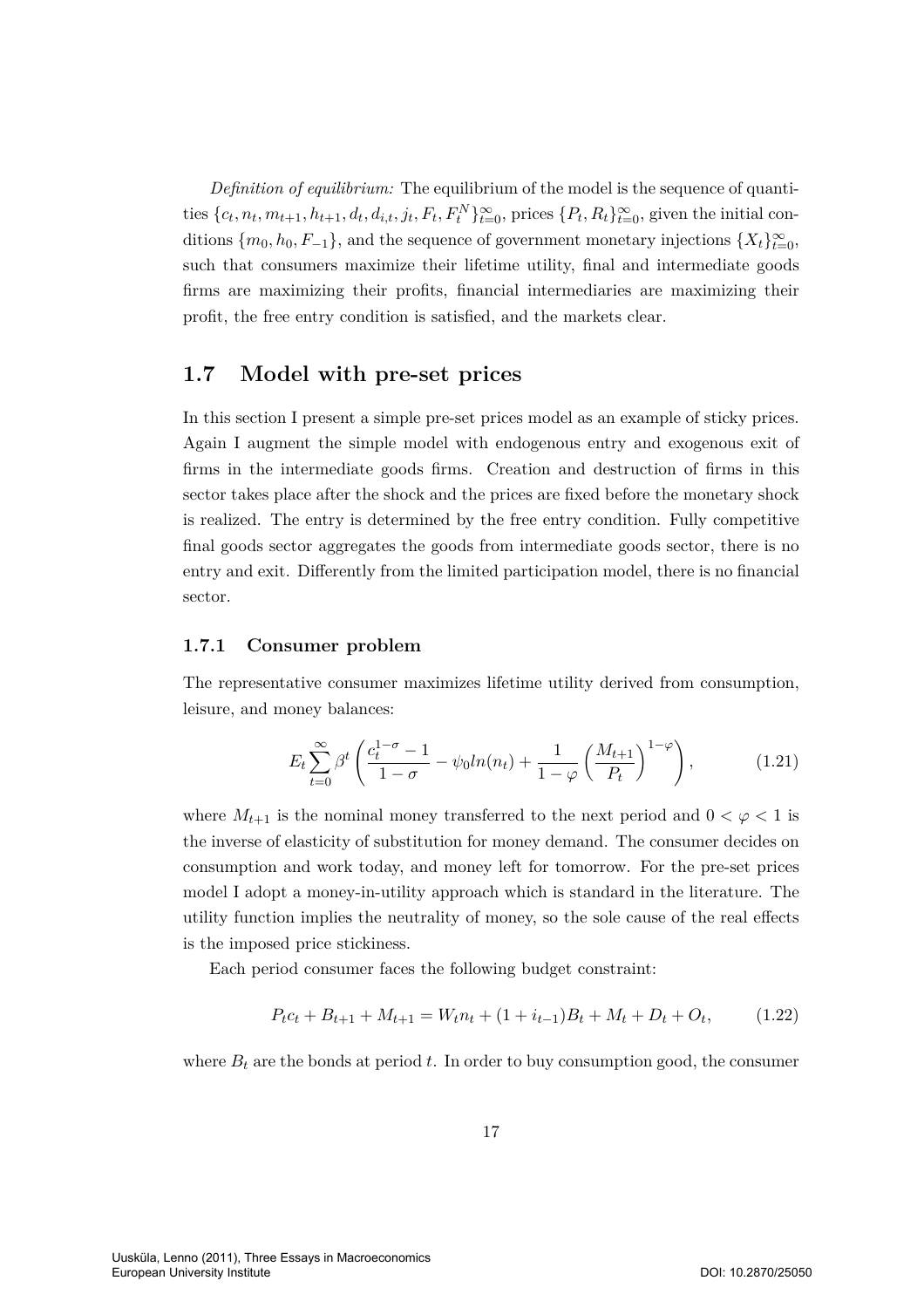*Definition of equilibrium:* The equilibrium of the model is the sequence of quantities $\{c_t, n_t, m_{t+1}, h_{t+1}, d_t, d_{i,t}, j_t, F_t, F_t^N\}_{t=0}^{\infty}$, prices $\{P_t, R_t\}_{t=0}^{\infty}$, given the initial conditions $\{m_0, h_0, F_{-1}\}$, and the sequence of government monetary injections $\{X_t\}_{t=0}^{\infty}$, such that consumers maximize their lifetime utility, final and intermediate goods firms are maximizing their profits, financial intermediaries are maximizing their profit, the free entry condition is satisfied, and the markets clear.

## 1.7 Model with pre-set prices

In this section I present a simple pre-set prices model as an example of sticky prices. Again I augment the simple model with endogenous entry and exogenous exit of firms in the intermediate goods firms. Creation and destruction of firms in this sector takes place after the shock and the prices are fixed before the monetary shock is realized. The entry is determined by the free entry condition. Fully competitive final goods sector aggregates the goods from intermediate goods sector, there is no entry and exit. Differently from the limited participation model, there is no financial sector.

### 1.7.1 Consumer problem

The representative consumer maximizes lifetime utility derived from consumption, leisure, and money balances:

$$E_t \sum_{t=0}^{\infty} \beta^t \left( \frac{c_t^{1-\sigma} - 1}{1-\sigma} - \psi_0 ln(n_t) + \frac{1}{1-\varphi} \left( \frac{M_{t+1}}{P_t} \right)^{1-\varphi} \right), \tag{1.21}$$

where $M_{t+1}$ is the nominal money transferred to the next period and $0 < \varphi < 1$ is the inverse of elasticity of substitution for money demand. The consumer decides on consumption and work today, and money left for tomorrow. For the pre-set prices model I adopt a money-in-utility approach which is standard in the literature. The utility function implies the neutrality of money, so the sole cause of the real effects is the imposed price stickiness.

Each period consumer faces the following budget constraint:

$$P_t c_t + B_{t+1} + M_{t+1} = W_t n_t + (1 + i_{t-1}) B_t + M_t + D_t + O_t, \tag{1.22}$$

where $B_t$ are the bonds at period $t$. In order to buy consumption good, the consumer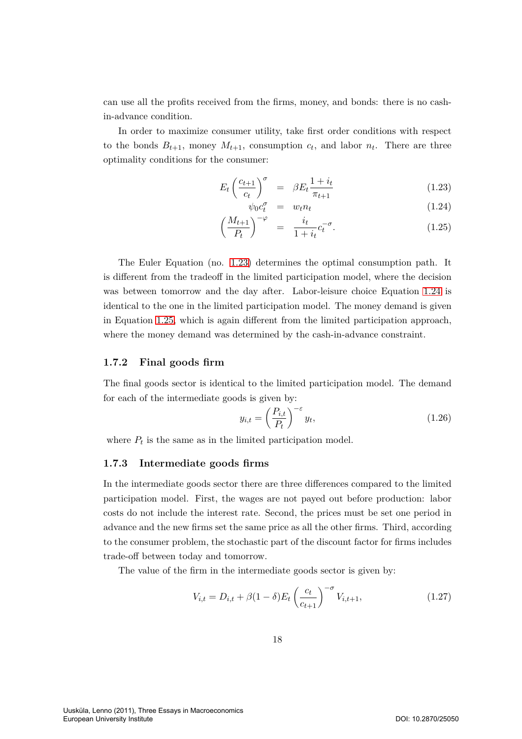can use all the profits received from the firms, money, and bonds: there is no cash-in-advance condition.

In order to maximize consumer utility, take first order conditions with respect to the bonds $B_{t+1}$, money $M_{t+1}$, consumption $c_t$, and labor $n_t$. There are three optimality conditions for the consumer:

$$E_t \left(\frac{c_{t+1}}{c_t}\right)^{\sigma} = \beta E_t \frac{1+i_t}{\pi_{t+1}} \tag{1.23}$$

$$\psi_0 c_t^{\sigma} = w_t n_t \tag{1.24}$$

$$\left(\frac{M_{t+1}}{P_t}\right)^{-\varphi} = \frac{i_t}{1+i_t} c_t^{-\sigma}. \tag{1.25}$$

The Euler Equation (no. 1.23) determines the optimal consumption path. It is different from the tradeoff in the limited participation model, where the decision was between tomorrow and the day after. Labor-leisure choice Equation 1.24 is identical to the one in the limited participation model. The money demand is given in Equation 1.25, which is again different from the limited participation approach, where the money demand was determined by the cash-in-advance constraint.

### 1.7.2 Final goods firm

The final goods sector is identical to the limited participation model. The demand for each of the intermediate goods is given by:

$$y_{i,t} = \left(\frac{P_{i,t}}{P_t}\right)^{-\varepsilon} y_t, \tag{1.26}$$

where $P_t$ is the same as in the limited participation model.

### 1.7.3 Intermediate goods firms

In the intermediate goods sector there are three differences compared to the limited participation model. First, the wages are not payed out before production: labor costs do not include the interest rate. Second, the prices must be set one period in advance and the new firms set the same price as all the other firms. Third, according to the consumer problem, the stochastic part of the discount factor for firms includes trade-off between today and tomorrow.

The value of the firm in the intermediate goods sector is given by:

$$V_{i,t} = D_{i,t} + \beta(1-\delta) E_t \left(\frac{c_t}{c_{t+1}}\right)^{-\sigma} V_{i,t+1}, \tag{1.27}$$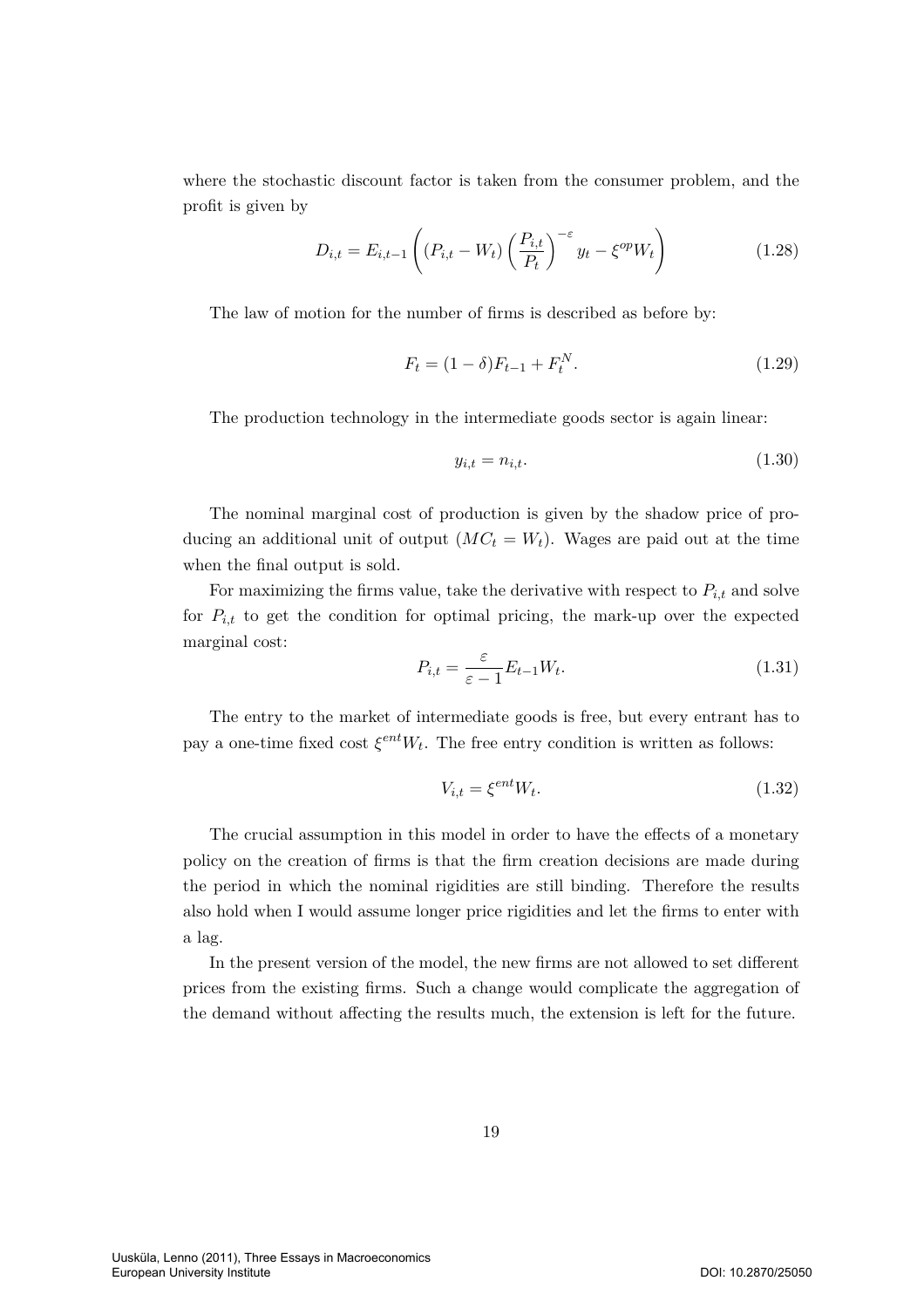where the stochastic discount factor is taken from the consumer problem, and the profit is given by

$$D_{i,t} = E_{i,t-1}\left( (P_{i,t} - W_t) \left( \frac{P_{i,t}}{P_t} \right)^{-\varepsilon} y_t - \xi^{op} W_t \right) \tag{1.28}$$

The law of motion for the number of firms is described as before by:

$$F_t = (1-\delta)F_{t-1} + F_t^N. \tag{1.29}$$

The production technology in the intermediate goods sector is again linear:

$$y_{i,t} = n_{i,t}. \tag{1.30}$$

The nominal marginal cost of production is given by the shadow price of producing an additional unit of output ($MC_t = W_t$). Wages are paid out at the time when the final output is sold.

For maximizing the firms value, take the derivative with respect to $P_{i,t}$ and solve for $P_{i,t}$ to get the condition for optimal pricing, the mark-up over the expected marginal cost:

$$P_{i,t} = \frac{\varepsilon}{\varepsilon - 1} E_{t-1} W_t. \tag{1.31}$$

The entry to the market of intermediate goods is free, but every entrant has to pay a one-time fixed cost $\xi^{ent} W_t$. The free entry condition is written as follows:

$$V_{i,t} = \xi^{ent} W_t. \tag{1.32}$$

The crucial assumption in this model in order to have the effects of a monetary policy on the creation of firms is that the firm creation decisions are made during the period in which the nominal rigidities are still binding. Therefore the results also hold when I would assume longer price rigidities and let the firms to enter with a lag.

In the present version of the model, the new firms are not allowed to set different prices from the existing firms. Such a change would complicate the aggregation of the demand without affecting the results much, the extension is left for the future.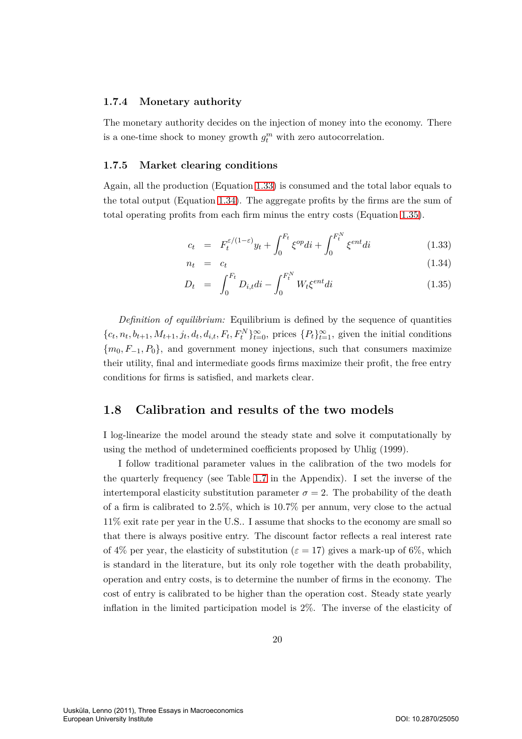### 1.7.4 Monetary authority

The monetary authority decides on the injection of money into the economy. There is a one-time shock to money growth $g_t^m$ with zero autocorrelation.

### 1.7.5 Market clearing conditions

Again, all the production (Equation 1.33) is consumed and the total labor equals to the total output (Equation 1.34). The aggregate profits by the firms are the sum of total operating profits from each firm minus the entry costs (Equation 1.35).

$$
\begin{aligned}
c_t &= F_t^{\varepsilon/(1-\varepsilon)} y_t + \int_0^{F_t} \xi^{op} di + \int_0^{F_t^N} \xi^{ent} di && (1.33) \\
n_t &= c_t && (1.34) \\
D_t &= \int_0^{F_t} D_{i,t} di - \int_0^{F_t^N} W_t \xi^{ent} di && (1.35)
\end{aligned}
$$

*Definition of equilibrium:* Equilibrium is defined by the sequence of quantities $\{c_t, n_t, b_{t+1}, M_{t+1}, j_t, d_t, d_{i,t}, F_t, F_t^N\}_{t=0}^{\infty}$, prices $\{P_t\}_{t=1}^{\infty}$, given the initial conditions $\{m_0, F_{-1}, P_0\}$, and government money injections, such that consumers maximize their utility, final and intermediate goods firms maximize their profit, the free entry conditions for firms is satisfied, and markets clear.

## 1.8 Calibration and results of the two models

I log-linearize the model around the steady state and solve it computationally by using the method of undetermined coefficients proposed by Uhlig (1999).

I follow traditional parameter values in the calibration of the two models for the quarterly frequency (see Table 1.7 in the Appendix). I set the inverse of the intertemporal elasticity substitution parameter $\sigma = 2$. The probability of the death of a firm is calibrated to 2.5%, which is 10.7% per annum, very close to the actual 11% exit rate per year in the U.S.. I assume that shocks to the economy are small so that there is always positive entry. The discount factor reflects a real interest rate of 4% per year, the elasticity of substitution ($\varepsilon = 17$) gives a mark-up of 6%, which is standard in the literature, but its only role together with the death probability, operation and entry costs, is to determine the number of firms in the economy. The cost of entry is calibrated to be higher than the operation cost. Steady state yearly inflation in the limited participation model is 2%. The inverse of the elasticity of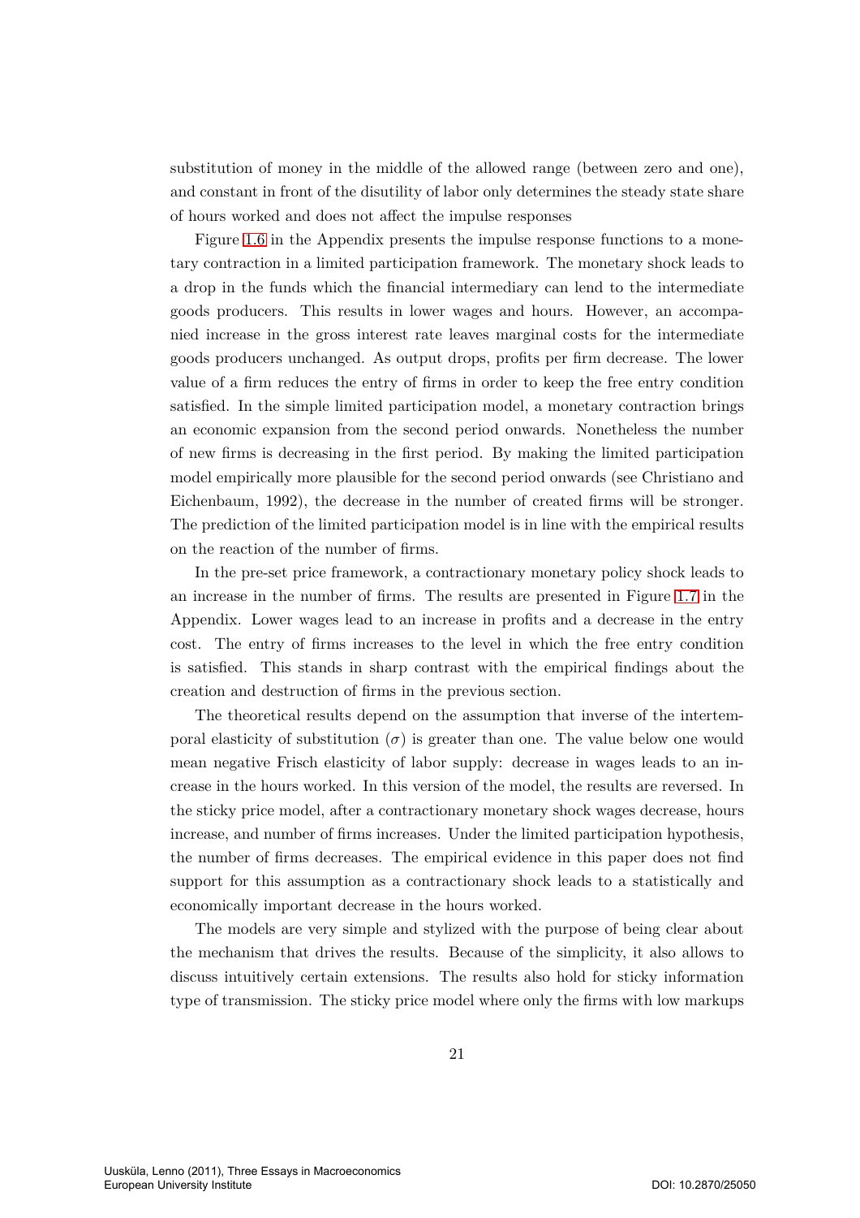substitution of money in the middle of the allowed range (between zero and one), and constant in front of the disutility of labor only determines the steady state share of hours worked and does not affect the impulse responses

Figure 1.6 in the Appendix presents the impulse response functions to a monetary contraction in a limited participation framework. The monetary shock leads to a drop in the funds which the financial intermediary can lend to the intermediate goods producers. This results in lower wages and hours. However, an accompanied increase in the gross interest rate leaves marginal costs for the intermediate goods producers unchanged. As output drops, profits per firm decrease. The lower value of a firm reduces the entry of firms in order to keep the free entry condition satisfied. In the simple limited participation model, a monetary contraction brings an economic expansion from the second period onwards. Nonetheless the number of new firms is decreasing in the first period. By making the limited participation model empirically more plausible for the second period onwards (see Christiano and Eichenbaum, 1992), the decrease in the number of created firms will be stronger. The prediction of the limited participation model is in line with the empirical results on the reaction of the number of firms.

In the pre-set price framework, a contractionary monetary policy shock leads to an increase in the number of firms. The results are presented in Figure 1.7 in the Appendix. Lower wages lead to an increase in profits and a decrease in the entry cost. The entry of firms increases to the level in which the free entry condition is satisfied. This stands in sharp contrast with the empirical findings about the creation and destruction of firms in the previous section.

The theoretical results depend on the assumption that inverse of the intertemporal elasticity of substitution ($\sigma$) is greater than one. The value below one would mean negative Frisch elasticity of labor supply: decrease in wages leads to an increase in the hours worked. In this version of the model, the results are reversed. In the sticky price model, after a contractionary monetary shock wages decrease, hours increase, and number of firms increases. Under the limited participation hypothesis, the number of firms decreases. The empirical evidence in this paper does not find support for this assumption as a contractionary shock leads to a statistically and economically important decrease in the hours worked.

The models are very simple and stylized with the purpose of being clear about the mechanism that drives the results. Because of the simplicity, it also allows to discuss intuitively certain extensions. The results also hold for sticky information type of transmission. The sticky price model where only the firms with low markups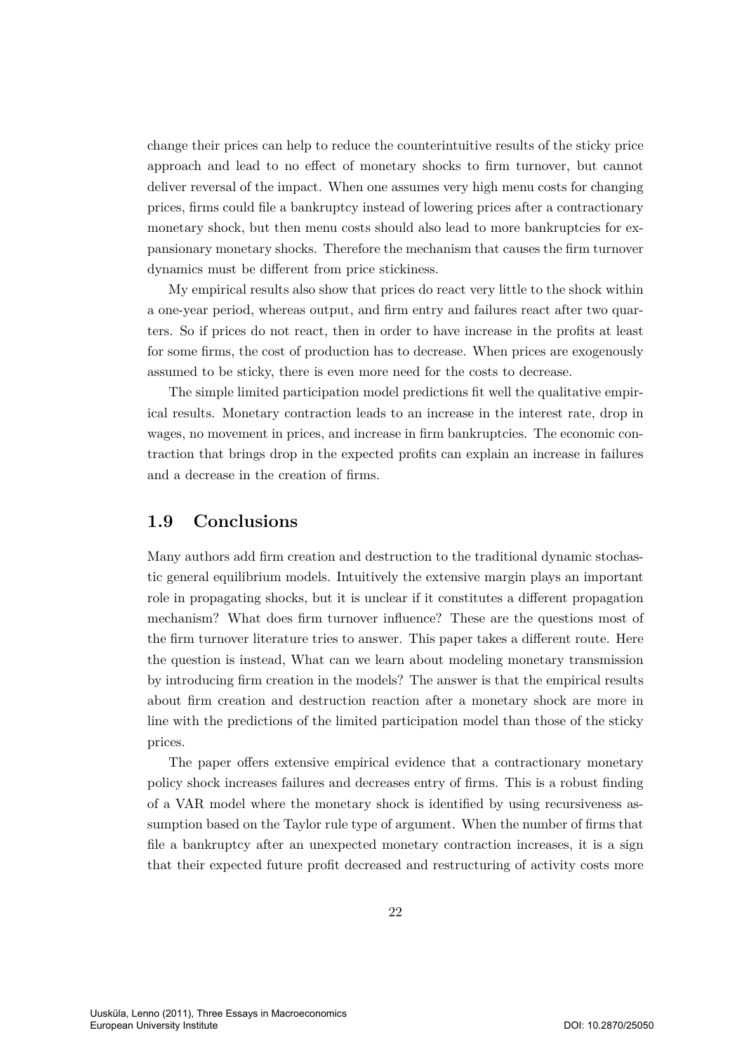change their prices can help to reduce the counterintuitive results of the sticky price approach and lead to no effect of monetary shocks to firm turnover, but cannot deliver reversal of the impact. When one assumes very high menu costs for changing prices, firms could file a bankruptcy instead of lowering prices after a contractionary monetary shock, but then menu costs should also lead to more bankruptcies for expansionary monetary shocks. Therefore the mechanism that causes the firm turnover dynamics must be different from price stickiness.

My empirical results also show that prices do react very little to the shock within a one-year period, whereas output, and firm entry and failures react after two quarters. So if prices do not react, then in order to have increase in the profits at least for some firms, the cost of production has to decrease. When prices are exogenously assumed to be sticky, there is even more need for the costs to decrease.

The simple limited participation model predictions fit well the qualitative empirical results. Monetary contraction leads to an increase in the interest rate, drop in wages, no movement in prices, and increase in firm bankruptcies. The economic contraction that brings drop in the expected profits can explain an increase in failures and a decrease in the creation of firms.

## 1.9 Conclusions

Many authors add firm creation and destruction to the traditional dynamic stochastic general equilibrium models. Intuitively the extensive margin plays an important role in propagating shocks, but it is unclear if it constitutes a different propagation mechanism? What does firm turnover influence? These are the questions most of the firm turnover literature tries to answer. This paper takes a different route. Here the question is instead, What can we learn about modeling monetary transmission by introducing firm creation in the models? The answer is that the empirical results about firm creation and destruction reaction after a monetary shock are more in line with the predictions of the limited participation model than those of the sticky prices.

The paper offers extensive empirical evidence that a contractionary monetary policy shock increases failures and decreases entry of firms. This is a robust finding of a VAR model where the monetary shock is identified by using recursiveness assumption based on the Taylor rule type of argument. When the number of firms that file a bankruptcy after an unexpected monetary contraction increases, it is a sign that their expected future profit decreased and restructuring of activity costs more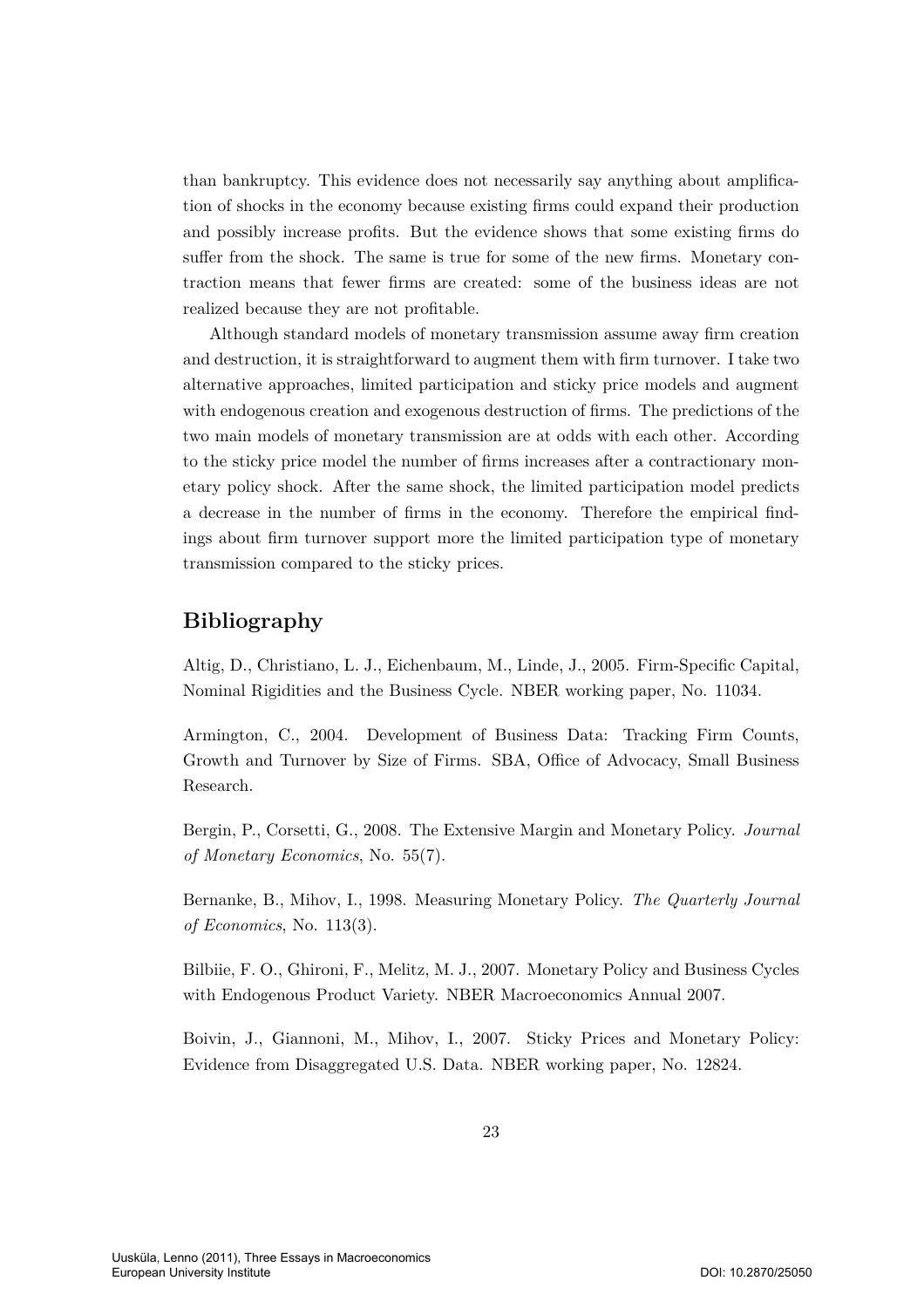than bankruptcy. This evidence does not necessarily say anything about amplification of shocks in the economy because existing firms could expand their production and possibly increase profits. But the evidence shows that some existing firms do suffer from the shock. The same is true for some of the new firms. Monetary contraction means that fewer firms are created: some of the business ideas are not realized because they are not profitable.

Although standard models of monetary transmission assume away firm creation and destruction, it is straightforward to augment them with firm turnover. I take two alternative approaches, limited participation and sticky price models and augment with endogenous creation and exogenous destruction of firms. The predictions of the two main models of monetary transmission are at odds with each other. According to the sticky price model the number of firms increases after a contractionary monetary policy shock. After the same shock, the limited participation model predicts a decrease in the number of firms in the economy. Therefore the empirical findings about firm turnover support more the limited participation type of monetary transmission compared to the sticky prices.

## Bibliography

Altig, D., Christiano, L. J., Eichenbaum, M., Linde, J., 2005. Firm-Specific Capital, Nominal Rigidities and the Business Cycle. NBER working paper, No. 11034.

Armington, C., 2004. Development of Business Data: Tracking Firm Counts, Growth and Turnover by Size of Firms. SBA, Office of Advocacy, Small Business Research.

Bergin, P., Corsetti, G., 2008. The Extensive Margin and Monetary Policy. *Journal of Monetary Economics*, No. 55(7).

Bernanke, B., Mihov, I., 1998. Measuring Monetary Policy. *The Quarterly Journal of Economics*, No. 113(3).

Bilbiie, F. O., Ghironi, F., Melitz, M. J., 2007. Monetary Policy and Business Cycles with Endogenous Product Variety. NBER Macroeconomics Annual 2007.

Boivin, J., Giannoni, M., Mihov, I., 2007. Sticky Prices and Monetary Policy: Evidence from Disaggregated U.S. Data. NBER working paper, No. 12824.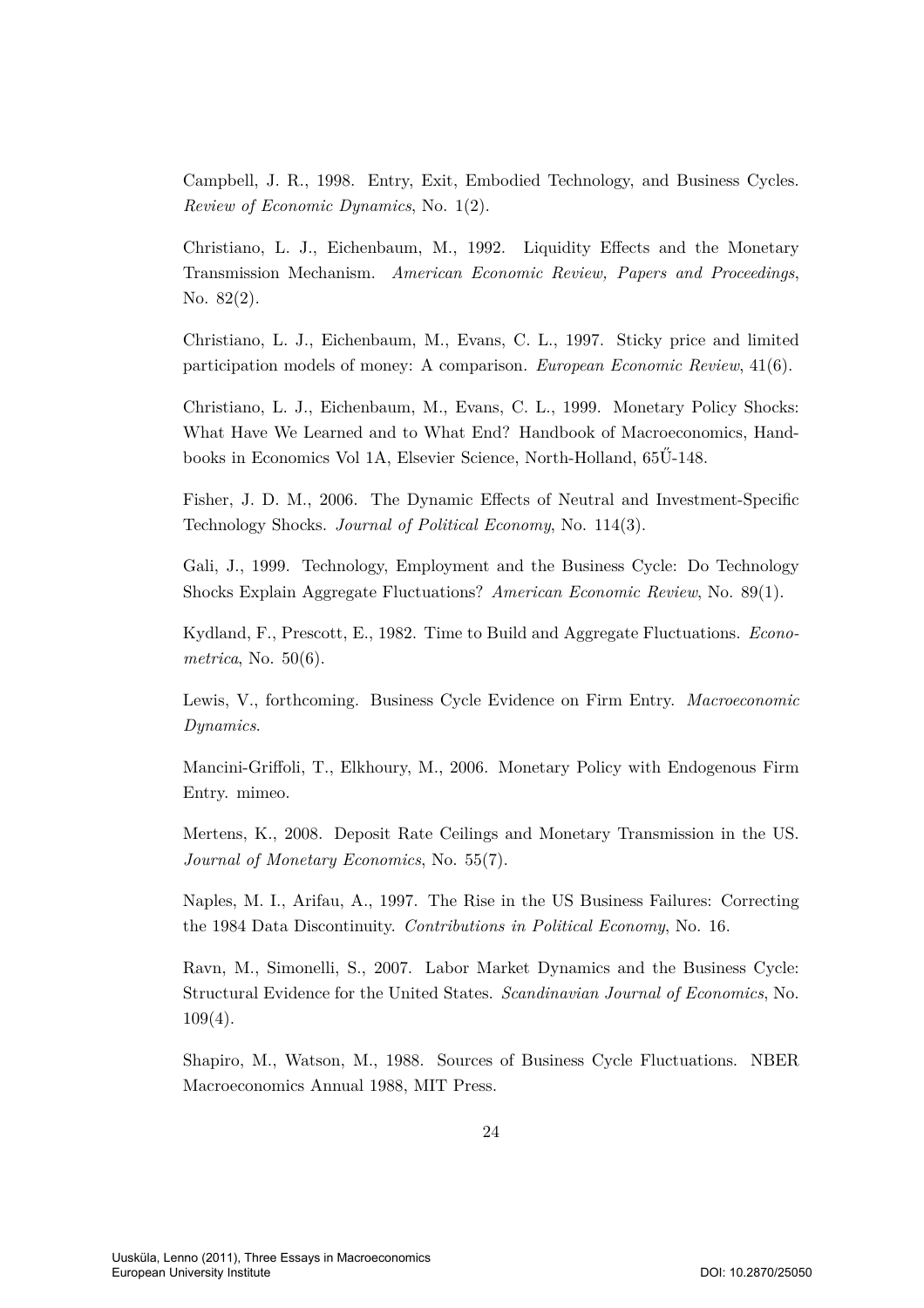Campbell, J. R., 1998. Entry, Exit, Embodied Technology, and Business Cycles. *Review of Economic Dynamics*, No. 1(2).

Christiano, L. J., Eichenbaum, M., 1992. Liquidity Effects and the Monetary Transmission Mechanism. *American Economic Review, Papers and Proceedings*, No. 82(2).

Christiano, L. J., Eichenbaum, M., Evans, C. L., 1997. Sticky price and limited participation models of money: A comparison. *European Economic Review*, 41(6).

Christiano, L. J., Eichenbaum, M., Evans, C. L., 1999. Monetary Policy Shocks: What Have We Learned and to What End? Handbook of Macroeconomics, Handbooks in Economics Vol 1A, Elsevier Science, North-Holland, 65Ű-148.

Fisher, J. D. M., 2006. The Dynamic Effects of Neutral and Investment-Specific Technology Shocks. *Journal of Political Economy*, No. 114(3).

Gali, J., 1999. Technology, Employment and the Business Cycle: Do Technology Shocks Explain Aggregate Fluctuations? *American Economic Review*, No. 89(1).

Kydland, F., Prescott, E., 1982. Time to Build and Aggregate Fluctuations. *Econometrica*, No. 50(6).

Lewis, V., forthcoming. Business Cycle Evidence on Firm Entry. *Macroeconomic Dynamics*.

Mancini-Griffoli, T., Elkhoury, M., 2006. Monetary Policy with Endogenous Firm Entry. mimeo.

Mertens, K., 2008. Deposit Rate Ceilings and Monetary Transmission in the US. *Journal of Monetary Economics*, No. 55(7).

Naples, M. I., Arifau, A., 1997. The Rise in the US Business Failures: Correcting the 1984 Data Discontinuity. *Contributions in Political Economy*, No. 16.

Ravn, M., Simonelli, S., 2007. Labor Market Dynamics and the Business Cycle: Structural Evidence for the United States. *Scandinavian Journal of Economics*, No. 109(4).

Shapiro, M., Watson, M., 1988. Sources of Business Cycle Fluctuations. NBER Macroeconomics Annual 1988, MIT Press.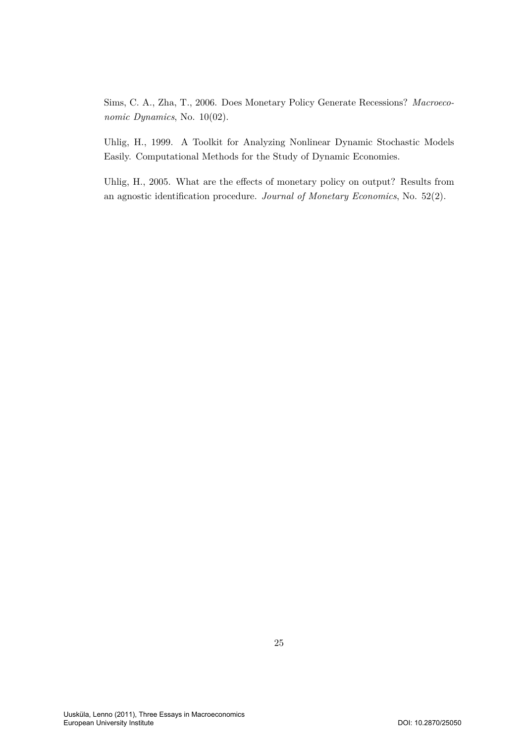Sims, C. A., Zha, T., 2006. Does Monetary Policy Generate Recessions? *Macroeconomic Dynamics*, No. 10(02).

Uhlig, H., 1999. A Toolkit for Analyzing Nonlinear Dynamic Stochastic Models Easily. Computational Methods for the Study of Dynamic Economies.

Uhlig, H., 2005. What are the effects of monetary policy on output? Results from an agnostic identification procedure. *Journal of Monetary Economics*, No. 52(2).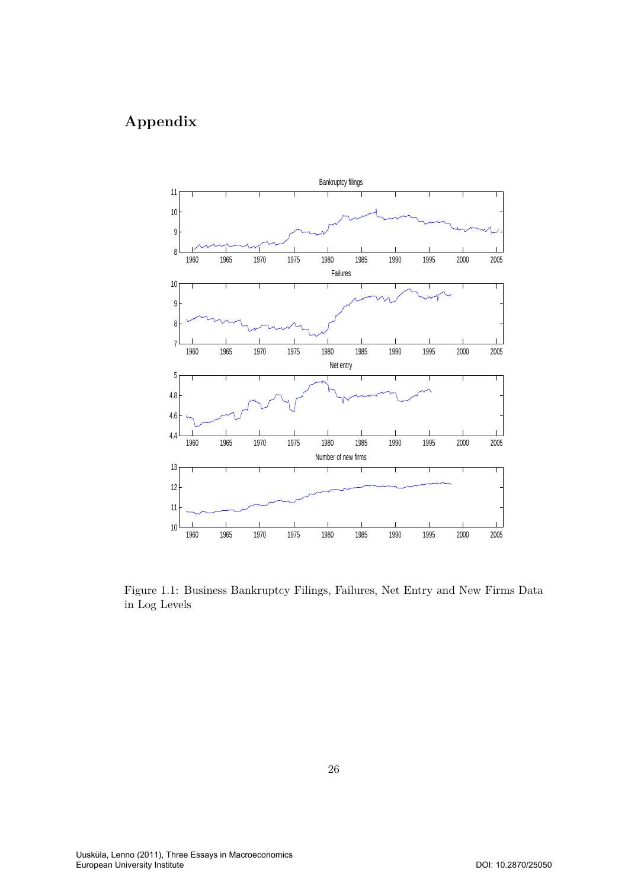# Appendix

Figure 1.1: Business Bankruptcy Filings, Failures, Net Entry and New Firms Data in Log Levels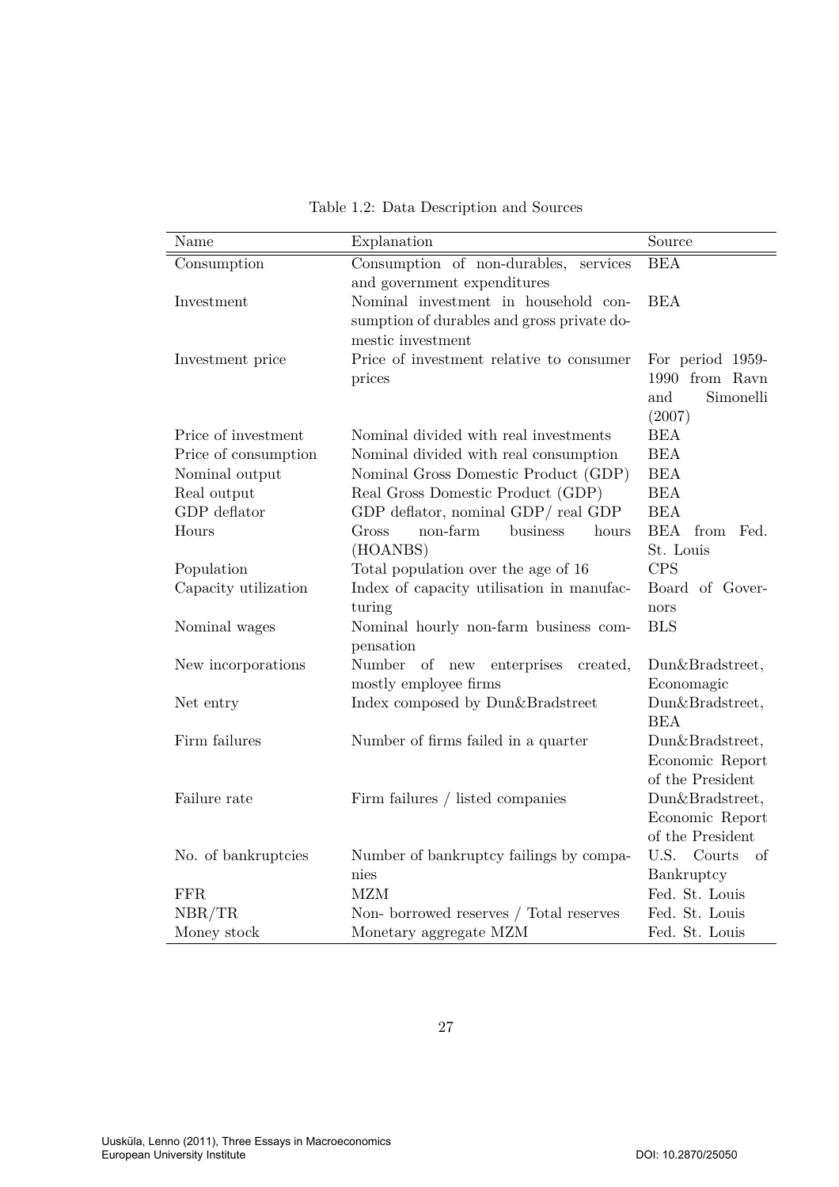Table 1.2: Data Description and Sources

| Name | Explanation | Source |
|---|---|---|
| Consumption | Consumption of non-durables, services and government expenditures | BEA |
| Investment | Nominal investment in household consumption of durables and gross private domestic investment | BEA |
| Investment price | Price of investment relative to consumer prices | For period 1959-1990 from Ravn and Simonelli (2007) |
| Price of investment | Nominal divided with real investments | BEA |
| Price of consumption | Nominal divided with real consumption | BEA |
| Nominal output | Nominal Gross Domestic Product (GDP) | BEA |
| Real output | Real Gross Domestic Product (GDP) | BEA |
| GDP deflator | GDP deflator, nominal GDP/ real GDP | BEA |
| Hours | Gross non-farm business hours (HOANBS) | BEA from Fed. St. Louis |
| Population | Total population over the age of 16 | CPS |
| Capacity utilization | Index of capacity utilisation in manufacturing | Board of Governors |
| Nominal wages | Nominal hourly non-farm business compensation | BLS |
| New incorporations | Number of new enterprises created, mostly employee firms | Dun&Bradstreet, Economagic |
| Net entry | Index composed by Dun&Bradstreet | Dun&Bradstreet, BEA |
| Firm failures | Number of firms failed in a quarter | Dun&Bradstreet, Economic Report of the President |
| Failure rate | Firm failures / listed companies | Dun&Bradstreet, Economic Report of the President |
| No. of bankruptcies | Number of bankruptcy failings by companies | U.S. Courts of Bankruptcy |
| FFR | MZM | Fed. St. Louis |
| NBR/TR | Non- borrowed reserves / Total reserves | Fed. St. Louis |
| Money stock | Monetary aggregate MZM | Fed. St. Louis |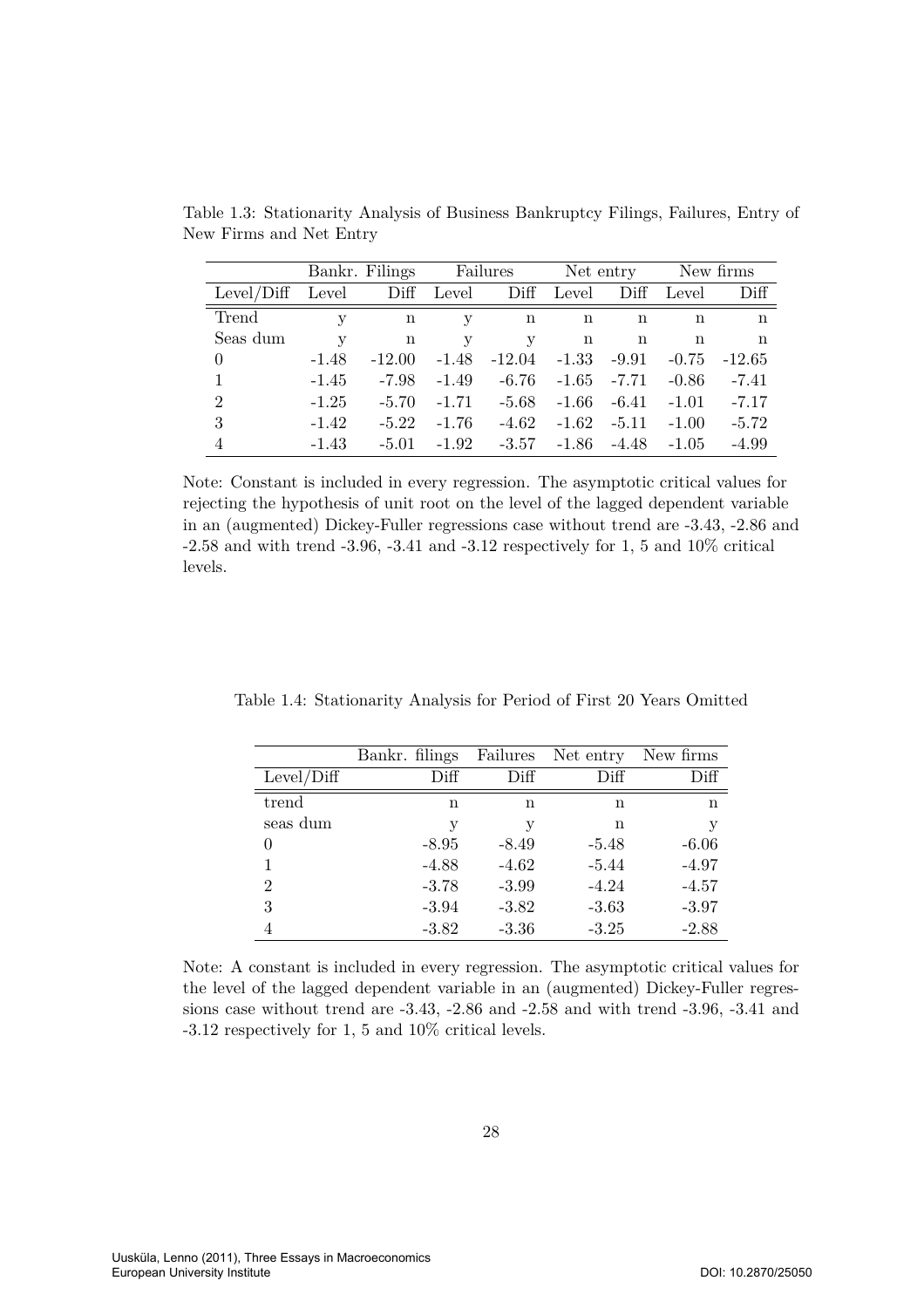Table 1.3: Stationarity Analysis of Business Bankruptcy Filings, Failures, Entry of New Firms and Net Entry

| | Bankr. Filings | | Failures | | Net entry | | New firms | |
|---|---|---|---|---|---|---|---|---|
| Level/Diff | Level | Diff | Level | Diff | Level | Diff | Level | Diff |
| Trend | y | n | y | n | n | n | n | n |
| Seas dum | y | n | y | y | n | n | n | n |
| 0 | -1.48 | -12.00 | -1.48 | -12.04 | -1.33 | -9.91 | -0.75 | -12.65 |
| 1 | -1.45 | -7.98 | -1.49 | -6.76 | -1.65 | -7.71 | -0.86 | -7.41 |
| 2 | -1.25 | -5.70 | -1.71 | -5.68 | -1.66 | -6.41 | -1.01 | -7.17 |
| 3 | -1.42 | -5.22 | -1.76 | -4.62 | -1.62 | -5.11 | -1.00 | -5.72 |
| 4 | -1.43 | -5.01 | -1.92 | -3.57 | -1.86 | -4.48 | -1.05 | -4.99 |

Note: Constant is included in every regression. The asymptotic critical values for rejecting the hypothesis of unit root on the level of the lagged dependent variable in an (augmented) Dickey-Fuller regressions case without trend are -3.43, -2.86 and -2.58 and with trend -3.96, -3.41 and -3.12 respectively for 1, 5 and 10% critical levels.

Table 1.4: Stationarity Analysis for Period of First 20 Years Omitted

| | Bankr. filings | Failures | Net entry | New firms |
|---|---|---|---|---|
| Level/Diff | Diff | Diff | Diff | Diff |
| trend | n | n | n | n |
| seas dum | y | y | n | y |
| 0 | -8.95 | -8.49 | -5.48 | -6.06 |
| 1 | -4.88 | -4.62 | -5.44 | -4.97 |
| 2 | -3.78 | -3.99 | -4.24 | -4.57 |
| 3 | -3.94 | -3.82 | -3.63 | -3.97 |
| 4 | -3.82 | -3.36 | -3.25 | -2.88 |

Note: A constant is included in every regression. The asymptotic critical values for the level of the lagged dependent variable in an (augmented) Dickey-Fuller regressions case without trend are -3.43, -2.86 and -2.58 and with trend -3.96, -3.41 and -3.12 respectively for 1, 5 and 10% critical levels.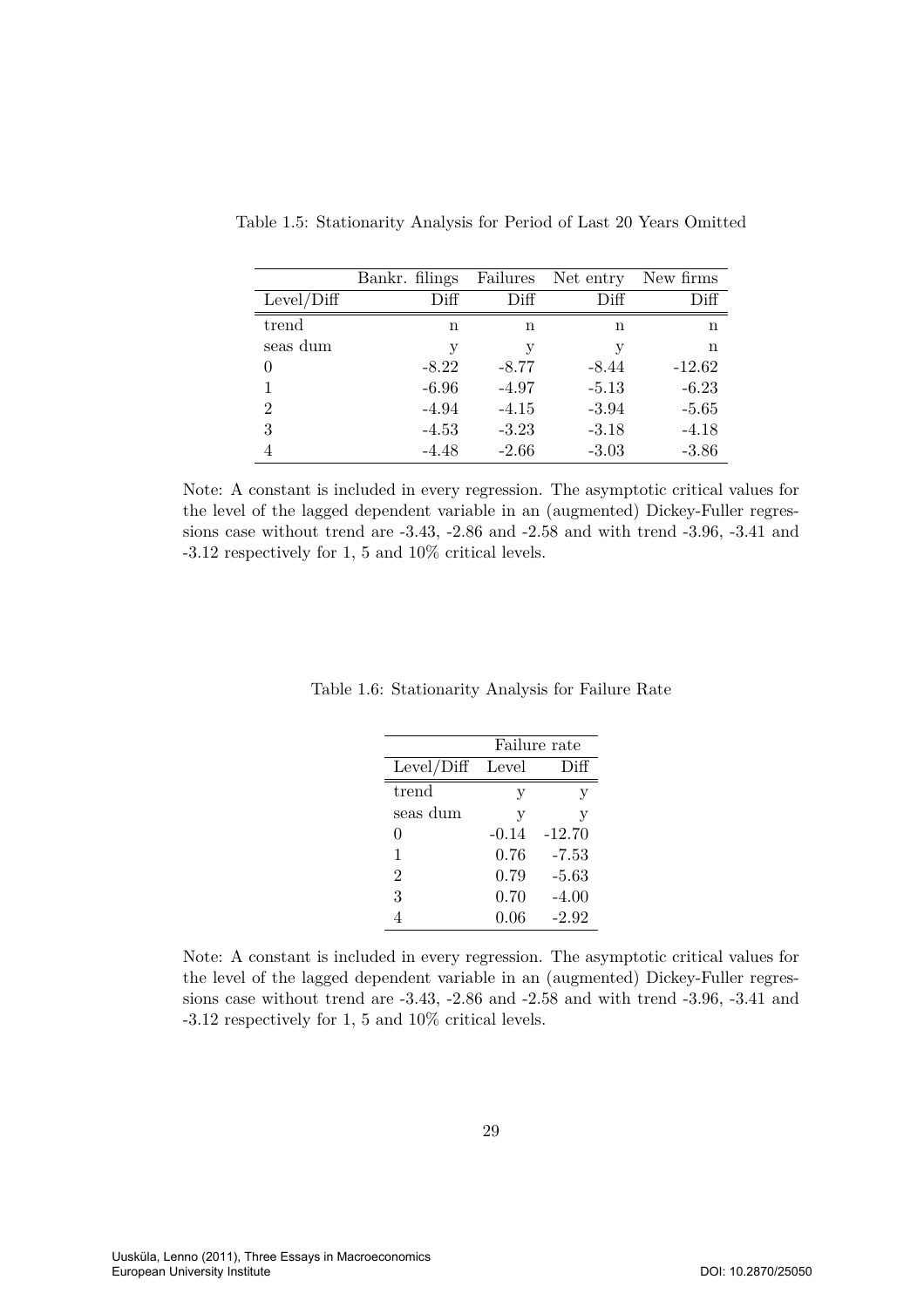Table 1.5: Stationarity Analysis for Period of Last 20 Years Omitted

| | Bankr. filings | Failures | Net entry | New firms |
|---|---|---|---|---|
| Level/Diff | Diff | Diff | Diff | Diff |
| trend | n | n | n | n |
| seas dum | y | y | y | n |
| 0 | -8.22 | -8.77 | -8.44 | -12.62 |
| 1 | -6.96 | -4.97 | -5.13 | -6.23 |
| 2 | -4.94 | -4.15 | -3.94 | -5.65 |
| 3 | -4.53 | -3.23 | -3.18 | -4.18 |
| 4 | -4.48 | -2.66 | -3.03 | -3.86 |

Note: A constant is included in every regression. The asymptotic critical values for the level of the lagged dependent variable in an (augmented) Dickey-Fuller regressions case without trend are -3.43, -2.86 and -2.58 and with trend -3.96, -3.41 and -3.12 respectively for 1, 5 and 10% critical levels.

Table 1.6: Stationarity Analysis for Failure Rate

| | Failure rate | |
|---|---|---|
| Level/Diff | Level | Diff |
| trend | y | y |
| seas dum | y | y |
| 0 | -0.14 | -12.70 |
| 1 | 0.76 | -7.53 |
| 2 | 0.79 | -5.63 |
| 3 | 0.70 | -4.00 |
| 4 | 0.06 | -2.92 |

Note: A constant is included in every regression. The asymptotic critical values for the level of the lagged dependent variable in an (augmented) Dickey-Fuller regressions case without trend are -3.43, -2.86 and -2.58 and with trend -3.96, -3.41 and -3.12 respectively for 1, 5 and 10% critical levels.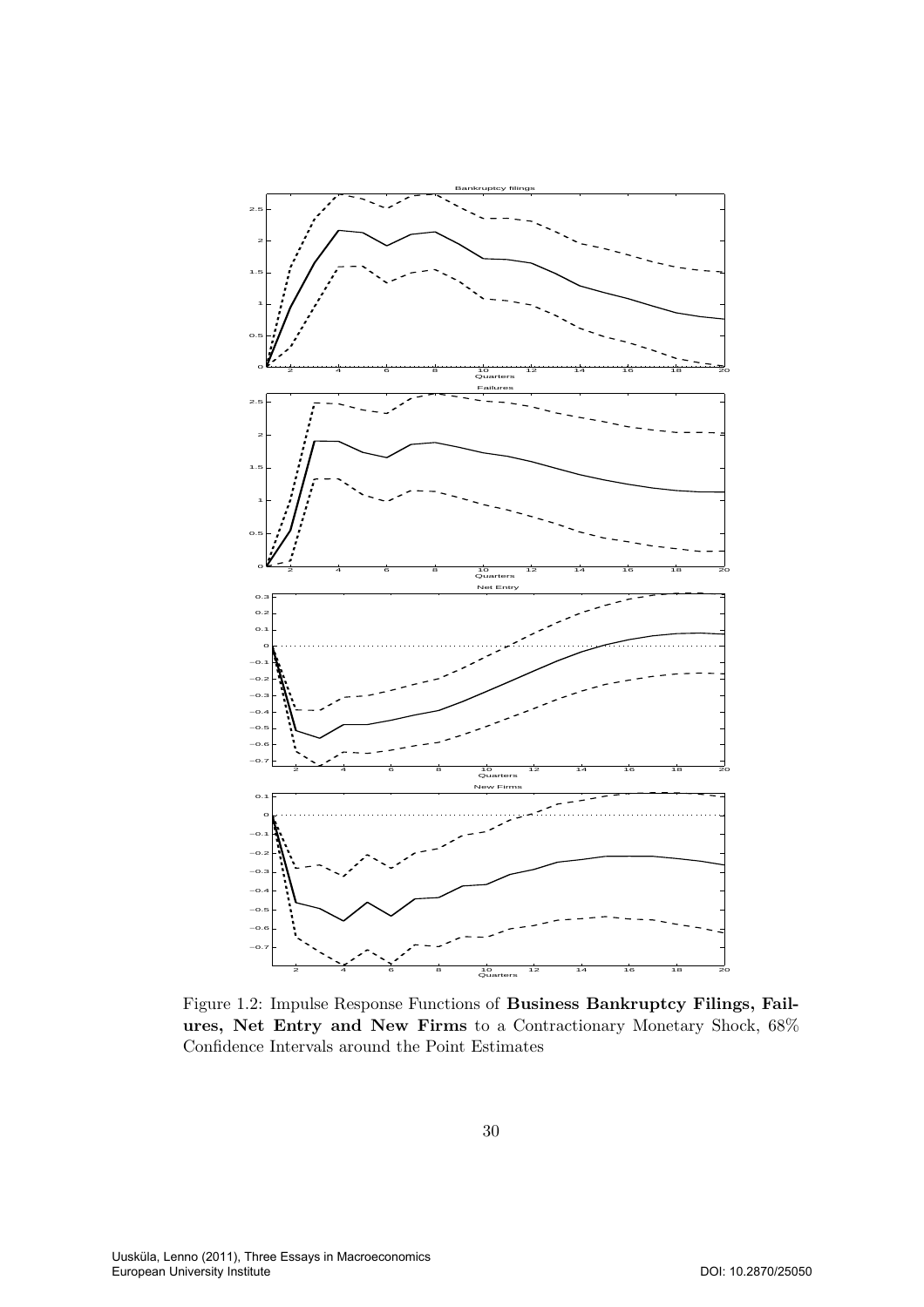Figure 1.2: Impulse Response Functions of **Business Bankruptcy Filings, Failures, Net Entry and New Firms** to a Contractionary Monetary Shock, 68% Confidence Intervals around the Point Estimates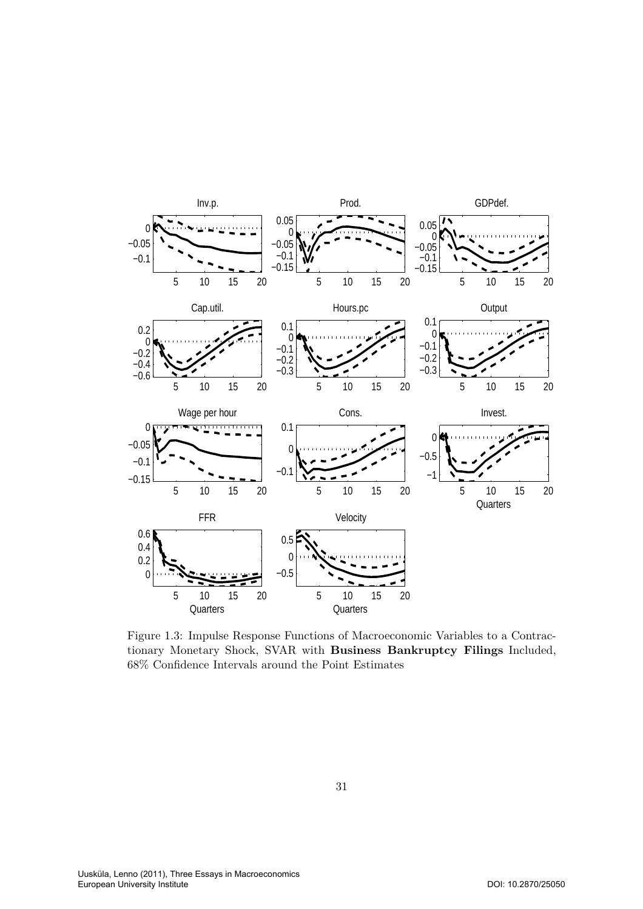Figure 1.3: Impulse Response Functions of Macroeconomic Variables to a Contractionary Monetary Shock, SVAR with **Business Bankruptcy Filings** Included, 68% Confidence Intervals around the Point Estimates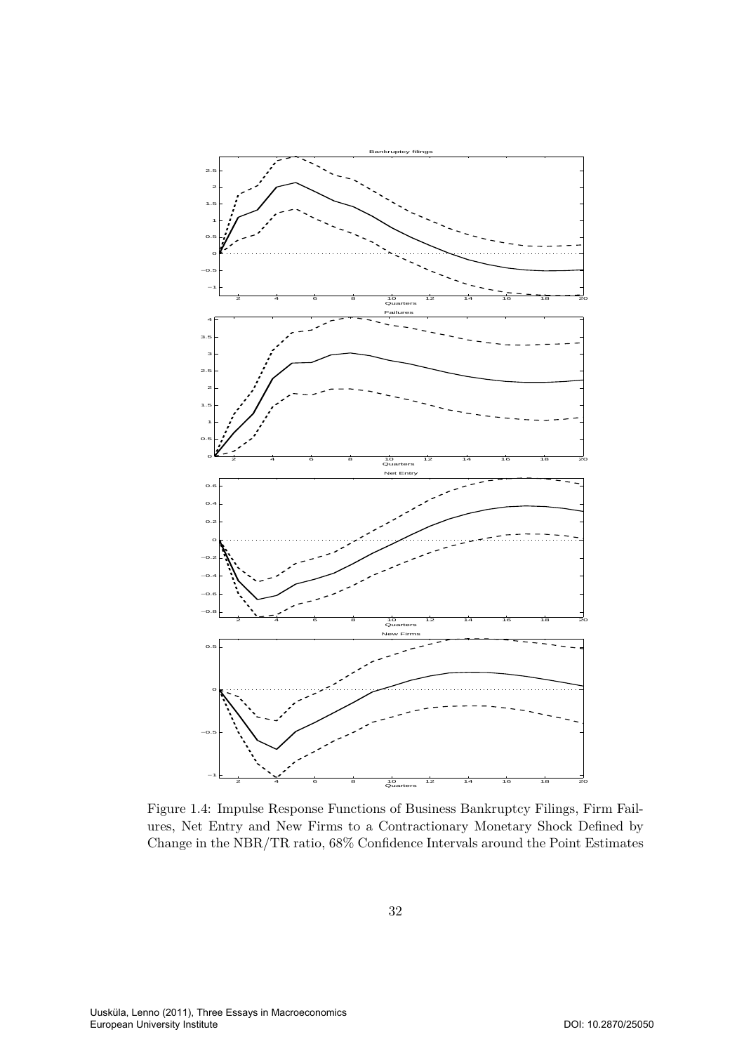Figure 1.4: Impulse Response Functions of Business Bankruptcy Filings, Firm Failures, Net Entry and New Firms to a Contractionary Monetary Shock Defined by Change in the NBR/TR ratio, 68% Confidence Intervals around the Point Estimates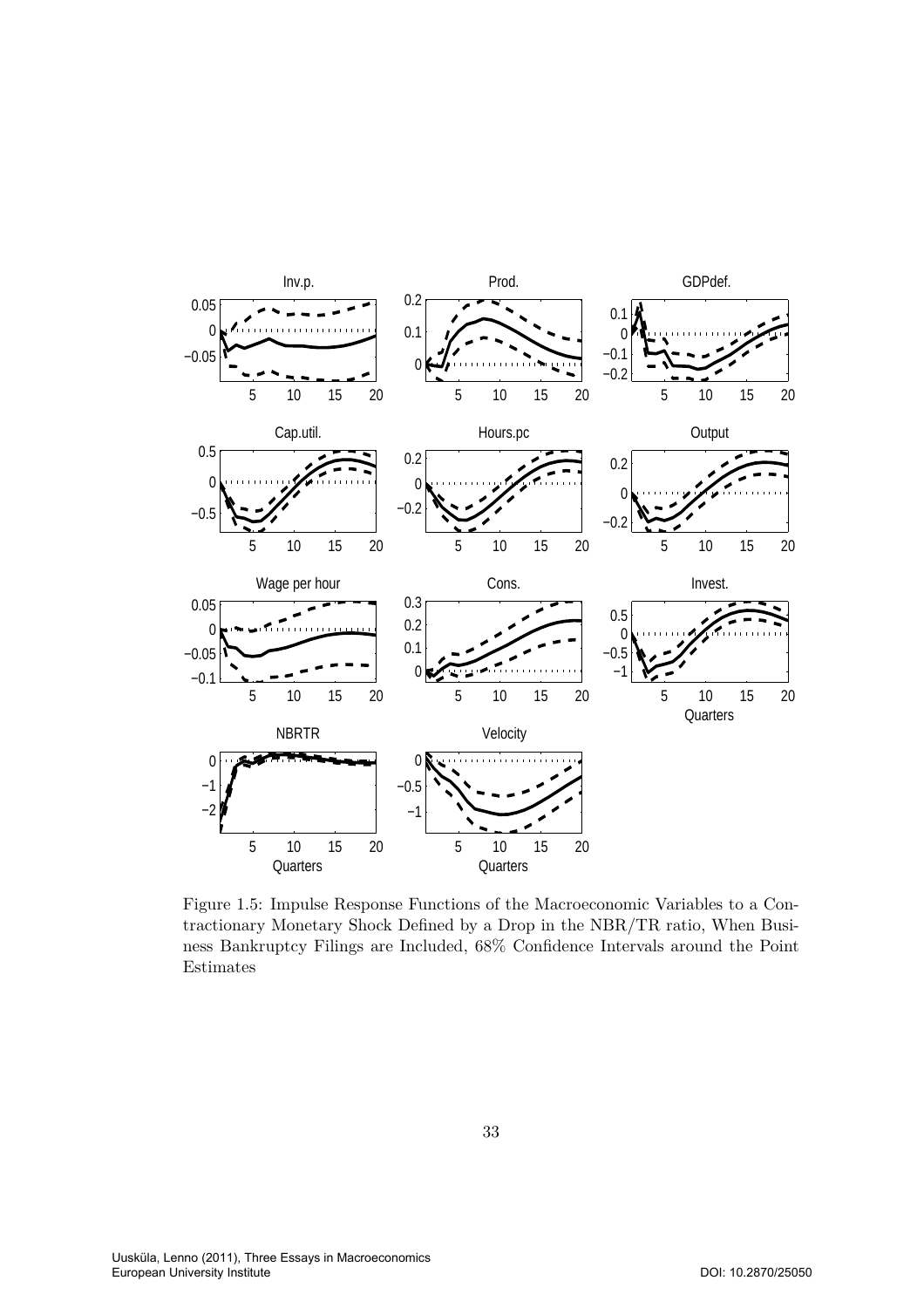Figure 1.5: Impulse Response Functions of the Macroeconomic Variables to a Contractionary Monetary Shock Defined by a Drop in the NBR/TR ratio, When Business Bankruptcy Filings are Included, 68% Confidence Intervals around the Point Estimates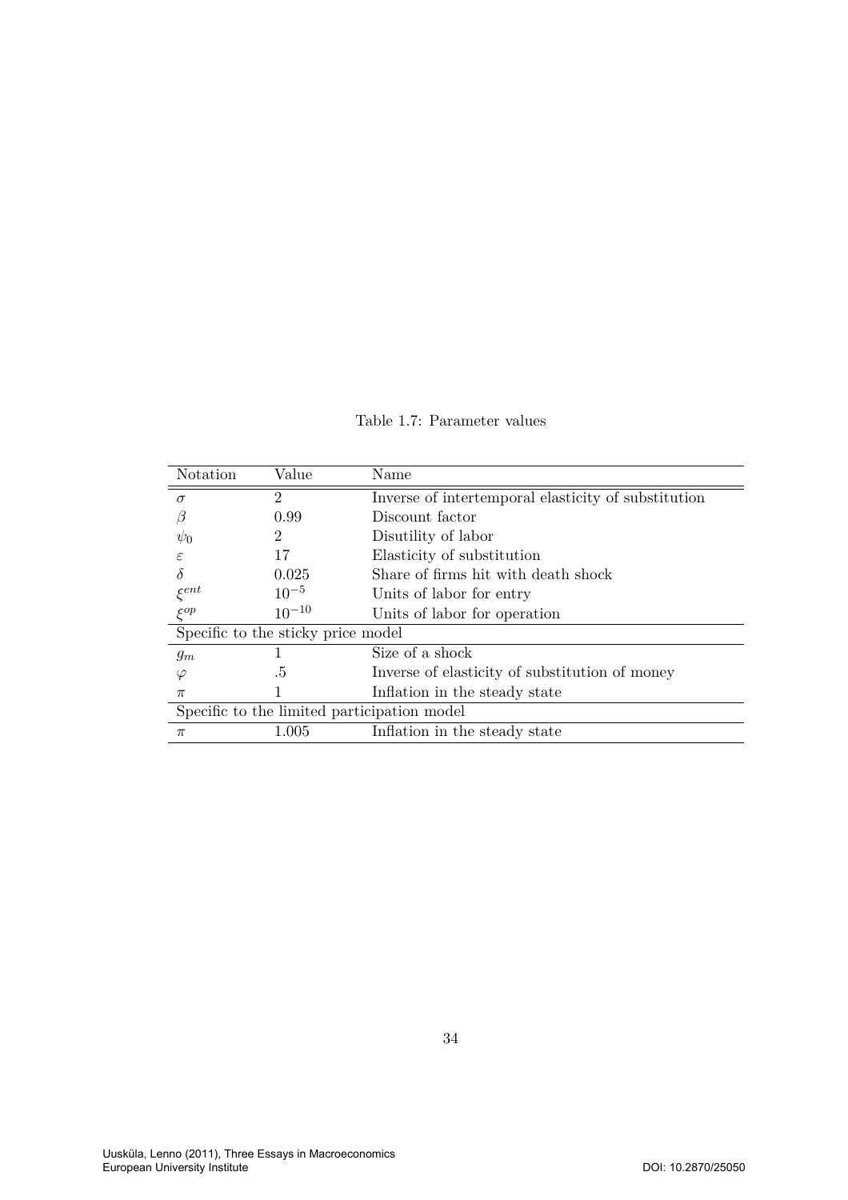Table 1.7: Parameter values

| Notation | Value | Name |
|---|---|---|
| $\sigma$ | 2 | Inverse of intertemporal elasticity of substitution |
| $\beta$ | 0.99 | Discount factor |
| $\psi_0$ | 2 | Disutility of labor |
| $\varepsilon$ | 17 | Elasticity of substitution |
| $\delta$ | 0.025 | Share of firms hit with death shock |
| $\xi^{ent}$ | $10^{-5}$ | Units of labor for entry |
| $\xi^{op}$ | $10^{-10}$ | Units of labor for operation |
| Specific to the sticky price model | | |
| $g_m$ | 1 | Size of a shock |
| $\varphi$ | .5 | Inverse of elasticity of substitution of money |
| $\pi$ | 1 | Inflation in the steady state |
| Specific to the limited participation model | | |
| $\pi$ | 1.005 | Inflation in the steady state |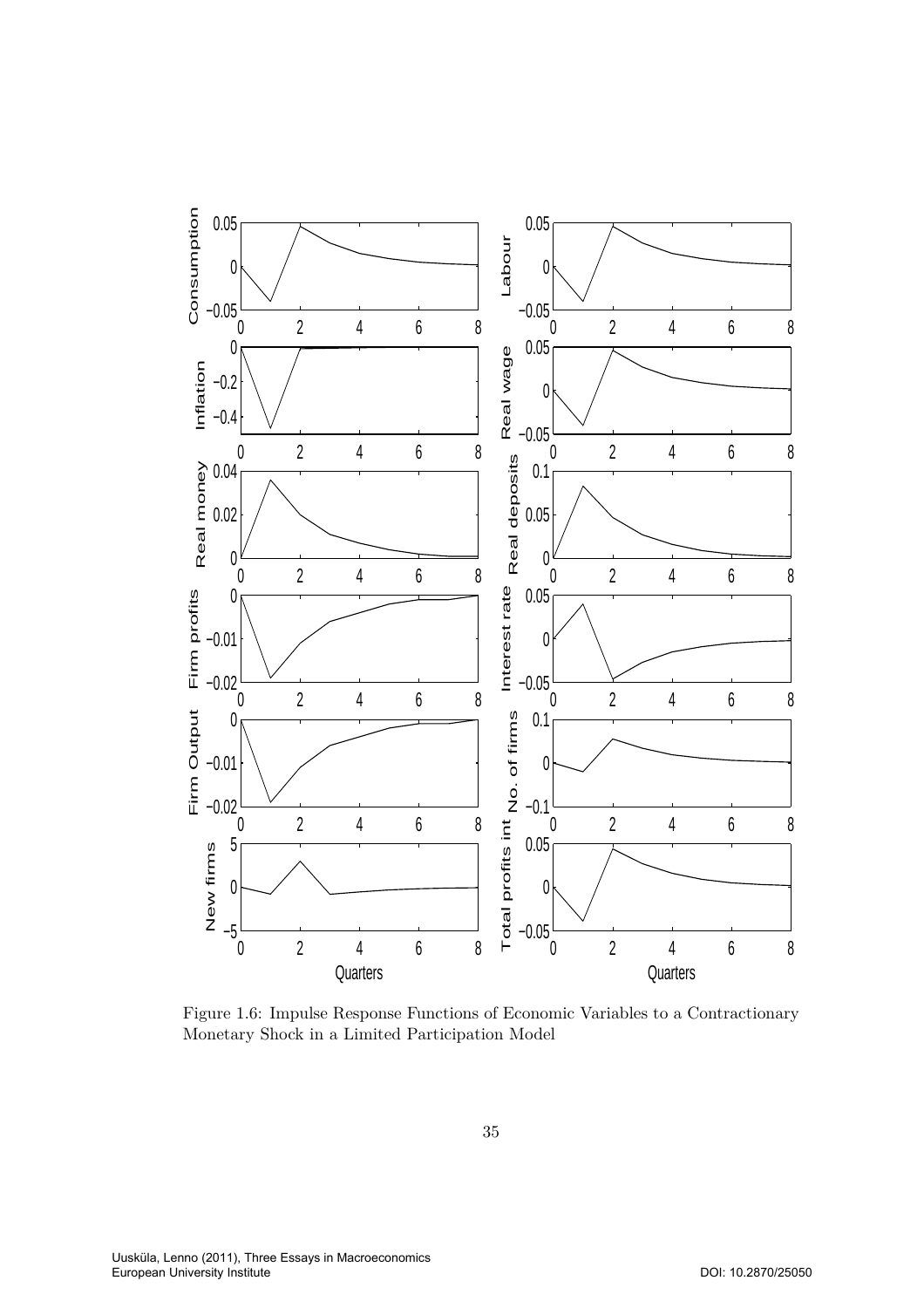Figure 1.6: Impulse Response Functions of Economic Variables to a Contractionary Monetary Shock in a Limited Participation Model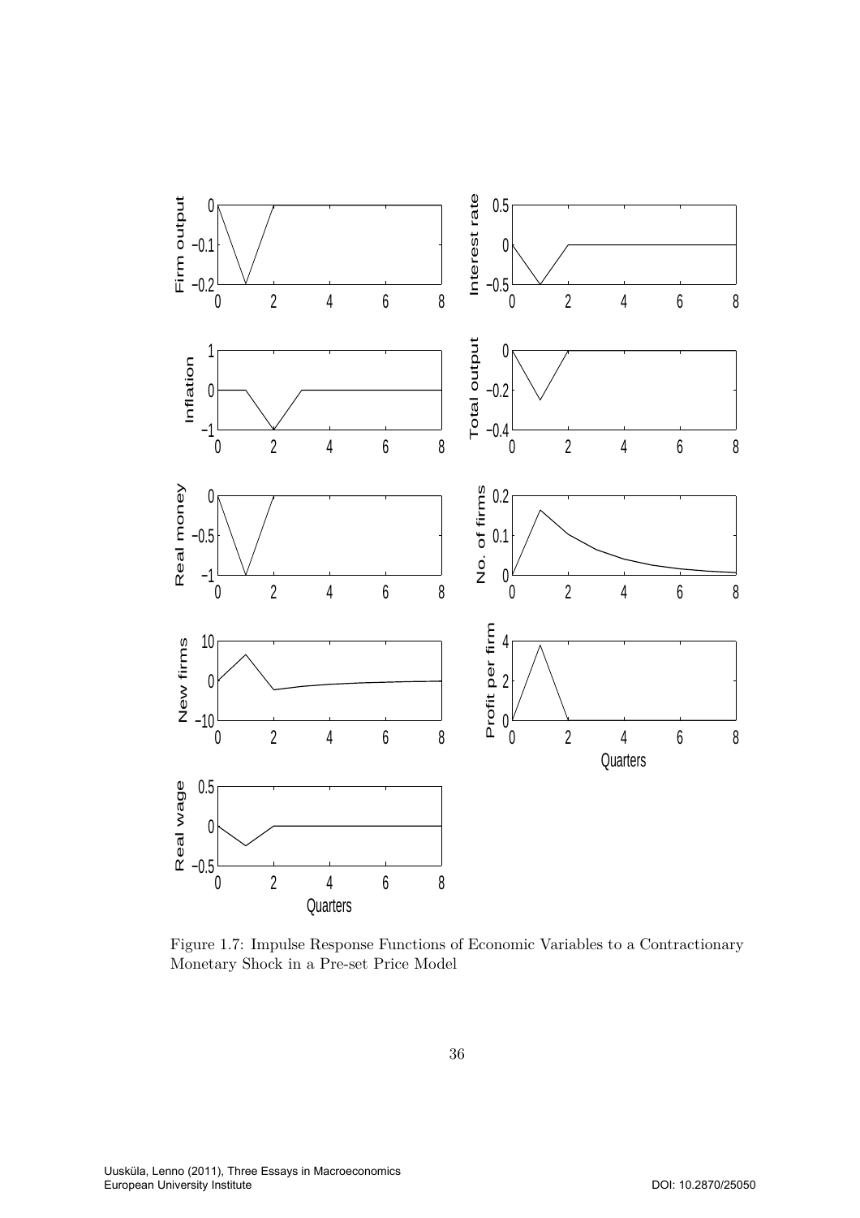Figure 1.7: Impulse Response Functions of Economic Variables to a Contractionary Monetary Shock in a Pre-set Price Model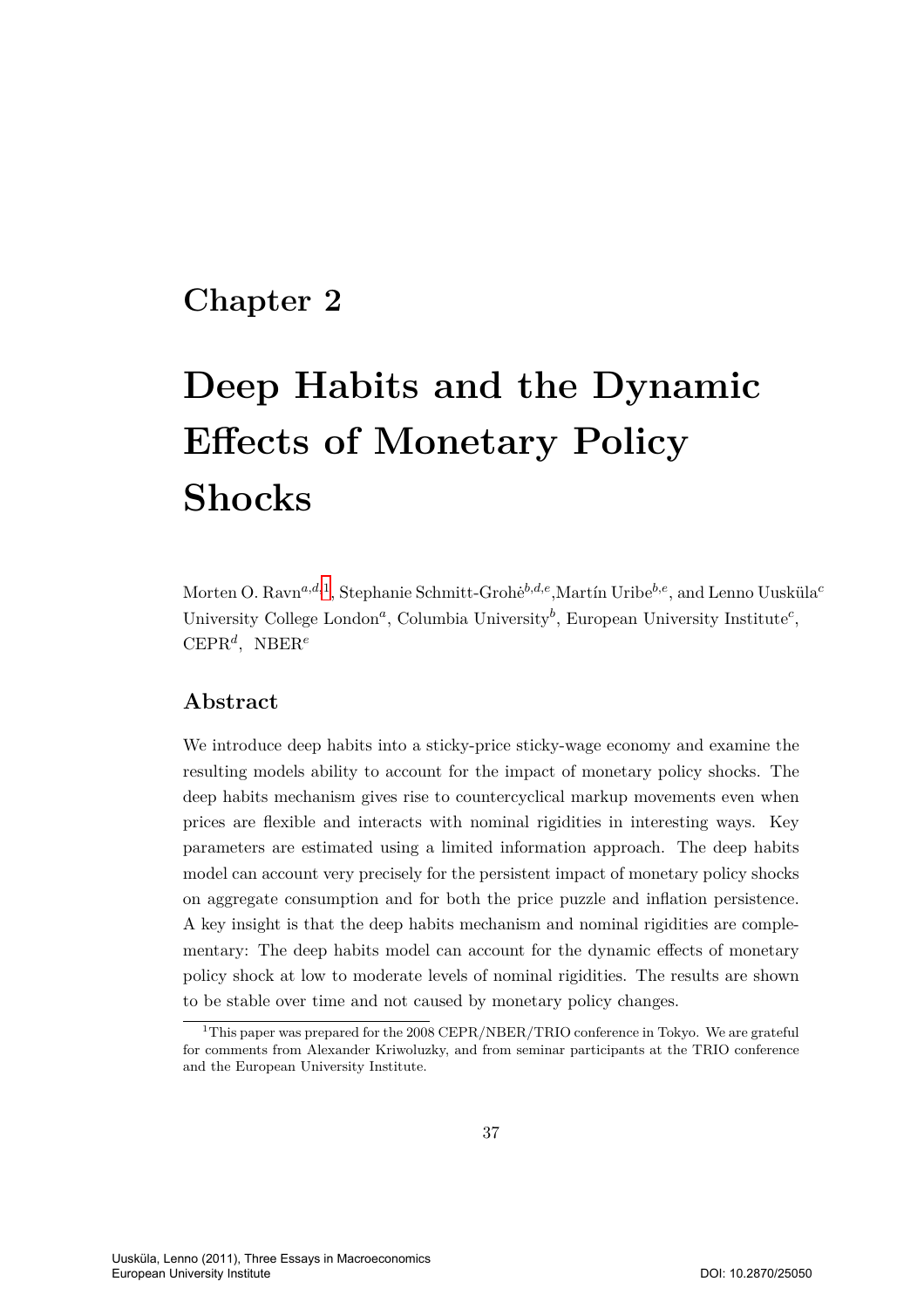# Chapter 2

# Deep Habits and the Dynamic Effects of Monetary Policy Shocks

Morten O. Ravn[a,d,1], Stephanie Schmitt-Grohė[b,d,e],Martín Uribe[b,e], and Lenno Uusküla[c]
University College London[a], Columbia University[b], European University Institute[c], CEPR[d], NBER[e]

## Abstract

We introduce deep habits into a sticky-price sticky-wage economy and examine the resulting models ability to account for the impact of monetary policy shocks. The deep habits mechanism gives rise to countercyclical markup movements even when prices are flexible and interacts with nominal rigidities in interesting ways. Key parameters are estimated using a limited information approach. The deep habits model can account very precisely for the persistent impact of monetary policy shocks on aggregate consumption and for both the price puzzle and inflation persistence. A key insight is that the deep habits mechanism and nominal rigidities are complementary: The deep habits model can account for the dynamic effects of monetary policy shock at low to moderate levels of nominal rigidities. The results are shown to be stable over time and not caused by monetary policy changes.

[1] This paper was prepared for the 2008 CEPR/NBER/TRIO conference in Tokyo. We are grateful for comments from Alexander Kriwoluzky, and from seminar participants at the TRIO conference and the European University Institute.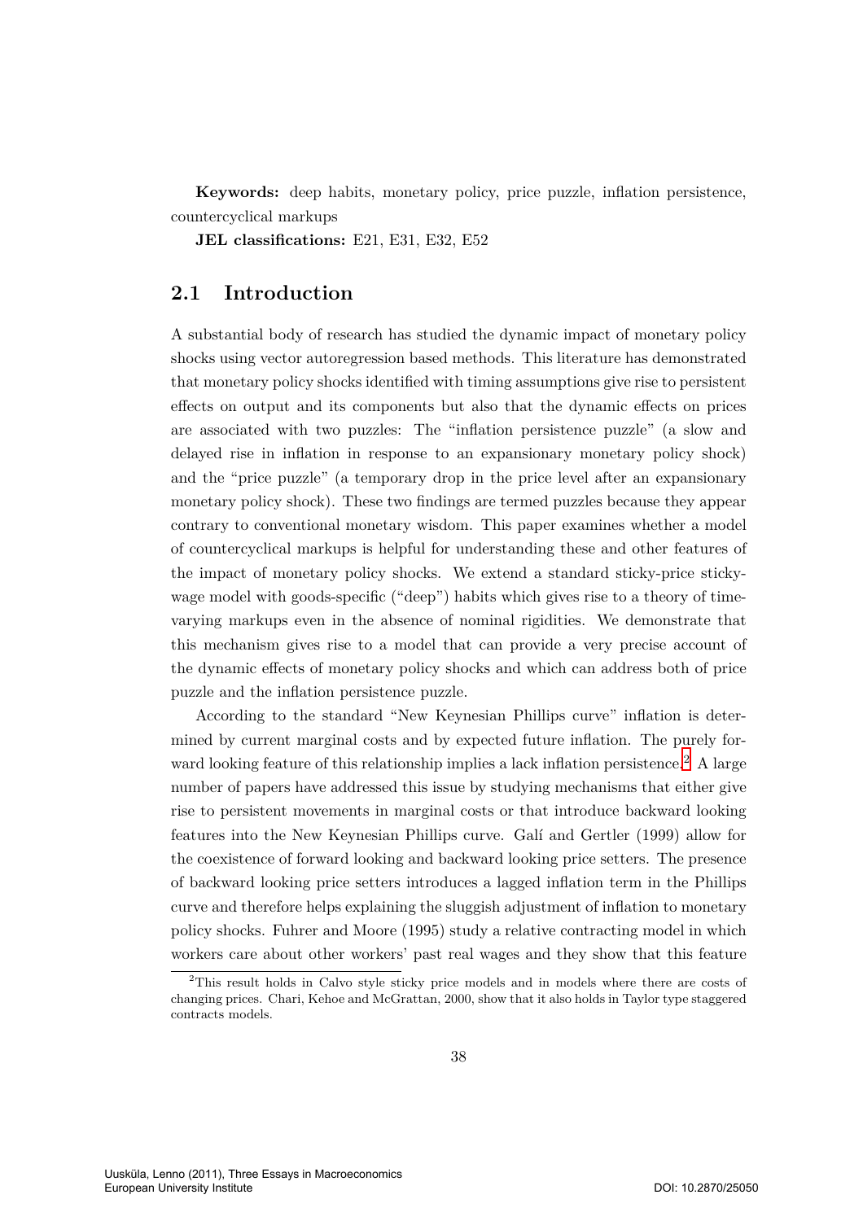**Keywords:** deep habits, monetary policy, price puzzle, inflation persistence, countercyclical markups

**JEL classifications:** E21, E31, E32, E52

## 2.1 Introduction

A substantial body of research has studied the dynamic impact of monetary policy shocks using vector autoregression based methods. This literature has demonstrated that monetary policy shocks identified with timing assumptions give rise to persistent effects on output and its components but also that the dynamic effects on prices are associated with two puzzles: The "inflation persistence puzzle" (a slow and delayed rise in inflation in response to an expansionary monetary policy shock) and the "price puzzle" (a temporary drop in the price level after an expansionary monetary policy shock). These two findings are termed puzzles because they appear contrary to conventional monetary wisdom. This paper examines whether a model of countercyclical markups is helpful for understanding these and other features of the impact of monetary policy shocks. We extend a standard sticky-price sticky-wage model with goods-specific ("deep") habits which gives rise to a theory of time-varying markups even in the absence of nominal rigidities. We demonstrate that this mechanism gives rise to a model that can provide a very precise account of the dynamic effects of monetary policy shocks and which can address both of price puzzle and the inflation persistence puzzle.

According to the standard "New Keynesian Phillips curve" inflation is determined by current marginal costs and by expected future inflation. The purely forward looking feature of this relationship implies a lack inflation persistence.[2] A large number of papers have addressed this issue by studying mechanisms that either give rise to persistent movements in marginal costs or that introduce backward looking features into the New Keynesian Phillips curve. Galí and Gertler (1999) allow for the coexistence of forward looking and backward looking price setters. The presence of backward looking price setters introduces a lagged inflation term in the Phillips curve and therefore helps explaining the sluggish adjustment of inflation to monetary policy shocks. Fuhrer and Moore (1995) study a relative contracting model in which workers care about other workers' past real wages and they show that this feature

[2]This result holds in Calvo style sticky price models and in models where there are costs of changing prices. Chari, Kehoe and McGrattan, 2000, show that it also holds in Taylor type staggered contracts models.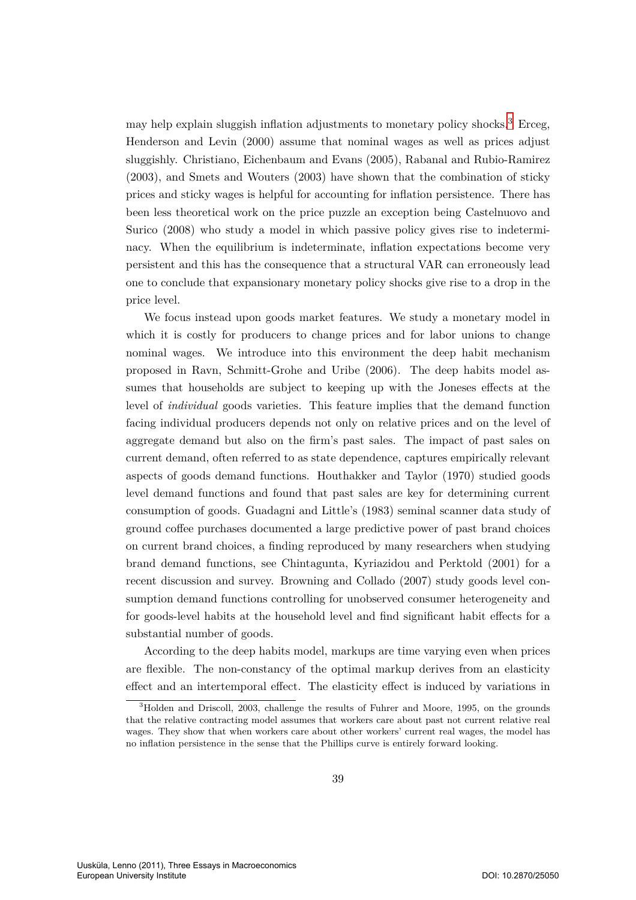may help explain sluggish inflation adjustments to monetary policy shocks.[3] Erceg, Henderson and Levin (2000) assume that nominal wages as well as prices adjust sluggishly. Christiano, Eichenbaum and Evans (2005), Rabanal and Rubio-Ramirez (2003), and Smets and Wouters (2003) have shown that the combination of sticky prices and sticky wages is helpful for accounting for inflation persistence. There has been less theoretical work on the price puzzle an exception being Castelnuovo and Surico (2008) who study a model in which passive policy gives rise to indeterminacy. When the equilibrium is indeterminate, inflation expectations become very persistent and this has the consequence that a structural VAR can erroneously lead one to conclude that expansionary monetary policy shocks give rise to a drop in the price level.

We focus instead upon goods market features. We study a monetary model in which it is costly for producers to change prices and for labor unions to change nominal wages. We introduce into this environment the deep habit mechanism proposed in Ravn, Schmitt-Grohe and Uribe (2006). The deep habits model assumes that households are subject to keeping up with the Joneses effects at the level of *individual* goods varieties. This feature implies that the demand function facing individual producers depends not only on relative prices and on the level of aggregate demand but also on the firm's past sales. The impact of past sales on current demand, often referred to as state dependence, captures empirically relevant aspects of goods demand functions. Houthakker and Taylor (1970) studied goods level demand functions and found that past sales are key for determining current consumption of goods. Guadagni and Little's (1983) seminal scanner data study of ground coffee purchases documented a large predictive power of past brand choices on current brand choices, a finding reproduced by many researchers when studying brand demand functions, see Chintagunta, Kyriazidou and Perktold (2001) for a recent discussion and survey. Browning and Collado (2007) study goods level consumption demand functions controlling for unobserved consumer heterogeneity and for goods-level habits at the household level and find significant habit effects for a substantial number of goods.

According to the deep habits model, markups are time varying even when prices are flexible. The non-constancy of the optimal markup derives from an elasticity effect and an intertemporal effect. The elasticity effect is induced by variations in

[3] Holden and Driscoll, 2003, challenge the results of Fuhrer and Moore, 1995, on the grounds that the relative contracting model assumes that workers care about past not current relative real wages. They show that when workers care about other workers' current real wages, the model has no inflation persistence in the sense that the Phillips curve is entirely forward looking.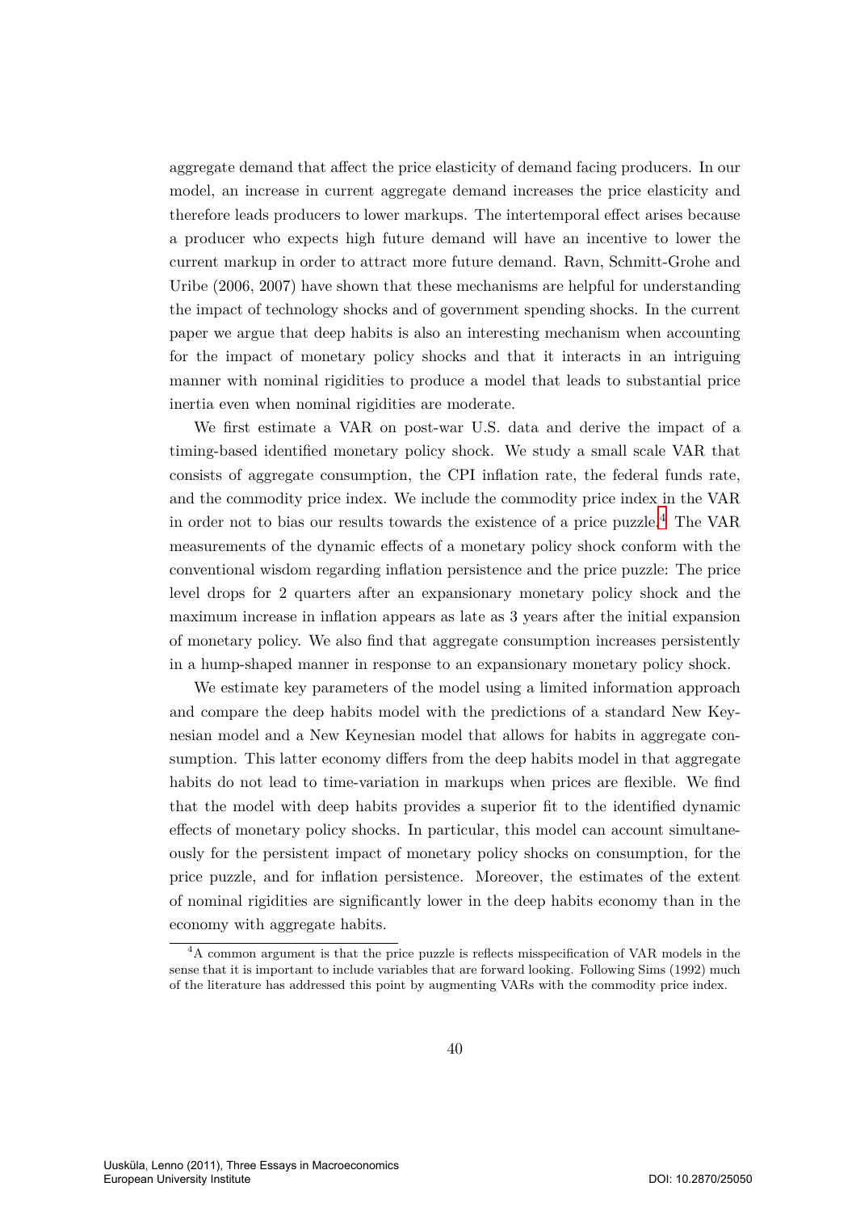aggregate demand that affect the price elasticity of demand facing producers. In our model, an increase in current aggregate demand increases the price elasticity and therefore leads producers to lower markups. The intertemporal effect arises because a producer who expects high future demand will have an incentive to lower the current markup in order to attract more future demand. Ravn, Schmitt-Grohe and Uribe (2006, 2007) have shown that these mechanisms are helpful for understanding the impact of technology shocks and of government spending shocks. In the current paper we argue that deep habits is also an interesting mechanism when accounting for the impact of monetary policy shocks and that it interacts in an intriguing manner with nominal rigidities to produce a model that leads to substantial price inertia even when nominal rigidities are moderate.

We first estimate a VAR on post-war U.S. data and derive the impact of a timing-based identified monetary policy shock. We study a small scale VAR that consists of aggregate consumption, the CPI inflation rate, the federal funds rate, and the commodity price index. We include the commodity price index in the VAR in order not to bias our results towards the existence of a price puzzle.[4] The VAR measurements of the dynamic effects of a monetary policy shock conform with the conventional wisdom regarding inflation persistence and the price puzzle: The price level drops for 2 quarters after an expansionary monetary policy shock and the maximum increase in inflation appears as late as 3 years after the initial expansion of monetary policy. We also find that aggregate consumption increases persistently in a hump-shaped manner in response to an expansionary monetary policy shock.

We estimate key parameters of the model using a limited information approach and compare the deep habits model with the predictions of a standard New Keynesian model and a New Keynesian model that allows for habits in aggregate consumption. This latter economy differs from the deep habits model in that aggregate habits do not lead to time-variation in markups when prices are flexible. We find that the model with deep habits provides a superior fit to the identified dynamic effects of monetary policy shocks. In particular, this model can account simultaneously for the persistent impact of monetary policy shocks on consumption, for the price puzzle, and for inflation persistence. Moreover, the estimates of the extent of nominal rigidities are significantly lower in the deep habits economy than in the economy with aggregate habits.

[4]A common argument is that the price puzzle is reflects misspecification of VAR models in the sense that it is important to include variables that are forward looking. Following Sims (1992) much of the literature has addressed this point by augmenting VARs with the commodity price index.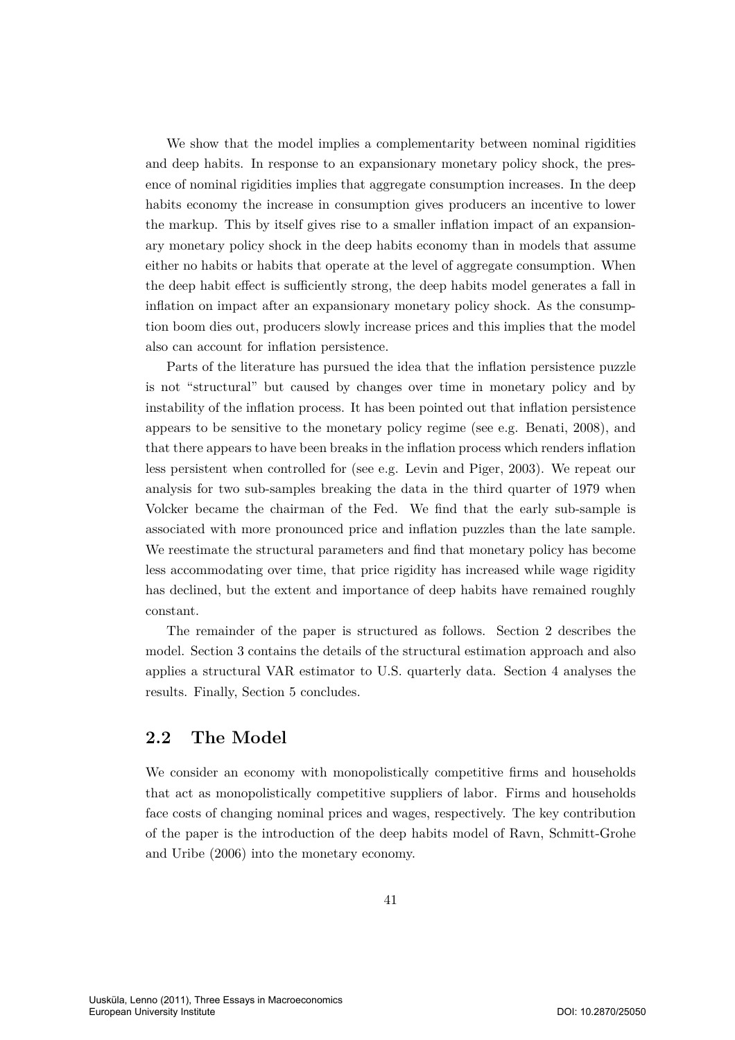We show that the model implies a complementarity between nominal rigidities and deep habits. In response to an expansionary monetary policy shock, the presence of nominal rigidities implies that aggregate consumption increases. In the deep habits economy the increase in consumption gives producers an incentive to lower the markup. This by itself gives rise to a smaller inflation impact of an expansionary monetary policy shock in the deep habits economy than in models that assume either no habits or habits that operate at the level of aggregate consumption. When the deep habit effect is sufficiently strong, the deep habits model generates a fall in inflation on impact after an expansionary monetary policy shock. As the consumption boom dies out, producers slowly increase prices and this implies that the model also can account for inflation persistence.

Parts of the literature has pursued the idea that the inflation persistence puzzle is not "structural" but caused by changes over time in monetary policy and by instability of the inflation process. It has been pointed out that inflation persistence appears to be sensitive to the monetary policy regime (see e.g. Benati, 2008), and that there appears to have been breaks in the inflation process which renders inflation less persistent when controlled for (see e.g. Levin and Piger, 2003). We repeat our analysis for two sub-samples breaking the data in the third quarter of 1979 when Volcker became the chairman of the Fed. We find that the early sub-sample is associated with more pronounced price and inflation puzzles than the late sample. We reestimate the structural parameters and find that monetary policy has become less accommodating over time, that price rigidity has increased while wage rigidity has declined, but the extent and importance of deep habits have remained roughly constant.

The remainder of the paper is structured as follows. Section 2 describes the model. Section 3 contains the details of the structural estimation approach and also applies a structural VAR estimator to U.S. quarterly data. Section 4 analyses the results. Finally, Section 5 concludes.

## 2.2 The Model

We consider an economy with monopolistically competitive firms and households that act as monopolistically competitive suppliers of labor. Firms and households face costs of changing nominal prices and wages, respectively. The key contribution of the paper is the introduction of the deep habits model of Ravn, Schmitt-Grohe and Uribe (2006) into the monetary economy.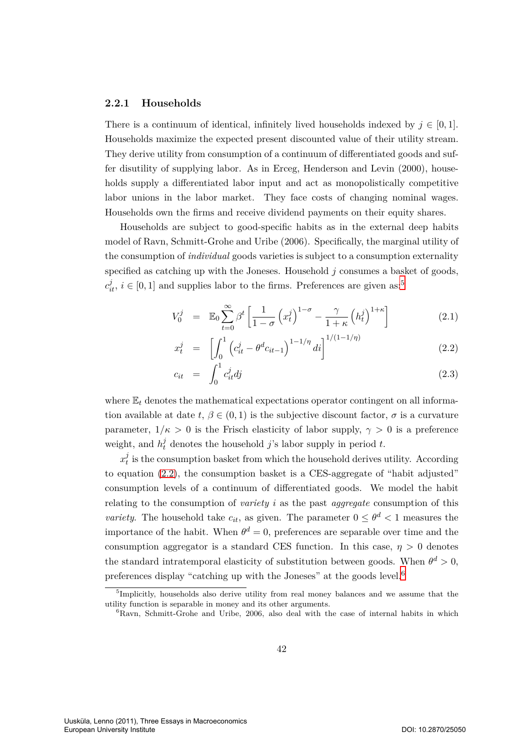### 2.2.1 Households

There is a continuum of identical, infinitely lived households indexed by $j \in [0, 1]$. Households maximize the expected present discounted value of their utility stream. They derive utility from consumption of a continuum of differentiated goods and suffer disutility of supplying labor. As in Erceg, Henderson and Levin (2000), households supply a differentiated labor input and act as monopolistically competitive labor unions in the labor market. They face costs of changing nominal wages. Households own the firms and receive dividend payments on their equity shares.

Households are subject to good-specific habits as in the external deep habits model of Ravn, Schmitt-Grohe and Uribe (2006). Specifically, the marginal utility of the consumption of *individual* goods varieties is subject to a consumption externality specified as catching up with the Joneses. Household $j$ consumes a basket of goods, $c_{it}^j$, $i \in [0, 1]$ and supplies labor to the firms. Preferences are given as:[5]

$$V_0^j = \mathbb{E}_0 \sum_{t=0}^{\infty} \beta^t \left[ \frac{1}{1-\sigma} \left( x_t^j \right)^{1-\sigma} - \frac{\gamma}{1+\kappa} \left( h_t^j \right)^{1+\kappa} \right] \tag{2.1}$$

$$x_t^j = \left[ \int_0^1 \left( c_{it}^j - \theta^d c_{it-1} \right)^{1-1/\eta} di \right]^{1/(1-1/\eta)} \tag{2.2}$$

$$c_{it} = \int_0^1 c_{it}^j dj \tag{2.3}$$

where $\mathbb{E}_t$ denotes the mathematical expectations operator contingent on all information available at date $t$, $\beta \in (0, 1)$ is the subjective discount factor, $\sigma$ is a curvature parameter, $1/\kappa > 0$ is the Frisch elasticity of labor supply, $\gamma > 0$ is a preference weight, and $h_t^j$ denotes the household $j$'s labor supply in period $t$.

$x_t^j$ is the consumption basket from which the household derives utility. According to equation (2.2), the consumption basket is a CES-aggregate of "habit adjusted" consumption levels of a continuum of differentiated goods. We model the habit relating to the consumption of *variety* $i$ as the past *aggregate* consumption of this *variety*. The household take $c_{it}$, as given. The parameter $0 \leq \theta^d < 1$ measures the importance of the habit. When $\theta^d = 0$, preferences are separable over time and the consumption aggregator is a standard CES function. In this case, $\eta > 0$ denotes the standard intratemporal elasticity of substitution between goods. When $\theta^d > 0$, preferences display "catching up with the Joneses" at the goods level.[6]

---

[5] Implicitly, households also derive utility from real money balances and we assume that the utility function is separable in money and its other arguments.

[6] Ravn, Schmitt-Grohe and Uribe, 2006, also deal with the case of internal habits in which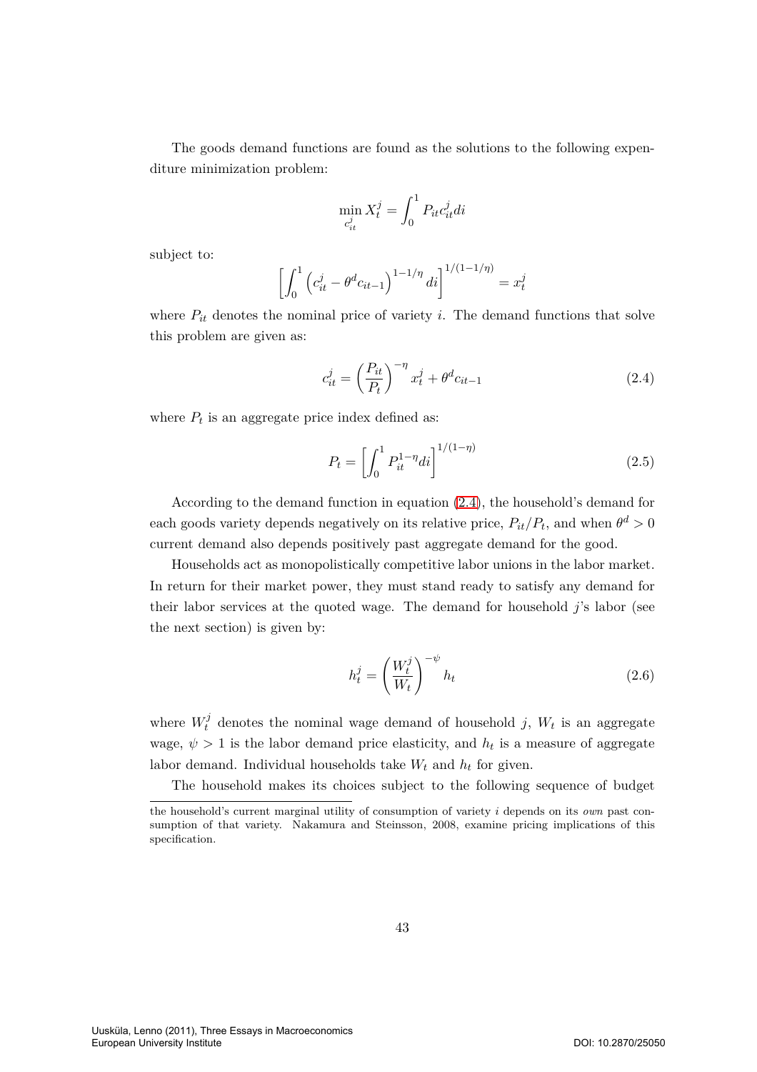The goods demand functions are found as the solutions to the following expenditure minimization problem:

$$\min_{c_{it}^j} X_t^j = \int_0^1 P_{it} c_{it}^j di$$

subject to:

$$\left[ \int_0^1 \left( c_{it}^j - \theta^d c_{it-1} \right)^{1-1/\eta} di \right]^{1/(1-1/\eta)} = x_t^j$$

where $P_{it}$ denotes the nominal price of variety $i$. The demand functions that solve this problem are given as:

$$c_{it}^j = \left( \frac{P_{it}}{P_t} \right)^{-\eta} x_t^j + \theta^d c_{it-1} \tag{2.4}$$

where $P_t$ is an aggregate price index defined as:

$$P_t = \left[ \int_0^1 P_{it}^{1-\eta} di \right]^{1/(1-\eta)} \tag{2.5}$$

According to the demand function in equation (2.4), the household's demand for each goods variety depends negatively on its relative price, $P_{it}/P_t$, and when $\theta^d > 0$ current demand also depends positively past aggregate demand for the good.

Households act as monopolistically competitive labor unions in the labor market. In return for their market power, they must stand ready to satisfy any demand for their labor services at the quoted wage. The demand for household $j$'s labor (see the next section) is given by:

$$h_t^j = \left( \frac{W_t^j}{W_t} \right)^{-\psi} h_t \tag{2.6}$$

where $W_t^j$ denotes the nominal wage demand of household $j$, $W_t$ is an aggregate wage, $\psi > 1$ is the labor demand price elasticity, and $h_t$ is a measure of aggregate labor demand. Individual households take $W_t$ and $h_t$ for given.

The household makes its choices subject to the following sequence of budget

---

the household's current marginal utility of consumption of variety $i$ depends on its *own* past consumption of that variety. Nakamura and Steinsson, 2008, examine pricing implications of this specification.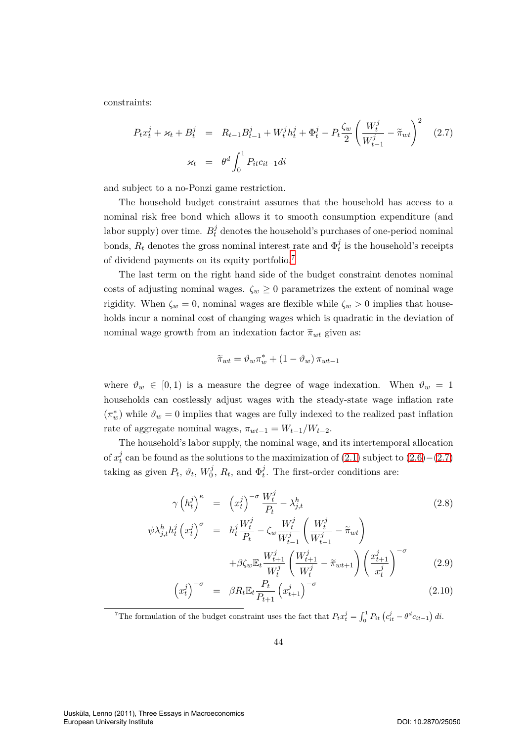constraints:

$$
\begin{aligned}
P_t x_t^j + \varkappa_t + B_t^j &= R_{t-1} B_{t-1}^j + W_t^j h_t^j + \Phi_t^j - P_t \frac{\zeta_w}{2} \left( \frac{W_t^j}{W_{t-1}^j} - \widetilde{\pi}_{wt} \right)^2 \qquad (2.7) \\
\varkappa_t &= \theta^d \int_0^1 P_{it} c_{it-1} di
\end{aligned}
$$

and subject to a no-Ponzi game restriction.

The household budget constraint assumes that the household has access to a nominal risk free bond which allows it to smooth consumption expenditure (and labor supply) over time. $B_t^j$ denotes the household's purchases of one-period nominal bonds, $R_t$ denotes the gross nominal interest rate and $\Phi_t^j$ is the household's receipts of dividend payments on its equity portfolio.[7]

The last term on the right hand side of the budget constraint denotes nominal costs of adjusting nominal wages. $\zeta_w \geq 0$ parametrizes the extent of nominal wage rigidity. When $\zeta_w = 0$, nominal wages are flexible while $\zeta_w > 0$ implies that households incur a nominal cost of changing wages which is quadratic in the deviation of nominal wage growth from an indexation factor $\widetilde{\pi}_{wt}$ given as:

$$
\widetilde{\pi}_{wt} = \vartheta_w \pi_w^* + (1 - \vartheta_w) \pi_{wt-1}
$$

where $\vartheta_w \in [0, 1)$ is a measure the degree of wage indexation. When $\vartheta_w = 1$ households can costlessly adjust wages with the steady-state wage inflation rate $(\pi_w^*)$ while $\vartheta_w = 0$ implies that wages are fully indexed to the realized past inflation rate of aggregate nominal wages, $\pi_{wt-1} = W_{t-1}/W_{t-2}$.

The household's labor supply, the nominal wage, and its intertemporal allocation of $x_t^j$ can be found as the solutions to the maximization of (2.1) subject to (2.6)−(2.7) taking as given $P_t$, $\vartheta_t$, $W_0^j$, $R_t$, and $\Phi_t^j$. The first-order conditions are:

$$
\begin{aligned}
\gamma \left( h_t^j \right)^{\kappa} &= \left( x_t^j \right)^{-\sigma} \frac{W_t^j}{P_t} - \lambda_{j,t}^h \qquad (2.8) \\
\psi \lambda_{j,t}^h h_t^j \left( x_t^j \right)^{\sigma} &= h_t^j \frac{W_t^j}{P_t} - \zeta_w \frac{W_t^j}{W_{t-1}^j} \left( \frac{W_t^j}{W_{t-1}^j} - \widetilde{\pi}_{wt} \right) \\
&\quad + \beta \zeta_w \mathbb{E}_t \frac{W_{t+1}^j}{W_t^j} \left( \frac{W_{t+1}^j}{W_t^j} - \widetilde{\pi}_{wt+1} \right) \left( \frac{x_{t+1}^j}{x_t^j} \right)^{-\sigma} \qquad (2.9) \\
\left( x_t^j \right)^{-\sigma} &= \beta R_t \mathbb{E}_t \frac{P_t}{P_{t+1}} \left( x_{t+1}^j \right)^{-\sigma} \qquad (2.10)
\end{aligned}
$$

[7] The formulation of the budget constraint uses the fact that $P_t x_t^j = \int_0^1 P_{it} \left( c_{it}^j - \theta^d c_{it-1} \right) di$.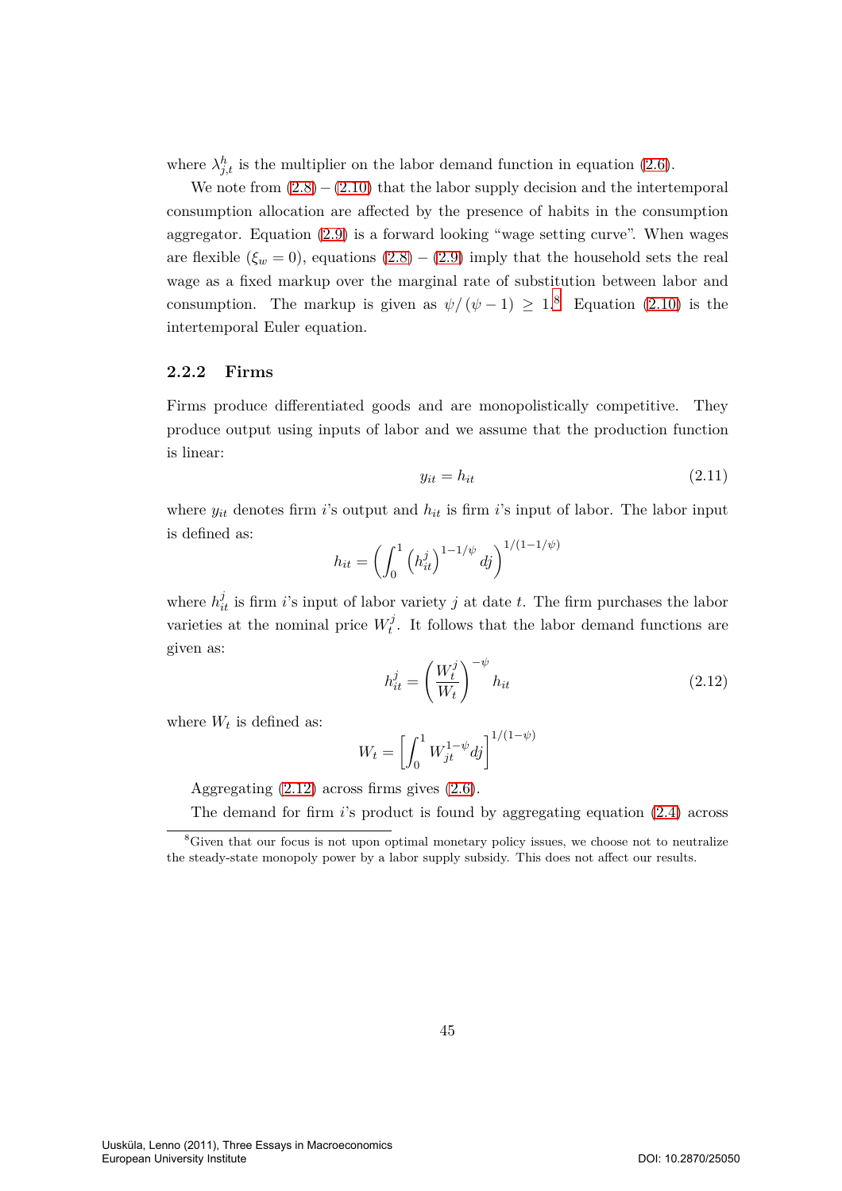where $\lambda^h_{j,t}$ is the multiplier on the labor demand function in equation (2.6).

We note from (2.8) – (2.10) that the labor supply decision and the intertemporal consumption allocation are affected by the presence of habits in the consumption aggregator. Equation (2.9) is a forward looking "wage setting curve". When wages are flexible ($\xi_w = 0$), equations (2.8) – (2.9) imply that the household sets the real wage as a fixed markup over the marginal rate of substitution between labor and consumption. The markup is given as $\psi/(\psi - 1) \geq 1$.[8] Equation (2.10) is the intertemporal Euler equation.

### 2.2.2 Firms

Firms produce differentiated goods and are monopolistically competitive. They produce output using inputs of labor and we assume that the production function is linear:

$$y_{it} = h_{it} \tag{2.11}$$

where $y_{it}$ denotes firm $i$'s output and $h_{it}$ is firm $i$'s input of labor. The labor input is defined as:

$$h_{it} = \left( \int_0^1 \left( h^j_{it} \right)^{1-1/\psi} dj \right)^{1/(1-1/\psi)}$$

where $h^j_{it}$ is firm $i$'s input of labor variety $j$ at date $t$. The firm purchases the labor varieties at the nominal price $W^j_t$. It follows that the labor demand functions are given as:

$$h^j_{it} = \left( \frac{W^j_t}{W_t} \right)^{-\psi} h_{it} \tag{2.12}$$

where $W_t$ is defined as:

$$W_t = \left[ \int_0^1 W^{1-\psi}_{jt} dj \right]^{1/(1-\psi)}$$

Aggregating (2.12) across firms gives (2.6).

The demand for firm $i$'s product is found by aggregating equation (2.4) across

[8] Given that our focus is not upon optimal monetary policy issues, we choose not to neutralize the steady-state monopoly power by a labor supply subsidy. This does not affect our results.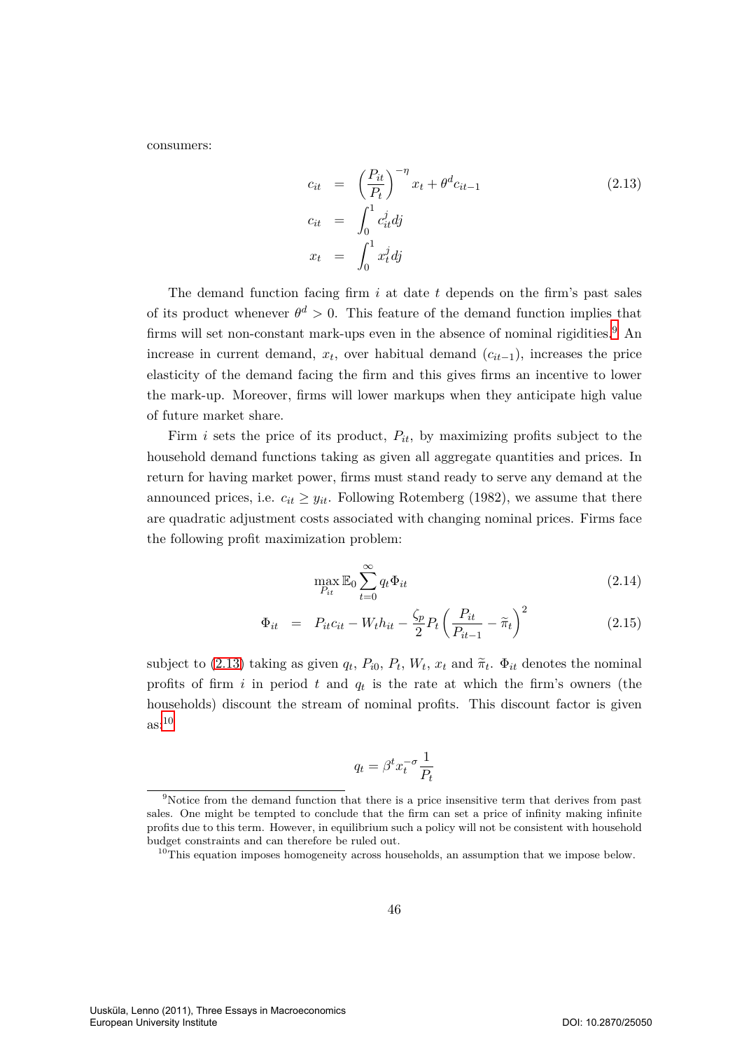consumers:

$$
\begin{aligned}
c_{it} &= \left(\frac{P_{it}}{P_t}\right)^{-\eta} x_t + \theta^d c_{it-1} \qquad (2.13) \\
c_{it} &= \int_0^1 c_{it}^j dj \\
x_t &= \int_0^1 x_t^j dj
\end{aligned}
$$

The demand function facing firm $i$ at date $t$ depends on the firm's past sales of its product whenever $\theta^d > 0$. This feature of the demand function implies that firms will set non-constant mark-ups even in the absence of nominal rigidities.[9] An increase in current demand, $x_t$, over habitual demand ($c_{it-1}$), increases the price elasticity of the demand facing the firm and this gives firms an incentive to lower the mark-up. Moreover, firms will lower markups when they anticipate high value of future market share.

Firm $i$ sets the price of its product, $P_{it}$, by maximizing profits subject to the household demand functions taking as given all aggregate quantities and prices. In return for having market power, firms must stand ready to serve any demand at the announced prices, i.e. $c_{it} \geq y_{it}$. Following Rotemberg (1982), we assume that there are quadratic adjustment costs associated with changing nominal prices. Firms face the following profit maximization problem:

$$
\max_{P_{it}} \mathbb{E}_0 \sum_{t=0}^{\infty} q_t \Phi_{it} \qquad (2.14)
$$

$$
\Phi_{it} = P_{it} c_{it} - W_t h_{it} - \frac{\zeta_p}{2} P_t \left(\frac{P_{it}}{P_{it-1}} - \widetilde{\pi}_t\right)^2 \qquad (2.15)
$$

subject to (2.13) taking as given $q_t$, $P_{i0}$, $P_t$, $W_t$, $x_t$ and $\widetilde{\pi}_t$. $\Phi_{it}$ denotes the nominal profits of firm $i$ in period $t$ and $q_t$ is the rate at which the firm's owners (the households) discount the stream of nominal profits. This discount factor is given as:[10]

$$
q_t = \beta^t x_t^{-\sigma} \frac{1}{P_t}
$$

[9] Notice from the demand function that there is a price insensitive term that derives from past sales. One might be tempted to conclude that the firm can set a price of infinity making infinite profits due to this term. However, in equilibrium such a policy will not be consistent with household budget constraints and can therefore be ruled out.

[10] This equation imposes homogeneity across households, an assumption that we impose below.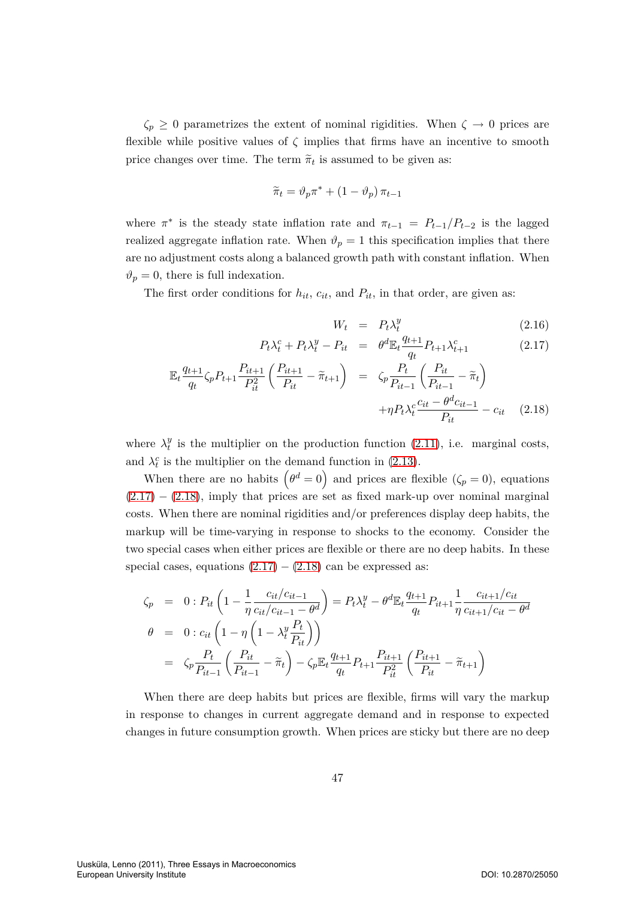$\zeta_p \geq 0$ parametrizes the extent of nominal rigidities. When $\zeta \to 0$ prices are flexible while positive values of $\zeta$ implies that firms have an incentive to smooth price changes over time. The term $\widetilde{\pi}_t$ is assumed to be given as:

$$\widetilde{\pi}_t = \vartheta_p \pi^* + (1 - \vartheta_p)\, \pi_{t-1}$$

where $\pi^*$ is the steady state inflation rate and $\pi_{t-1} = P_{t-1}/P_{t-2}$ is the lagged realized aggregate inflation rate. When $\vartheta_p = 1$ this specification implies that there are no adjustment costs along a balanced growth path with constant inflation. When $\vartheta_p = 0$, there is full indexation.

The first order conditions for $h_{it}$, $c_{it}$, and $P_{it}$, in that order, are given as:

$$W_t = P_t \lambda_t^y \tag{2.16}$$

$$P_t \lambda_t^c + P_t \lambda_t^y - P_{it} = \theta^d \mathbb{E}_t \frac{q_{t+1}}{q_t} P_{t+1} \lambda_{t+1}^c \tag{2.17}$$

$$\begin{aligned} \mathbb{E}_t \frac{q_{t+1}}{q_t} \zeta_p P_{t+1} \frac{P_{it+1}}{P_{it}^2} \left( \frac{P_{it+1}}{P_{it}} - \widetilde{\pi}_{t+1} \right) &= \zeta_p \frac{P_t}{P_{it-1}} \left( \frac{P_{it}}{P_{it-1}} - \widetilde{\pi}_t \right) \\ &\quad + \eta P_t \lambda_t^c \frac{c_{it} - \theta^d c_{it-1}}{P_{it}} - c_{it} \end{aligned} \tag{2.18}$$

where $\lambda_t^y$ is the multiplier on the production function (2.11), i.e. marginal costs, and $\lambda_t^c$ is the multiplier on the demand function in (2.13).

When there are no habits $\left(\theta^d = 0\right)$ and prices are flexible ($\zeta_p = 0$), equations (2.17) – (2.18), imply that prices are set as fixed mark-up over nominal marginal costs. When there are nominal rigidities and/or preferences display deep habits, the markup will be time-varying in response to shocks to the economy. Consider the two special cases when either prices are flexible or there are no deep habits. In these special cases, equations (2.17) – (2.18) can be expressed as:

$$\begin{aligned} \zeta_p &= 0 : P_{it} \left( 1 - \frac{1}{\eta} \frac{c_{it}/c_{it-1}}{c_{it}/c_{it-1} - \theta^d} \right) = P_t \lambda_t^y - \theta^d \mathbb{E}_t \frac{q_{t+1}}{q_t} P_{t+1} \frac{1}{\eta} \frac{c_{it+1}/c_{it}}{c_{it+1}/c_{it} - \theta^d} \\ \theta &= 0 : c_{it} \left( 1 - \eta \left( 1 - \lambda_t^y \frac{P_t}{P_{it}} \right) \right) \\ &= \zeta_p \frac{P_t}{P_{it-1}} \left( \frac{P_{it}}{P_{it-1}} - \widetilde{\pi}_t \right) - \zeta_p \mathbb{E}_t \frac{q_{t+1}}{q_t} P_{t+1} \frac{P_{it+1}}{P_{it}^2} \left( \frac{P_{it+1}}{P_{it}} - \widetilde{\pi}_{t+1} \right) \end{aligned}$$

When there are deep habits but prices are flexible, firms will vary the markup in response to changes in current aggregate demand and in response to expected changes in future consumption growth. When prices are sticky but there are no deep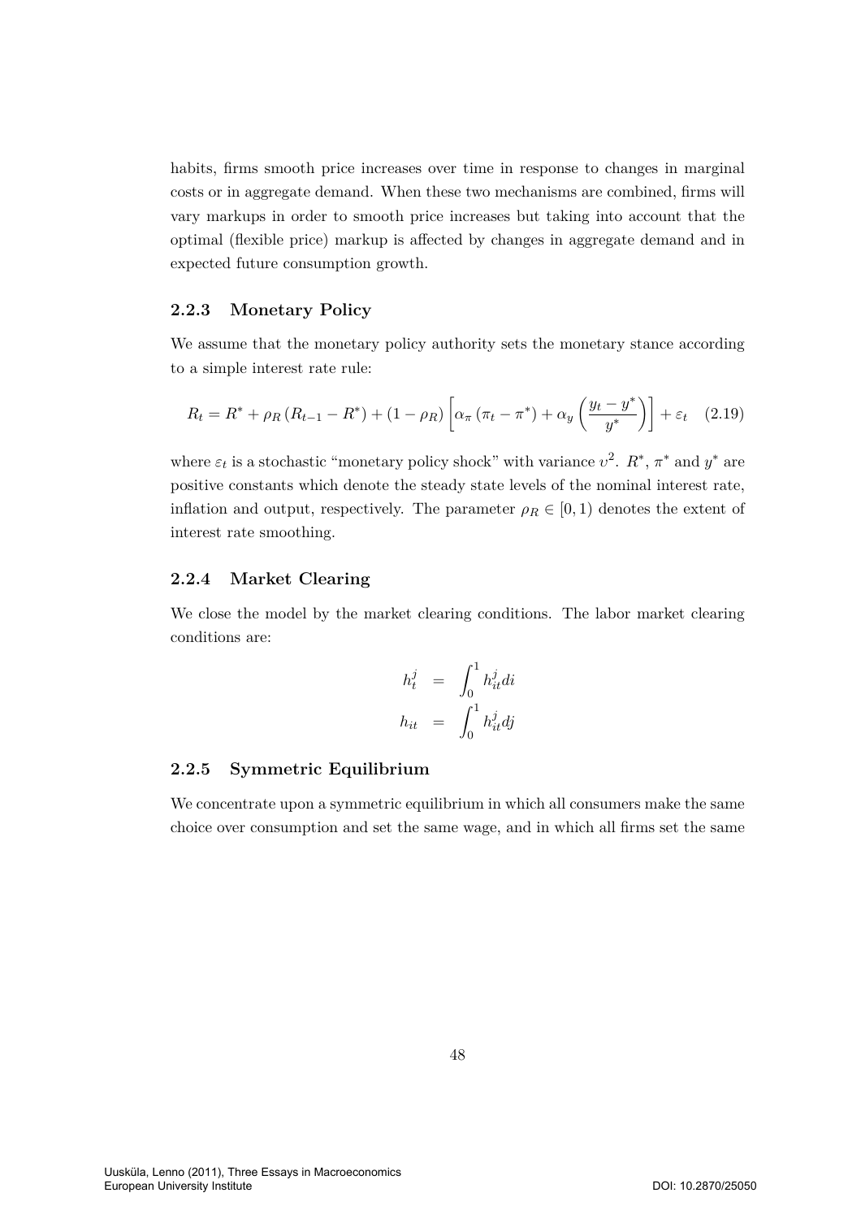habits, firms smooth price increases over time in response to changes in marginal costs or in aggregate demand. When these two mechanisms are combined, firms will vary markups in order to smooth price increases but taking into account that the optimal (flexible price) markup is affected by changes in aggregate demand and in expected future consumption growth.

### 2.2.3 Monetary Policy

We assume that the monetary policy authority sets the monetary stance according to a simple interest rate rule:

$$R_t = R^* + \rho_R \left(R_{t-1} - R^*\right) + \left(1 - \rho_R\right)\left[\alpha_\pi \left(\pi_t - \pi^*\right) + \alpha_y \left(\frac{y_t - y^*}{y^*}\right)\right] + \varepsilon_t \quad (2.19)$$

where $\varepsilon_t$ is a stochastic "monetary policy shock" with variance $\upsilon^2$. $R^*$, $\pi^*$ and $y^*$ are positive constants which denote the steady state levels of the nominal interest rate, inflation and output, respectively. The parameter $\rho_R \in [0, 1)$ denotes the extent of interest rate smoothing.

### 2.2.4 Market Clearing

We close the model by the market clearing conditions. The labor market clearing conditions are:

$$\begin{aligned} h_t^j &= \int_0^1 h_{it}^j di \\ h_{it} &= \int_0^1 h_{it}^j dj \end{aligned}$$

### 2.2.5 Symmetric Equilibrium

We concentrate upon a symmetric equilibrium in which all consumers make the same choice over consumption and set the same wage, and in which all firms set the same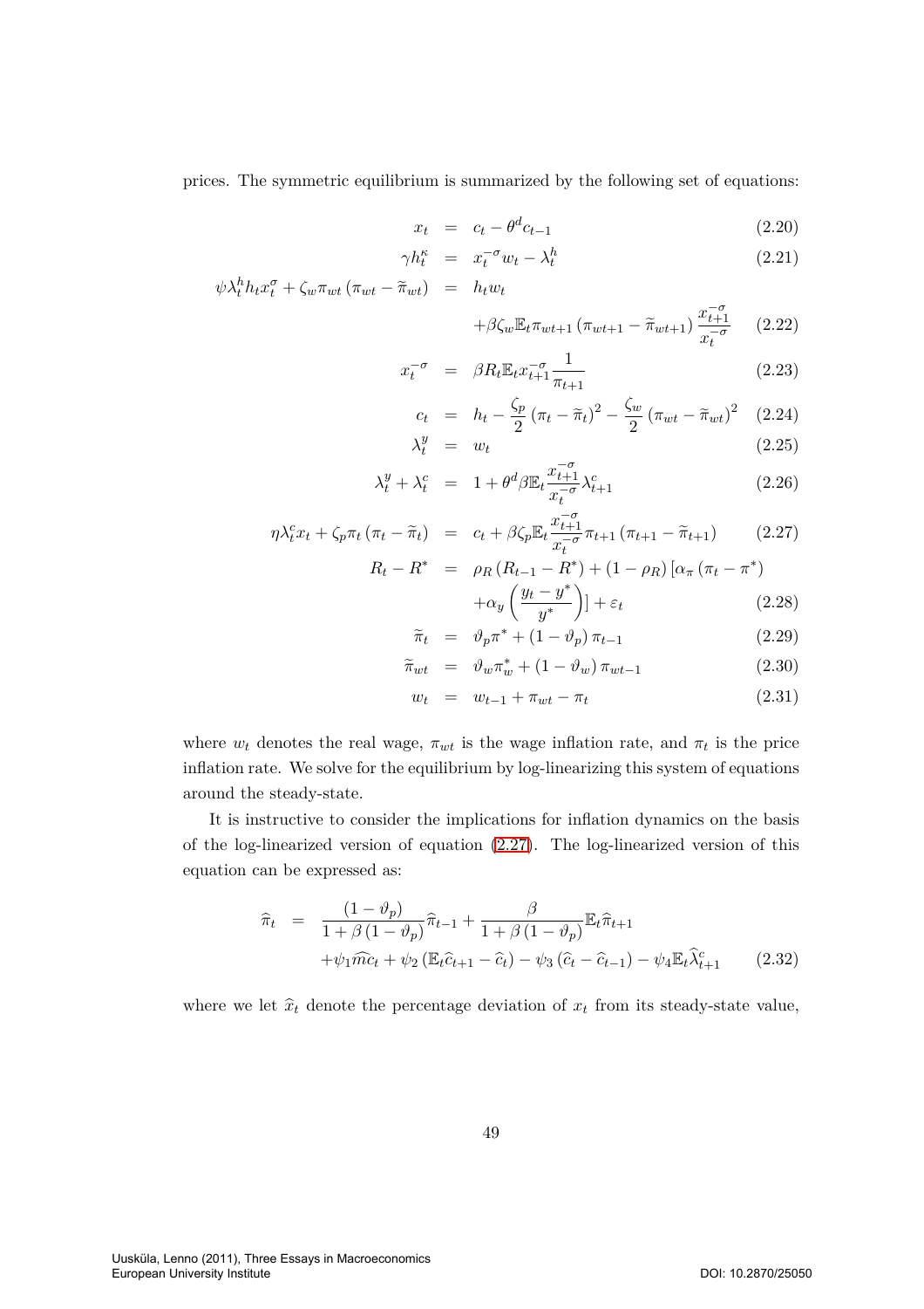prices. The symmetric equilibrium is summarized by the following set of equations:

$$x_t = c_t - \theta^d c_{t-1} \tag{2.20}$$

$$\gamma h_t^{\kappa} = x_t^{-\sigma} w_t - \lambda_t^h \tag{2.21}$$

$$\psi \lambda_t^h h_t x_t^{\sigma} + \zeta_w \pi_{wt} \left(\pi_{wt} - \widetilde{\pi}_{wt}\right) = h_t w_t + \beta \zeta_w \mathbb{E}_t \pi_{wt+1} \left(\pi_{wt+1} - \widetilde{\pi}_{wt+1}\right) \frac{x_{t+1}^{-\sigma}}{x_t^{-\sigma}} \tag{2.22}$$

$$x_t^{-\sigma} = \beta R_t \mathbb{E}_t x_{t+1}^{-\sigma} \frac{1}{\pi_{t+1}} \tag{2.23}$$

$$c_t = h_t - \frac{\zeta_p}{2} \left(\pi_t - \widetilde{\pi}_t\right)^2 - \frac{\zeta_w}{2} \left(\pi_{wt} - \widetilde{\pi}_{wt}\right)^2 \tag{2.24}$$

$$\lambda_t^y = w_t \tag{2.25}$$

$$\lambda_t^y + \lambda_t^c = 1 + \theta^d \beta \mathbb{E}_t \frac{x_{t+1}^{-\sigma}}{x_t^{-\sigma}} \lambda_{t+1}^c \tag{2.26}$$

$$\eta \lambda_t^c x_t + \zeta_p \pi_t \left(\pi_t - \widetilde{\pi}_t\right) = c_t + \beta \zeta_p \mathbb{E}_t \frac{x_{t+1}^{-\sigma}}{x_t^{-\sigma}} \pi_{t+1} \left(\pi_{t+1} - \widetilde{\pi}_{t+1}\right) \tag{2.27}$$

$$R_t - R^* = \rho_R \left(R_{t-1} - R^*\right) + \left(1 - \rho_R\right) \left[\alpha_\pi \left(\pi_t - \pi^*\right) + \alpha_y \left(\frac{y_t - y^*}{y^*}\right)\right] + \varepsilon_t \tag{2.28}$$

$$\widetilde{\pi}_t = \vartheta_p \pi^* + \left(1 - \vartheta_p\right) \pi_{t-1} \tag{2.29}$$

$$\widetilde{\pi}_{wt} = \vartheta_w \pi_w^* + \left(1 - \vartheta_w\right) \pi_{wt-1} \tag{2.30}$$

$$w_t = w_{t-1} + \pi_{wt} - \pi_t \tag{2.31}$$

where $w_t$ denotes the real wage, $\pi_{wt}$ is the wage inflation rate, and $\pi_t$ is the price inflation rate. We solve for the equilibrium by log-linearizing this system of equations around the steady-state.

It is instructive to consider the implications for inflation dynamics on the basis of the log-linearized version of equation (2.27). The log-linearized version of this equation can be expressed as:

$$\widehat{\pi}_t = \frac{\left(1 - \vartheta_p\right)}{1 + \beta \left(1 - \vartheta_p\right)} \widehat{\pi}_{t-1} + \frac{\beta}{1 + \beta \left(1 - \vartheta_p\right)} \mathbb{E}_t \widehat{\pi}_{t+1} + \psi_1 \widehat{mc}_t + \psi_2 \left(\mathbb{E}_t \widehat{c}_{t+1} - \widehat{c}_t\right) - \psi_3 \left(\widehat{c}_t - \widehat{c}_{t-1}\right) - \psi_4 \mathbb{E}_t \widehat{\lambda}_{t+1}^c \tag{2.32}$$

where we let $\widehat{x}_t$ denote the percentage deviation of $x_t$ from its steady-state value,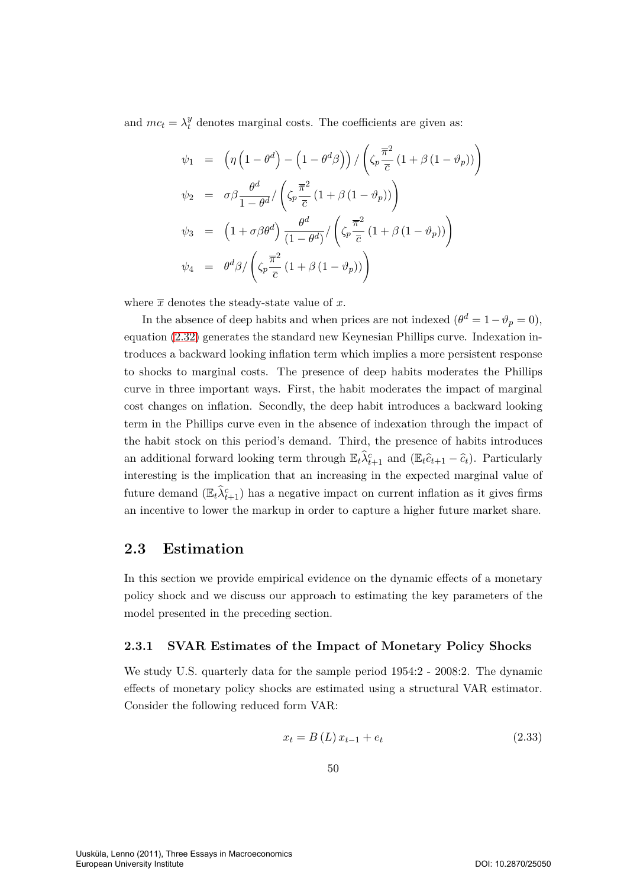and $mc_t = \lambda_t^y$ denotes marginal costs. The coefficients are given as:

$$
\begin{aligned}
\psi_1 &= \left(\eta\left(1-\theta^d\right)-\left(1-\theta^d\beta\right)\right)/\left(\zeta_p\frac{\overline{\pi}^2}{\overline{c}}\left(1+\beta\left(1-\vartheta_p\right)\right)\right)\\
\psi_2 &= \sigma\beta\frac{\theta^d}{1-\theta^d}/\left(\zeta_p\frac{\overline{\pi}^2}{\overline{c}}\left(1+\beta\left(1-\vartheta_p\right)\right)\right)\\
\psi_3 &= \left(1+\sigma\beta\theta^d\right)\frac{\theta^d}{\left(1-\theta^d\right)}/\left(\zeta_p\frac{\overline{\pi}^2}{\overline{c}}\left(1+\beta\left(1-\vartheta_p\right)\right)\right)\\
\psi_4 &= \theta^d\beta/\left(\zeta_p\frac{\overline{\pi}^2}{\overline{c}}\left(1+\beta\left(1-\vartheta_p\right)\right)\right)
\end{aligned}
$$

where $\overline{x}$ denotes the steady-state value of $x$.

In the absence of deep habits and when prices are not indexed ($\theta^d = 1-\vartheta_p = 0$), equation (2.32) generates the standard new Keynesian Phillips curve. Indexation introduces a backward looking inflation term which implies a more persistent response to shocks to marginal costs. The presence of deep habits moderates the Phillips curve in three important ways. First, the habit moderates the impact of marginal cost changes on inflation. Secondly, the deep habit introduces a backward looking term in the Phillips curve even in the absence of indexation through the impact of the habit stock on this period's demand. Third, the presence of habits introduces an additional forward looking term through $\mathbb{E}_t\widehat{\lambda}_{t+1}^c$ and $(\mathbb{E}_t\widehat{c}_{t+1}-\widehat{c}_t)$. Particularly interesting is the implication that an increasing in the expected marginal value of future demand ($\mathbb{E}_t\widehat{\lambda}_{t+1}^c$) has a negative impact on current inflation as it gives firms an incentive to lower the markup in order to capture a higher future market share.

## 2.3 Estimation

In this section we provide empirical evidence on the dynamic effects of a monetary policy shock and we discuss our approach to estimating the key parameters of the model presented in the preceding section.

### 2.3.1 SVAR Estimates of the Impact of Monetary Policy Shocks

We study U.S. quarterly data for the sample period 1954:2 - 2008:2. The dynamic effects of monetary policy shocks are estimated using a structural VAR estimator. Consider the following reduced form VAR:

$$x_t = B(L)\,x_{t-1} + e_t \tag{2.33}$$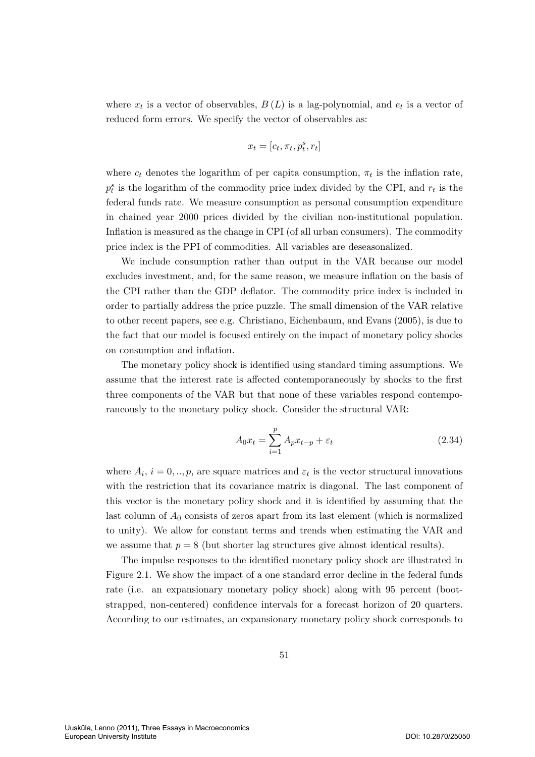where $x_t$ is a vector of observables, $B(L)$ is a lag-polynomial, and $e_t$ is a vector of reduced form errors. We specify the vector of observables as:

$$x_t = [c_t, \pi_t, p_t^s, r_t]$$

where $c_t$ denotes the logarithm of per capita consumption, $\pi_t$ is the inflation rate, $p_t^s$ is the logarithm of the commodity price index divided by the CPI, and $r_t$ is the federal funds rate. We measure consumption as personal consumption expenditure in chained year 2000 prices divided by the civilian non-institutional population. Inflation is measured as the change in CPI (of all urban consumers). The commodity price index is the PPI of commodities. All variables are deseasonalized.

We include consumption rather than output in the VAR because our model excludes investment, and, for the same reason, we measure inflation on the basis of the CPI rather than the GDP deflator. The commodity price index is included in order to partially address the price puzzle. The small dimension of the VAR relative to other recent papers, see e.g. Christiano, Eichenbaum, and Evans (2005), is due to the fact that our model is focused entirely on the impact of monetary policy shocks on consumption and inflation.

The monetary policy shock is identified using standard timing assumptions. We assume that the interest rate is affected contemporaneously by shocks to the first three components of the VAR but that none of these variables respond contemporaneously to the monetary policy shock. Consider the structural VAR:

$$A_0 x_t = \sum_{i=1}^{p} A_p x_{t-p} + \varepsilon_t \tag{2.34}$$

where $A_i$, $i = 0, .., p$, are square matrices and $\varepsilon_t$ is the vector structural innovations with the restriction that its covariance matrix is diagonal. The last component of this vector is the monetary policy shock and it is identified by assuming that the last column of $A_0$ consists of zeros apart from its last element (which is normalized to unity). We allow for constant terms and trends when estimating the VAR and we assume that $p = 8$ (but shorter lag structures give almost identical results).

The impulse responses to the identified monetary policy shock are illustrated in Figure 2.1. We show the impact of a one standard error decline in the federal funds rate (i.e. an expansionary monetary policy shock) along with 95 percent (bootstrapped, non-centered) confidence intervals for a forecast horizon of 20 quarters. According to our estimates, an expansionary monetary policy shock corresponds to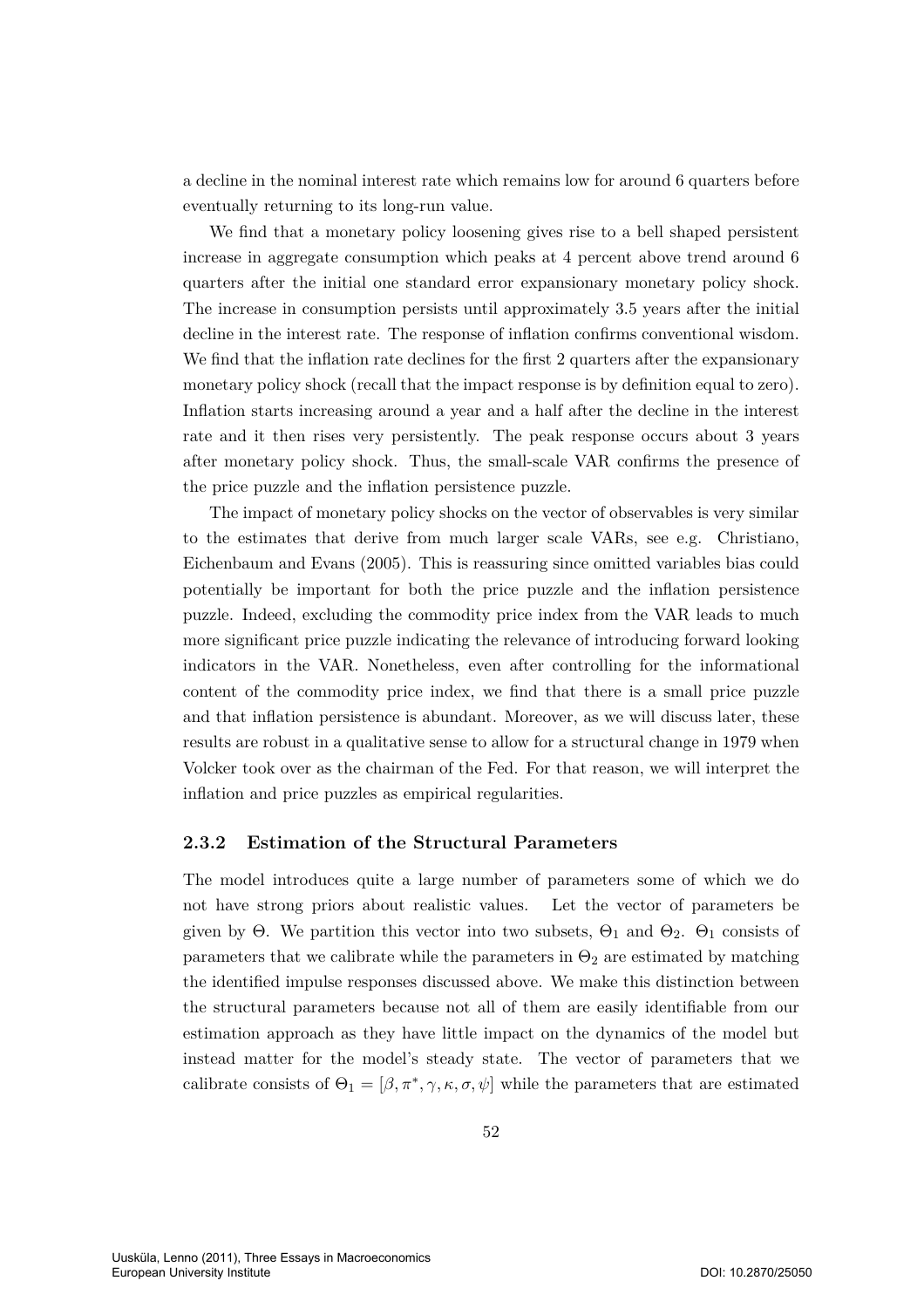a decline in the nominal interest rate which remains low for around 6 quarters before eventually returning to its long-run value.

We find that a monetary policy loosening gives rise to a bell shaped persistent increase in aggregate consumption which peaks at 4 percent above trend around 6 quarters after the initial one standard error expansionary monetary policy shock. The increase in consumption persists until approximately 3.5 years after the initial decline in the interest rate. The response of inflation confirms conventional wisdom. We find that the inflation rate declines for the first 2 quarters after the expansionary monetary policy shock (recall that the impact response is by definition equal to zero). Inflation starts increasing around a year and a half after the decline in the interest rate and it then rises very persistently. The peak response occurs about 3 years after monetary policy shock. Thus, the small-scale VAR confirms the presence of the price puzzle and the inflation persistence puzzle.

The impact of monetary policy shocks on the vector of observables is very similar to the estimates that derive from much larger scale VARs, see e.g. Christiano, Eichenbaum and Evans (2005). This is reassuring since omitted variables bias could potentially be important for both the price puzzle and the inflation persistence puzzle. Indeed, excluding the commodity price index from the VAR leads to much more significant price puzzle indicating the relevance of introducing forward looking indicators in the VAR. Nonetheless, even after controlling for the informational content of the commodity price index, we find that there is a small price puzzle and that inflation persistence is abundant. Moreover, as we will discuss later, these results are robust in a qualitative sense to allow for a structural change in 1979 when Volcker took over as the chairman of the Fed. For that reason, we will interpret the inflation and price puzzles as empirical regularities.

### 2.3.2 Estimation of the Structural Parameters

The model introduces quite a large number of parameters some of which we do not have strong priors about realistic values. Let the vector of parameters be given by $\Theta$. We partition this vector into two subsets, $\Theta_1$ and $\Theta_2$. $\Theta_1$ consists of parameters that we calibrate while the parameters in $\Theta_2$ are estimated by matching the identified impulse responses discussed above. We make this distinction between the structural parameters because not all of them are easily identifiable from our estimation approach as they have little impact on the dynamics of the model but instead matter for the model's steady state. The vector of parameters that we calibrate consists of $\Theta_1 = [\beta, \pi^*, \gamma, \kappa, \sigma, \psi]$ while the parameters that are estimated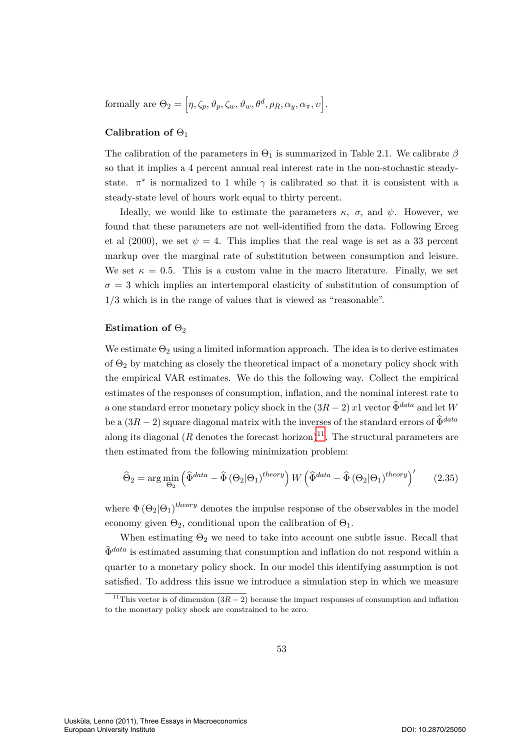formally are $\Theta_2 = \left[\eta, \zeta_p, \vartheta_p, \zeta_w, \vartheta_w, \theta^d, \rho_R, \alpha_y, \alpha_\pi, \upsilon\right]$.

**Calibration of $\Theta_1$**

The calibration of the parameters in $\Theta_1$ is summarized in Table 2.1. We calibrate $\beta$ so that it implies a 4 percent annual real interest rate in the non-stochastic steady-state. $\pi^*$ is normalized to 1 while $\gamma$ is calibrated so that it is consistent with a steady-state level of hours work equal to thirty percent.

Ideally, we would like to estimate the parameters $\kappa$, $\sigma$, and $\psi$. However, we found that these parameters are not well-identified from the data. Following Erceg et al (2000), we set $\psi = 4$. This implies that the real wage is set as a 33 percent markup over the marginal rate of substitution between consumption and leisure. We set $\kappa = 0.5$. This is a custom value in the macro literature. Finally, we set $\sigma = 3$ which implies an intertemporal elasticity of substitution of consumption of 1/3 which is in the range of values that is viewed as "reasonable".

**Estimation of $\Theta_2$**

We estimate $\Theta_2$ using a limited information approach. The idea is to derive estimates of $\Theta_2$ by matching as closely the theoretical impact of a monetary policy shock with the empirical VAR estimates. We do this the following way. Collect the empirical estimates of the responses of consumption, inflation, and the nominal interest rate to a one standard error monetary policy shock in the $(3R-2)\,x1$ vector $\widehat{\Phi}^{data}$ and let $W$ be a $(3R-2)$ square diagonal matrix with the inverses of the standard errors of $\widehat{\Phi}^{data}$ along its diagonal ($R$ denotes the forecast horizon)[11]. The structural parameters are then estimated from the following minimization problem:

$$\widehat{\Theta}_2 = \arg\min_{\Theta_2} \left(\widehat{\Phi}^{data} - \widehat{\Phi}\left(\Theta_2|\Theta_1\right)^{theory}\right) W \left(\widehat{\Phi}^{data} - \widehat{\Phi}\left(\Theta_2|\Theta_1\right)^{theory}\right)' \tag{2.35}$$

where $\Phi\left(\Theta_2|\Theta_1\right)^{theory}$ denotes the impulse response of the observables in the model economy given $\Theta_2$, conditional upon the calibration of $\Theta_1$.

When estimating $\Theta_2$ we need to take into account one subtle issue. Recall that $\widehat{\Phi}^{data}$ is estimated assuming that consumption and inflation do not respond within a quarter to a monetary policy shock. In our model this identifying assumption is not satisfied. To address this issue we introduce a simulation step in which we measure

[11] This vector is of dimension $(3R-2)$ because the impact responses of consumption and inflation to the monetary policy shock are constrained to be zero.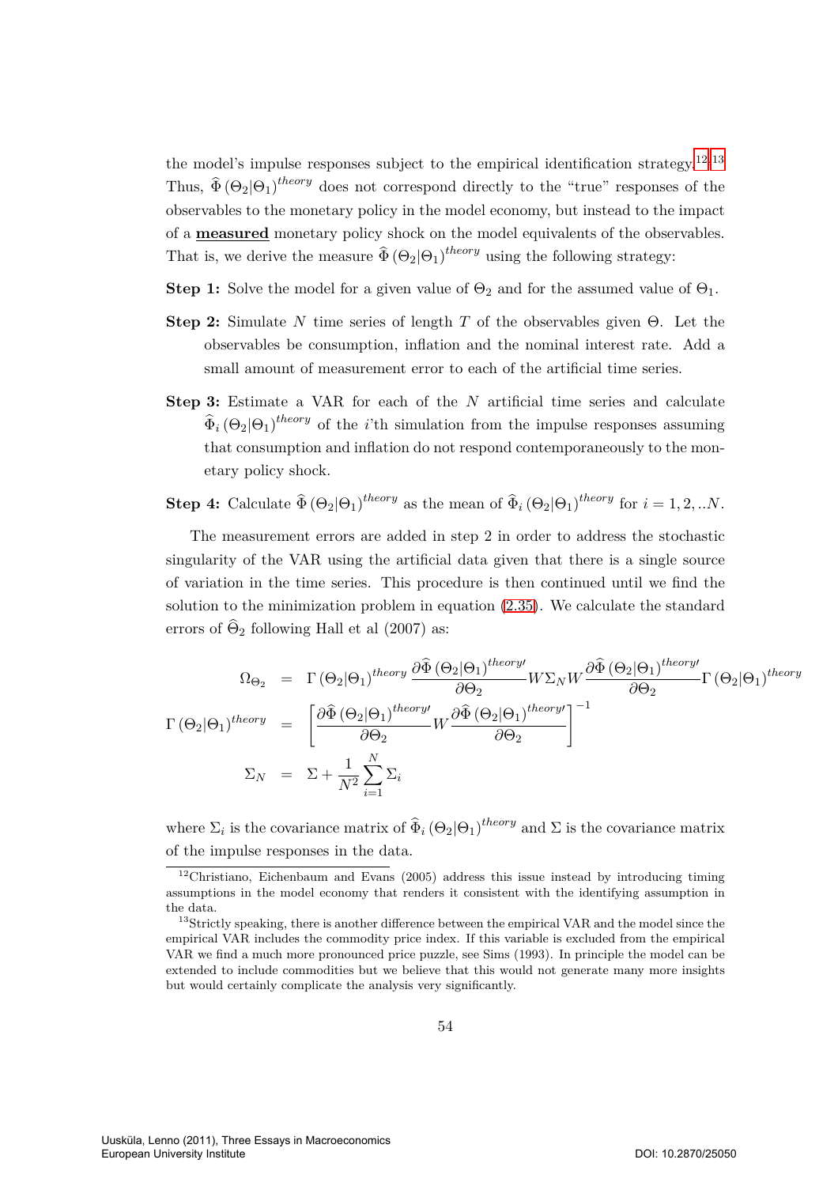the model's impulse responses subject to the empirical identification strategy.[12],[13] Thus, $\widehat{\Phi}\left(\Theta_2|\Theta_1\right)^{theory}$ does not correspond directly to the "true" responses of the observables to the monetary policy in the model economy, but instead to the impact of a **measured** monetary policy shock on the model equivalents of the observables. That is, we derive the measure $\widehat{\Phi}\left(\Theta_2|\Theta_1\right)^{theory}$ using the following strategy:

**Step 1:** Solve the model for a given value of $\Theta_2$ and for the assumed value of $\Theta_1$.

**Step 2:** Simulate $N$ time series of length $T$ of the observables given $\Theta$. Let the observables be consumption, inflation and the nominal interest rate. Add a small amount of measurement error to each of the artificial time series.

**Step 3:** Estimate a VAR for each of the $N$ artificial time series and calculate $\widehat{\Phi}_i\left(\Theta_2|\Theta_1\right)^{theory}$ of the $i$'th simulation from the impulse responses assuming that consumption and inflation do not respond contemporaneously to the monetary policy shock.

**Step 4:** Calculate $\widehat{\Phi}\left(\Theta_2|\Theta_1\right)^{theory}$ as the mean of $\widehat{\Phi}_i\left(\Theta_2|\Theta_1\right)^{theory}$ for $i = 1, 2, ..N$.

The measurement errors are added in step 2 in order to address the stochastic singularity of the VAR using the artificial data given that there is a single source of variation in the time series. This procedure is then continued until we find the solution to the minimization problem in equation (2.35). We calculate the standard errors of $\widehat{\Theta}_2$ following Hall et al (2007) as:

$$
\begin{aligned}
\Omega_{\Theta_2} &= \Gamma\left(\Theta_2|\Theta_1\right)^{theory} \frac{\partial \widehat{\Phi}\left(\Theta_2|\Theta_1\right)^{theory\prime}}{\partial \Theta_2} W \Sigma_N W \frac{\partial \widehat{\Phi}\left(\Theta_2|\Theta_1\right)^{theory\prime}}{\partial \Theta_2} \Gamma\left(\Theta_2|\Theta_1\right)^{theory} \\
\Gamma\left(\Theta_2|\Theta_1\right)^{theory} &= \left[\frac{\partial \widehat{\Phi}\left(\Theta_2|\Theta_1\right)^{theory\prime}}{\partial \Theta_2} W \frac{\partial \widehat{\Phi}\left(\Theta_2|\Theta_1\right)^{theory\prime}}{\partial \Theta_2}\right]^{-1} \\
\Sigma_N &= \Sigma + \frac{1}{N^2}\sum_{i=1}^{N} \Sigma_i
\end{aligned}
$$

where $\Sigma_i$ is the covariance matrix of $\widehat{\Phi}_i\left(\Theta_2|\Theta_1\right)^{theory}$ and $\Sigma$ is the covariance matrix of the impulse responses in the data.

[12] Christiano, Eichenbaum and Evans (2005) address this issue instead by introducing timing assumptions in the model economy that renders it consistent with the identifying assumption in the data.

[13] Strictly speaking, there is another difference between the empirical VAR and the model since the empirical VAR includes the commodity price index. If this variable is excluded from the empirical VAR we find a much more pronounced price puzzle, see Sims (1993). In principle the model can be extended to include commodities but we believe that this would not generate many more insights but would certainly complicate the analysis very significantly.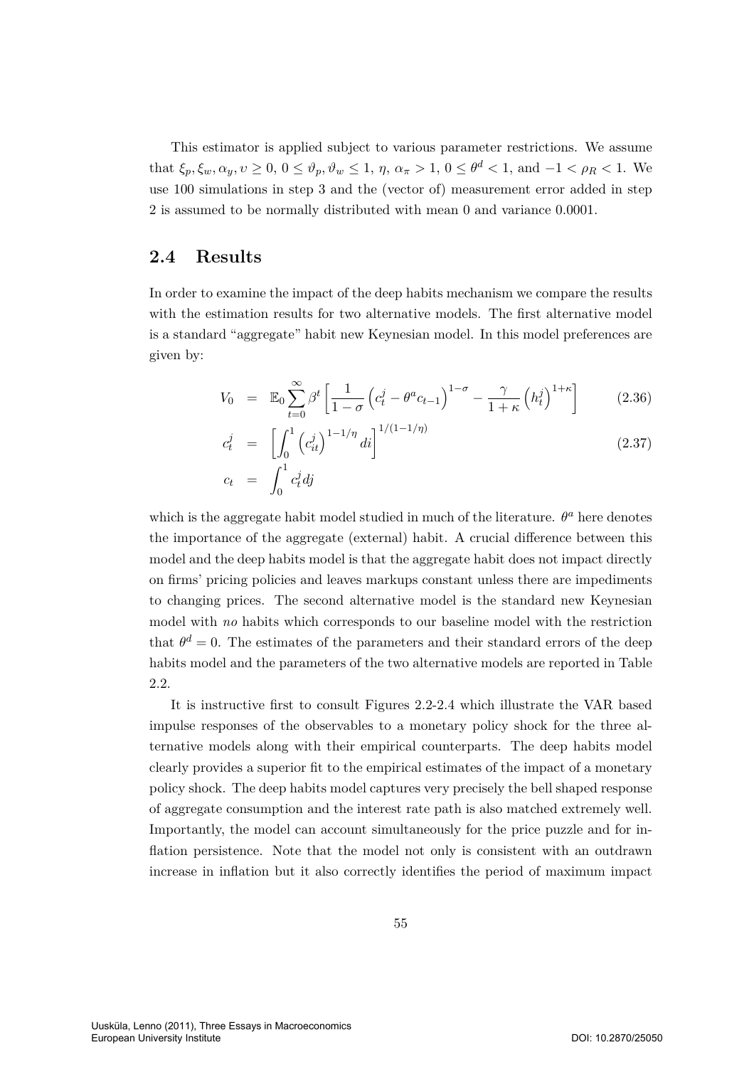This estimator is applied subject to various parameter restrictions. We assume that $\xi_p, \xi_w, \alpha_y, \upsilon \geq 0$, $0 \leq \vartheta_p, \vartheta_w \leq 1$, $\eta$, $\alpha_\pi > 1$, $0 \leq \theta^d < 1$, and $-1 < \rho_R < 1$. We use 100 simulations in step 3 and the (vector of) measurement error added in step 2 is assumed to be normally distributed with mean 0 and variance 0.0001.

## 2.4 Results

In order to examine the impact of the deep habits mechanism we compare the results with the estimation results for two alternative models. The first alternative model is a standard "aggregate" habit new Keynesian model. In this model preferences are given by:

$$V_0 = \mathbb{E}_0 \sum_{t=0}^{\infty} \beta^t \left[ \frac{1}{1-\sigma} \left( c_t^j - \theta^a c_{t-1} \right)^{1-\sigma} - \frac{\gamma}{1+\kappa} \left( h_t^j \right)^{1+\kappa} \right] \tag{2.36}$$

$$c_t^j = \left[ \int_0^1 \left( c_{it}^j \right)^{1-1/\eta} di \right]^{1/(1-1/\eta)} \tag{2.37}$$

$$c_t = \int_0^1 c_t^j dj$$

which is the aggregate habit model studied in much of the literature. $\theta^a$ here denotes the importance of the aggregate (external) habit. A crucial difference between this model and the deep habits model is that the aggregate habit does not impact directly on firms' pricing policies and leaves markups constant unless there are impediments to changing prices. The second alternative model is the standard new Keynesian model with *no* habits which corresponds to our baseline model with the restriction that $\theta^d = 0$. The estimates of the parameters and their standard errors of the deep habits model and the parameters of the two alternative models are reported in Table 2.2.

It is instructive first to consult Figures 2.2-2.4 which illustrate the VAR based impulse responses of the observables to a monetary policy shock for the three alternative models along with their empirical counterparts. The deep habits model clearly provides a superior fit to the empirical estimates of the impact of a monetary policy shock. The deep habits model captures very precisely the bell shaped response of aggregate consumption and the interest rate path is also matched extremely well. Importantly, the model can account simultaneously for the price puzzle and for inflation persistence. Note that the model not only is consistent with an outdrawn increase in inflation but it also correctly identifies the period of maximum impact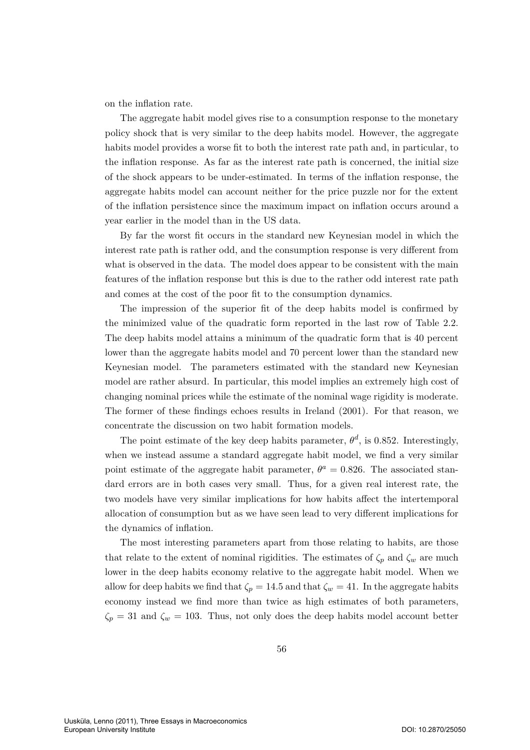on the inflation rate.

The aggregate habit model gives rise to a consumption response to the monetary policy shock that is very similar to the deep habits model. However, the aggregate habits model provides a worse fit to both the interest rate path and, in particular, to the inflation response. As far as the interest rate path is concerned, the initial size of the shock appears to be under-estimated. In terms of the inflation response, the aggregate habits model can account neither for the price puzzle nor for the extent of the inflation persistence since the maximum impact on inflation occurs around a year earlier in the model than in the US data.

By far the worst fit occurs in the standard new Keynesian model in which the interest rate path is rather odd, and the consumption response is very different from what is observed in the data. The model does appear to be consistent with the main features of the inflation response but this is due to the rather odd interest rate path and comes at the cost of the poor fit to the consumption dynamics.

The impression of the superior fit of the deep habits model is confirmed by the minimized value of the quadratic form reported in the last row of Table 2.2. The deep habits model attains a minimum of the quadratic form that is 40 percent lower than the aggregate habits model and 70 percent lower than the standard new Keynesian model. The parameters estimated with the standard new Keynesian model are rather absurd. In particular, this model implies an extremely high cost of changing nominal prices while the estimate of the nominal wage rigidity is moderate. The former of these findings echoes results in Ireland (2001). For that reason, we concentrate the discussion on two habit formation models.

The point estimate of the key deep habits parameter, $\theta^d$, is 0.852. Interestingly, when we instead assume a standard aggregate habit model, we find a very similar point estimate of the aggregate habit parameter, $\theta^a = 0.826$. The associated standard errors are in both cases very small. Thus, for a given real interest rate, the two models have very similar implications for how habits affect the intertemporal allocation of consumption but as we have seen lead to very different implications for the dynamics of inflation.

The most interesting parameters apart from those relating to habits, are those that relate to the extent of nominal rigidities. The estimates of $\zeta_p$ and $\zeta_w$ are much lower in the deep habits economy relative to the aggregate habit model. When we allow for deep habits we find that $\zeta_p = 14.5$ and that $\zeta_w = 41$. In the aggregate habits economy instead we find more than twice as high estimates of both parameters, $\zeta_p = 31$ and $\zeta_w = 103$. Thus, not only does the deep habits model account better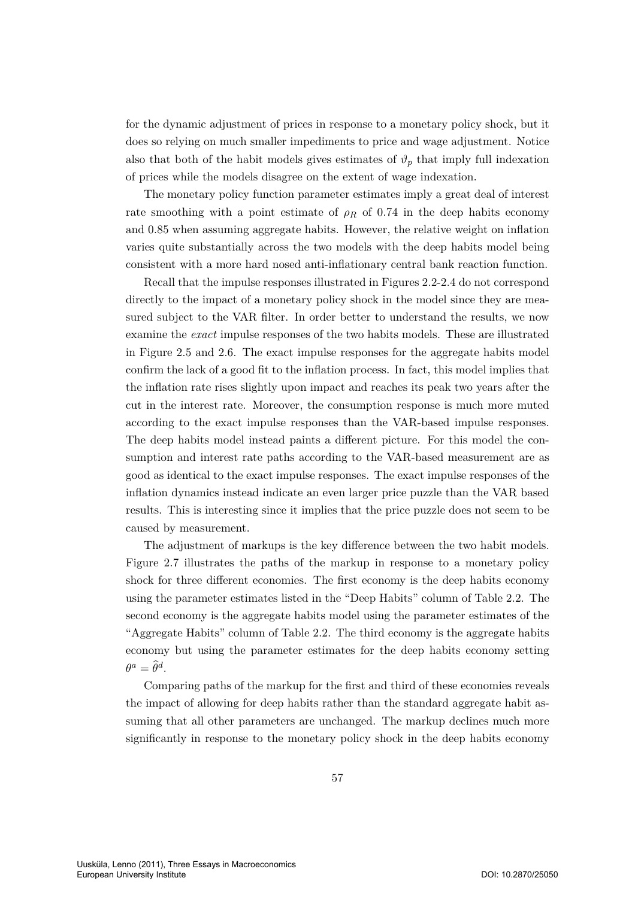for the dynamic adjustment of prices in response to a monetary policy shock, but it does so relying on much smaller impediments to price and wage adjustment. Notice also that both of the habit models gives estimates of $\vartheta_p$ that imply full indexation of prices while the models disagree on the extent of wage indexation.

The monetary policy function parameter estimates imply a great deal of interest rate smoothing with a point estimate of $\rho_R$ of 0.74 in the deep habits economy and 0.85 when assuming aggregate habits. However, the relative weight on inflation varies quite substantially across the two models with the deep habits model being consistent with a more hard nosed anti-inflationary central bank reaction function.

Recall that the impulse responses illustrated in Figures 2.2-2.4 do not correspond directly to the impact of a monetary policy shock in the model since they are measured subject to the VAR filter. In order better to understand the results, we now examine the *exact* impulse responses of the two habits models. These are illustrated in Figure 2.5 and 2.6. The exact impulse responses for the aggregate habits model confirm the lack of a good fit to the inflation process. In fact, this model implies that the inflation rate rises slightly upon impact and reaches its peak two years after the cut in the interest rate. Moreover, the consumption response is much more muted according to the exact impulse responses than the VAR-based impulse responses. The deep habits model instead paints a different picture. For this model the consumption and interest rate paths according to the VAR-based measurement are as good as identical to the exact impulse responses. The exact impulse responses of the inflation dynamics instead indicate an even larger price puzzle than the VAR based results. This is interesting since it implies that the price puzzle does not seem to be caused by measurement.

The adjustment of markups is the key difference between the two habit models. Figure 2.7 illustrates the paths of the markup in response to a monetary policy shock for three different economies. The first economy is the deep habits economy using the parameter estimates listed in the "Deep Habits" column of Table 2.2. The second economy is the aggregate habits model using the parameter estimates of the "Aggregate Habits" column of Table 2.2. The third economy is the aggregate habits economy but using the parameter estimates for the deep habits economy setting $\theta^a = \widehat{\theta}^d$.

Comparing paths of the markup for the first and third of these economies reveals the impact of allowing for deep habits rather than the standard aggregate habit assuming that all other parameters are unchanged. The markup declines much more significantly in response to the monetary policy shock in the deep habits economy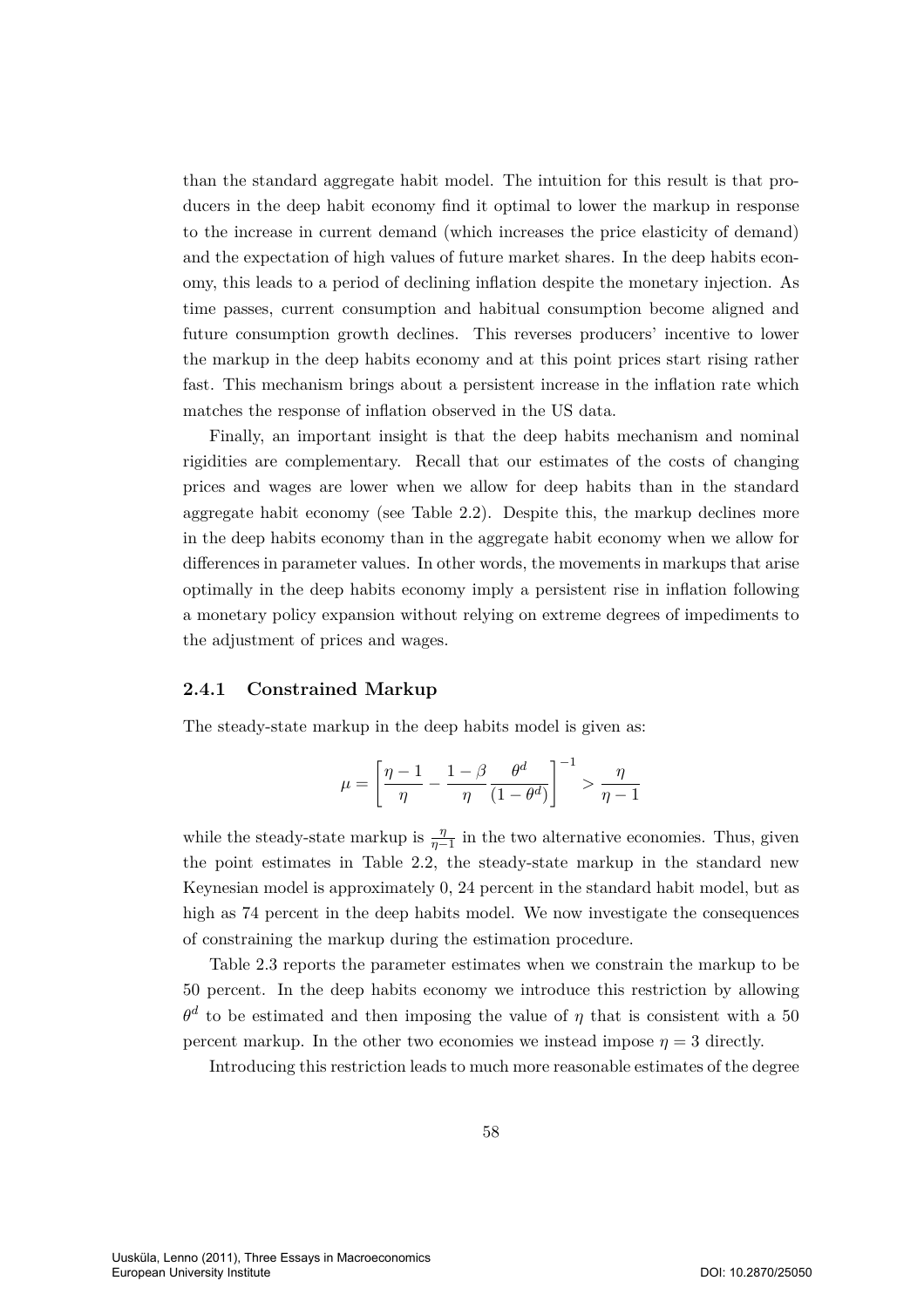than the standard aggregate habit model. The intuition for this result is that producers in the deep habit economy find it optimal to lower the markup in response to the increase in current demand (which increases the price elasticity of demand) and the expectation of high values of future market shares. In the deep habits economy, this leads to a period of declining inflation despite the monetary injection. As time passes, current consumption and habitual consumption become aligned and future consumption growth declines. This reverses producers' incentive to lower the markup in the deep habits economy and at this point prices start rising rather fast. This mechanism brings about a persistent increase in the inflation rate which matches the response of inflation observed in the US data.

Finally, an important insight is that the deep habits mechanism and nominal rigidities are complementary. Recall that our estimates of the costs of changing prices and wages are lower when we allow for deep habits than in the standard aggregate habit economy (see Table 2.2). Despite this, the markup declines more in the deep habits economy than in the aggregate habit economy when we allow for differences in parameter values. In other words, the movements in markups that arise optimally in the deep habits economy imply a persistent rise in inflation following a monetary policy expansion without relying on extreme degrees of impediments to the adjustment of prices and wages.

### 2.4.1 Constrained Markup

The steady-state markup in the deep habits model is given as:

$$\mu = \left[ \frac{\eta - 1}{\eta} - \frac{1-\beta}{\eta} \frac{\theta^d}{(1-\theta^d)} \right]^{-1} > \frac{\eta}{\eta - 1}$$

while the steady-state markup is $\frac{\eta}{\eta-1}$ in the two alternative economies. Thus, given the point estimates in Table 2.2, the steady-state markup in the standard new Keynesian model is approximately 0, 24 percent in the standard habit model, but as high as 74 percent in the deep habits model. We now investigate the consequences of constraining the markup during the estimation procedure.

Table 2.3 reports the parameter estimates when we constrain the markup to be 50 percent. In the deep habits economy we introduce this restriction by allowing $\theta^d$ to be estimated and then imposing the value of $\eta$ that is consistent with a 50 percent markup. In the other two economies we instead impose $\eta = 3$ directly.

Introducing this restriction leads to much more reasonable estimates of the degree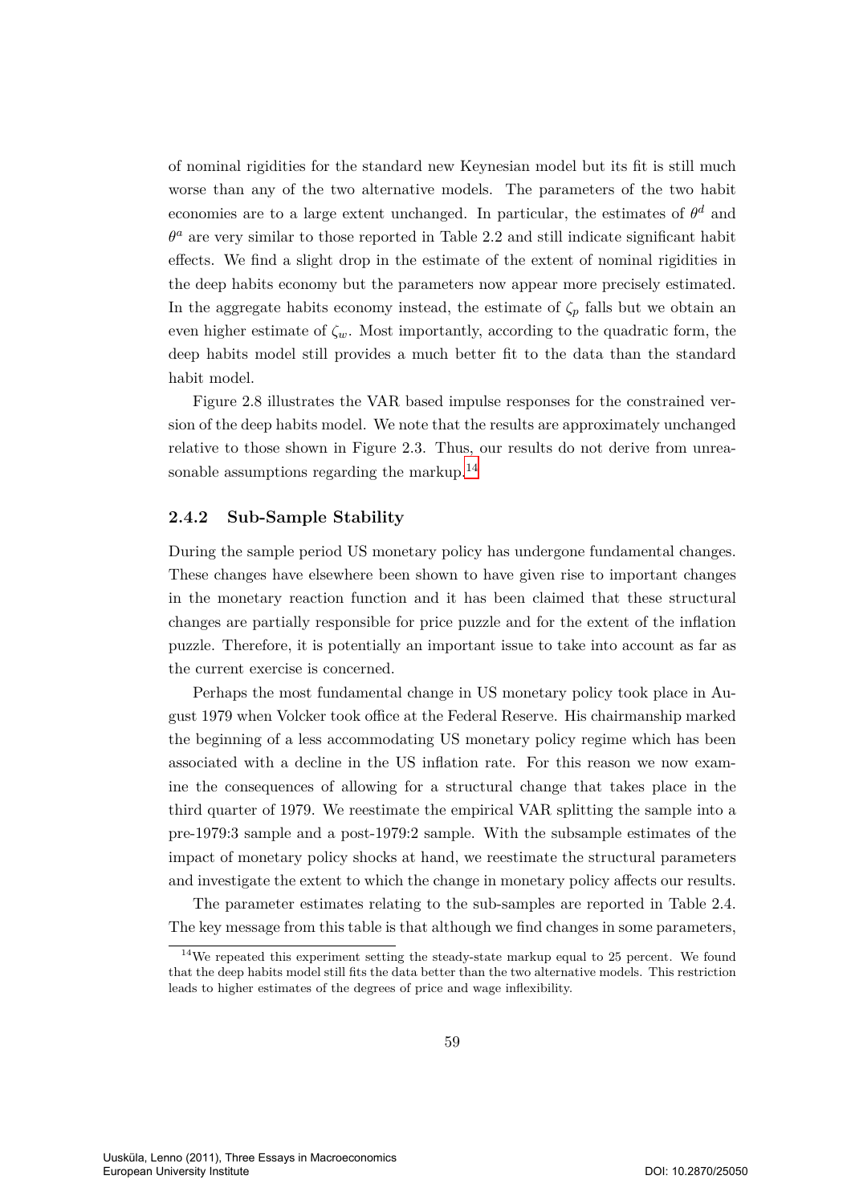of nominal rigidities for the standard new Keynesian model but its fit is still much worse than any of the two alternative models. The parameters of the two habit economies are to a large extent unchanged. In particular, the estimates of $\theta^d$ and $\theta^a$ are very similar to those reported in Table 2.2 and still indicate significant habit effects. We find a slight drop in the estimate of the extent of nominal rigidities in the deep habits economy but the parameters now appear more precisely estimated. In the aggregate habits economy instead, the estimate of $\zeta_p$ falls but we obtain an even higher estimate of $\zeta_w$. Most importantly, according to the quadratic form, the deep habits model still provides a much better fit to the data than the standard habit model.

Figure 2.8 illustrates the VAR based impulse responses for the constrained version of the deep habits model. We note that the results are approximately unchanged relative to those shown in Figure 2.3. Thus, our results do not derive from unreasonable assumptions regarding the markup.[14]

### 2.4.2 Sub-Sample Stability

During the sample period US monetary policy has undergone fundamental changes. These changes have elsewhere been shown to have given rise to important changes in the monetary reaction function and it has been claimed that these structural changes are partially responsible for price puzzle and for the extent of the inflation puzzle. Therefore, it is potentially an important issue to take into account as far as the current exercise is concerned.

Perhaps the most fundamental change in US monetary policy took place in August 1979 when Volcker took office at the Federal Reserve. His chairmanship marked the beginning of a less accommodating US monetary policy regime which has been associated with a decline in the US inflation rate. For this reason we now examine the consequences of allowing for a structural change that takes place in the third quarter of 1979. We reestimate the empirical VAR splitting the sample into a pre-1979:3 sample and a post-1979:2 sample. With the subsample estimates of the impact of monetary policy shocks at hand, we reestimate the structural parameters and investigate the extent to which the change in monetary policy affects our results.

The parameter estimates relating to the sub-samples are reported in Table 2.4. The key message from this table is that although we find changes in some parameters,

[14] We repeated this experiment setting the steady-state markup equal to 25 percent. We found that the deep habits model still fits the data better than the two alternative models. This restriction leads to higher estimates of the degrees of price and wage inflexibility.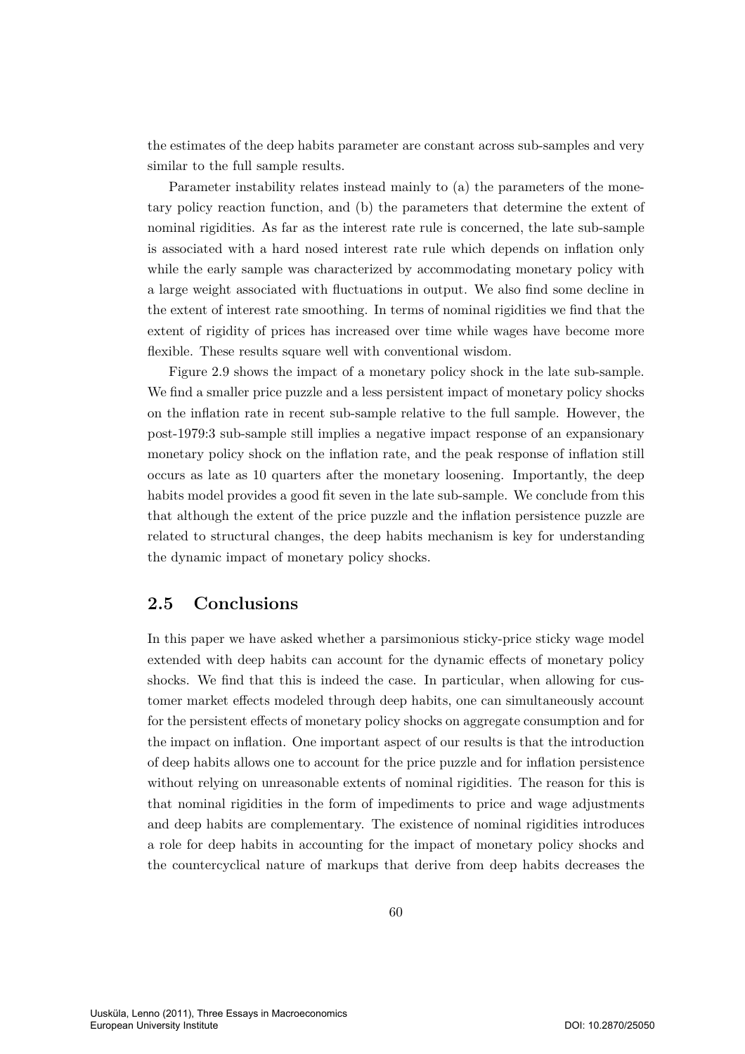the estimates of the deep habits parameter are constant across sub-samples and very similar to the full sample results.

Parameter instability relates instead mainly to (a) the parameters of the monetary policy reaction function, and (b) the parameters that determine the extent of nominal rigidities. As far as the interest rate rule is concerned, the late sub-sample is associated with a hard nosed interest rate rule which depends on inflation only while the early sample was characterized by accommodating monetary policy with a large weight associated with fluctuations in output. We also find some decline in the extent of interest rate smoothing. In terms of nominal rigidities we find that the extent of rigidity of prices has increased over time while wages have become more flexible. These results square well with conventional wisdom.

Figure 2.9 shows the impact of a monetary policy shock in the late sub-sample. We find a smaller price puzzle and a less persistent impact of monetary policy shocks on the inflation rate in recent sub-sample relative to the full sample. However, the post-1979:3 sub-sample still implies a negative impact response of an expansionary monetary policy shock on the inflation rate, and the peak response of inflation still occurs as late as 10 quarters after the monetary loosening. Importantly, the deep habits model provides a good fit seven in the late sub-sample. We conclude from this that although the extent of the price puzzle and the inflation persistence puzzle are related to structural changes, the deep habits mechanism is key for understanding the dynamic impact of monetary policy shocks.

## 2.5 Conclusions

In this paper we have asked whether a parsimonious sticky-price sticky wage model extended with deep habits can account for the dynamic effects of monetary policy shocks. We find that this is indeed the case. In particular, when allowing for customer market effects modeled through deep habits, one can simultaneously account for the persistent effects of monetary policy shocks on aggregate consumption and for the impact on inflation. One important aspect of our results is that the introduction of deep habits allows one to account for the price puzzle and for inflation persistence without relying on unreasonable extents of nominal rigidities. The reason for this is that nominal rigidities in the form of impediments to price and wage adjustments and deep habits are complementary. The existence of nominal rigidities introduces a role for deep habits in accounting for the impact of monetary policy shocks and the countercyclical nature of markups that derive from deep habits decreases the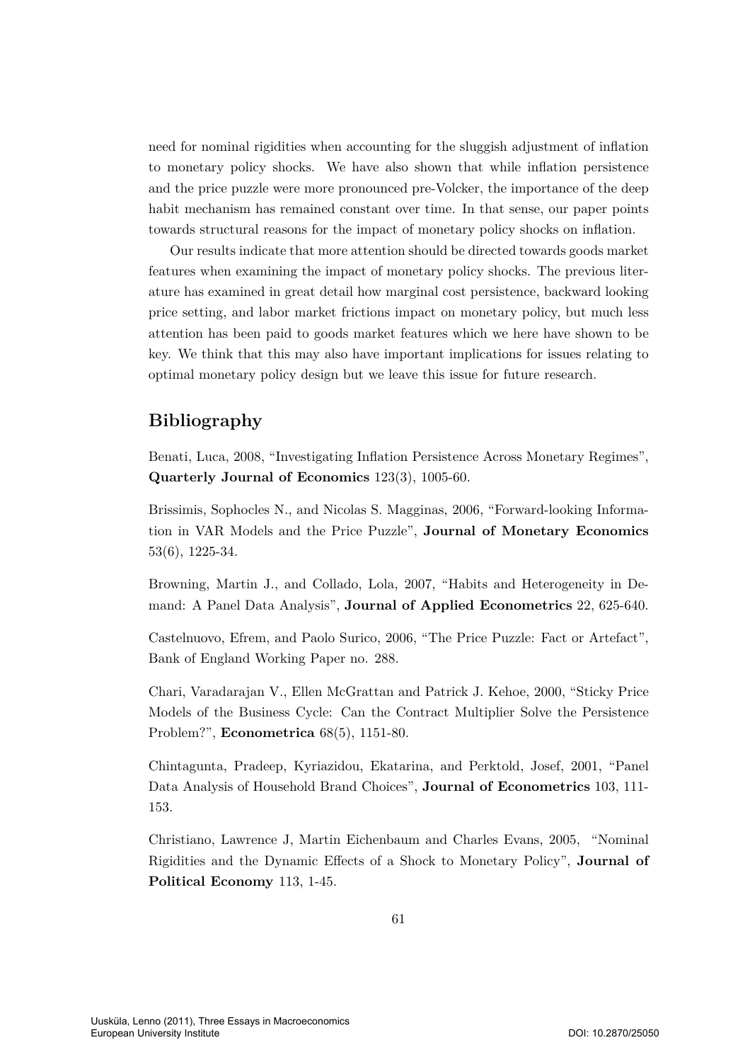need for nominal rigidities when accounting for the sluggish adjustment of inflation to monetary policy shocks. We have also shown that while inflation persistence and the price puzzle were more pronounced pre-Volcker, the importance of the deep habit mechanism has remained constant over time. In that sense, our paper points towards structural reasons for the impact of monetary policy shocks on inflation.

Our results indicate that more attention should be directed towards goods market features when examining the impact of monetary policy shocks. The previous literature has examined in great detail how marginal cost persistence, backward looking price setting, and labor market frictions impact on monetary policy, but much less attention has been paid to goods market features which we here have shown to be key. We think that this may also have important implications for issues relating to optimal monetary policy design but we leave this issue for future research.

## Bibliography

Benati, Luca, 2008, "Investigating Inflation Persistence Across Monetary Regimes", **Quarterly Journal of Economics** 123(3), 1005-60.

Brissimis, Sophocles N., and Nicolas S. Magginas, 2006, "Forward-looking Information in VAR Models and the Price Puzzle", **Journal of Monetary Economics** 53(6), 1225-34.

Browning, Martin J., and Collado, Lola, 2007, "Habits and Heterogeneity in Demand: A Panel Data Analysis", **Journal of Applied Econometrics** 22, 625-640.

Castelnuovo, Efrem, and Paolo Surico, 2006, "The Price Puzzle: Fact or Artefact", Bank of England Working Paper no. 288.

Chari, Varadarajan V., Ellen McGrattan and Patrick J. Kehoe, 2000, "Sticky Price Models of the Business Cycle: Can the Contract Multiplier Solve the Persistence Problem?", **Econometrica** 68(5), 1151-80.

Chintagunta, Pradeep, Kyriazidou, Ekatarina, and Perktold, Josef, 2001, "Panel Data Analysis of Household Brand Choices", **Journal of Econometrics** 103, 111-153.

Christiano, Lawrence J, Martin Eichenbaum and Charles Evans, 2005, "Nominal Rigidities and the Dynamic Effects of a Shock to Monetary Policy", **Journal of Political Economy** 113, 1-45.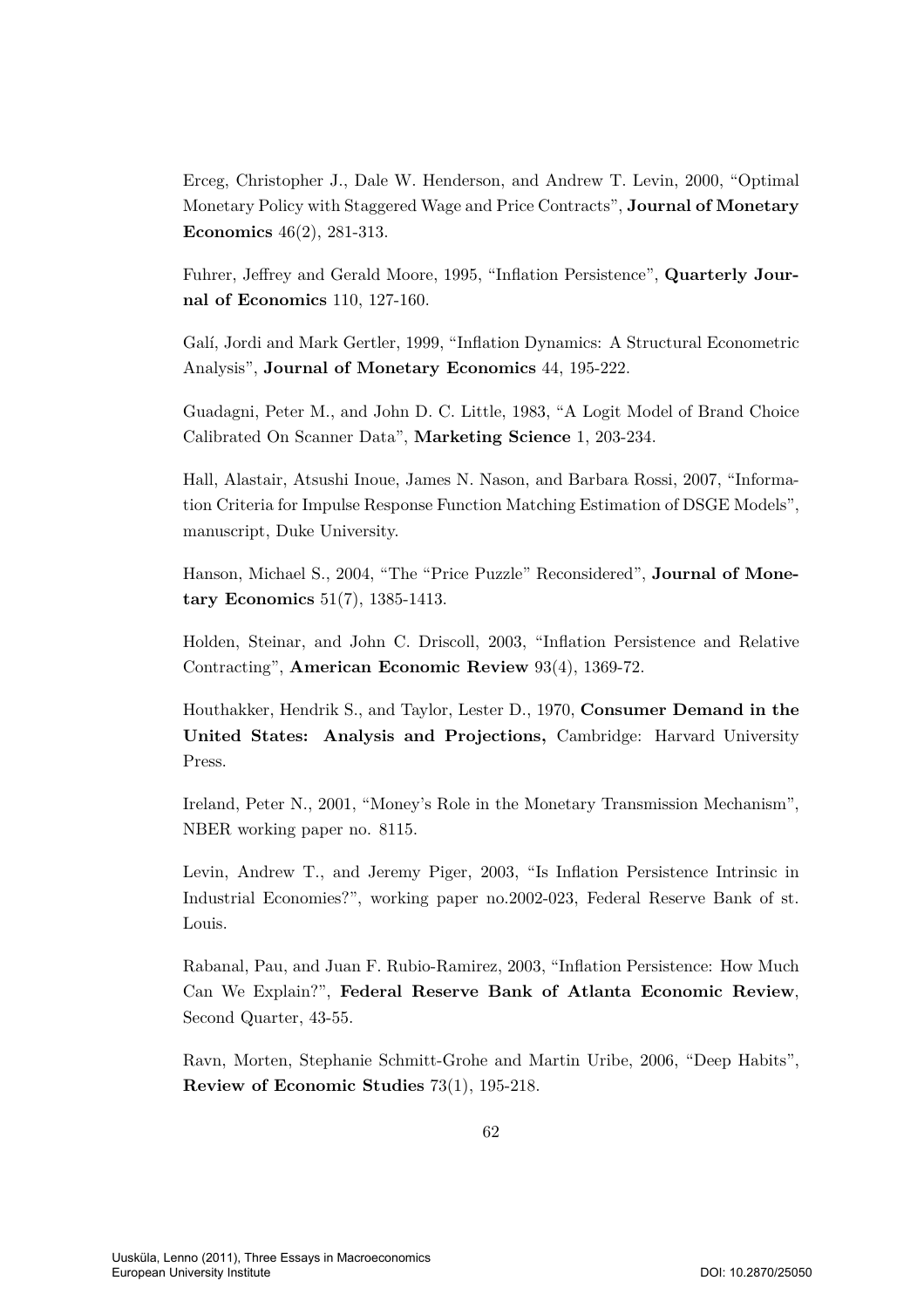Erceg, Christopher J., Dale W. Henderson, and Andrew T. Levin, 2000, "Optimal Monetary Policy with Staggered Wage and Price Contracts", **Journal of Monetary Economics** 46(2), 281-313.

Fuhrer, Jeffrey and Gerald Moore, 1995, "Inflation Persistence", **Quarterly Journal of Economics** 110, 127-160.

Galí, Jordi and Mark Gertler, 1999, "Inflation Dynamics: A Structural Econometric Analysis", **Journal of Monetary Economics** 44, 195-222.

Guadagni, Peter M., and John D. C. Little, 1983, "A Logit Model of Brand Choice Calibrated On Scanner Data", **Marketing Science** 1, 203-234.

Hall, Alastair, Atsushi Inoue, James N. Nason, and Barbara Rossi, 2007, "Information Criteria for Impulse Response Function Matching Estimation of DSGE Models", manuscript, Duke University.

Hanson, Michael S., 2004, "The "Price Puzzle" Reconsidered", **Journal of Monetary Economics** 51(7), 1385-1413.

Holden, Steinar, and John C. Driscoll, 2003, "Inflation Persistence and Relative Contracting", **American Economic Review** 93(4), 1369-72.

Houthakker, Hendrik S., and Taylor, Lester D., 1970, **Consumer Demand in the United States: Analysis and Projections,** Cambridge: Harvard University Press.

Ireland, Peter N., 2001, "Money's Role in the Monetary Transmission Mechanism", NBER working paper no. 8115.

Levin, Andrew T., and Jeremy Piger, 2003, "Is Inflation Persistence Intrinsic in Industrial Economies?", working paper no.2002-023, Federal Reserve Bank of st. Louis.

Rabanal, Pau, and Juan F. Rubio-Ramirez, 2003, "Inflation Persistence: How Much Can We Explain?", **Federal Reserve Bank of Atlanta Economic Review**, Second Quarter, 43-55.

Ravn, Morten, Stephanie Schmitt-Grohe and Martin Uribe, 2006, "Deep Habits", **Review of Economic Studies** 73(1), 195-218.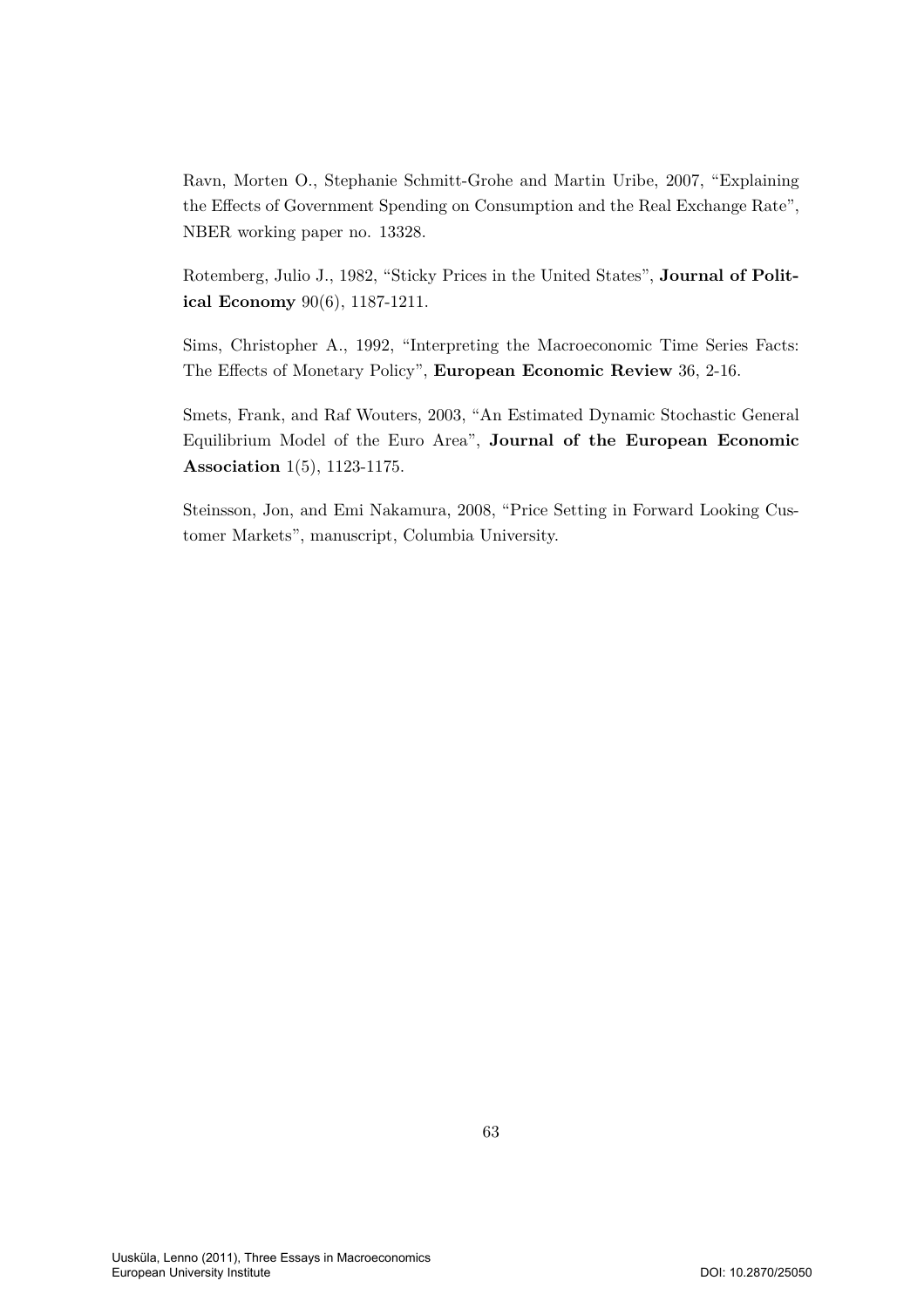Ravn, Morten O., Stephanie Schmitt-Grohe and Martin Uribe, 2007, "Explaining the Effects of Government Spending on Consumption and the Real Exchange Rate", NBER working paper no. 13328.

Rotemberg, Julio J., 1982, "Sticky Prices in the United States", **Journal of Political Economy** 90(6), 1187-1211.

Sims, Christopher A., 1992, "Interpreting the Macroeconomic Time Series Facts: The Effects of Monetary Policy", **European Economic Review** 36, 2-16.

Smets, Frank, and Raf Wouters, 2003, "An Estimated Dynamic Stochastic General Equilibrium Model of the Euro Area", **Journal of the European Economic Association** 1(5), 1123-1175.

Steinsson, Jon, and Emi Nakamura, 2008, "Price Setting in Forward Looking Customer Markets", manuscript, Columbia University.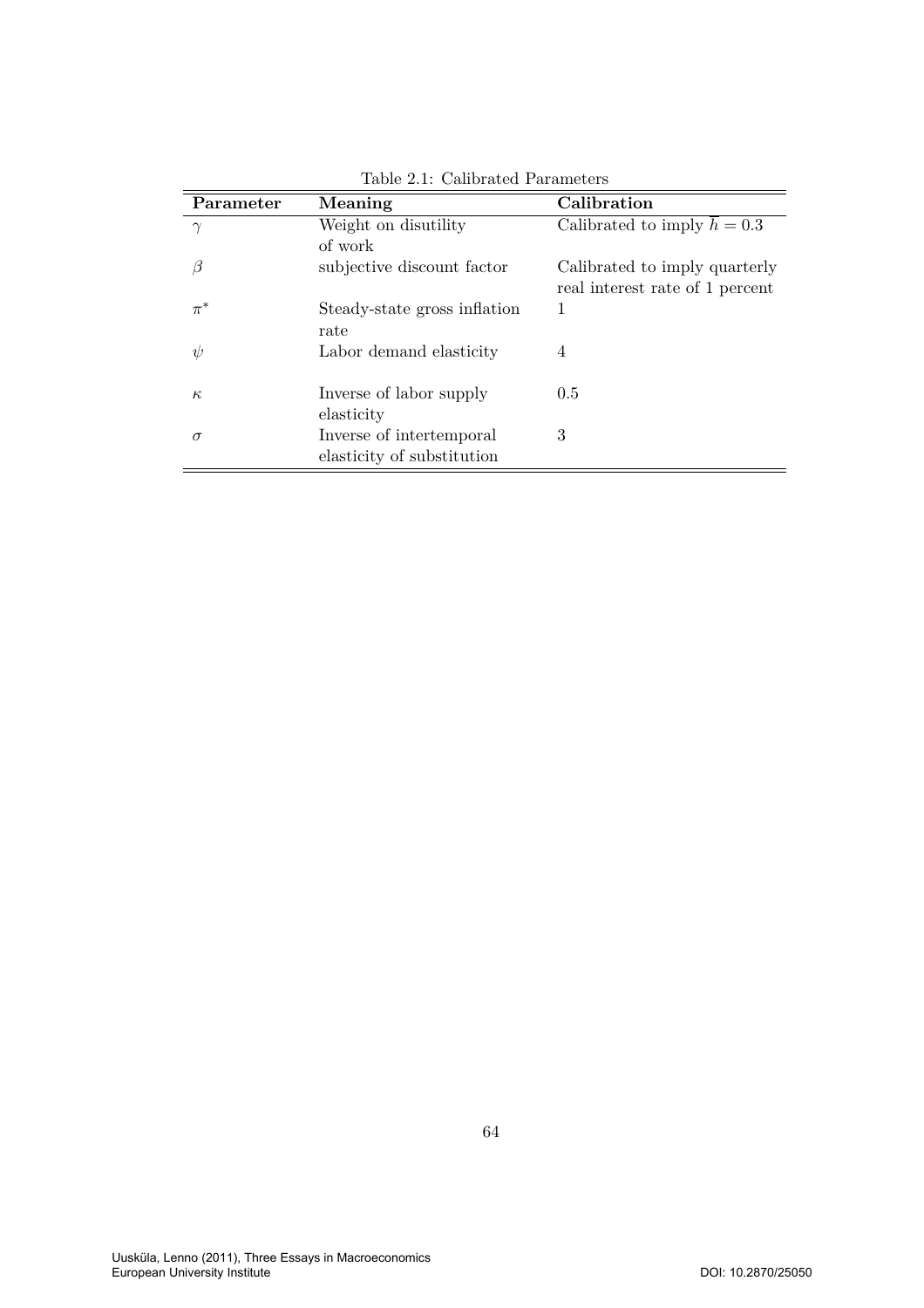Table 2.1: Calibrated Parameters

| Parameter | Meaning | Calibration |
|---|---|---|
| $\gamma$ | Weight on disutility of work | Calibrated to imply $\overline{h} = 0.3$ |
| $\beta$ | subjective discount factor | Calibrated to imply quarterly real interest rate of 1 percent |
| $\pi^*$ | Steady-state gross inflation rate | 1 |
| $\psi$ | Labor demand elasticity | 4 |
| $\kappa$ | Inverse of labor supply elasticity | 0.5 |
| $\sigma$ | Inverse of intertemporal elasticity of substitution | 3 |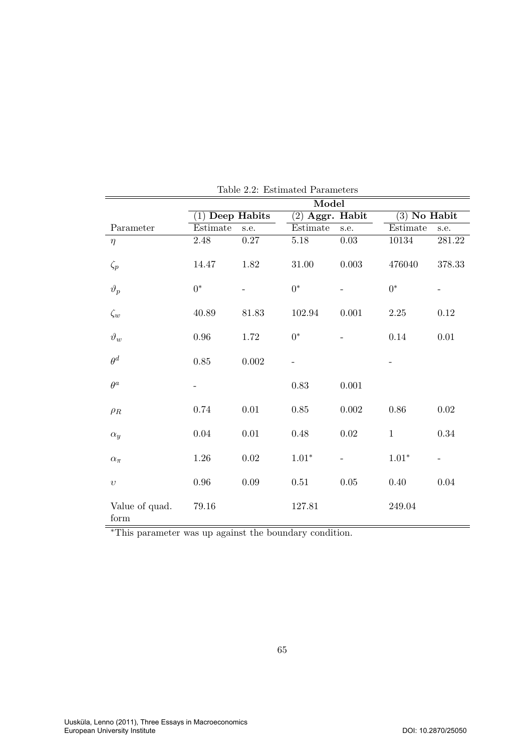Table 2.2: Estimated Parameters

| | Model | | | | | |
|---|---|---|---|---|---|---|
| | (1) **Deep Habits** | | (2) **Aggr. Habit** | | (3) **No Habit** | |
| Parameter | Estimate | s.e. | Estimate | s.e. | Estimate | s.e. |
| $\eta$ | 2.48 | 0.27 | 5.18 | 0.03 | 10134 | 281.22 |
| $\zeta_p$ | 14.47 | 1.82 | 31.00 | 0.003 | 476040 | 378.33 |
| $\vartheta_p$ | $0^*$ | - | $0^*$ | - | $0^*$ | - |
| $\zeta_w$ | 40.89 | 81.83 | 102.94 | 0.001 | 2.25 | 0.12 |
| $\vartheta_w$ | 0.96 | 1.72 | $0^*$ | - | 0.14 | 0.01 |
| $\theta^d$ | 0.85 | 0.002 | - | | - | |
| $\theta^a$ | - | | 0.83 | 0.001 | | |
| $\rho_R$ | 0.74 | 0.01 | 0.85 | 0.002 | 0.86 | 0.02 |
| $\alpha_y$ | 0.04 | 0.01 | 0.48 | 0.02 | 1 | 0.34 |
| $\alpha_\pi$ | 1.26 | 0.02 | $1.01^*$ | - | $1.01^*$ | - |
| $\upsilon$ | 0.96 | 0.09 | 0.51 | 0.05 | 0.40 | 0.04 |
| Value of quad. form | 79.16 | | 127.81 | | 249.04 | |

*This parameter was up against the boundary condition.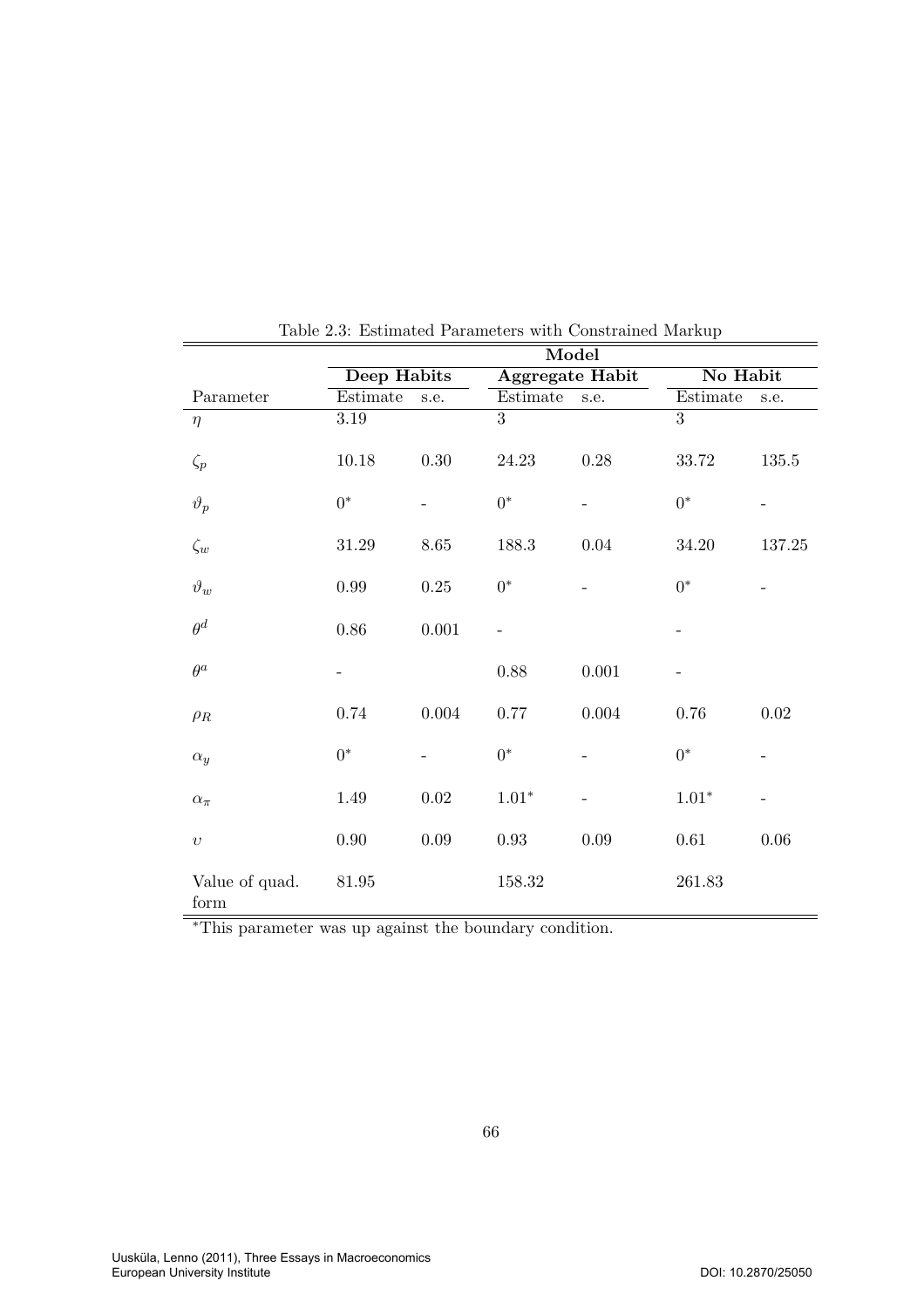Table 2.3: Estimated Parameters with Constrained Markup

| | Model | | | | | |
|---|---|---|---|---|---|---|
| | **Deep Habits** | | **Aggregate Habit** | | **No Habit** | |
| Parameter | Estimate | s.e. | Estimate | s.e. | Estimate | s.e. |
| $\eta$ | 3.19 | | 3 | | 3 | |
| $\zeta_p$ | 10.18 | 0.30 | 24.23 | 0.28 | 33.72 | 135.5 |
| $\vartheta_p$ | $0^*$ | - | $0^*$ | - | $0^*$ | - |
| $\zeta_w$ | 31.29 | 8.65 | 188.3 | 0.04 | 34.20 | 137.25 |
| $\vartheta_w$ | 0.99 | 0.25 | $0^*$ | - | $0^*$ | - |
| $\theta^d$ | 0.86 | 0.001 | - | | - | |
| $\theta^a$ | - | | 0.88 | 0.001 | - | |
| $\rho_R$ | 0.74 | 0.004 | 0.77 | 0.004 | 0.76 | 0.02 |
| $\alpha_y$ | $0^*$ | - | $0^*$ | - | $0^*$ | - |
| $\alpha_\pi$ | 1.49 | 0.02 | $1.01^*$ | - | $1.01^*$ | - |
| $\upsilon$ | 0.90 | 0.09 | 0.93 | 0.09 | 0.61 | 0.06 |
| Value of quad. form | 81.95 | | 158.32 | | 261.83 | |

*This parameter was up against the boundary condition.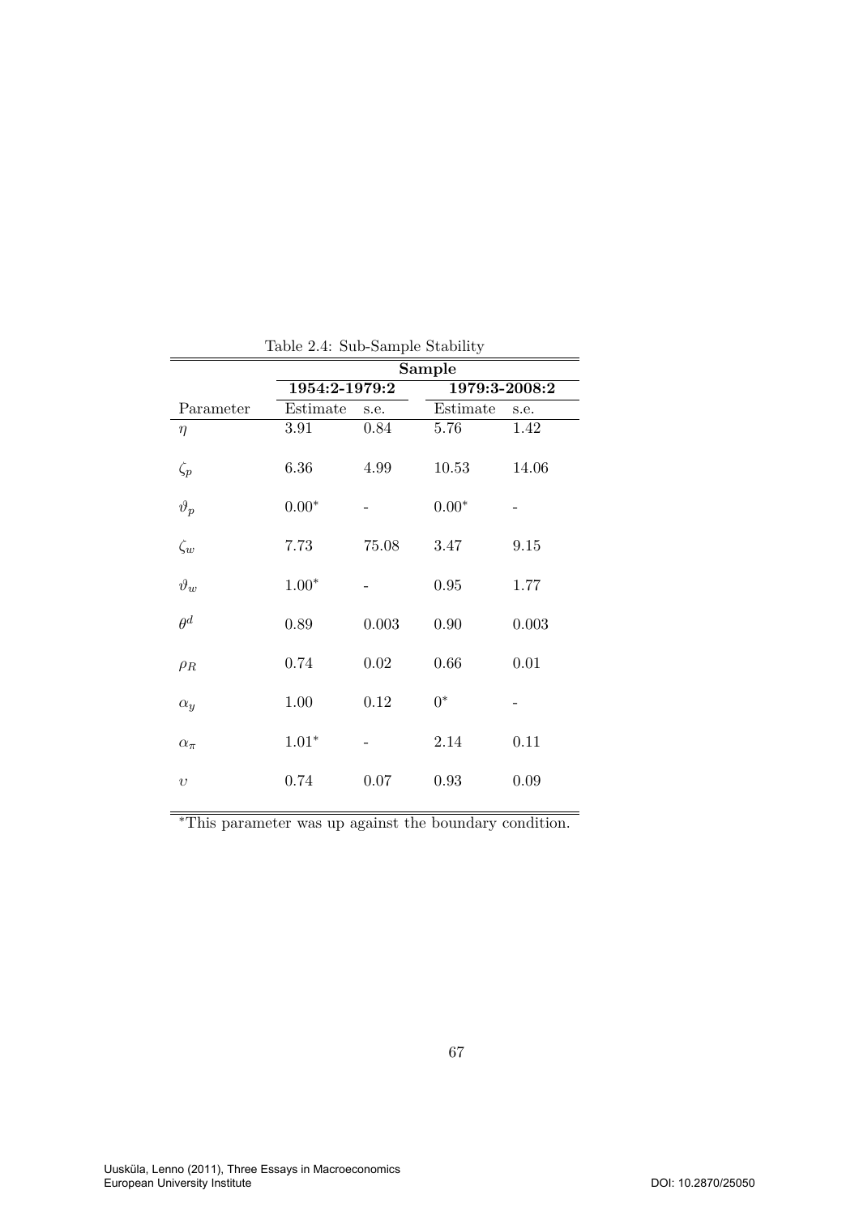Table 2.4: Sub-Sample Stability

| | **Sample** | | | |
|---|---|---|---|---|
| | **1954:2-1979:2** | | **1979:3-2008:2** | |
| Parameter | Estimate | s.e. | Estimate | s.e. |
| $\eta$ | 3.91 | 0.84 | 5.76 | 1.42 |
| $\zeta_p$ | 6.36 | 4.99 | 10.53 | 14.06 |
| $\vartheta_p$ | $0.00^*$ | - | $0.00^*$ | - |
| $\zeta_w$ | 7.73 | 75.08 | 3.47 | 9.15 |
| $\vartheta_w$ | $1.00^*$ | - | 0.95 | 1.77 |
| $\theta^d$ | 0.89 | 0.003 | 0.90 | 0.003 |
| $\rho_R$ | 0.74 | 0.02 | 0.66 | 0.01 |
| $\alpha_y$ | 1.00 | 0.12 | $0^*$ | - |
| $\alpha_\pi$ | $1.01^*$ | - | 2.14 | 0.11 |
| $\upsilon$ | 0.74 | 0.07 | 0.93 | 0.09 |

*This parameter was up against the boundary condition.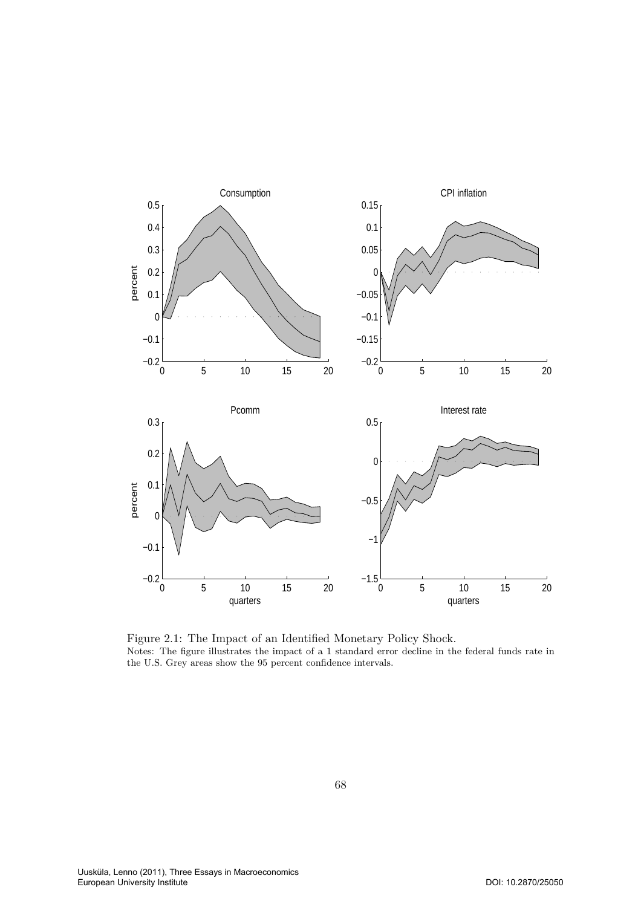Figure 2.1: The Impact of an Identified Monetary Policy Shock.

Notes: The figure illustrates the impact of a 1 standard error decline in the federal funds rate in the U.S. Grey areas show the 95 percent confidence intervals.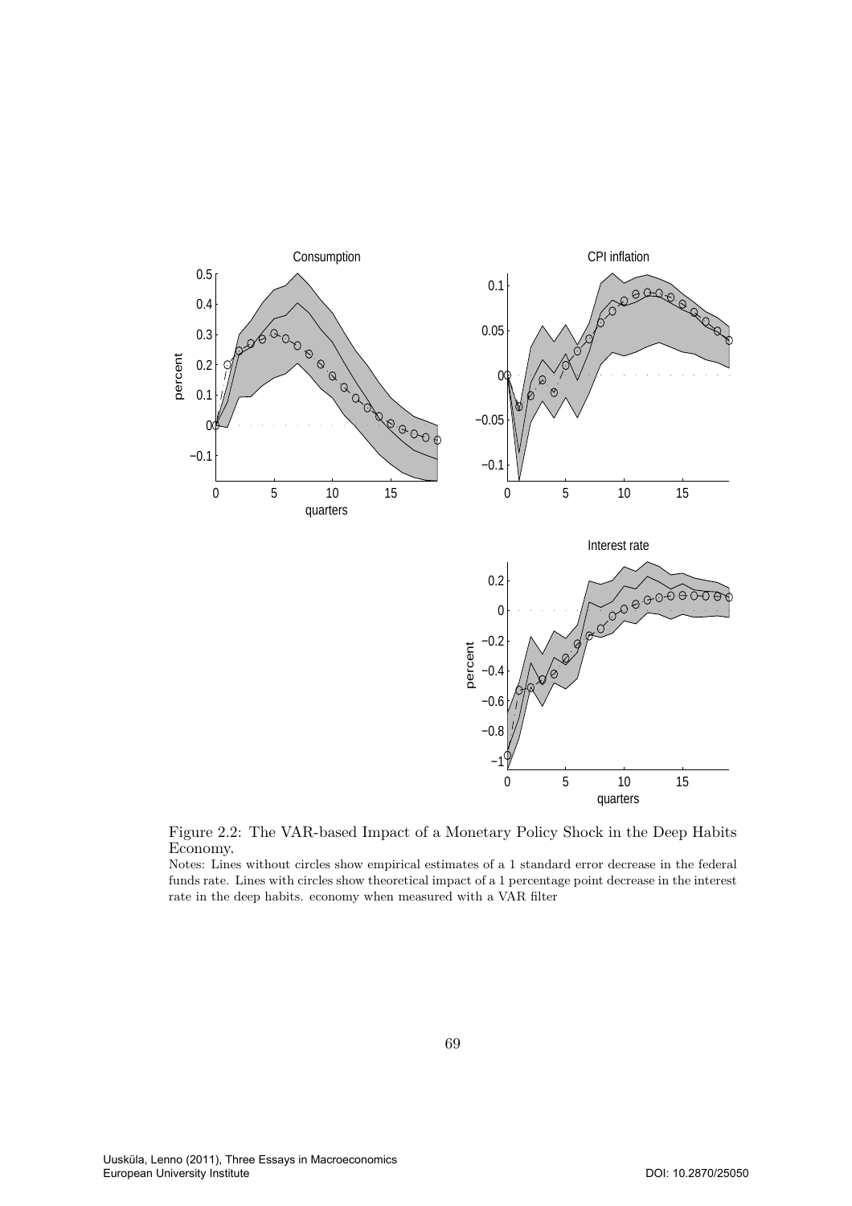Figure 2.2: The VAR-based Impact of a Monetary Policy Shock in the Deep Habits Economy.

Notes: Lines without circles show empirical estimates of a 1 standard error decrease in the federal funds rate. Lines with circles show theoretical impact of a 1 percentage point decrease in the interest rate in the deep habits. economy when measured with a VAR filter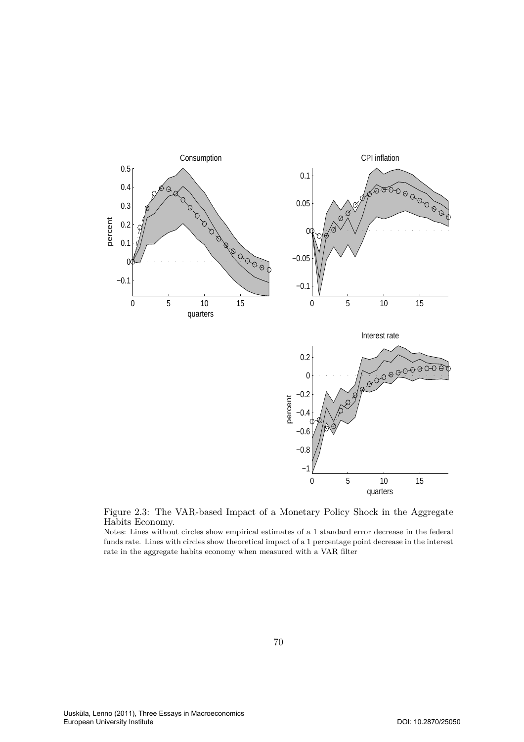Figure 2.3: The VAR-based Impact of a Monetary Policy Shock in the Aggregate Habits Economy.

Notes: Lines without circles show empirical estimates of a 1 standard error decrease in the federal funds rate. Lines with circles show theoretical impact of a 1 percentage point decrease in the interest rate in the aggregate habits economy when measured with a VAR filter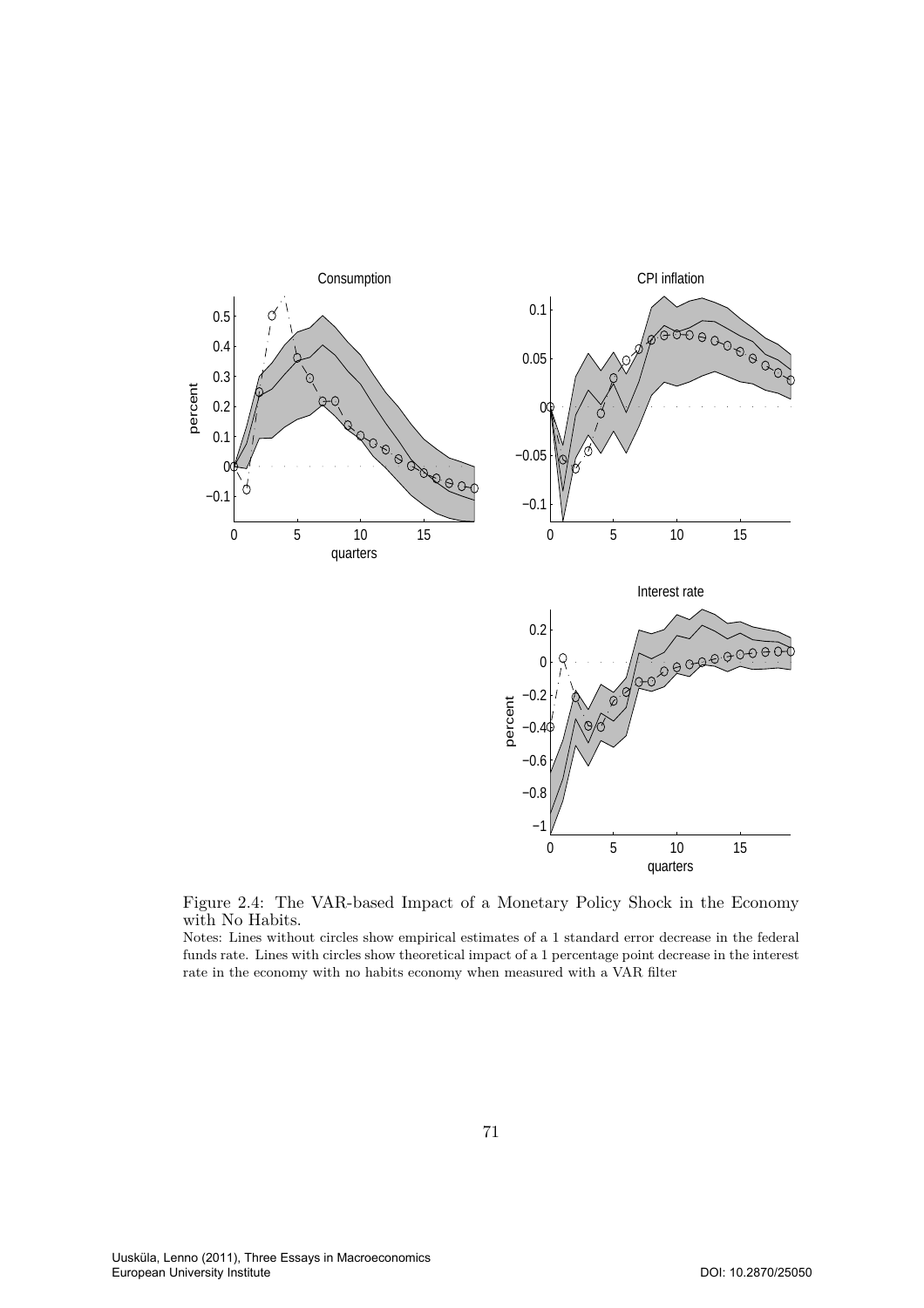Figure 2.4: The VAR-based Impact of a Monetary Policy Shock in the Economy with No Habits.

Notes: Lines without circles show empirical estimates of a 1 standard error decrease in the federal funds rate. Lines with circles show theoretical impact of a 1 percentage point decrease in the interest rate in the economy with no habits economy when measured with a VAR filter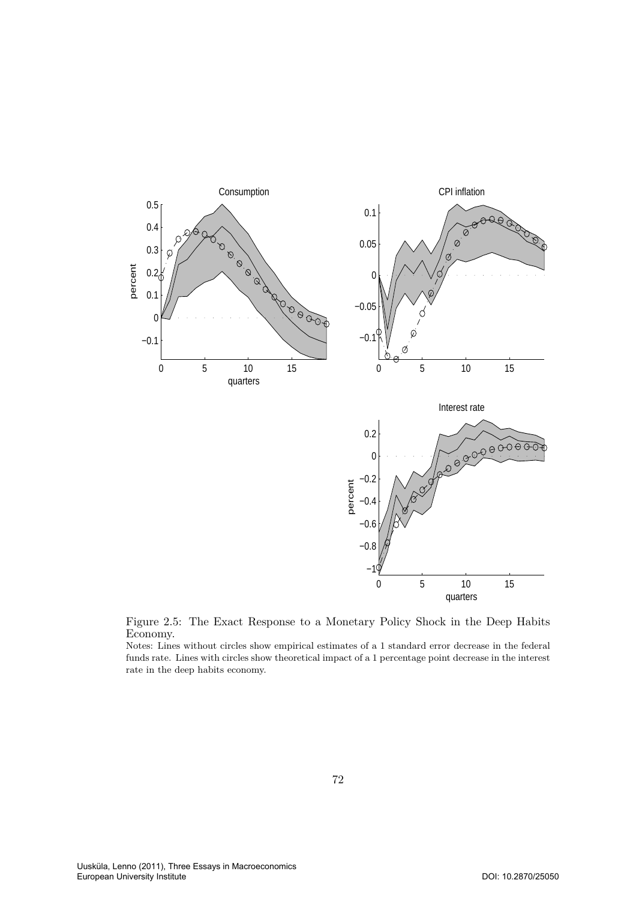Figure 2.5: The Exact Response to a Monetary Policy Shock in the Deep Habits Economy.

Notes: Lines without circles show empirical estimates of a 1 standard error decrease in the federal funds rate. Lines with circles show theoretical impact of a 1 percentage point decrease in the interest rate in the deep habits economy.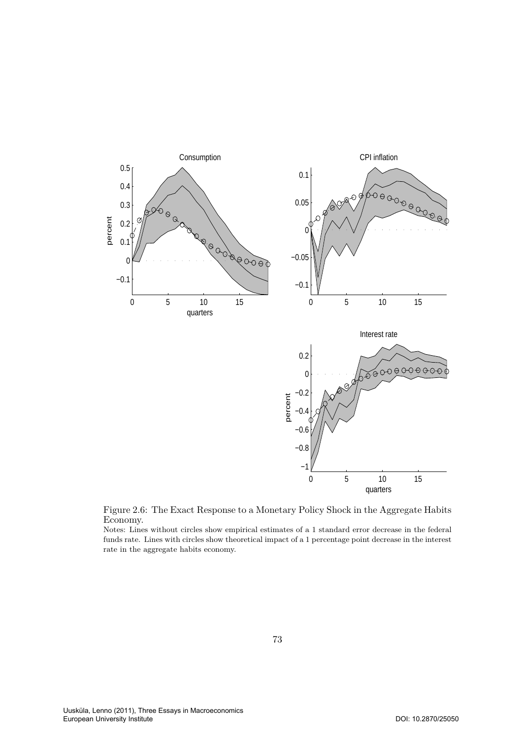Figure 2.6: The Exact Response to a Monetary Policy Shock in the Aggregate Habits Economy.

Notes: Lines without circles show empirical estimates of a 1 standard error decrease in the federal funds rate. Lines with circles show theoretical impact of a 1 percentage point decrease in the interest rate in the aggregate habits economy.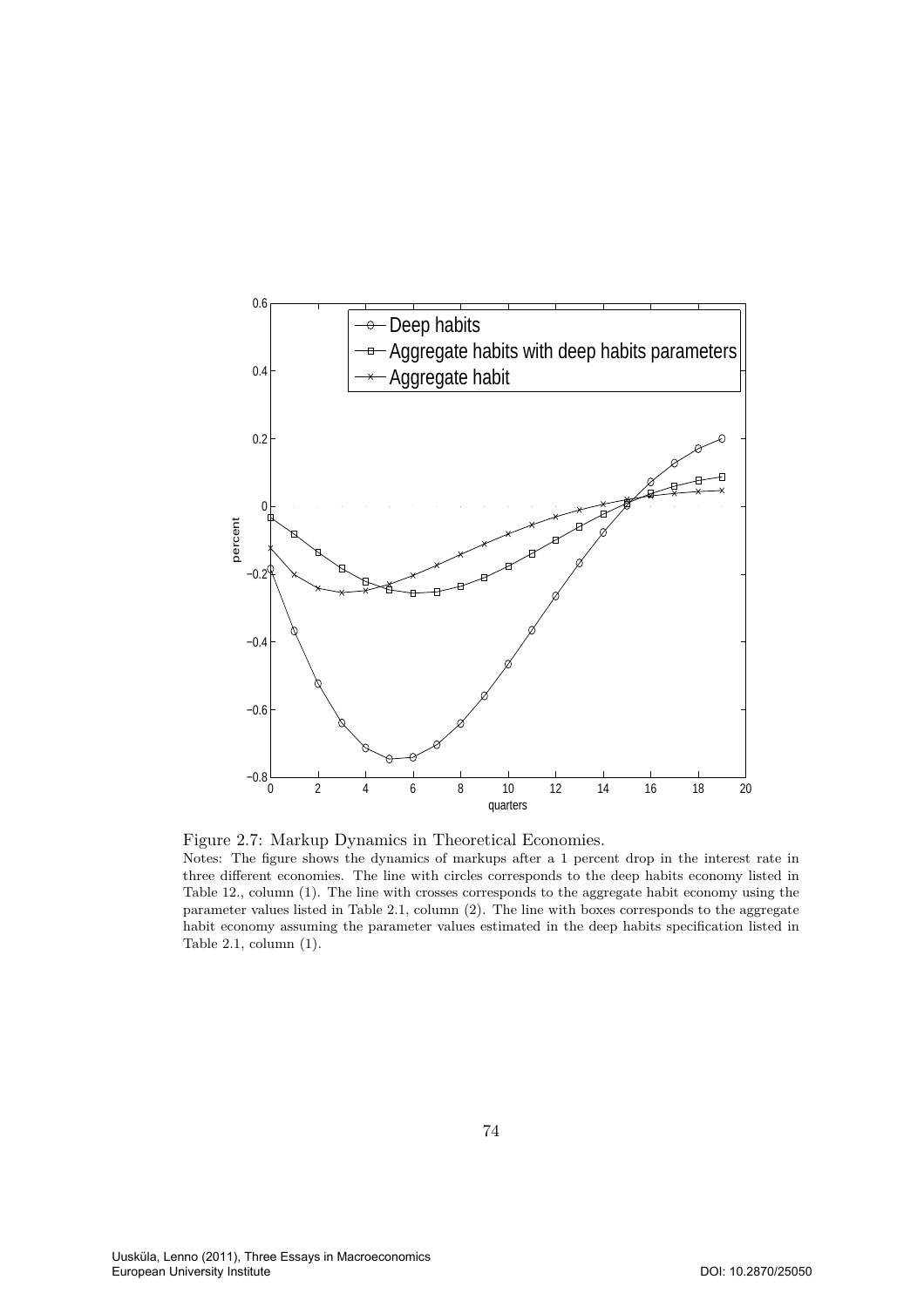Figure 2.7: Markup Dynamics in Theoretical Economies.

Notes: The figure shows the dynamics of markups after a 1 percent drop in the interest rate in three different economies. The line with circles corresponds to the deep habits economy listed in Table 12., column (1). The line with crosses corresponds to the aggregate habit economy using the parameter values listed in Table 2.1, column (2). The line with boxes corresponds to the aggregate habit economy assuming the parameter values estimated in the deep habits specification listed in Table 2.1, column (1).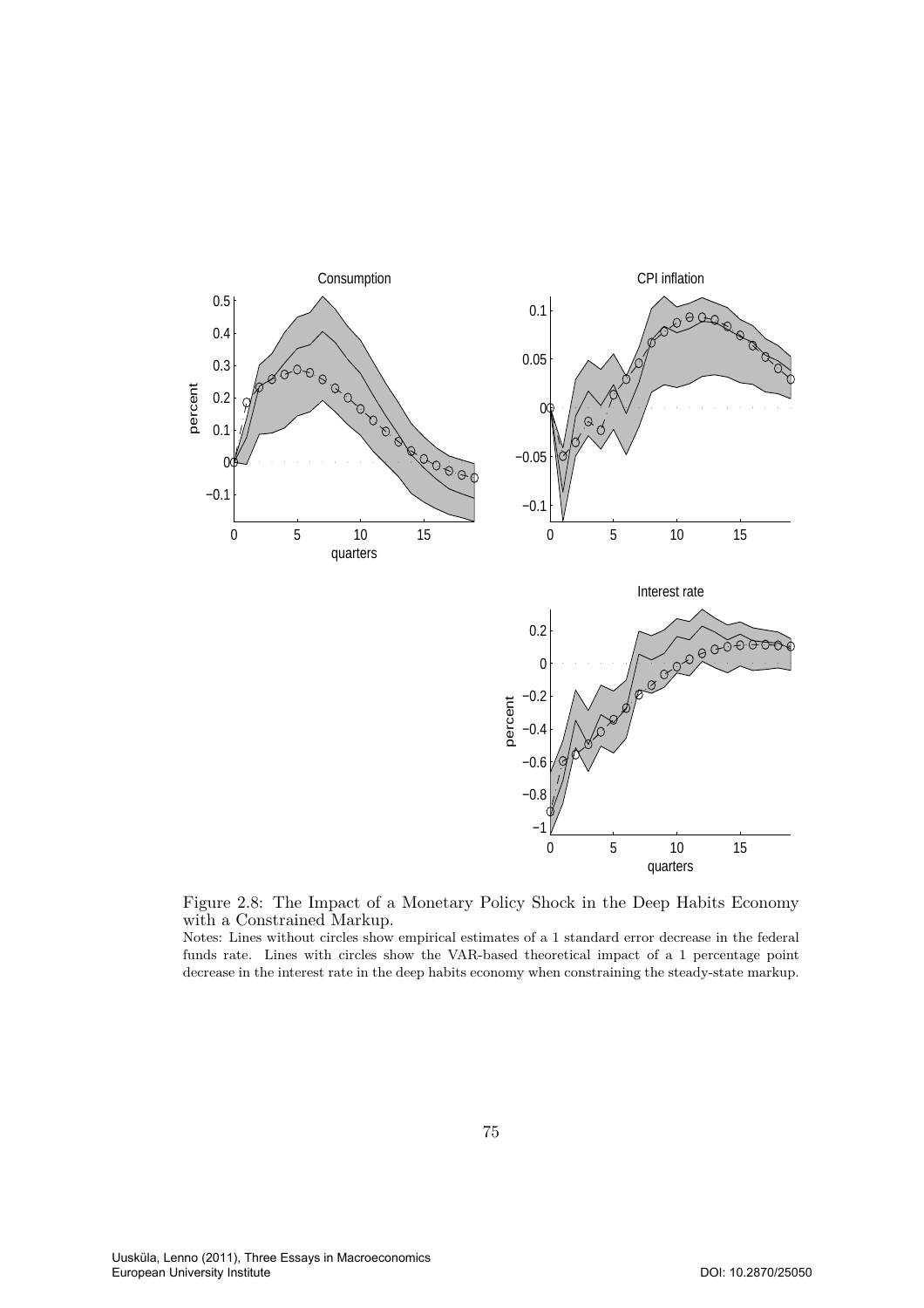Figure 2.8: The Impact of a Monetary Policy Shock in the Deep Habits Economy with a Constrained Markup.

Notes: Lines without circles show empirical estimates of a 1 standard error decrease in the federal funds rate. Lines with circles show the VAR-based theoretical impact of a 1 percentage point decrease in the interest rate in the deep habits economy when constraining the steady-state markup.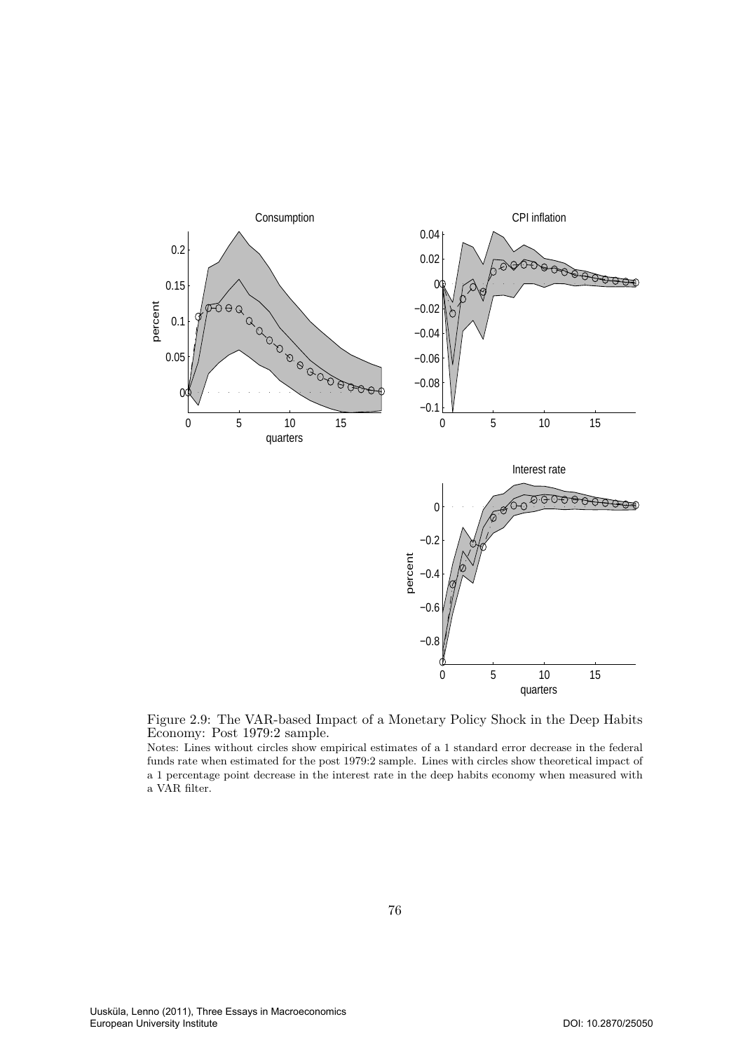Figure 2.9: The VAR-based Impact of a Monetary Policy Shock in the Deep Habits Economy: Post 1979:2 sample.

Notes: Lines without circles show empirical estimates of a 1 standard error decrease in the federal funds rate when estimated for the post 1979:2 sample. Lines with circles show theoretical impact of a 1 percentage point decrease in the interest rate in the deep habits economy when measured with a VAR filter.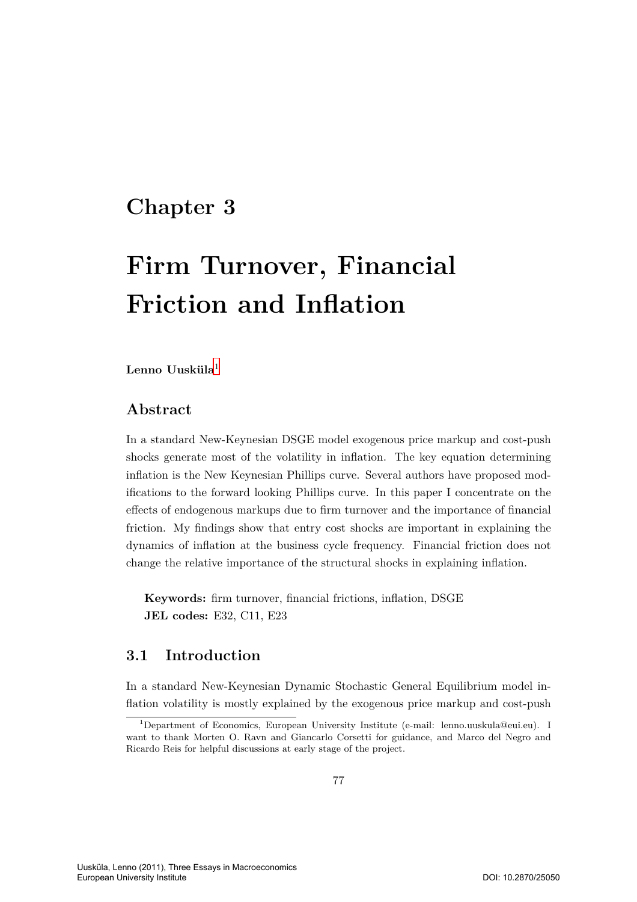# Chapter 3

# Firm Turnover, Financial Friction and Inflation

**Lenno Uusküla**[1]

## Abstract

In a standard New-Keynesian DSGE model exogenous price markup and cost-push shocks generate most of the volatility in inflation. The key equation determining inflation is the New Keynesian Phillips curve. Several authors have proposed modifications to the forward looking Phillips curve. In this paper I concentrate on the effects of endogenous markups due to firm turnover and the importance of financial friction. My findings show that entry cost shocks are important in explaining the dynamics of inflation at the business cycle frequency. Financial friction does not change the relative importance of the structural shocks in explaining inflation.

> **Keywords:** firm turnover, financial frictions, inflation, DSGE
> **JEL codes:** E32, C11, E23

## 3.1 Introduction

In a standard New-Keynesian Dynamic Stochastic General Equilibrium model inflation volatility is mostly explained by the exogenous price markup and cost-push

[1] Department of Economics, European University Institute (e-mail: lenno.uuskula@eui.eu). I want to thank Morten O. Ravn and Giancarlo Corsetti for guidance, and Marco del Negro and Ricardo Reis for helpful discussions at early stage of the project.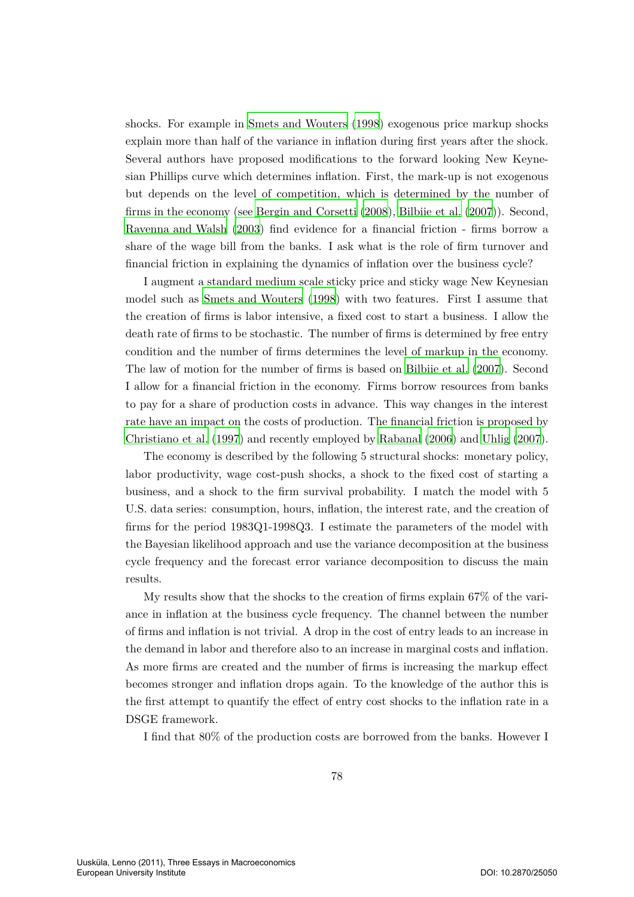shocks. For example in Smets and Wouters (1998) exogenous price markup shocks explain more than half of the variance in inflation during first years after the shock. Several authors have proposed modifications to the forward looking New Keynesian Phillips curve which determines inflation. First, the mark-up is not exogenous but depends on the level of competition, which is determined by the number of firms in the economy (see Bergin and Corsetti (2008), Bilbiie et al. (2007)). Second, Ravenna and Walsh (2003) find evidence for a financial friction - firms borrow a share of the wage bill from the banks. I ask what is the role of firm turnover and financial friction in explaining the dynamics of inflation over the business cycle?

I augment a standard medium scale sticky price and sticky wage New Keynesian model such as Smets and Wouters (1998) with two features. First I assume that the creation of firms is labor intensive, a fixed cost to start a business. I allow the death rate of firms to be stochastic. The number of firms is determined by free entry condition and the number of firms determines the level of markup in the economy. The law of motion for the number of firms is based on Bilbiie et al. (2007). Second I allow for a financial friction in the economy. Firms borrow resources from banks to pay for a share of production costs in advance. This way changes in the interest rate have an impact on the costs of production. The financial friction is proposed by Christiano et al. (1997) and recently employed by Rabanal (2006) and Uhlig (2007).

The economy is described by the following 5 structural shocks: monetary policy, labor productivity, wage cost-push shocks, a shock to the fixed cost of starting a business, and a shock to the firm survival probability. I match the model with 5 U.S. data series: consumption, hours, inflation, the interest rate, and the creation of firms for the period 1983Q1-1998Q3. I estimate the parameters of the model with the Bayesian likelihood approach and use the variance decomposition at the business cycle frequency and the forecast error variance decomposition to discuss the main results.

My results show that the shocks to the creation of firms explain 67% of the variance in inflation at the business cycle frequency. The channel between the number of firms and inflation is not trivial. A drop in the cost of entry leads to an increase in the demand in labor and therefore also to an increase in marginal costs and inflation. As more firms are created and the number of firms is increasing the markup effect becomes stronger and inflation drops again. To the knowledge of the author this is the first attempt to quantify the effect of entry cost shocks to the inflation rate in a DSGE framework.

I find that 80% of the production costs are borrowed from the banks. However I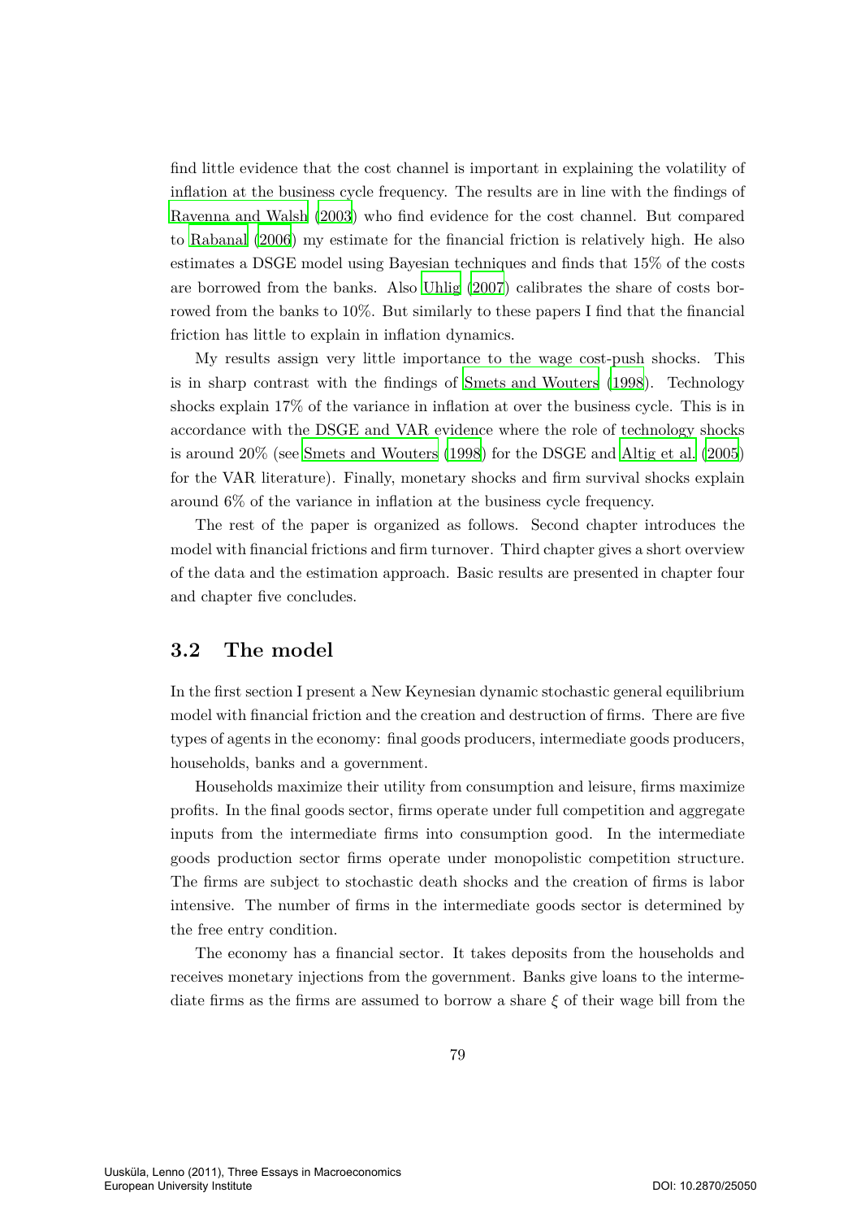find little evidence that the cost channel is important in explaining the volatility of inflation at the business cycle frequency. The results are in line with the findings of Ravenna and Walsh (2003) who find evidence for the cost channel. But compared to Rabanal (2006) my estimate for the financial friction is relatively high. He also estimates a DSGE model using Bayesian techniques and finds that 15% of the costs are borrowed from the banks. Also Uhlig (2007) calibrates the share of costs borrowed from the banks to 10%. But similarly to these papers I find that the financial friction has little to explain in inflation dynamics.

My results assign very little importance to the wage cost-push shocks. This is in sharp contrast with the findings of Smets and Wouters (1998). Technology shocks explain 17% of the variance in inflation at over the business cycle. This is in accordance with the DSGE and VAR evidence where the role of technology shocks is around 20% (see Smets and Wouters (1998) for the DSGE and Altig et al. (2005) for the VAR literature). Finally, monetary shocks and firm survival shocks explain around 6% of the variance in inflation at the business cycle frequency.

The rest of the paper is organized as follows. Second chapter introduces the model with financial frictions and firm turnover. Third chapter gives a short overview of the data and the estimation approach. Basic results are presented in chapter four and chapter five concludes.

## 3.2 The model

In the first section I present a New Keynesian dynamic stochastic general equilibrium model with financial friction and the creation and destruction of firms. There are five types of agents in the economy: final goods producers, intermediate goods producers, households, banks and a government.

Households maximize their utility from consumption and leisure, firms maximize profits. In the final goods sector, firms operate under full competition and aggregate inputs from the intermediate firms into consumption good. In the intermediate goods production sector firms operate under monopolistic competition structure. The firms are subject to stochastic death shocks and the creation of firms is labor intensive. The number of firms in the intermediate goods sector is determined by the free entry condition.

The economy has a financial sector. It takes deposits from the households and receives monetary injections from the government. Banks give loans to the intermediate firms as the firms are assumed to borrow a share $\xi$ of their wage bill from the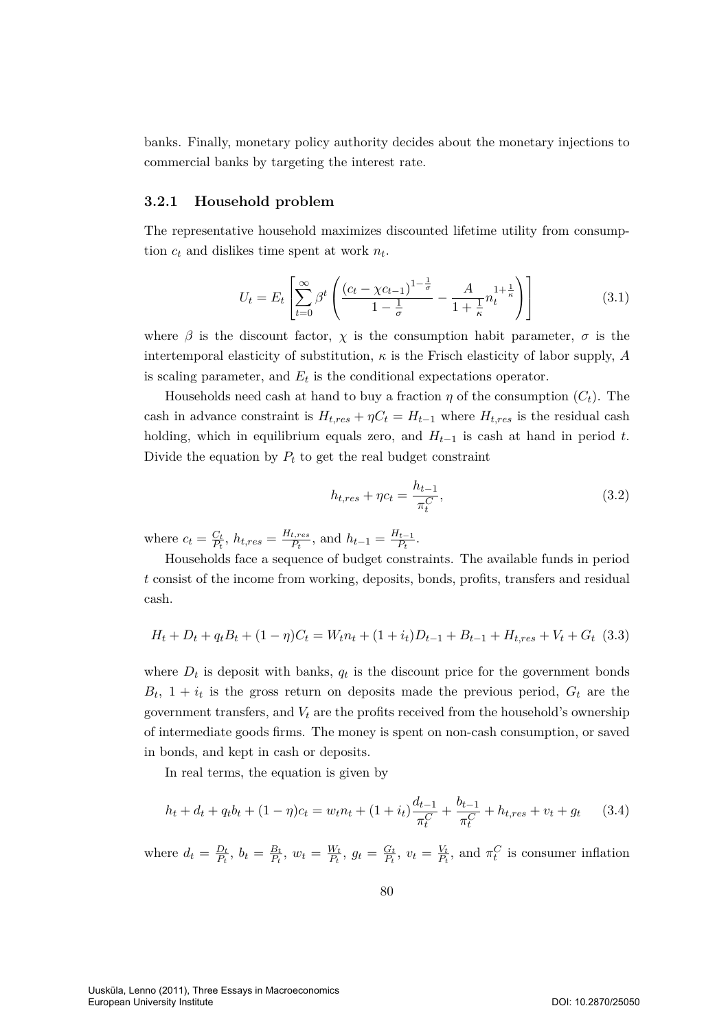banks. Finally, monetary policy authority decides about the monetary injections to commercial banks by targeting the interest rate.

### 3.2.1 Household problem

The representative household maximizes discounted lifetime utility from consumption $c_t$ and dislikes time spent at work $n_t$.

$$U_t = E_t \left[ \sum_{t=0}^{\infty} \beta^t \left( \frac{(c_t - \chi c_{t-1})^{1-\frac{1}{\sigma}}}{1-\frac{1}{\sigma}} - \frac{A}{1+\frac{1}{\kappa}} n_t^{1+\frac{1}{\kappa}} \right) \right] \tag{3.1}$$

where $\beta$ is the discount factor, $\chi$ is the consumption habit parameter, $\sigma$ is the intertemporal elasticity of substitution, $\kappa$ is the Frisch elasticity of labor supply, $A$ is scaling parameter, and $E_t$ is the conditional expectations operator.

Households need cash at hand to buy a fraction $\eta$ of the consumption ($C_t$). The cash in advance constraint is $H_{t,res} + \eta C_t = H_{t-1}$ where $H_{t,res}$ is the residual cash holding, which in equilibrium equals zero, and $H_{t-1}$ is cash at hand in period $t$. Divide the equation by $P_t$ to get the real budget constraint

$$h_{t,res} + \eta c_t = \frac{h_{t-1}}{\pi_t^C}, \tag{3.2}$$

where $c_t = \frac{C_t}{P_t}$, $h_{t,res} = \frac{H_{t,res}}{P_t}$, and $h_{t-1} = \frac{H_{t-1}}{P_t}$.

Households face a sequence of budget constraints. The available funds in period $t$ consist of the income from working, deposits, bonds, profits, transfers and residual cash.

$$H_t + D_t + q_t B_t + (1-\eta) C_t = W_t n_t + (1+i_t) D_{t-1} + B_{t-1} + H_{t,res} + V_t + G_t \tag{3.3}$$

where $D_t$ is deposit with banks, $q_t$ is the discount price for the government bonds $B_t$, $1 + i_t$ is the gross return on deposits made the previous period, $G_t$ are the government transfers, and $V_t$ are the profits received from the household's ownership of intermediate goods firms. The money is spent on non-cash consumption, or saved in bonds, and kept in cash or deposits.

In real terms, the equation is given by

$$h_t + d_t + q_t b_t + (1-\eta) c_t = w_t n_t + (1+i_t) \frac{d_{t-1}}{\pi_t^C} + \frac{b_{t-1}}{\pi_t^C} + h_{t,res} + v_t + g_t \tag{3.4}$$

where $d_t = \frac{D_t}{P_t}$, $b_t = \frac{B_t}{P_t}$, $w_t = \frac{W_t}{P_t}$, $g_t = \frac{G_t}{P_t}$, $v_t = \frac{V_t}{P_t}$, and $\pi_t^C$ is consumer inflation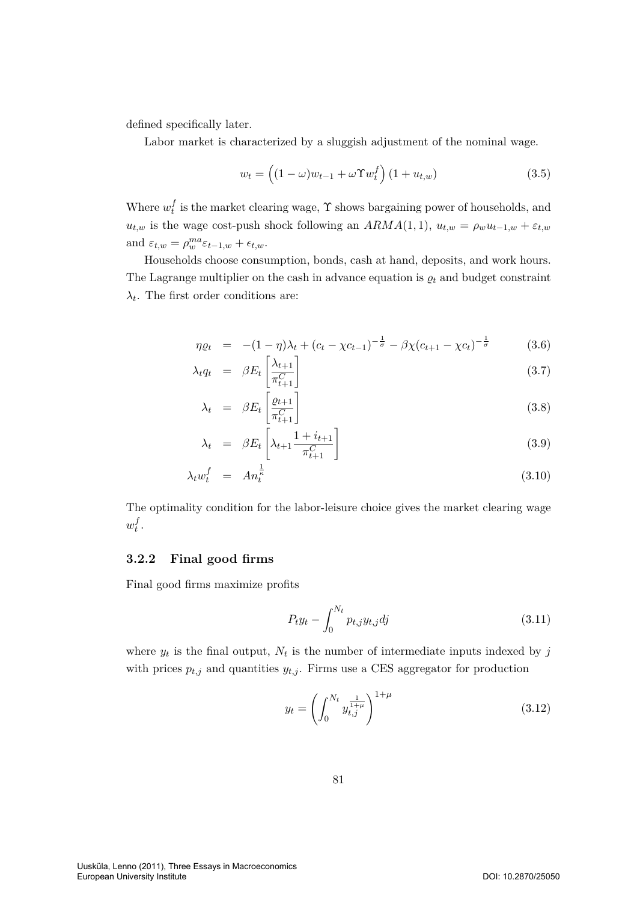defined specifically later.

Labor market is characterized by a sluggish adjustment of the nominal wage.

$$w_t = \left((1-\omega)w_{t-1} + \omega \Upsilon w_t^f\right)(1+u_{t,w}) \tag{3.5}$$

Where $w_t^f$ is the market clearing wage, $\Upsilon$ shows bargaining power of households, and $u_{t,w}$ is the wage cost-push shock following an $ARMA(1,1)$, $u_{t,w} = \rho_w u_{t-1,w} + \varepsilon_{t,w}$ and $\varepsilon_{t,w} = \rho_w^{ma}\varepsilon_{t-1,w} + \epsilon_{t,w}$.

Households choose consumption, bonds, cash at hand, deposits, and work hours. The Lagrange multiplier on the cash in advance equation is $\varrho_t$ and budget constraint $\lambda_t$. The first order conditions are:

$$\eta\varrho_t = -(1-\eta)\lambda_t + (c_t - \chi c_{t-1})^{-\frac{1}{\sigma}} - \beta\chi(c_{t+1} - \chi c_t)^{-\frac{1}{\sigma}} \tag{3.6}$$

$$\lambda_t q_t = \beta E_t\left[\frac{\lambda_{t+1}}{\pi_{t+1}^C}\right] \tag{3.7}$$

$$\lambda_t = \beta E_t\left[\frac{\varrho_{t+1}}{\pi_{t+1}^C}\right] \tag{3.8}$$

$$\lambda_t = \beta E_t\left[\lambda_{t+1}\frac{1+i_{t+1}}{\pi_{t+1}^C}\right] \tag{3.9}$$

$$\lambda_t w_t^f = A n_t^{\frac{1}{\kappa}} \tag{3.10}$$

The optimality condition for the labor-leisure choice gives the market clearing wage $w_t^f$.

### 3.2.2 Final good firms

Final good firms maximize profits

$$P_t y_t - \int_0^{N_t} p_{t,j} y_{t,j} dj \tag{3.11}$$

where $y_t$ is the final output, $N_t$ is the number of intermediate inputs indexed by $j$ with prices $p_{t,j}$ and quantities $y_{t,j}$. Firms use a CES aggregator for production

$$y_t = \left(\int_0^{N_t} y_{t,j}^{\frac{1}{1+\mu}}\right)^{1+\mu} \tag{3.12}$$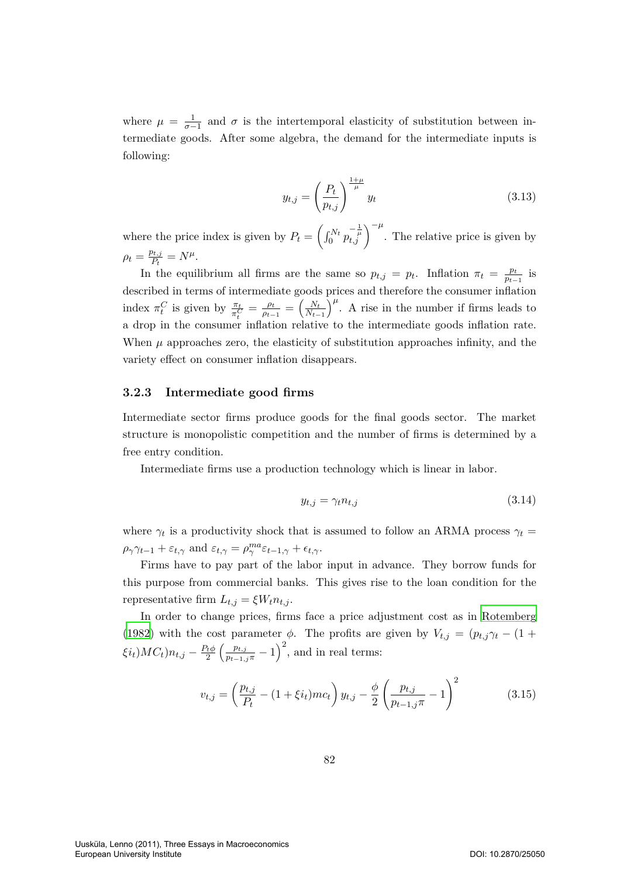where $\mu = \frac{1}{\sigma - 1}$ and $\sigma$ is the intertemporal elasticity of substitution between intermediate goods. After some algebra, the demand for the intermediate inputs is following:

$$y_{t,j} = \left(\frac{P_t}{p_{t,j}}\right)^{\frac{1+\mu}{\mu}} y_t \tag{3.13}$$

where the price index is given by $P_t = \left(\int_0^{N_t} p_{t,j}^{-\frac{1}{\mu}}\right)^{-\mu}$. The relative price is given by $\rho_t = \frac{p_{t,j}}{P_t} = N^{\mu}$.

In the equilibrium all firms are the same so $p_{t,j} = p_t$. Inflation $\pi_t = \frac{p_t}{p_{t-1}}$ is described in terms of intermediate goods prices and therefore the consumer inflation index $\pi_t^C$ is given by $\frac{\pi_t}{\pi_t^C} = \frac{\rho_t}{\rho_{t-1}} = \left(\frac{N_t}{N_{t-1}}\right)^{\mu}$. A rise in the number if firms leads to a drop in the consumer inflation relative to the intermediate goods inflation rate. When $\mu$ approaches zero, the elasticity of substitution approaches infinity, and the variety effect on consumer inflation disappears.

### 3.2.3 Intermediate good firms

Intermediate sector firms produce goods for the final goods sector. The market structure is monopolistic competition and the number of firms is determined by a free entry condition.

Intermediate firms use a production technology which is linear in labor.

$$y_{t,j} = \gamma_t n_{t,j} \tag{3.14}$$

where $\gamma_t$ is a productivity shock that is assumed to follow an ARMA process $\gamma_t = \rho_\gamma \gamma_{t-1} + \varepsilon_{t,\gamma}$ and $\varepsilon_{t,\gamma} = \rho_\gamma^{ma} \varepsilon_{t-1,\gamma} + \epsilon_{t,\gamma}$.

Firms have to pay part of the labor input in advance. They borrow funds for this purpose from commercial banks. This gives rise to the loan condition for the representative firm $L_{t,j} = \xi W_t n_{t,j}$.

In order to change prices, firms face a price adjustment cost as in Rotemberg (1982) with the cost parameter $\phi$. The profits are given by $V_{t,j} = (p_{t,j}\gamma_t - (1 + \xi i_t)MC_t)n_{t,j} - \frac{P_t \phi}{2}\left(\frac{p_{t,j}}{p_{t-1,j}\pi} - 1\right)^2$, and in real terms:

$$v_{t,j} = \left(\frac{p_{t,j}}{P_t} - (1 + \xi i_t)mc_t\right) y_{t,j} - \frac{\phi}{2}\left(\frac{p_{t,j}}{p_{t-1,j}\pi} - 1\right)^2 \tag{3.15}$$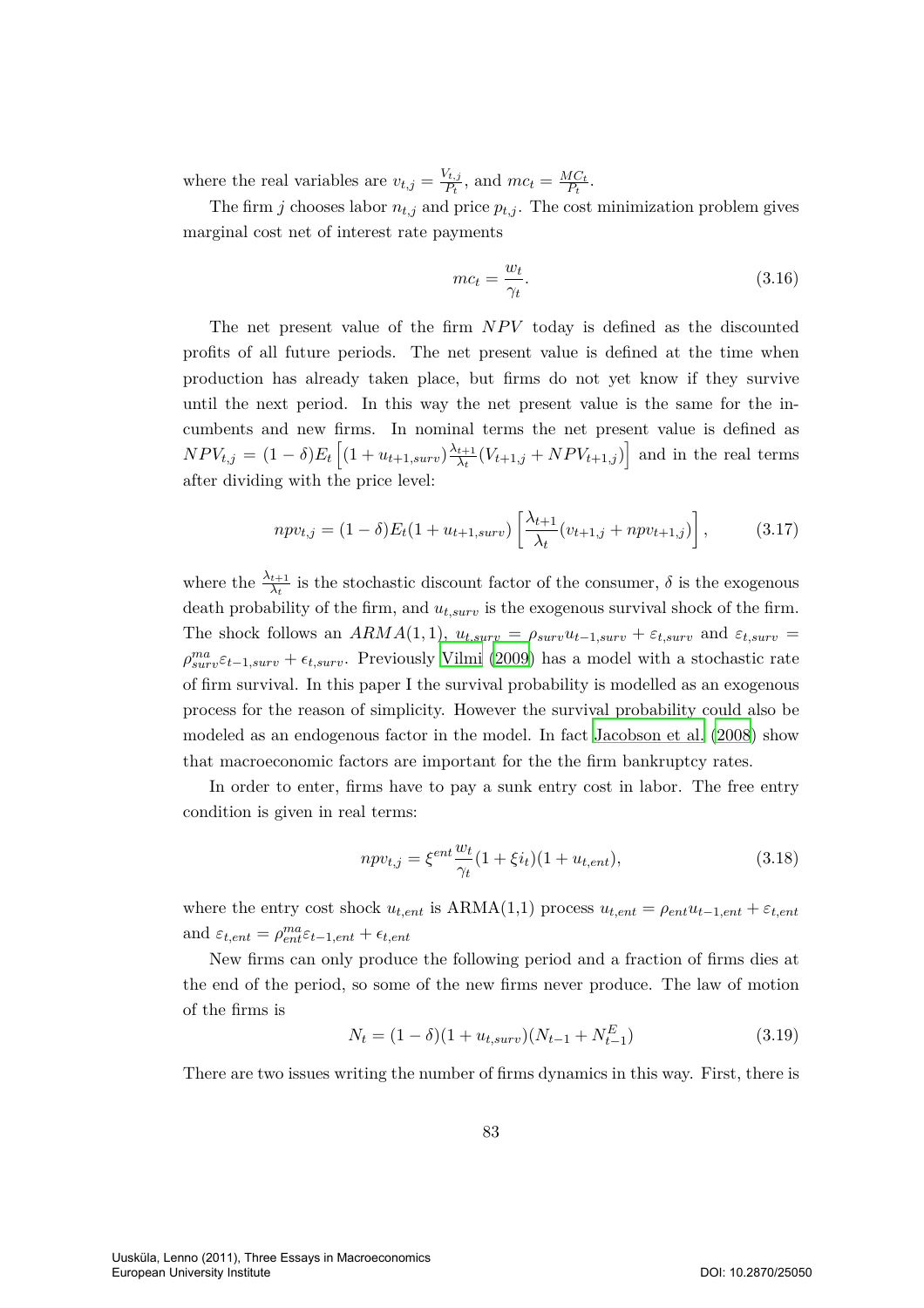where the real variables are $v_{t,j} = \frac{V_{t,j}}{P_t}$, and $mc_t = \frac{MC_t}{P_t}$.

The firm $j$ chooses labor $n_{t,j}$ and price $p_{t,j}$. The cost minimization problem gives marginal cost net of interest rate payments

$$mc_t = \frac{w_t}{\gamma_t}. \tag{3.16}$$

The net present value of the firm $NPV$ today is defined as the discounted profits of all future periods. The net present value is defined at the time when production has already taken place, but firms do not yet know if they survive until the next period. In this way the net present value is the same for the incumbents and new firms. In nominal terms the net present value is defined as $NPV_{t,j} = (1-\delta)E_t\left[(1+u_{t+1,surv})\frac{\lambda_{t+1}}{\lambda_t}(V_{t+1,j} + NPV_{t+1,j})\right]$ and in the real terms after dividing with the price level:

$$npv_{t,j} = (1-\delta)E_t(1+u_{t+1,surv})\left[\frac{\lambda_{t+1}}{\lambda_t}(v_{t+1,j} + npv_{t+1,j})\right], \tag{3.17}$$

where the $\frac{\lambda_{t+1}}{\lambda_t}$ is the stochastic discount factor of the consumer, $\delta$ is the exogenous death probability of the firm, and $u_{t,surv}$ is the exogenous survival shock of the firm. The shock follows an $ARMA(1,1)$, $u_{t,surv} = \rho_{surv}u_{t-1,surv} + \varepsilon_{t,surv}$ and $\varepsilon_{t,surv} = \rho_{surv}^{ma}\varepsilon_{t-1,surv} + \epsilon_{t,surv}$. Previously Vilmi (2009) has a model with a stochastic rate of firm survival. In this paper I the survival probability is modelled as an exogenous process for the reason of simplicity. However the survival probability could also be modeled as an endogenous factor in the model. In fact Jacobson et al. (2008) show that macroeconomic factors are important for the the firm bankruptcy rates.

In order to enter, firms have to pay a sunk entry cost in labor. The free entry condition is given in real terms:

$$npv_{t,j} = \xi^{ent}\frac{w_t}{\gamma_t}(1+\xi i_t)(1+u_{t,ent}), \tag{3.18}$$

where the entry cost shock $u_{t,ent}$ is ARMA(1,1) process $u_{t,ent} = \rho_{ent}u_{t-1,ent} + \varepsilon_{t,ent}$ and $\varepsilon_{t,ent} = \rho_{ent}^{ma}\varepsilon_{t-1,ent} + \epsilon_{t,ent}$

New firms can only produce the following period and a fraction of firms dies at the end of the period, so some of the new firms never produce. The law of motion of the firms is

$$N_t = (1-\delta)(1+u_{t,surv})(N_{t-1} + N_{t-1}^E) \tag{3.19}$$

There are two issues writing the number of firms dynamics in this way. First, there is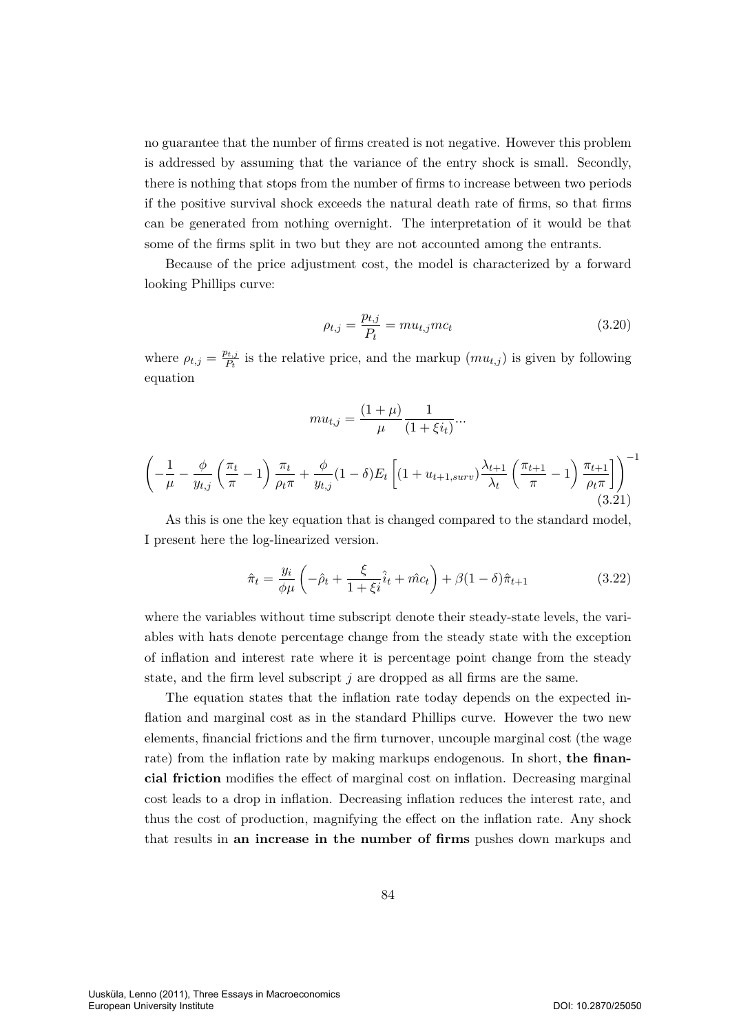no guarantee that the number of firms created is not negative. However this problem is addressed by assuming that the variance of the entry shock is small. Secondly, there is nothing that stops from the number of firms to increase between two periods if the positive survival shock exceeds the natural death rate of firms, so that firms can be generated from nothing overnight. The interpretation of it would be that some of the firms split in two but they are not accounted among the entrants.

Because of the price adjustment cost, the model is characterized by a forward looking Phillips curve:

$$\rho_{t,j} = \frac{p_{t,j}}{P_t} = mu_{t,j} mc_t \tag{3.20}$$

where $\rho_{t,j} = \frac{p_{t,j}}{P_t}$ is the relative price, and the markup ($mu_{t,j}$) is given by following equation

$$mu_{t,j} = \frac{(1+\mu)}{\mu} \frac{1}{(1+\xi i_t)} ...$$

$$\left( -\frac{1}{\mu} - \frac{\phi}{y_{t,j}} \left( \frac{\pi_t}{\pi} - 1 \right) \frac{\pi_t}{\rho_t \pi} + \frac{\phi}{y_{t,j}} (1-\delta) E_t \left[ (1 + u_{t+1,surv}) \frac{\lambda_{t+1}}{\lambda_t} \left( \frac{\pi_{t+1}}{\pi} - 1 \right) \frac{\pi_{t+1}}{\rho_t \pi} \right] \right)^{-1} \tag{3.21}$$

As this is one the key equation that is changed compared to the standard model, I present here the log-linearized version.

$$\hat{\pi}_t = \frac{y_i}{\phi \mu} \left( -\hat{\rho}_t + \frac{\xi}{1+\xi i} \hat{i}_t + \hat{mc}_t \right) + \beta (1-\delta) \hat{\pi}_{t+1} \tag{3.22}$$

where the variables without time subscript denote their steady-state levels, the variables with hats denote percentage change from the steady state with the exception of inflation and interest rate where it is percentage point change from the steady state, and the firm level subscript $j$ are dropped as all firms are the same.

The equation states that the inflation rate today depends on the expected inflation and marginal cost as in the standard Phillips curve. However the two new elements, financial frictions and the firm turnover, uncouple marginal cost (the wage rate) from the inflation rate by making markups endogenous. In short, **the financial friction** modifies the effect of marginal cost on inflation. Decreasing marginal cost leads to a drop in inflation. Decreasing inflation reduces the interest rate, and thus the cost of production, magnifying the effect on the inflation rate. Any shock that results in **an increase in the number of firms** pushes down markups and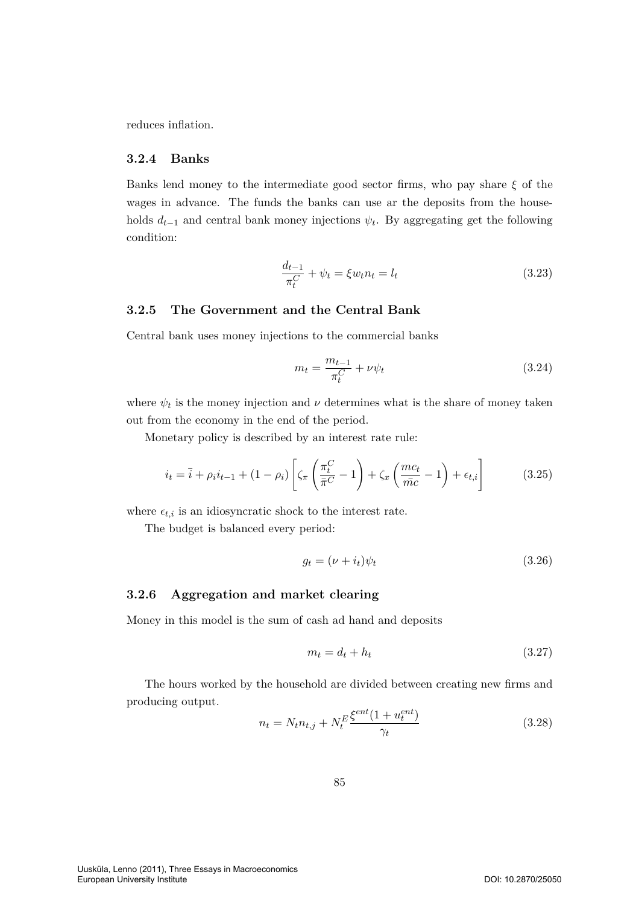reduces inflation.

### 3.2.4 Banks

Banks lend money to the intermediate good sector firms, who pay share $\xi$ of the wages in advance. The funds the banks can use ar the deposits from the households $d_{t-1}$ and central bank money injections $\psi_t$. By aggregating get the following condition:

$$\frac{d_{t-1}}{\pi_t^C} + \psi_t = \xi w_t n_t = l_t \tag{3.23}$$

### 3.2.5 The Government and the Central Bank

Central bank uses money injections to the commercial banks

$$m_t = \frac{m_{t-1}}{\pi_t^C} + \nu \psi_t \tag{3.24}$$

where $\psi_t$ is the money injection and $\nu$ determines what is the share of money taken out from the economy in the end of the period.

Monetary policy is described by an interest rate rule:

$$i_t = \bar{i} + \rho_i i_{t-1} + (1 - \rho_i) \left[ \zeta_\pi \left( \frac{\pi_t^C}{\bar{\pi}^C} - 1 \right) + \zeta_x \left( \frac{mc_t}{\bar{mc}} - 1 \right) + \epsilon_{t,i} \right] \tag{3.25}$$

where $\epsilon_{t,i}$ is an idiosyncratic shock to the interest rate.

The budget is balanced every period:

$$g_t = (\nu + i_t)\psi_t \tag{3.26}$$

### 3.2.6 Aggregation and market clearing

Money in this model is the sum of cash ad hand and deposits

$$m_t = d_t + h_t \tag{3.27}$$

The hours worked by the household are divided between creating new firms and producing output.

$$n_t = N_t n_{t,j} + N_t^E \frac{\xi^{ent}(1 + u_t^{ent})}{\gamma_t} \tag{3.28}$$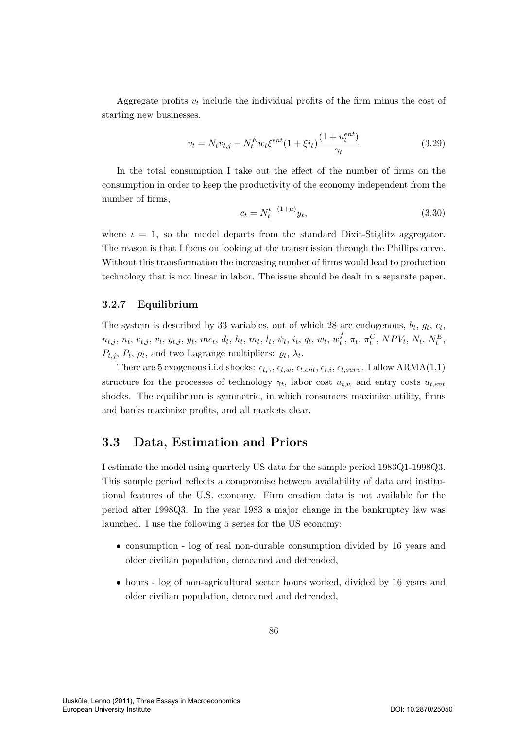Aggregate profits $v_t$ include the individual profits of the firm minus the cost of starting new businesses.

$$v_t = N_t v_{t,j} - N_t^E w_t \xi^{ent}(1 + \xi i_t)\frac{(1 + u_t^{ent})}{\gamma_t} \tag{3.29}$$

In the total consumption I take out the effect of the number of firms on the consumption in order to keep the productivity of the economy independent from the number of firms,

$$c_t = N_t^{\iota-(1+\mu)} y_t, \tag{3.30}$$

where $\iota = 1$, so the model departs from the standard Dixit-Stiglitz aggregator. The reason is that I focus on looking at the transmission through the Phillips curve. Without this transformation the increasing number of firms would lead to production technology that is not linear in labor. The issue should be dealt in a separate paper.

### 3.2.7 Equilibrium

The system is described by 33 variables, out of which 28 are endogenous, $b_t$, $g_t$, $c_t$, $n_{t,j}$, $n_t$, $v_{t,j}$, $v_t$, $y_{t,j}$, $y_t$, $mc_t$, $d_t$, $h_t$, $m_t$, $l_t$, $\psi_t$, $i_t$, $q_t$, $w_t$, $w_t^f$, $\pi_t$, $\pi_t^C$, $NPV_t$, $N_t$, $N_t^E$, $P_{t,j}$, $P_t$, $\rho_t$, and two Lagrange multipliers: $\varrho_t$, $\lambda_t$.

There are 5 exogenous i.i.d shocks: $\epsilon_{t,\gamma}$, $\epsilon_{t,w}$, $\epsilon_{t,ent}$, $\epsilon_{t,i}$, $\epsilon_{t,surv}$. I allow ARMA(1,1) structure for the processes of technology $\gamma_t$, labor cost $u_{t,w}$ and entry costs $u_{t,ent}$ shocks. The equilibrium is symmetric, in which consumers maximize utility, firms and banks maximize profits, and all markets clear.

## 3.3 Data, Estimation and Priors

I estimate the model using quarterly US data for the sample period 1983Q1-1998Q3. This sample period reflects a compromise between availability of data and institutional features of the U.S. economy. Firm creation data is not available for the period after 1998Q3. In the year 1983 a major change in the bankruptcy law was launched. I use the following 5 series for the US economy:

- consumption - log of real non-durable consumption divided by 16 years and older civilian population, demeaned and detrended,
- hours - log of non-agricultural sector hours worked, divided by 16 years and older civilian population, demeaned and detrended,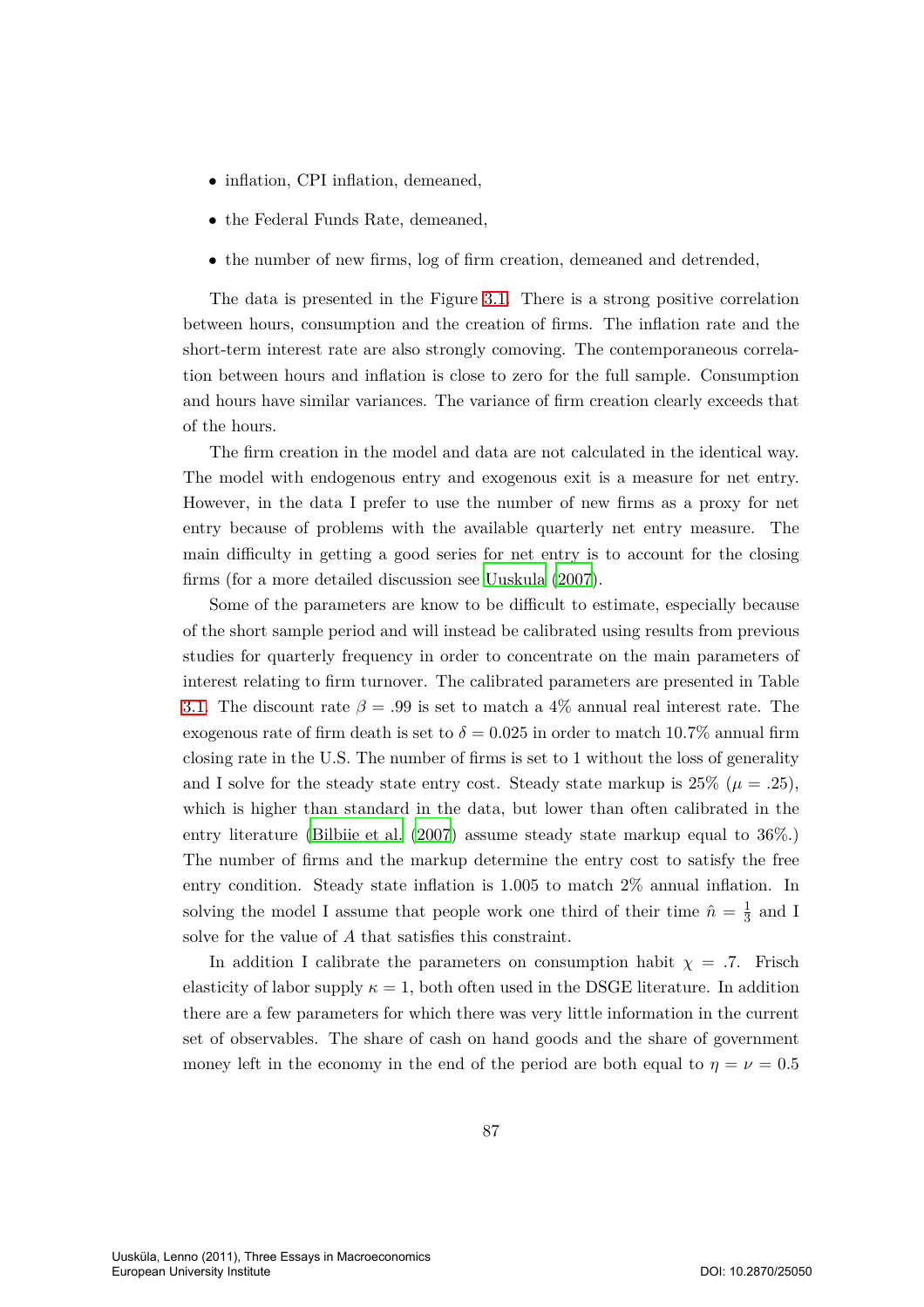- inflation, CPI inflation, demeaned,
- the Federal Funds Rate, demeaned,
- the number of new firms, log of firm creation, demeaned and detrended,

The data is presented in the Figure 3.1. There is a strong positive correlation between hours, consumption and the creation of firms. The inflation rate and the short-term interest rate are also strongly comoving. The contemporaneous correlation between hours and inflation is close to zero for the full sample. Consumption and hours have similar variances. The variance of firm creation clearly exceeds that of the hours.

The firm creation in the model and data are not calculated in the identical way. The model with endogenous entry and exogenous exit is a measure for net entry. However, in the data I prefer to use the number of new firms as a proxy for net entry because of problems with the available quarterly net entry measure. The main difficulty in getting a good series for net entry is to account for the closing firms (for a more detailed discussion see Uuskula (2007).

Some of the parameters are know to be difficult to estimate, especially because of the short sample period and will instead be calibrated using results from previous studies for quarterly frequency in order to concentrate on the main parameters of interest relating to firm turnover. The calibrated parameters are presented in Table 3.1. The discount rate $\beta = .99$ is set to match a 4% annual real interest rate. The exogenous rate of firm death is set to $\delta = 0.025$ in order to match 10.7% annual firm closing rate in the U.S. The number of firms is set to 1 without the loss of generality and I solve for the steady state entry cost. Steady state markup is 25% ($\mu = .25$), which is higher than standard in the data, but lower than often calibrated in the entry literature (Bilbiie et al. (2007) assume steady state markup equal to 36%.) The number of firms and the markup determine the entry cost to satisfy the free entry condition. Steady state inflation is 1.005 to match 2% annual inflation. In solving the model I assume that people work one third of their time $\hat{n} = \frac{1}{3}$ and I solve for the value of $A$ that satisfies this constraint.

In addition I calibrate the parameters on consumption habit $\chi = .7$. Frisch elasticity of labor supply $\kappa = 1$, both often used in the DSGE literature. In addition there are a few parameters for which there was very little information in the current set of observables. The share of cash on hand goods and the share of government money left in the economy in the end of the period are both equal to $\eta = \nu = 0.5$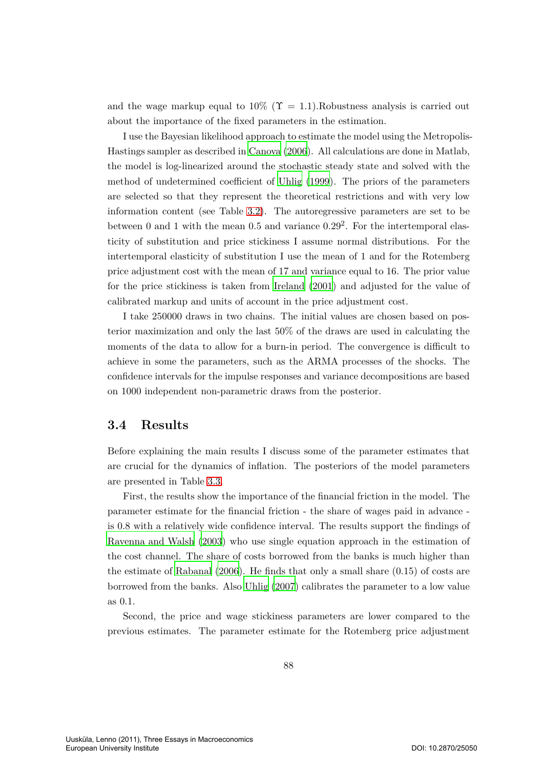and the wage markup equal to 10% ($\Upsilon = 1.1$).Robustness analysis is carried out about the importance of the fixed parameters in the estimation.

I use the Bayesian likelihood approach to estimate the model using the Metropolis-Hastings sampler as described in Canova (2006). All calculations are done in Matlab, the model is log-linearized around the stochastic steady state and solved with the method of undetermined coefficient of Uhlig (1999). The priors of the parameters are selected so that they represent the theoretical restrictions and with very low information content (see Table 3.2). The autoregressive parameters are set to be between 0 and 1 with the mean 0.5 and variance $0.29^2$. For the intertemporal elasticity of substitution and price stickiness I assume normal distributions. For the intertemporal elasticity of substitution I use the mean of 1 and for the Rotemberg price adjustment cost with the mean of 17 and variance equal to 16. The prior value for the price stickiness is taken from Ireland (2001) and adjusted for the value of calibrated markup and units of account in the price adjustment cost.

I take 250000 draws in two chains. The initial values are chosen based on posterior maximization and only the last 50% of the draws are used in calculating the moments of the data to allow for a burn-in period. The convergence is difficult to achieve in some the parameters, such as the ARMA processes of the shocks. The confidence intervals for the impulse responses and variance decompositions are based on 1000 independent non-parametric draws from the posterior.

## 3.4 Results

Before explaining the main results I discuss some of the parameter estimates that are crucial for the dynamics of inflation. The posteriors of the model parameters are presented in Table 3.3.

First, the results show the importance of the financial friction in the model. The parameter estimate for the financial friction - the share of wages paid in advance - is 0.8 with a relatively wide confidence interval. The results support the findings of Ravenna and Walsh (2003) who use single equation approach in the estimation of the cost channel. The share of costs borrowed from the banks is much higher than the estimate of Rabanal (2006). He finds that only a small share (0.15) of costs are borrowed from the banks. Also Uhlig (2007) calibrates the parameter to a low value as 0.1.

Second, the price and wage stickiness parameters are lower compared to the previous estimates. The parameter estimate for the Rotemberg price adjustment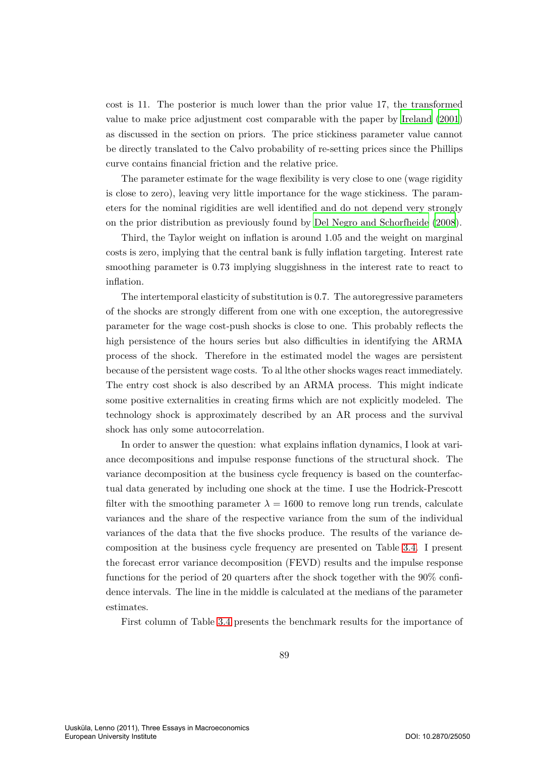cost is 11. The posterior is much lower than the prior value 17, the transformed value to make price adjustment cost comparable with the paper by Ireland (2001) as discussed in the section on priors. The price stickiness parameter value cannot be directly translated to the Calvo probability of re-setting prices since the Phillips curve contains financial friction and the relative price.

The parameter estimate for the wage flexibility is very close to one (wage rigidity is close to zero), leaving very little importance for the wage stickiness. The parameters for the nominal rigidities are well identified and do not depend very strongly on the prior distribution as previously found by Del Negro and Schorfheide (2008).

Third, the Taylor weight on inflation is around 1.05 and the weight on marginal costs is zero, implying that the central bank is fully inflation targeting. Interest rate smoothing parameter is 0.73 implying sluggishness in the interest rate to react to inflation.

The intertemporal elasticity of substitution is 0.7. The autoregressive parameters of the shocks are strongly different from one with one exception, the autoregressive parameter for the wage cost-push shocks is close to one. This probably reflects the high persistence of the hours series but also difficulties in identifying the ARMA process of the shock. Therefore in the estimated model the wages are persistent because of the persistent wage costs. To al lthe other shocks wages react immediately. The entry cost shock is also described by an ARMA process. This might indicate some positive externalities in creating firms which are not explicitly modeled. The technology shock is approximately described by an AR process and the survival shock has only some autocorrelation.

In order to answer the question: what explains inflation dynamics, I look at variance decompositions and impulse response functions of the structural shock. The variance decomposition at the business cycle frequency is based on the counterfactual data generated by including one shock at the time. I use the Hodrick-Prescott filter with the smoothing parameter $\lambda = 1600$ to remove long run trends, calculate variances and the share of the respective variance from the sum of the individual variances of the data that the five shocks produce. The results of the variance decomposition at the business cycle frequency are presented on Table 3.4. I present the forecast error variance decomposition (FEVD) results and the impulse response functions for the period of 20 quarters after the shock together with the 90% confidence intervals. The line in the middle is calculated at the medians of the parameter estimates.

First column of Table 3.4 presents the benchmark results for the importance of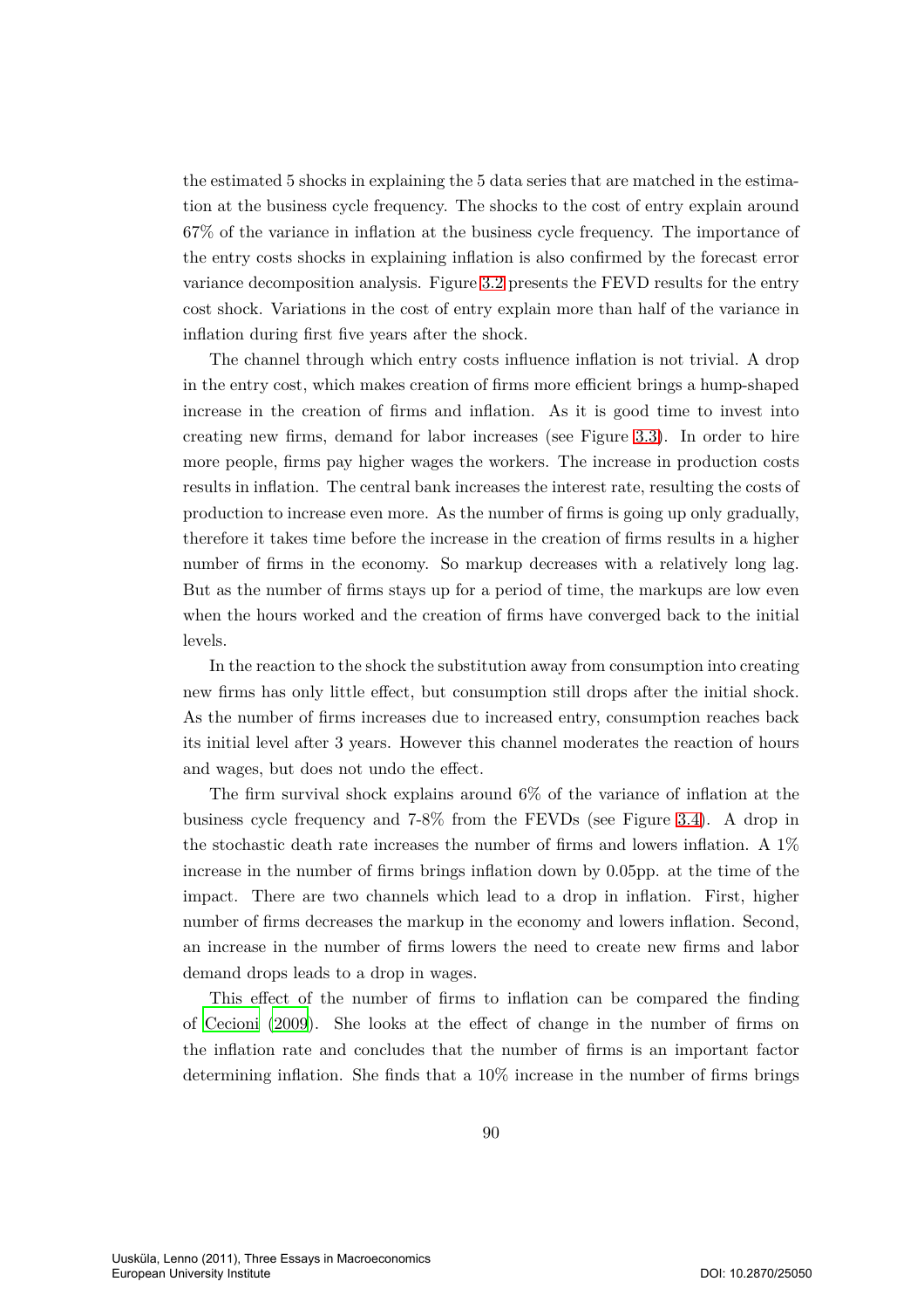the estimated 5 shocks in explaining the 5 data series that are matched in the estimation at the business cycle frequency. The shocks to the cost of entry explain around 67% of the variance in inflation at the business cycle frequency. The importance of the entry costs shocks in explaining inflation is also confirmed by the forecast error variance decomposition analysis. Figure 3.2 presents the FEVD results for the entry cost shock. Variations in the cost of entry explain more than half of the variance in inflation during first five years after the shock.

The channel through which entry costs influence inflation is not trivial. A drop in the entry cost, which makes creation of firms more efficient brings a hump-shaped increase in the creation of firms and inflation. As it is good time to invest into creating new firms, demand for labor increases (see Figure 3.3). In order to hire more people, firms pay higher wages the workers. The increase in production costs results in inflation. The central bank increases the interest rate, resulting the costs of production to increase even more. As the number of firms is going up only gradually, therefore it takes time before the increase in the creation of firms results in a higher number of firms in the economy. So markup decreases with a relatively long lag. But as the number of firms stays up for a period of time, the markups are low even when the hours worked and the creation of firms have converged back to the initial levels.

In the reaction to the shock the substitution away from consumption into creating new firms has only little effect, but consumption still drops after the initial shock. As the number of firms increases due to increased entry, consumption reaches back its initial level after 3 years. However this channel moderates the reaction of hours and wages, but does not undo the effect.

The firm survival shock explains around 6% of the variance of inflation at the business cycle frequency and 7-8% from the FEVDs (see Figure 3.4). A drop in the stochastic death rate increases the number of firms and lowers inflation. A 1% increase in the number of firms brings inflation down by 0.05pp. at the time of the impact. There are two channels which lead to a drop in inflation. First, higher number of firms decreases the markup in the economy and lowers inflation. Second, an increase in the number of firms lowers the need to create new firms and labor demand drops leads to a drop in wages.

This effect of the number of firms to inflation can be compared the finding of Cecioni (2009). She looks at the effect of change in the number of firms on the inflation rate and concludes that the number of firms is an important factor determining inflation. She finds that a 10% increase in the number of firms brings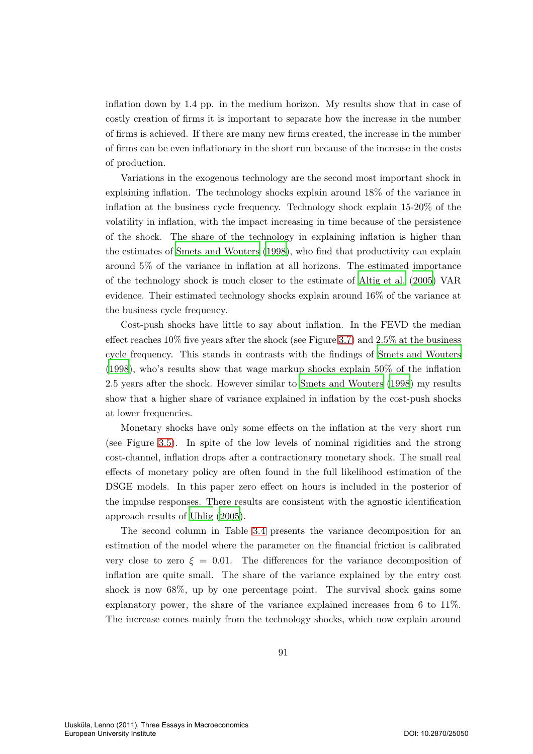inflation down by 1.4 pp. in the medium horizon. My results show that in case of costly creation of firms it is important to separate how the increase in the number of firms is achieved. If there are many new firms created, the increase in the number of firms can be even inflationary in the short run because of the increase in the costs of production.

Variations in the exogenous technology are the second most important shock in explaining inflation. The technology shocks explain around 18% of the variance in inflation at the business cycle frequency. Technology shock explain 15-20% of the volatility in inflation, with the impact increasing in time because of the persistence of the shock. The share of the technology in explaining inflation is higher than the estimates of Smets and Wouters (1998), who find that productivity can explain around 5% of the variance in inflation at all horizons. The estimated importance of the technology shock is much closer to the estimate of Altig et al. (2005) VAR evidence. Their estimated technology shocks explain around 16% of the variance at the business cycle frequency.

Cost-push shocks have little to say about inflation. In the FEVD the median effect reaches 10% five years after the shock (see Figure 3.7) and 2.5% at the business cycle frequency. This stands in contrasts with the findings of Smets and Wouters (1998), who's results show that wage markup shocks explain 50% of the inflation 2.5 years after the shock. However similar to Smets and Wouters (1998) my results show that a higher share of variance explained in inflation by the cost-push shocks at lower frequencies.

Monetary shocks have only some effects on the inflation at the very short run (see Figure 3.5). In spite of the low levels of nominal rigidities and the strong cost-channel, inflation drops after a contractionary monetary shock. The small real effects of monetary policy are often found in the full likelihood estimation of the DSGE models. In this paper zero effect on hours is included in the posterior of the impulse responses. There results are consistent with the agnostic identification approach results of Uhlig (2005).

The second column in Table 3.4 presents the variance decomposition for an estimation of the model where the parameter on the financial friction is calibrated very close to zero $\xi = 0.01$. The differences for the variance decomposition of inflation are quite small. The share of the variance explained by the entry cost shock is now 68%, up by one percentage point. The survival shock gains some explanatory power, the share of the variance explained increases from 6 to 11%. The increase comes mainly from the technology shocks, which now explain around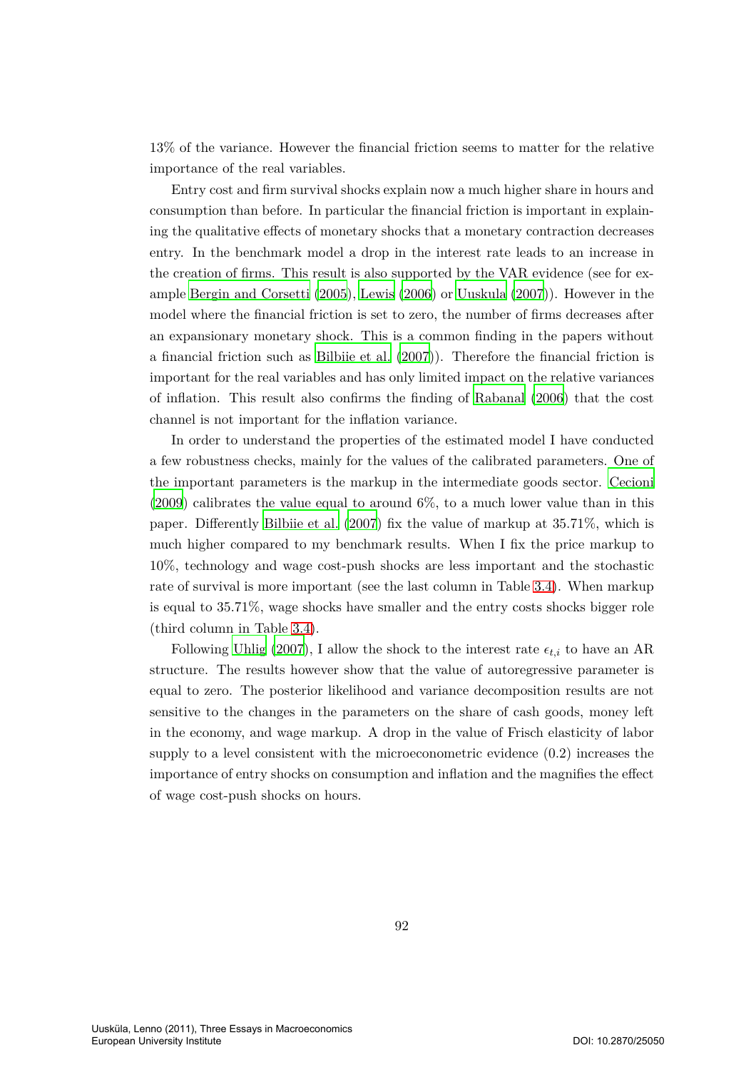13% of the variance. However the financial friction seems to matter for the relative importance of the real variables.

Entry cost and firm survival shocks explain now a much higher share in hours and consumption than before. In particular the financial friction is important in explaining the qualitative effects of monetary shocks that a monetary contraction decreases entry. In the benchmark model a drop in the interest rate leads to an increase in the creation of firms. This result is also supported by the VAR evidence (see for example Bergin and Corsetti (2005), Lewis (2006) or Uuskula (2007)). However in the model where the financial friction is set to zero, the number of firms decreases after an expansionary monetary shock. This is a common finding in the papers without a financial friction such as Bilbiie et al. (2007)). Therefore the financial friction is important for the real variables and has only limited impact on the relative variances of inflation. This result also confirms the finding of Rabanal (2006) that the cost channel is not important for the inflation variance.

In order to understand the properties of the estimated model I have conducted a few robustness checks, mainly for the values of the calibrated parameters. One of the important parameters is the markup in the intermediate goods sector. Cecioni (2009) calibrates the value equal to around 6%, to a much lower value than in this paper. Differently Bilbiie et al. (2007) fix the value of markup at 35.71%, which is much higher compared to my benchmark results. When I fix the price markup to 10%, technology and wage cost-push shocks are less important and the stochastic rate of survival is more important (see the last column in Table 3.4). When markup is equal to 35.71%, wage shocks have smaller and the entry costs shocks bigger role (third column in Table 3.4).

Following Uhlig (2007), I allow the shock to the interest rate $\epsilon_{t,i}$ to have an AR structure. The results however show that the value of autoregressive parameter is equal to zero. The posterior likelihood and variance decomposition results are not sensitive to the changes in the parameters on the share of cash goods, money left in the economy, and wage markup. A drop in the value of Frisch elasticity of labor supply to a level consistent with the microeconometric evidence (0.2) increases the importance of entry shocks on consumption and inflation and the magnifies the effect of wage cost-push shocks on hours.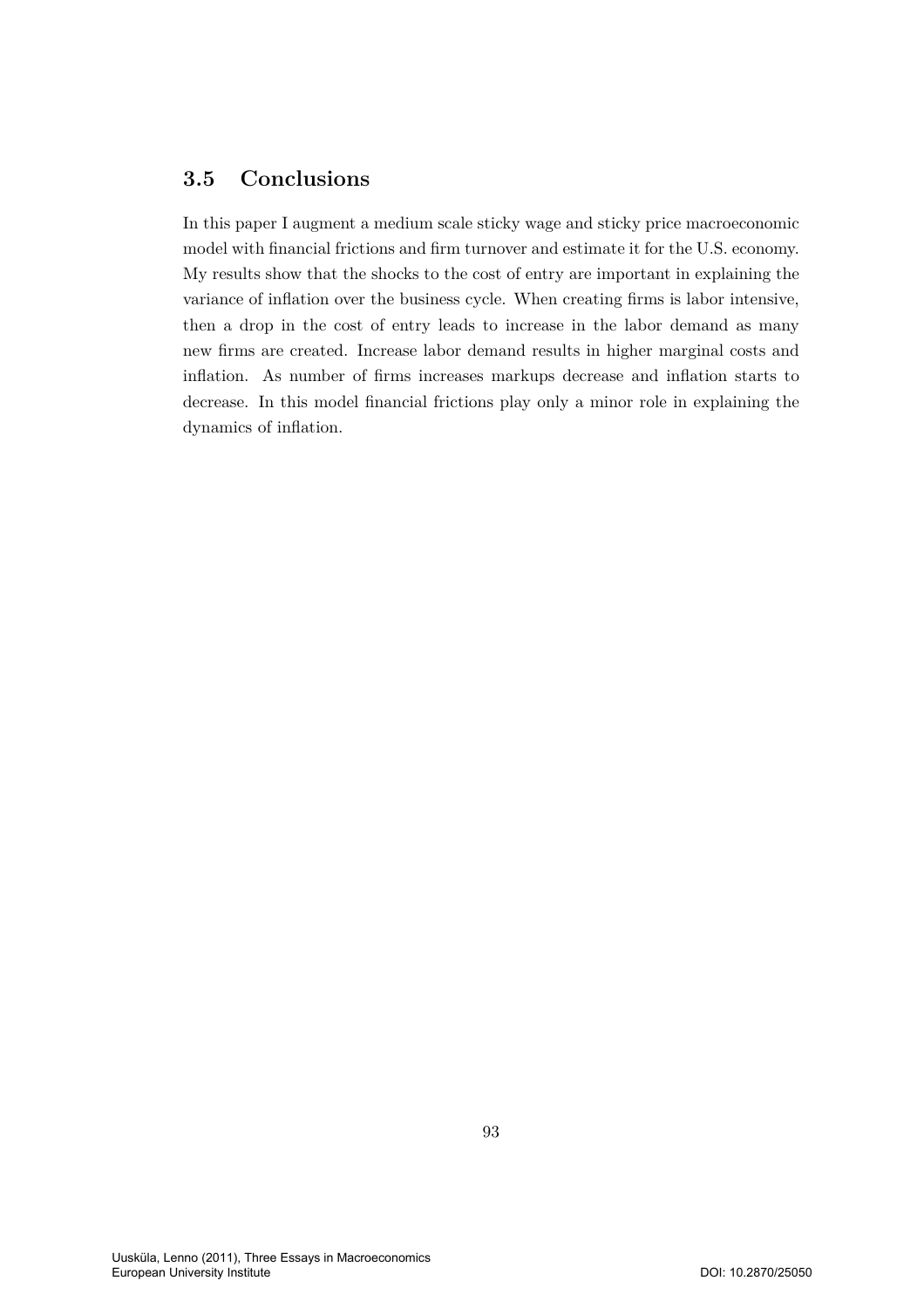## 3.5 Conclusions

In this paper I augment a medium scale sticky wage and sticky price macroeconomic model with financial frictions and firm turnover and estimate it for the U.S. economy. My results show that the shocks to the cost of entry are important in explaining the variance of inflation over the business cycle. When creating firms is labor intensive, then a drop in the cost of entry leads to increase in the labor demand as many new firms are created. Increase labor demand results in higher marginal costs and inflation. As number of firms increases markups decrease and inflation starts to decrease. In this model financial frictions play only a minor role in explaining the dynamics of inflation.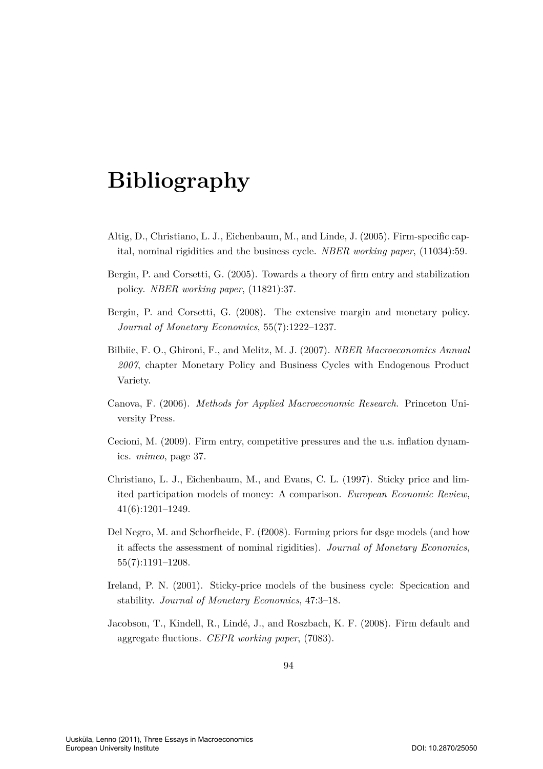# Bibliography

Altig, D., Christiano, L. J., Eichenbaum, M., and Linde, J. (2005). Firm-specific capital, nominal rigidities and the business cycle. *NBER working paper*, (11034):59.

Bergin, P. and Corsetti, G. (2005). Towards a theory of firm entry and stabilization policy. *NBER working paper*, (11821):37.

Bergin, P. and Corsetti, G. (2008). The extensive margin and monetary policy. *Journal of Monetary Economics*, 55(7):1222–1237.

Bilbiie, F. O., Ghironi, F., and Melitz, M. J. (2007). *NBER Macroeconomics Annual 2007*, chapter Monetary Policy and Business Cycles with Endogenous Product Variety.

Canova, F. (2006). *Methods for Applied Macroeconomic Research*. Princeton University Press.

Cecioni, M. (2009). Firm entry, competitive pressures and the u.s. inflation dynamics. *mimeo*, page 37.

Christiano, L. J., Eichenbaum, M., and Evans, C. L. (1997). Sticky price and limited participation models of money: A comparison. *European Economic Review*, 41(6):1201–1249.

Del Negro, M. and Schorfheide, F. (f2008). Forming priors for dsge models (and how it affects the assessment of nominal rigidities). *Journal of Monetary Economics*, 55(7):1191–1208.

Ireland, P. N. (2001). Sticky-price models of the business cycle: Specication and stability. *Journal of Monetary Economics*, 47:3–18.

Jacobson, T., Kindell, R., Lindé, J., and Roszbach, K. F. (2008). Firm default and aggregate fluctions. *CEPR working paper*, (7083).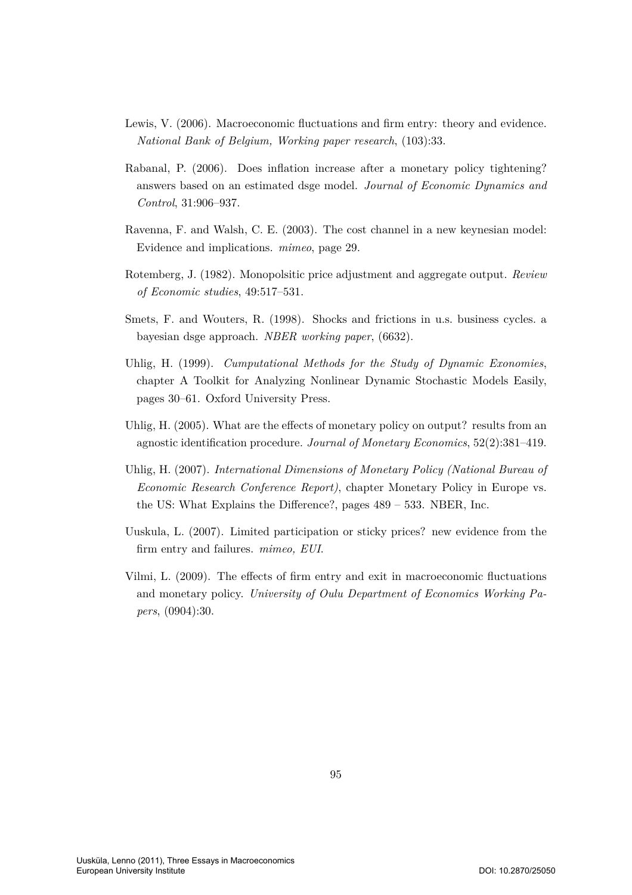Lewis, V. (2006). Macroeconomic fluctuations and firm entry: theory and evidence. *National Bank of Belgium, Working paper research*, (103):33.

Rabanal, P. (2006). Does inflation increase after a monetary policy tightening? answers based on an estimated dsge model. *Journal of Economic Dynamics and Control*, 31:906–937.

Ravenna, F. and Walsh, C. E. (2003). The cost channel in a new keynesian model: Evidence and implications. *mimeo*, page 29.

Rotemberg, J. (1982). Monopolsitic price adjustment and aggregate output. *Review of Economic studies*, 49:517–531.

Smets, F. and Wouters, R. (1998). Shocks and frictions in u.s. business cycles. a bayesian dsge approach. *NBER working paper*, (6632).

Uhlig, H. (1999). *Cumputational Methods for the Study of Dynamic Exonomies*, chapter A Toolkit for Analyzing Nonlinear Dynamic Stochastic Models Easily, pages 30–61. Oxford University Press.

Uhlig, H. (2005). What are the effects of monetary policy on output? results from an agnostic identification procedure. *Journal of Monetary Economics*, 52(2):381–419.

Uhlig, H. (2007). *International Dimensions of Monetary Policy (National Bureau of Economic Research Conference Report)*, chapter Monetary Policy in Europe vs. the US: What Explains the Difference?, pages 489 – 533. NBER, Inc.

Uuskula, L. (2007). Limited participation or sticky prices? new evidence from the firm entry and failures. *mimeo, EUI*.

Vilmi, L. (2009). The effects of firm entry and exit in macroeconomic fluctuations and monetary policy. *University of Oulu Department of Economics Working Papers*, (0904):30.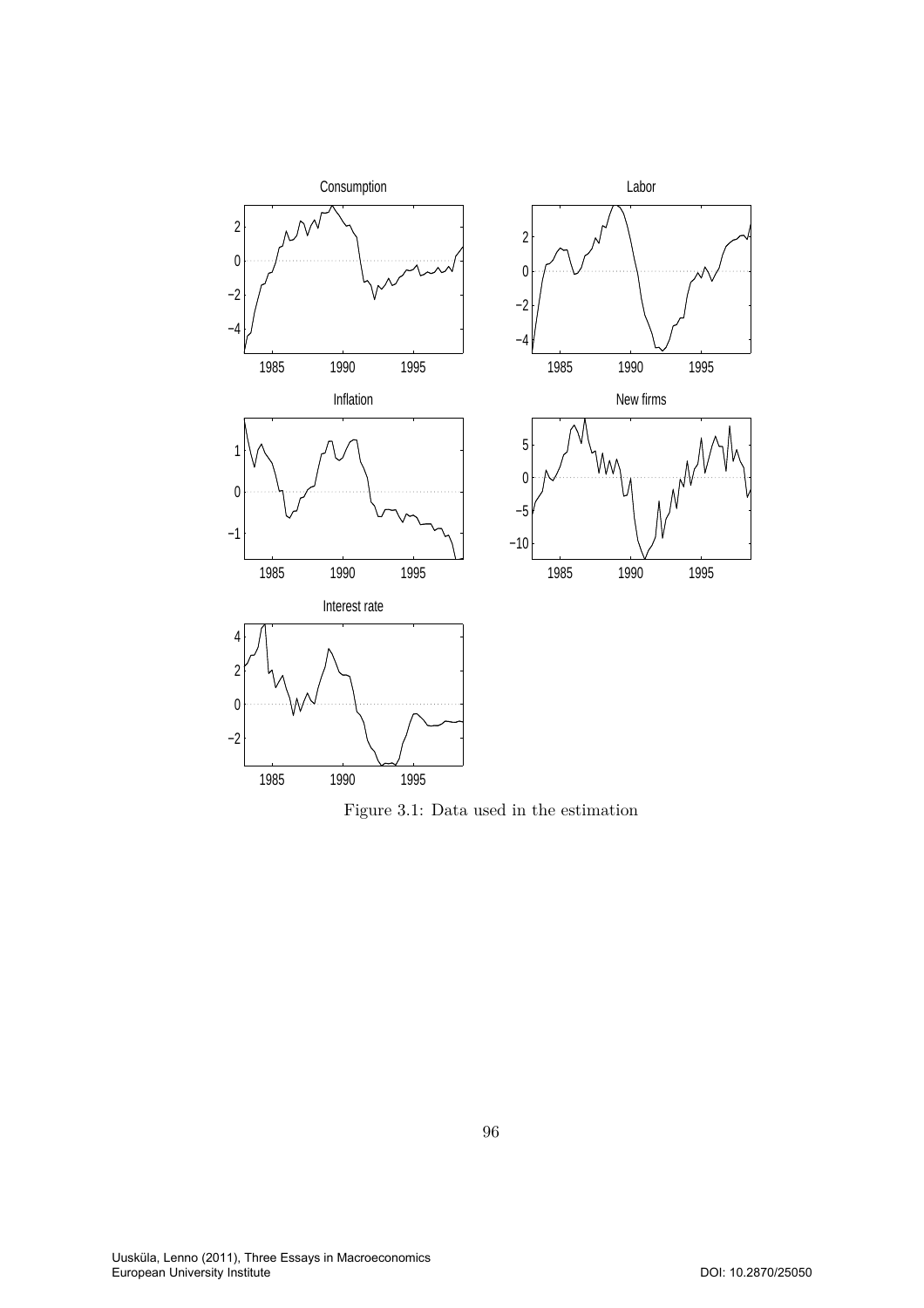Figure 3.1: Data used in the estimation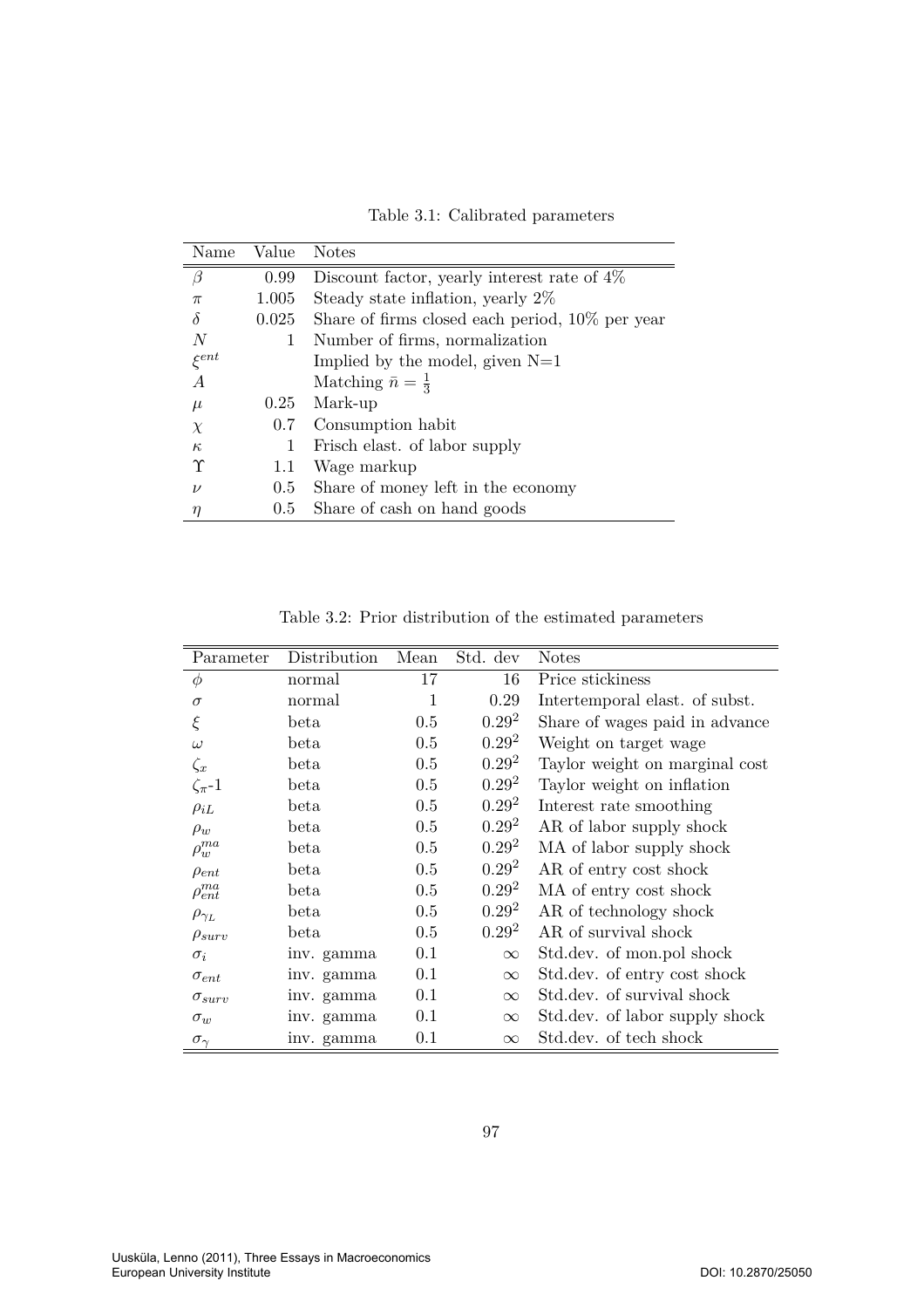Table 3.1: Calibrated parameters

| Name | Value | Notes |
|---|---|---|
| $\beta$ | 0.99 | Discount factor, yearly interest rate of 4% |
| $\pi$ | 1.005 | Steady state inflation, yearly 2% |
| $\delta$ | 0.025 | Share of firms closed each period, 10% per year |
| $N$ | 1 | Number of firms, normalization |
| $\xi^{ent}$ | | Implied by the model, given N=1 |
| $A$ | | Matching $\bar{n} = \frac{1}{3}$ |
| $\mu$ | 0.25 | Mark-up |
| $\chi$ | 0.7 | Consumption habit |
| $\kappa$ | 1 | Frisch elast. of labor supply |
| $\Upsilon$ | 1.1 | Wage markup |
| $\nu$ | 0.5 | Share of money left in the economy |
| $\eta$ | 0.5 | Share of cash on hand goods |

Table 3.2: Prior distribution of the estimated parameters

| Parameter | Distribution | Mean | Std. dev | Notes |
|---|---|---|---|---|
| $\phi$ | normal | 17 | 16 | Price stickiness |
| $\sigma$ | normal | 1 | 0.29 | Intertemporal elast. of subst. |
| $\xi$ | beta | 0.5 | $0.29^2$ | Share of wages paid in advance |
| $\omega$ | beta | 0.5 | $0.29^2$ | Weight on target wage |
| $\zeta_x$ | beta | 0.5 | $0.29^2$ | Taylor weight on marginal cost |
| $\zeta_\pi$-1 | beta | 0.5 | $0.29^2$ | Taylor weight on inflation |
| $\rho_{iL}$ | beta | 0.5 | $0.29^2$ | Interest rate smoothing |
| $\rho_w$ | beta | 0.5 | $0.29^2$ | AR of labor supply shock |
| $\rho_w^{ma}$ | beta | 0.5 | $0.29^2$ | MA of labor supply shock |
| $\rho_{ent}$ | beta | 0.5 | $0.29^2$ | AR of entry cost shock |
| $\rho_{ent}^{ma}$ | beta | 0.5 | $0.29^2$ | MA of entry cost shock |
| $\rho_{\gamma_L}$ | beta | 0.5 | $0.29^2$ | AR of technology shock |
| $\rho_{surv}$ | beta | 0.5 | $0.29^2$ | AR of survival shock |
| $\sigma_i$ | inv. gamma | 0.1 | $\infty$ | Std.dev. of mon.pol shock |
| $\sigma_{ent}$ | inv. gamma | 0.1 | $\infty$ | Std.dev. of entry cost shock |
| $\sigma_{surv}$ | inv. gamma | 0.1 | $\infty$ | Std.dev. of survival shock |
| $\sigma_w$ | inv. gamma | 0.1 | $\infty$ | Std.dev. of labor supply shock |
| $\sigma_\gamma$ | inv. gamma | 0.1 | $\infty$ | Std.dev. of tech shock |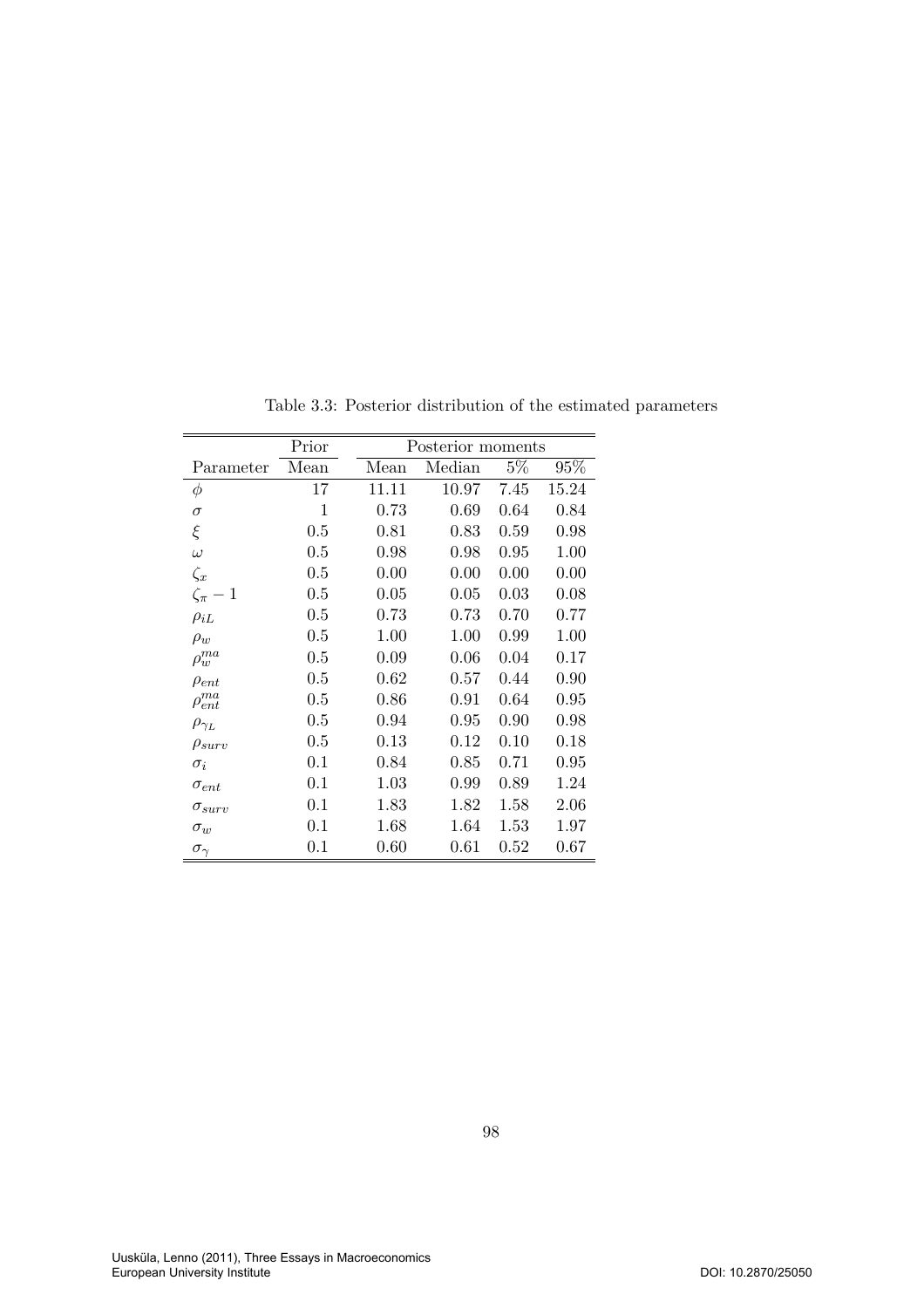Table 3.3: Posterior distribution of the estimated parameters

| | Prior | Posterior moments | | | |
|---|---|---|---|---|---|
| Parameter | Mean | Mean | Median | 5% | 95% |
| $\phi$ | 17 | 11.11 | 10.97 | 7.45 | 15.24 |
| $\sigma$ | 1 | 0.73 | 0.69 | 0.64 | 0.84 |
| $\xi$ | 0.5 | 0.81 | 0.83 | 0.59 | 0.98 |
| $\omega$ | 0.5 | 0.98 | 0.98 | 0.95 | 1.00 |
| $\zeta_x$ | 0.5 | 0.00 | 0.00 | 0.00 | 0.00 |
| $\zeta_\pi - 1$ | 0.5 | 0.05 | 0.05 | 0.03 | 0.08 |
| $\rho_{iL}$ | 0.5 | 0.73 | 0.73 | 0.70 | 0.77 |
| $\rho_w$ | 0.5 | 1.00 | 1.00 | 0.99 | 1.00 |
| $\rho_w^{ma}$ | 0.5 | 0.09 | 0.06 | 0.04 | 0.17 |
| $\rho_{ent}$ | 0.5 | 0.62 | 0.57 | 0.44 | 0.90 |
| $\rho_{ent}^{ma}$ | 0.5 | 0.86 | 0.91 | 0.64 | 0.95 |
| $\rho_{\gamma_L}$ | 0.5 | 0.94 | 0.95 | 0.90 | 0.98 |
| $\rho_{surv}$ | 0.5 | 0.13 | 0.12 | 0.10 | 0.18 |
| $\sigma_i$ | 0.1 | 0.84 | 0.85 | 0.71 | 0.95 |
| $\sigma_{ent}$ | 0.1 | 1.03 | 0.99 | 0.89 | 1.24 |
| $\sigma_{surv}$ | 0.1 | 1.83 | 1.82 | 1.58 | 2.06 |
| $\sigma_w$ | 0.1 | 1.68 | 1.64 | 1.53 | 1.97 |
| $\sigma_\gamma$ | 0.1 | 0.60 | 0.61 | 0.52 | 0.67 |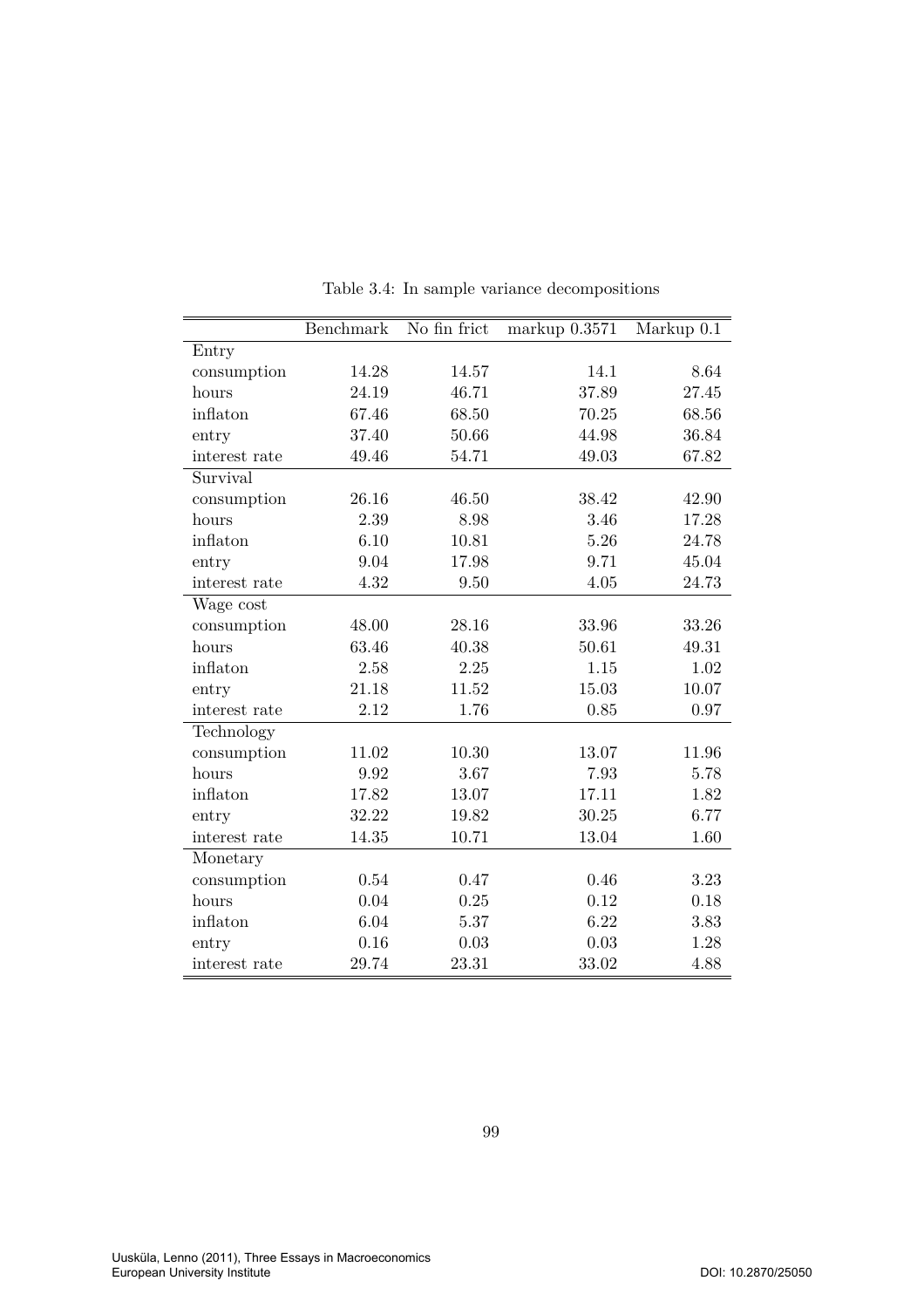Table 3.4: In sample variance decompositions

| | Benchmark | No fin frict | markup 0.3571 | Markup 0.1 |
|---|---|---|---|---|
| Entry | | | | |
| consumption | 14.28 | 14.57 | 14.1 | 8.64 |
| hours | 24.19 | 46.71 | 37.89 | 27.45 |
| inflaton | 67.46 | 68.50 | 70.25 | 68.56 |
| entry | 37.40 | 50.66 | 44.98 | 36.84 |
| interest rate | 49.46 | 54.71 | 49.03 | 67.82 |
| Survival | | | | |
| consumption | 26.16 | 46.50 | 38.42 | 42.90 |
| hours | 2.39 | 8.98 | 3.46 | 17.28 |
| inflaton | 6.10 | 10.81 | 5.26 | 24.78 |
| entry | 9.04 | 17.98 | 9.71 | 45.04 |
| interest rate | 4.32 | 9.50 | 4.05 | 24.73 |
| Wage cost | | | | |
| consumption | 48.00 | 28.16 | 33.96 | 33.26 |
| hours | 63.46 | 40.38 | 50.61 | 49.31 |
| inflaton | 2.58 | 2.25 | 1.15 | 1.02 |
| entry | 21.18 | 11.52 | 15.03 | 10.07 |
| interest rate | 2.12 | 1.76 | 0.85 | 0.97 |
| Technology | | | | |
| consumption | 11.02 | 10.30 | 13.07 | 11.96 |
| hours | 9.92 | 3.67 | 7.93 | 5.78 |
| inflaton | 17.82 | 13.07 | 17.11 | 1.82 |
| entry | 32.22 | 19.82 | 30.25 | 6.77 |
| interest rate | 14.35 | 10.71 | 13.04 | 1.60 |
| Monetary | | | | |
| consumption | 0.54 | 0.47 | 0.46 | 3.23 |
| hours | 0.04 | 0.25 | 0.12 | 0.18 |
| inflaton | 6.04 | 5.37 | 6.22 | 3.83 |
| entry | 0.16 | 0.03 | 0.03 | 1.28 |
| interest rate | 29.74 | 23.31 | 33.02 | 4.88 |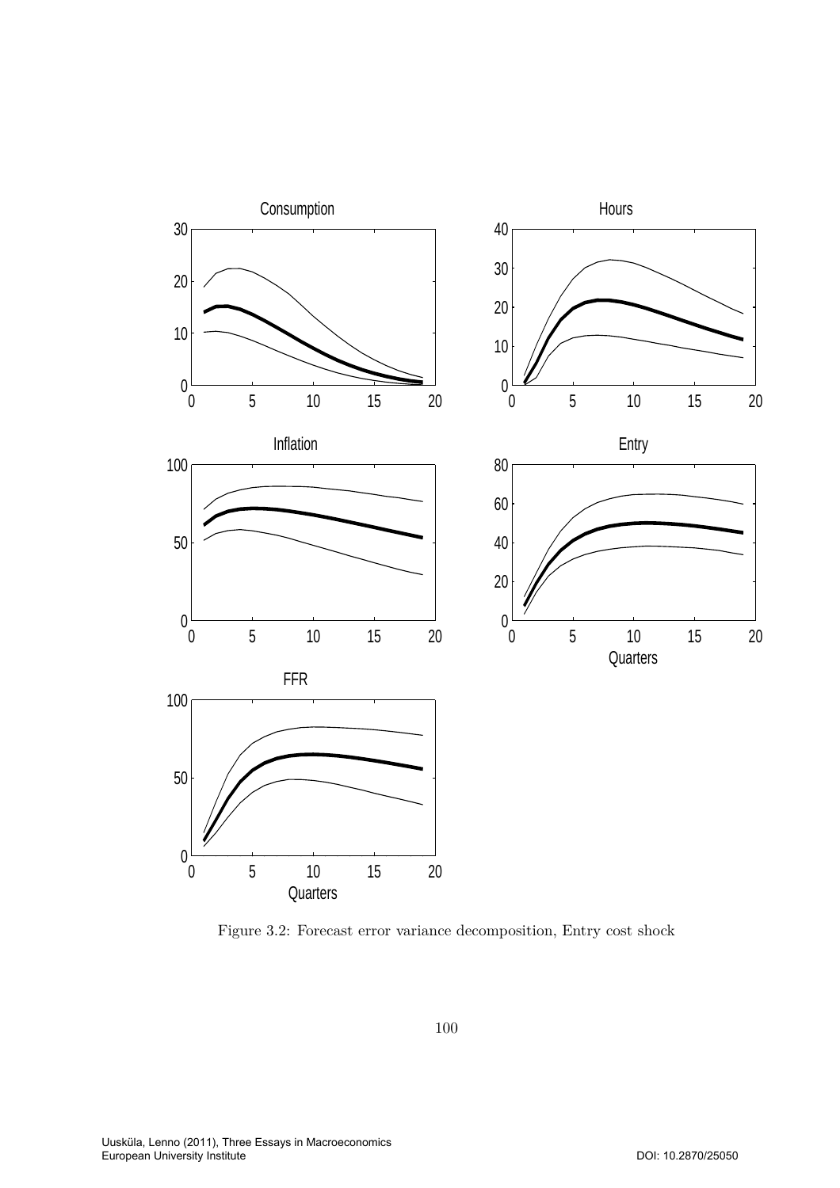Figure 3.2: Forecast error variance decomposition, Entry cost shock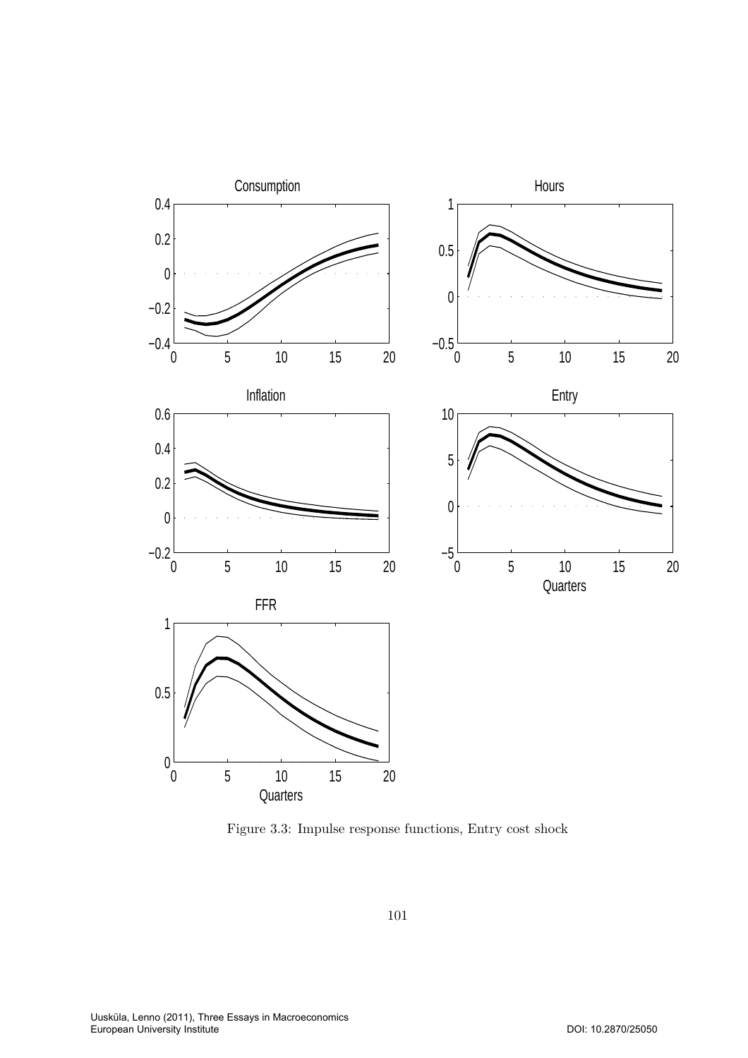Figure 3.3: Impulse response functions, Entry cost shock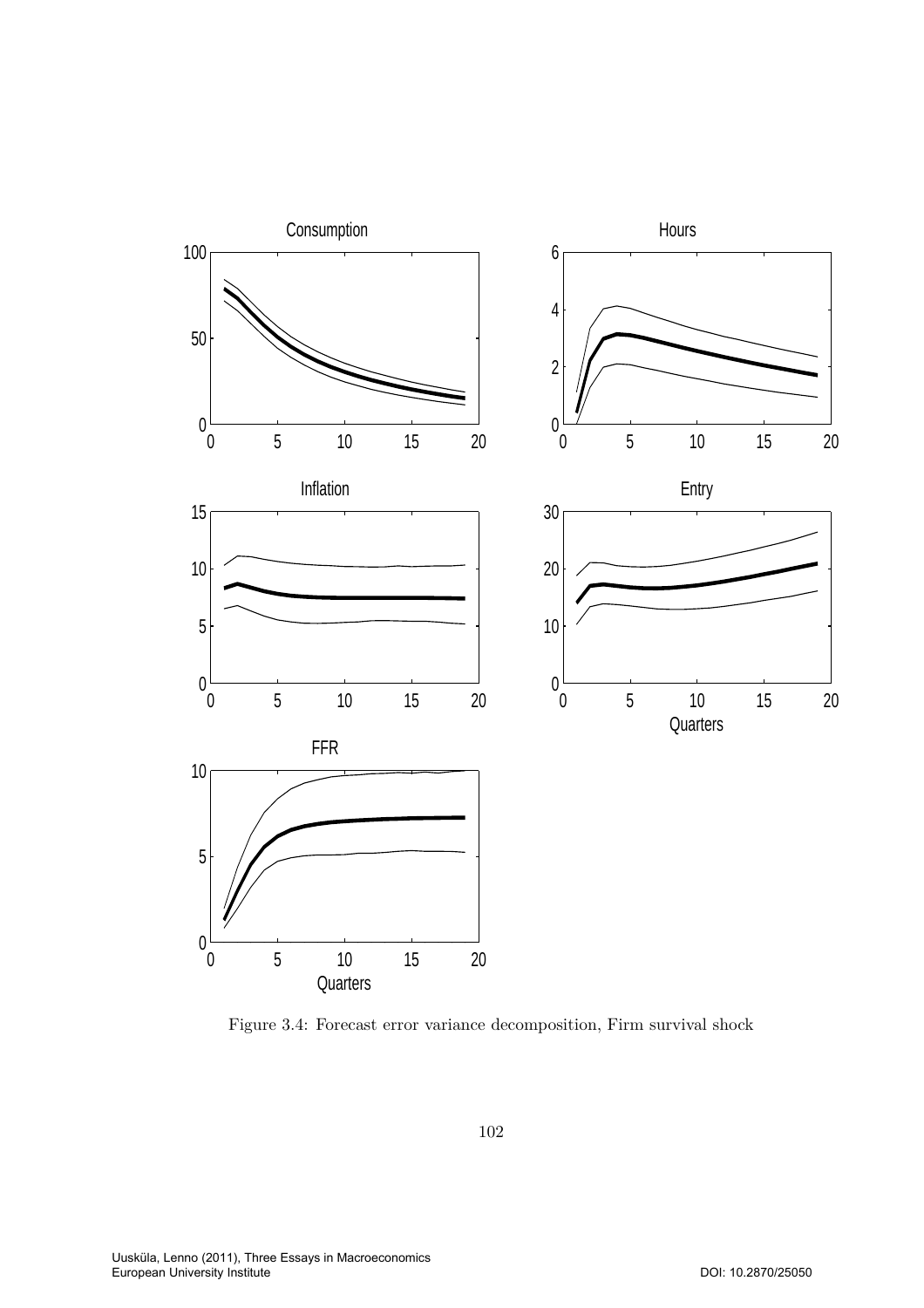Figure 3.4: Forecast error variance decomposition, Firm survival shock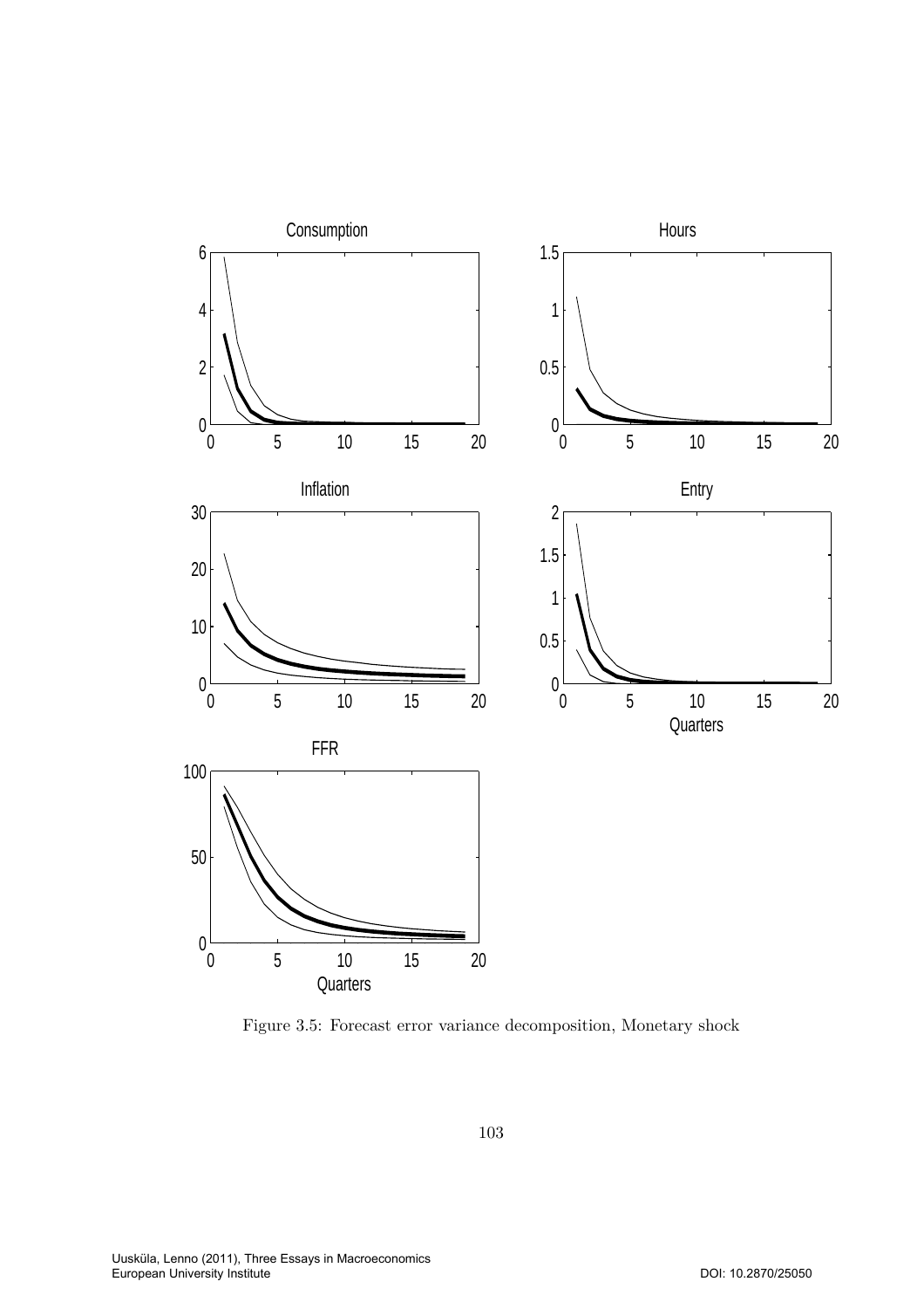Figure 3.5: Forecast error variance decomposition, Monetary shock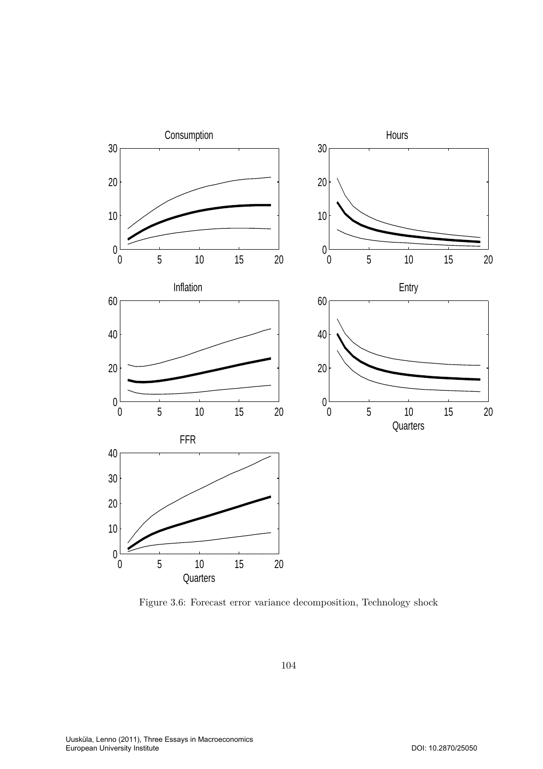Figure 3.6: Forecast error variance decomposition, Technology shock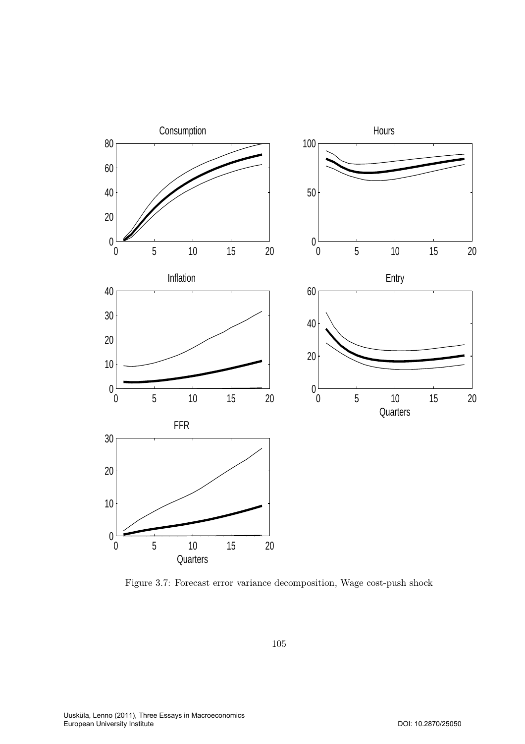Consumption

80
60
40
20
0
0 5 10 15 20

Hours

100
50
0
0 5 10 15 20

Inflation

40
30
20
10
0
0 5 10 15 20

Entry

60
40
20
0
0 5 10 15 20
Quarters

FFR

30
20
10
0
0 5 10 15 20
Quarters

Figure 3.7: Forecast error variance decomposition, Wage cost-push shock